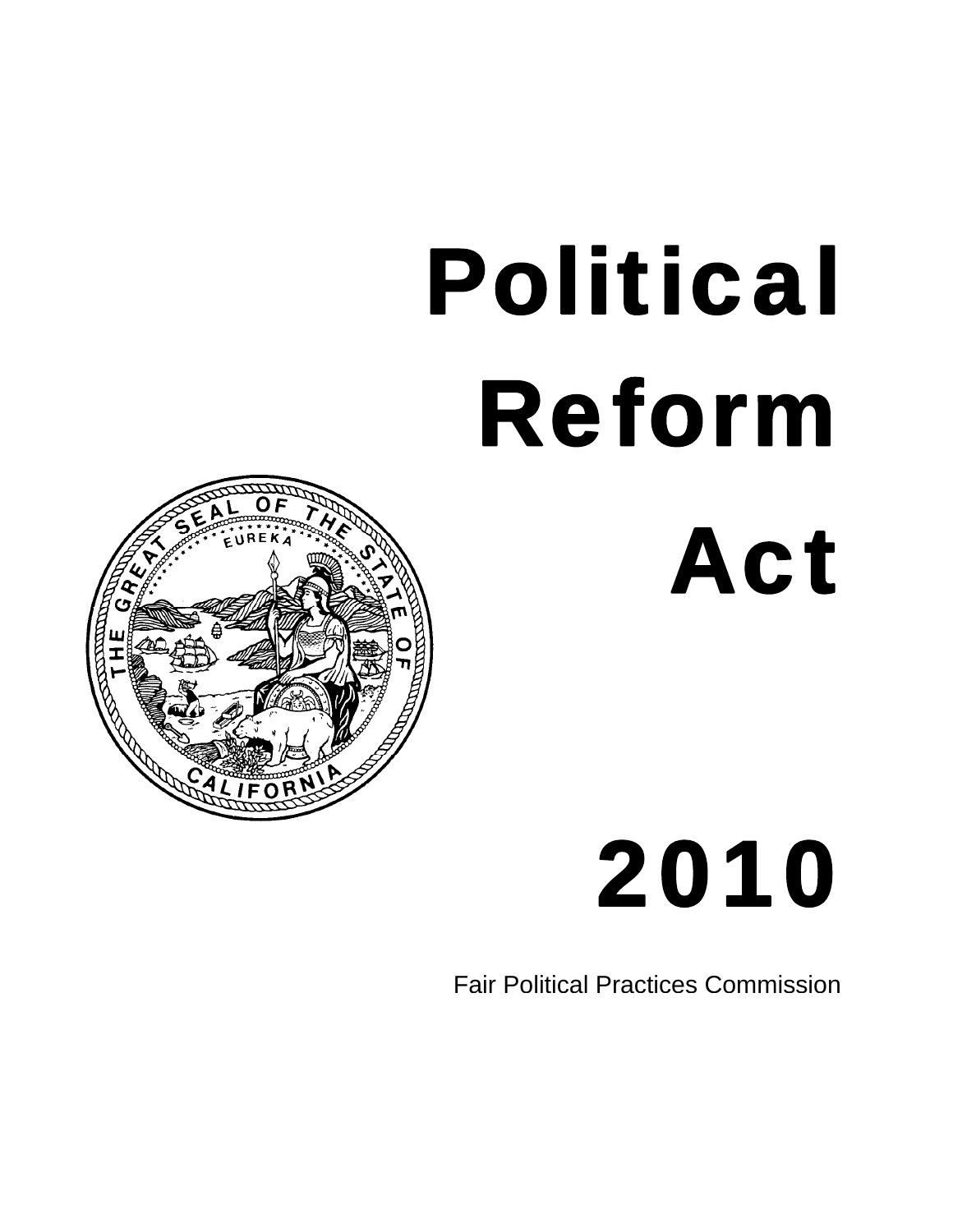# Political Reform Act

# 2010

Fair Political Practices Commission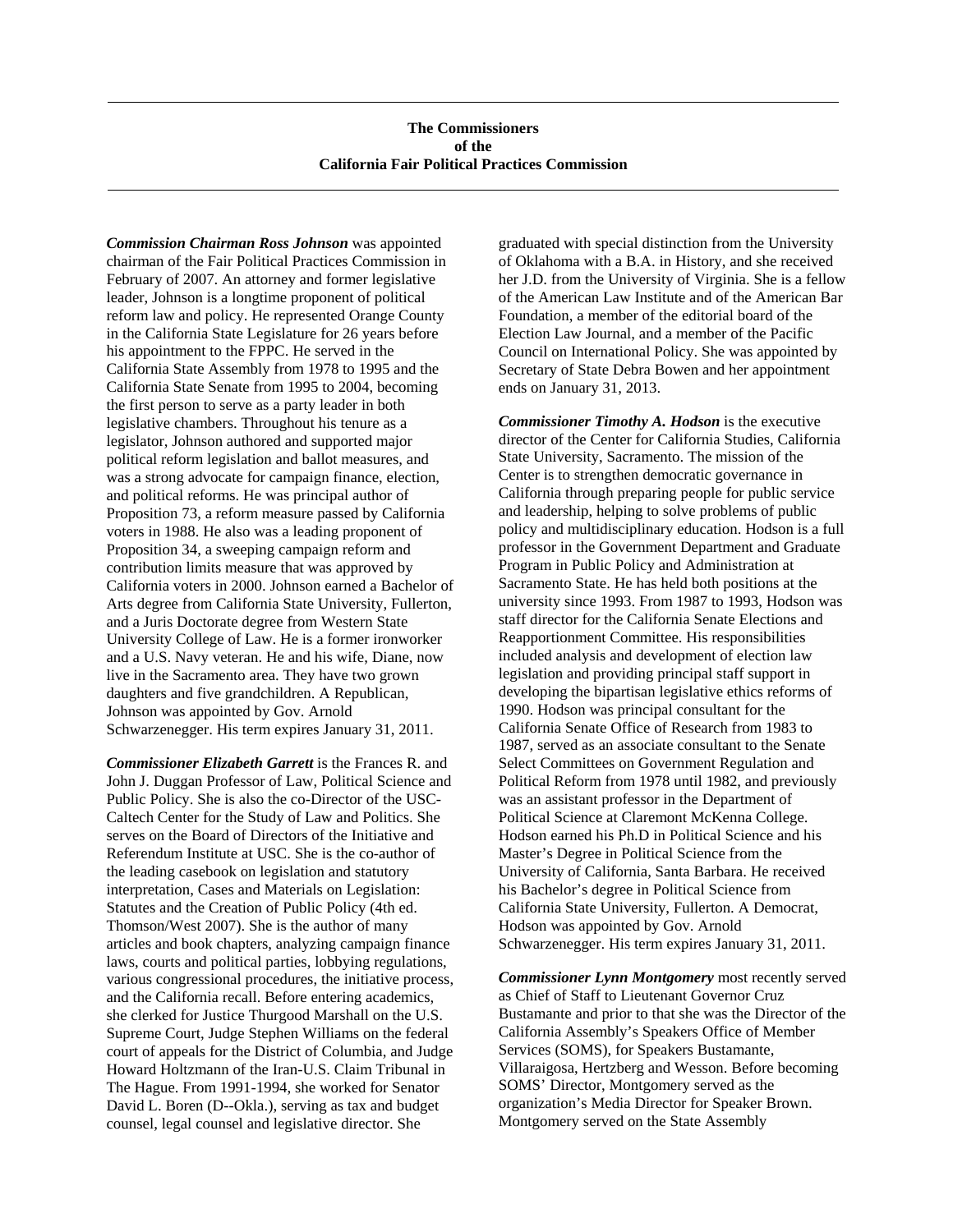## The Commissioners
## of the
## California Fair Political Practices Commission

***Commission Chairman Ross Johnson*** was appointed chairman of the Fair Political Practices Commission in February of 2007. An attorney and former legislative leader, Johnson is a longtime proponent of political reform law and policy. He represented Orange County in the California State Legislature for 26 years before his appointment to the FPPC. He served in the California State Assembly from 1978 to 1995 and the California State Senate from 1995 to 2004, becoming the first person to serve as a party leader in both legislative chambers. Throughout his tenure as a legislator, Johnson authored and supported major political reform legislation and ballot measures, and was a strong advocate for campaign finance, election, and political reforms. He was principal author of Proposition 73, a reform measure passed by California voters in 1988. He also was a leading proponent of Proposition 34, a sweeping campaign reform and contribution limits measure that was approved by California voters in 2000. Johnson earned a Bachelor of Arts degree from California State University, Fullerton, and a Juris Doctorate degree from Western State University College of Law. He is a former ironworker and a U.S. Navy veteran. He and his wife, Diane, now live in the Sacramento area. They have two grown daughters and five grandchildren. A Republican, Johnson was appointed by Gov. Arnold Schwarzenegger. His term expires January 31, 2011.

***Commissioner Elizabeth Garrett*** is the Frances R. and John J. Duggan Professor of Law, Political Science and Public Policy. She is also the co-Director of the USC-Caltech Center for the Study of Law and Politics. She serves on the Board of Directors of the Initiative and Referendum Institute at USC. She is the co-author of the leading casebook on legislation and statutory interpretation, Cases and Materials on Legislation: Statutes and the Creation of Public Policy (4th ed. Thomson/West 2007). She is the author of many articles and book chapters, analyzing campaign finance laws, courts and political parties, lobbying regulations, various congressional procedures, the initiative process, and the California recall. Before entering academics, she clerked for Justice Thurgood Marshall on the U.S. Supreme Court, Judge Stephen Williams on the federal court of appeals for the District of Columbia, and Judge Howard Holtzmann of the Iran-U.S. Claim Tribunal in The Hague. From 1991-1994, she worked for Senator David L. Boren (D--Okla.), serving as tax and budget counsel, legal counsel and legislative director. She graduated with special distinction from the University of Oklahoma with a B.A. in History, and she received her J.D. from the University of Virginia. She is a fellow of the American Law Institute and of the American Bar Foundation, a member of the editorial board of the Election Law Journal, and a member of the Pacific Council on International Policy. She was appointed by Secretary of State Debra Bowen and her appointment ends on January 31, 2013.

***Commissioner Timothy A. Hodson*** is the executive director of the Center for California Studies, California State University, Sacramento. The mission of the Center is to strengthen democratic governance in California through preparing people for public service and leadership, helping to solve problems of public policy and multidisciplinary education. Hodson is a full professor in the Government Department and Graduate Program in Public Policy and Administration at Sacramento State. He has held both positions at the university since 1993. From 1987 to 1993, Hodson was staff director for the California Senate Elections and Reapportionment Committee. His responsibilities included analysis and development of election law legislation and providing principal staff support in developing the bipartisan legislative ethics reforms of 1990. Hodson was principal consultant for the California Senate Office of Research from 1983 to 1987, served as an associate consultant to the Senate Select Committees on Government Regulation and Political Reform from 1978 until 1982, and previously was an assistant professor in the Department of Political Science at Claremont McKenna College. Hodson earned his Ph.D in Political Science and his Master's Degree in Political Science from the University of California, Santa Barbara. He received his Bachelor's degree in Political Science from California State University, Fullerton. A Democrat, Hodson was appointed by Gov. Arnold Schwarzenegger. His term expires January 31, 2011.

***Commissioner Lynn Montgomery*** most recently served as Chief of Staff to Lieutenant Governor Cruz Bustamante and prior to that she was the Director of the California Assembly's Speakers Office of Member Services (SOMS), for Speakers Bustamante, Villaraigosa, Hertzberg and Wesson. Before becoming SOMS' Director, Montgomery served as the organization's Media Director for Speaker Brown. Montgomery served on the State Assembly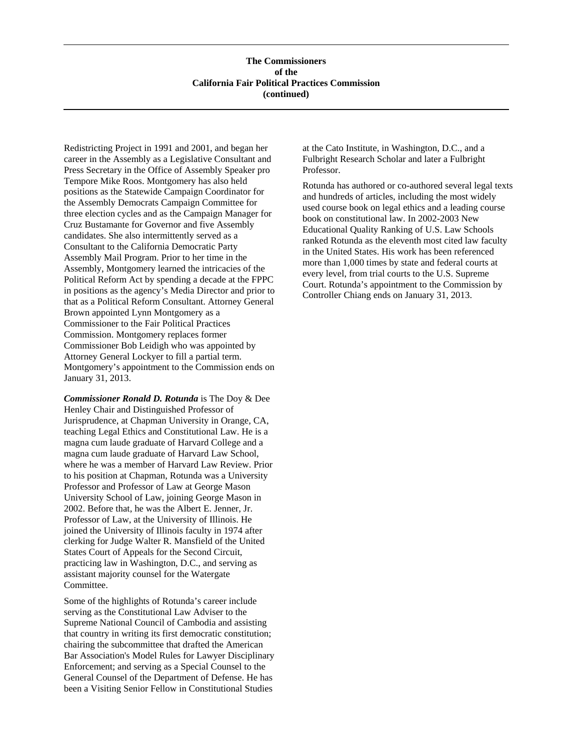**The Commissioners of the California Fair Political Practices Commission (continued)**

Redistricting Project in 1991 and 2001, and began her career in the Assembly as a Legislative Consultant and Press Secretary in the Office of Assembly Speaker pro Tempore Mike Roos. Montgomery has also held positions as the Statewide Campaign Coordinator for the Assembly Democrats Campaign Committee for three election cycles and as the Campaign Manager for Cruz Bustamante for Governor and five Assembly candidates. She also intermittently served as a Consultant to the California Democratic Party Assembly Mail Program. Prior to her time in the Assembly, Montgomery learned the intricacies of the Political Reform Act by spending a decade at the FPPC in positions as the agency's Media Director and prior to that as a Political Reform Consultant. Attorney General Brown appointed Lynn Montgomery as a Commissioner to the Fair Political Practices Commission. Montgomery replaces former Commissioner Bob Leidigh who was appointed by Attorney General Lockyer to fill a partial term. Montgomery's appointment to the Commission ends on January 31, 2013.

***Commissioner Ronald D. Rotunda*** is The Doy & Dee Henley Chair and Distinguished Professor of Jurisprudence, at Chapman University in Orange, CA, teaching Legal Ethics and Constitutional Law. He is a magna cum laude graduate of Harvard College and a magna cum laude graduate of Harvard Law School, where he was a member of Harvard Law Review. Prior to his position at Chapman, Rotunda was a University Professor and Professor of Law at George Mason University School of Law, joining George Mason in 2002. Before that, he was the Albert E. Jenner, Jr. Professor of Law, at the University of Illinois. He joined the University of Illinois faculty in 1974 after clerking for Judge Walter R. Mansfield of the United States Court of Appeals for the Second Circuit, practicing law in Washington, D.C., and serving as assistant majority counsel for the Watergate Committee.

Some of the highlights of Rotunda's career include serving as the Constitutional Law Adviser to the Supreme National Council of Cambodia and assisting that country in writing its first democratic constitution; chairing the subcommittee that drafted the American Bar Association's Model Rules for Lawyer Disciplinary Enforcement; and serving as a Special Counsel to the General Counsel of the Department of Defense. He has been a Visiting Senior Fellow in Constitutional Studies at the Cato Institute, in Washington, D.C., and a Fulbright Research Scholar and later a Fulbright Professor.

Rotunda has authored or co-authored several legal texts and hundreds of articles, including the most widely used course book on legal ethics and a leading course book on constitutional law. In 2002-2003 New Educational Quality Ranking of U.S. Law Schools ranked Rotunda as the eleventh most cited law faculty in the United States. His work has been referenced more than 1,000 times by state and federal courts at every level, from trial courts to the U.S. Supreme Court. Rotunda's appointment to the Commission by Controller Chiang ends on January 31, 2013.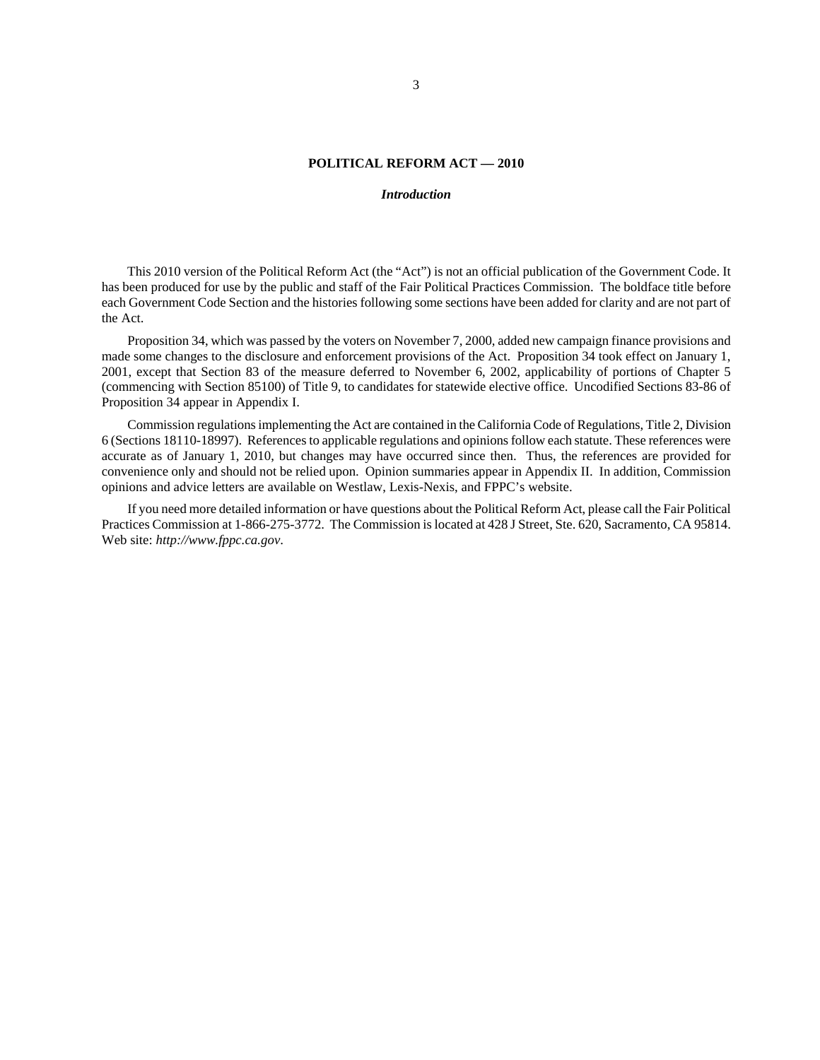# POLITICAL REFORM ACT — 2010

## *Introduction*

This 2010 version of the Political Reform Act (the "Act") is not an official publication of the Government Code. It has been produced for use by the public and staff of the Fair Political Practices Commission. The boldface title before each Government Code Section and the histories following some sections have been added for clarity and are not part of the Act.

Proposition 34, which was passed by the voters on November 7, 2000, added new campaign finance provisions and made some changes to the disclosure and enforcement provisions of the Act. Proposition 34 took effect on January 1, 2001, except that Section 83 of the measure deferred to November 6, 2002, applicability of portions of Chapter 5 (commencing with Section 85100) of Title 9, to candidates for statewide elective office. Uncodified Sections 83-86 of Proposition 34 appear in Appendix I.

Commission regulations implementing the Act are contained in the California Code of Regulations, Title 2, Division 6 (Sections 18110-18997). References to applicable regulations and opinions follow each statute. These references were accurate as of January 1, 2010, but changes may have occurred since then. Thus, the references are provided for convenience only and should not be relied upon. Opinion summaries appear in Appendix II. In addition, Commission opinions and advice letters are available on Westlaw, Lexis-Nexis, and FPPC's website.

If you need more detailed information or have questions about the Political Reform Act, please call the Fair Political Practices Commission at 1-866-275-3772. The Commission is located at 428 J Street, Ste. 620, Sacramento, CA 95814. Web site: *http://www.fppc.ca.gov*.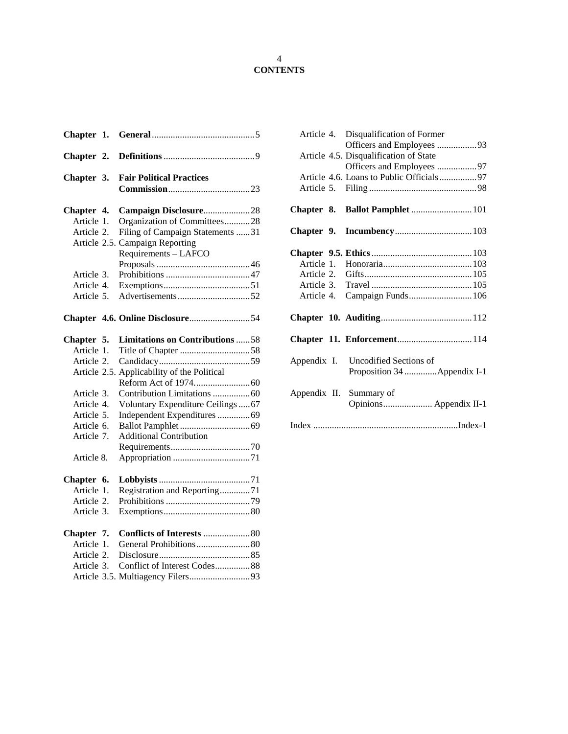# CONTENTS

| | | |
|---|---|---|
| **Chapter 1.** | **General** | 5 |
| **Chapter 2.** | **Definitions** | 9 |
| **Chapter 3.** | **Fair Political Practices Commission** | 23 |
| **Chapter 4.** | **Campaign Disclosure** | 28 |
| Article 1. | Organization of Committees | 28 |
| Article 2. | Filing of Campaign Statements | 31 |
| Article 2.5. | Campaign Reporting Requirements – LAFCO Proposals | 46 |
| Article 3. | Prohibitions | 47 |
| Article 4. | Exemptions | 51 |
| Article 5. | Advertisements | 52 |
| **Chapter 4.6.** | **Online Disclosure** | 54 |
| **Chapter 5.** | **Limitations on Contributions** | 58 |
| Article 1. | Title of Chapter | 58 |
| Article 2. | Candidacy | 59 |
| Article 2.5. | Applicability of the Political Reform Act of 1974. | 60 |
| Article 3. | Contribution Limitations | 60 |
| Article 4. | Voluntary Expenditure Ceilings | 67 |
| Article 5. | Independent Expenditures | 69 |
| Article 6. | Ballot Pamphlet | 69 |
| Article 7. | Additional Contribution Requirements | 70 |
| Article 8. | Appropriation | 71 |
| **Chapter 6.** | **Lobbyists** | 71 |
| Article 1. | Registration and Reporting | 71 |
| Article 2. | Prohibitions | 79 |
| Article 3. | Exemptions | 80 |
| **Chapter 7.** | **Conflicts of Interests** | 80 |
| Article 1. | General Prohibitions | 80 |
| Article 2. | Disclosure | 85 |
| Article 3. | Conflict of Interest Codes | 88 |
| Article 3.5. | Multiagency Filers | 93 |
| Article 4. | Disqualification of Former Officers and Employees | 93 |
| Article 4.5. | Disqualification of State Officers and Employees | 97 |
| Article 4.6. | Loans to Public Officials | 97 |
| Article 5. | Filing | 98 |
| **Chapter 8.** | **Ballot Pamphlet** | 101 |
| **Chapter 9.** | **Incumbency** | 103 |
| **Chapter 9.5.** | **Ethics** | 103 |
| Article 1. | Honoraria | 103 |
| Article 2. | Gifts | 105 |
| Article 3. | Travel | 105 |
| Article 4. | Campaign Funds | 106 |
| **Chapter 10.** | **Auditing** | 112 |
| **Chapter 11.** | **Enforcement** | 114 |
| Appendix I. | Uncodified Sections of Proposition 34 | Appendix I-1 |
| Appendix II. | Summary of Opinions | Appendix II-1 |
| Index | | Index-1 |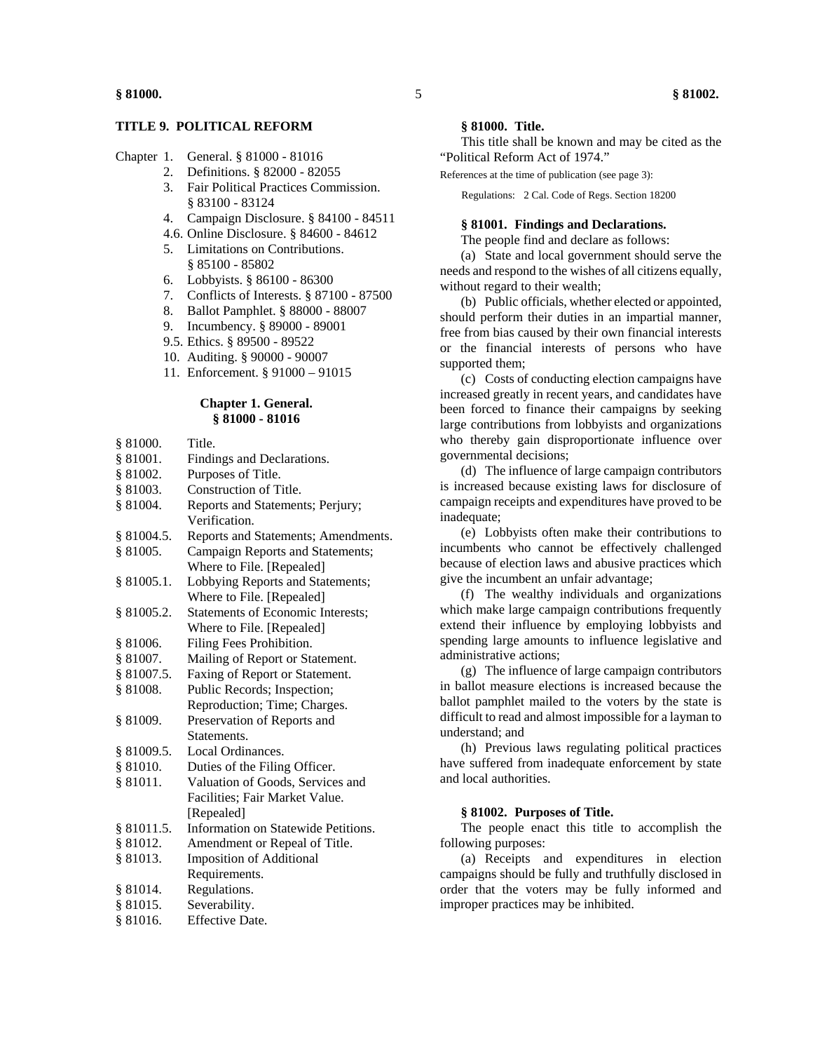# TITLE 9. POLITICAL REFORM

Chapter 1. General. § 81000 - 81016
2. Definitions. § 82000 - 82055
3. Fair Political Practices Commission. § 83100 - 83124
4. Campaign Disclosure. § 84100 - 84511
4.6. Online Disclosure. § 84600 - 84612
5. Limitations on Contributions. § 85100 - 85802
6. Lobbyists. § 86100 - 86300
7. Conflicts of Interests. § 87100 - 87500
8. Ballot Pamphlet. § 88000 - 88007
9. Incumbency. § 89000 - 89001
9.5. Ethics. § 89500 - 89522
10. Auditing. § 90000 - 90007
11. Enforcement. § 91000 – 91015

## Chapter 1. General. § 81000 - 81016

| | |
|---|---|
| § 81000. | Title. |
| § 81001. | Findings and Declarations. |
| § 81002. | Purposes of Title. |
| § 81003. | Construction of Title. |
| § 81004. | Reports and Statements; Perjury; Verification. |
| § 81004.5. | Reports and Statements; Amendments. |
| § 81005. | Campaign Reports and Statements; Where to File. [Repealed] |
| § 81005.1. | Lobbying Reports and Statements; Where to File. [Repealed] |
| § 81005.2. | Statements of Economic Interests; Where to File. [Repealed] |
| § 81006. | Filing Fees Prohibition. |
| § 81007. | Mailing of Report or Statement. |
| § 81007.5. | Faxing of Report or Statement. |
| § 81008. | Public Records; Inspection; Reproduction; Time; Charges. |
| § 81009. | Preservation of Reports and Statements. |
| § 81009.5. | Local Ordinances. |
| § 81010. | Duties of the Filing Officer. |
| § 81011. | Valuation of Goods, Services and Facilities; Fair Market Value. [Repealed] |
| § 81011.5. | Information on Statewide Petitions. |
| § 81012. | Amendment or Repeal of Title. |
| § 81013. | Imposition of Additional Requirements. |
| § 81014. | Regulations. |
| § 81015. | Severability. |
| § 81016. | Effective Date. |

### § 81000. Title.

This title shall be known and may be cited as the "Political Reform Act of 1974."

References at the time of publication (see page 3):

Regulations: 2 Cal. Code of Regs. Section 18200

### § 81001. Findings and Declarations.

The people find and declare as follows:

(a) State and local government should serve the needs and respond to the wishes of all citizens equally, without regard to their wealth;

(b) Public officials, whether elected or appointed, should perform their duties in an impartial manner, free from bias caused by their own financial interests or the financial interests of persons who have supported them;

(c) Costs of conducting election campaigns have increased greatly in recent years, and candidates have been forced to finance their campaigns by seeking large contributions from lobbyists and organizations who thereby gain disproportionate influence over governmental decisions;

(d) The influence of large campaign contributors is increased because existing laws for disclosure of campaign receipts and expenditures have proved to be inadequate;

(e) Lobbyists often make their contributions to incumbents who cannot be effectively challenged because of election laws and abusive practices which give the incumbent an unfair advantage;

(f) The wealthy individuals and organizations which make large campaign contributions frequently extend their influence by employing lobbyists and spending large amounts to influence legislative and administrative actions;

(g) The influence of large campaign contributors in ballot measure elections is increased because the ballot pamphlet mailed to the voters by the state is difficult to read and almost impossible for a layman to understand; and

(h) Previous laws regulating political practices have suffered from inadequate enforcement by state and local authorities.

### § 81002. Purposes of Title.

The people enact this title to accomplish the following purposes:

(a) Receipts and expenditures in election campaigns should be fully and truthfully disclosed in order that the voters may be fully informed and improper practices may be inhibited.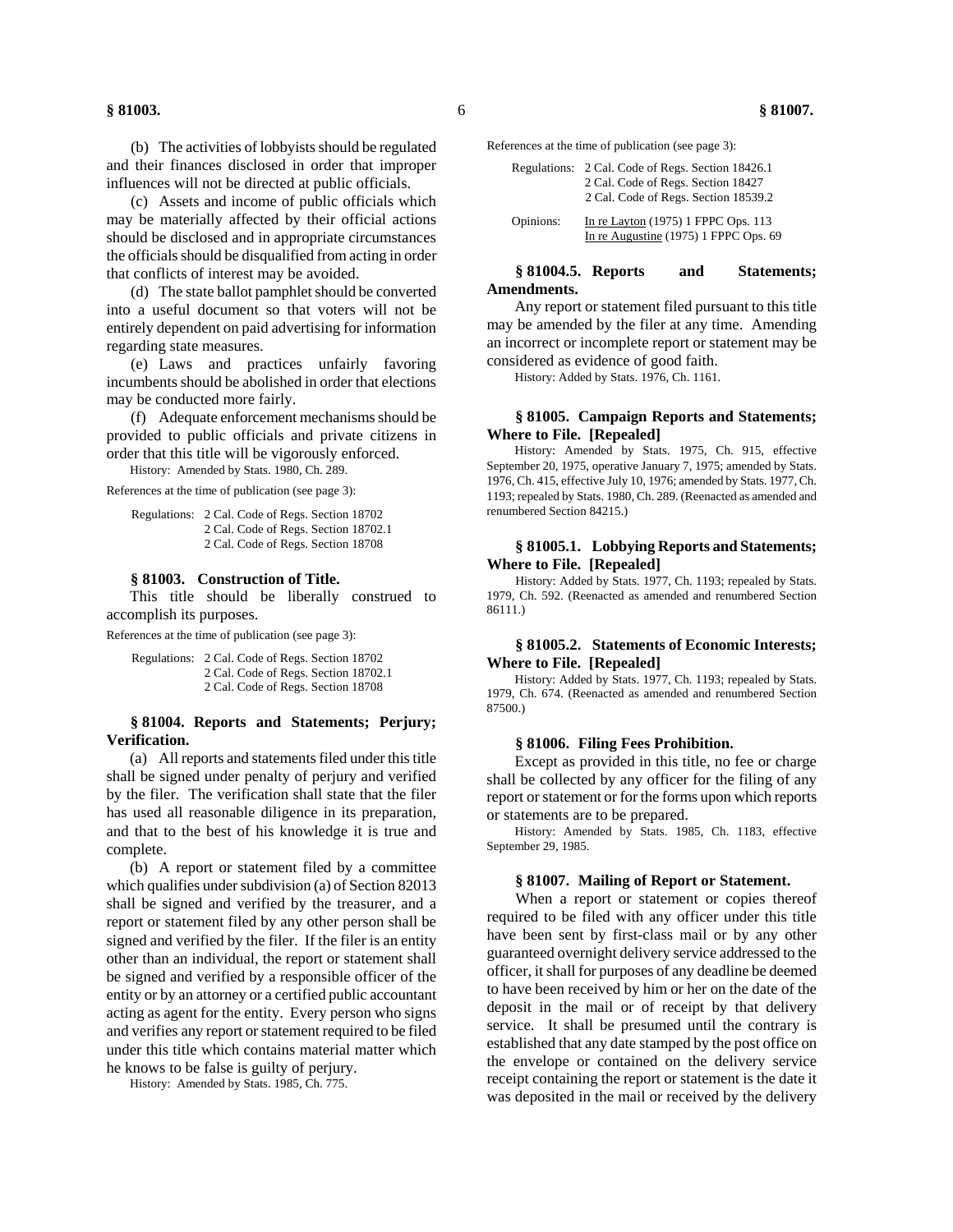(b) The activities of lobbyists should be regulated and their finances disclosed in order that improper influences will not be directed at public officials.

(c) Assets and income of public officials which may be materially affected by their official actions should be disclosed and in appropriate circumstances the officials should be disqualified from acting in order that conflicts of interest may be avoided.

(d) The state ballot pamphlet should be converted into a useful document so that voters will not be entirely dependent on paid advertising for information regarding state measures.

(e) Laws and practices unfairly favoring incumbents should be abolished in order that elections may be conducted more fairly.

(f) Adequate enforcement mechanisms should be provided to public officials and private citizens in order that this title will be vigorously enforced.

History: Amended by Stats. 1980, Ch. 289.

References at the time of publication (see page 3):

Regulations: 2 Cal. Code of Regs. Section 18702
2 Cal. Code of Regs. Section 18702.1
2 Cal. Code of Regs. Section 18708

**§ 81003. Construction of Title.**

This title should be liberally construed to accomplish its purposes.

References at the time of publication (see page 3):

Regulations: 2 Cal. Code of Regs. Section 18702
2 Cal. Code of Regs. Section 18702.1
2 Cal. Code of Regs. Section 18708

**§ 81004. Reports and Statements; Perjury; Verification.**

(a) All reports and statements filed under this title shall be signed under penalty of perjury and verified by the filer. The verification shall state that the filer has used all reasonable diligence in its preparation, and that to the best of his knowledge it is true and complete.

(b) A report or statement filed by a committee which qualifies under subdivision (a) of Section 82013 shall be signed and verified by the treasurer, and a report or statement filed by any other person shall be signed and verified by the filer. If the filer is an entity other than an individual, the report or statement shall be signed and verified by a responsible officer of the entity or by an attorney or a certified public accountant acting as agent for the entity. Every person who signs and verifies any report or statement required to be filed under this title which contains material matter which he knows to be false is guilty of perjury.

History: Amended by Stats. 1985, Ch. 775.

References at the time of publication (see page 3):

Regulations: 2 Cal. Code of Regs. Section 18426.1
2 Cal. Code of Regs. Section 18427
2 Cal. Code of Regs. Section 18539.2

Opinions: In re Layton (1975) 1 FPPC Ops. 113
In re Augustine (1975) 1 FPPC Ops. 69

**§ 81004.5. Reports and Statements; Amendments.**

Any report or statement filed pursuant to this title may be amended by the filer at any time. Amending an incorrect or incomplete report or statement may be considered as evidence of good faith.

History: Added by Stats. 1976, Ch. 1161.

**§ 81005. Campaign Reports and Statements; Where to File. [Repealed]**

History: Amended by Stats. 1975, Ch. 915, effective September 20, 1975, operative January 7, 1975; amended by Stats. 1976, Ch. 415, effective July 10, 1976; amended by Stats. 1977, Ch. 1193; repealed by Stats. 1980, Ch. 289. (Reenacted as amended and renumbered Section 84215.)

**§ 81005.1. Lobbying Reports and Statements; Where to File. [Repealed]**

History: Added by Stats. 1977, Ch. 1193; repealed by Stats. 1979, Ch. 592. (Reenacted as amended and renumbered Section 86111.)

**§ 81005.2. Statements of Economic Interests; Where to File. [Repealed]**

History: Added by Stats. 1977, Ch. 1193; repealed by Stats. 1979, Ch. 674. (Reenacted as amended and renumbered Section 87500.)

**§ 81006. Filing Fees Prohibition.**

Except as provided in this title, no fee or charge shall be collected by any officer for the filing of any report or statement or for the forms upon which reports or statements are to be prepared.

History: Amended by Stats. 1985, Ch. 1183, effective September 29, 1985.

**§ 81007. Mailing of Report or Statement.**

When a report or statement or copies thereof required to be filed with any officer under this title have been sent by first-class mail or by any other guaranteed overnight delivery service addressed to the officer, it shall for purposes of any deadline be deemed to have been received by him or her on the date of the deposit in the mail or of receipt by that delivery service. It shall be presumed until the contrary is established that any date stamped by the post office on the envelope or contained on the delivery service receipt containing the report or statement is the date it was deposited in the mail or received by the delivery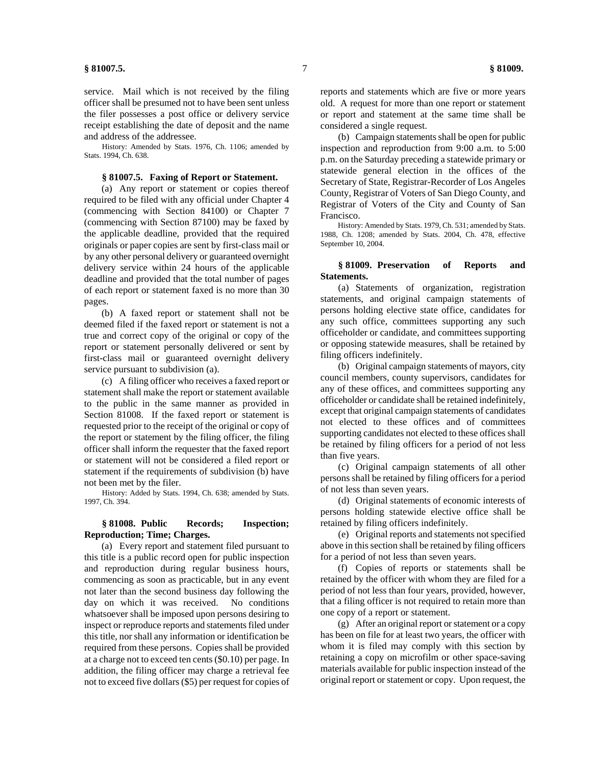service. Mail which is not received by the filing officer shall be presumed not to have been sent unless the filer possesses a post office or delivery service receipt establishing the date of deposit and the name and address of the addressee.

History: Amended by Stats. 1976, Ch. 1106; amended by Stats. 1994, Ch. 638.

**§ 81007.5. Faxing of Report or Statement.**

(a) Any report or statement or copies thereof required to be filed with any official under Chapter 4 (commencing with Section 84100) or Chapter 7 (commencing with Section 87100) may be faxed by the applicable deadline, provided that the required originals or paper copies are sent by first-class mail or by any other personal delivery or guaranteed overnight delivery service within 24 hours of the applicable deadline and provided that the total number of pages of each report or statement faxed is no more than 30 pages.

(b) A faxed report or statement shall not be deemed filed if the faxed report or statement is not a true and correct copy of the original or copy of the report or statement personally delivered or sent by first-class mail or guaranteed overnight delivery service pursuant to subdivision (a).

(c) A filing officer who receives a faxed report or statement shall make the report or statement available to the public in the same manner as provided in Section 81008. If the faxed report or statement is requested prior to the receipt of the original or copy of the report or statement by the filing officer, the filing officer shall inform the requester that the faxed report or statement will not be considered a filed report or statement if the requirements of subdivision (b) have not been met by the filer.

History: Added by Stats. 1994, Ch. 638; amended by Stats. 1997, Ch. 394.

**§ 81008. Public Records; Inspection; Reproduction; Time; Charges.**

(a) Every report and statement filed pursuant to this title is a public record open for public inspection and reproduction during regular business hours, commencing as soon as practicable, but in any event not later than the second business day following the day on which it was received. No conditions whatsoever shall be imposed upon persons desiring to inspect or reproduce reports and statements filed under this title, nor shall any information or identification be required from these persons. Copies shall be provided at a charge not to exceed ten cents ($0.10) per page. In addition, the filing officer may charge a retrieval fee not to exceed five dollars ($5) per request for copies of reports and statements which are five or more years old. A request for more than one report or statement or report and statement at the same time shall be considered a single request.

(b) Campaign statements shall be open for public inspection and reproduction from 9:00 a.m. to 5:00 p.m. on the Saturday preceding a statewide primary or statewide general election in the offices of the Secretary of State, Registrar-Recorder of Los Angeles County, Registrar of Voters of San Diego County, and Registrar of Voters of the City and County of San Francisco.

History: Amended by Stats. 1979, Ch. 531; amended by Stats. 1988, Ch. 1208; amended by Stats. 2004, Ch. 478, effective September 10, 2004.

**§ 81009. Preservation of Reports and Statements.**

(a) Statements of organization, registration statements, and original campaign statements of persons holding elective state office, candidates for any such office, committees supporting any such officeholder or candidate, and committees supporting or opposing statewide measures, shall be retained by filing officers indefinitely.

(b) Original campaign statements of mayors, city council members, county supervisors, candidates for any of these offices, and committees supporting any officeholder or candidate shall be retained indefinitely, except that original campaign statements of candidates not elected to these offices and of committees supporting candidates not elected to these offices shall be retained by filing officers for a period of not less than five years.

(c) Original campaign statements of all other persons shall be retained by filing officers for a period of not less than seven years.

(d) Original statements of economic interests of persons holding statewide elective office shall be retained by filing officers indefinitely.

(e) Original reports and statements not specified above in this section shall be retained by filing officers for a period of not less than seven years.

(f) Copies of reports or statements shall be retained by the officer with whom they are filed for a period of not less than four years, provided, however, that a filing officer is not required to retain more than one copy of a report or statement.

(g) After an original report or statement or a copy has been on file for at least two years, the officer with whom it is filed may comply with this section by retaining a copy on microfilm or other space-saving materials available for public inspection instead of the original report or statement or copy. Upon request, the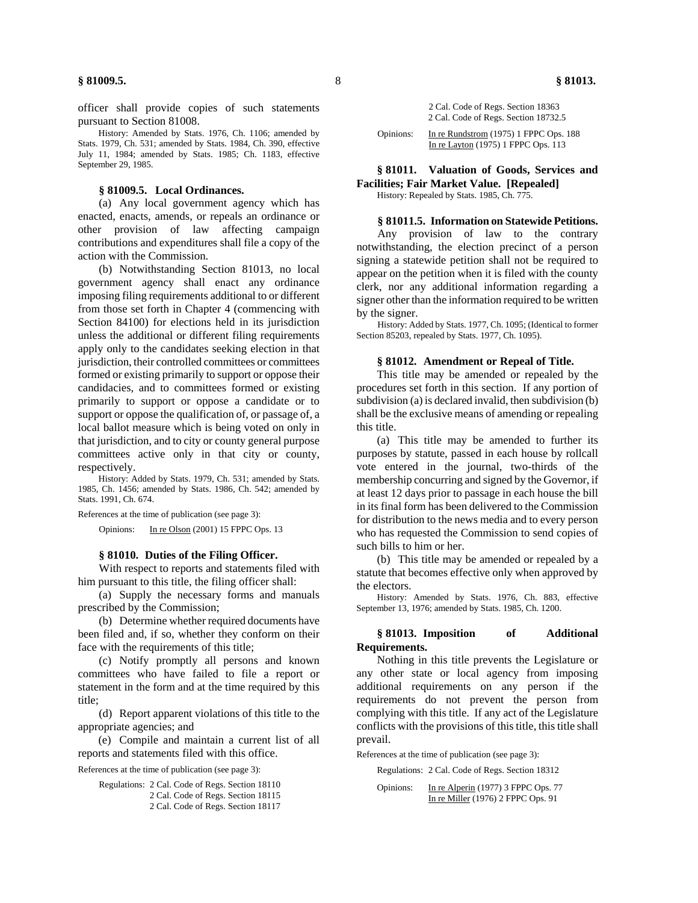officer shall provide copies of such statements pursuant to Section 81008.

History: Amended by Stats. 1976, Ch. 1106; amended by Stats. 1979, Ch. 531; amended by Stats. 1984, Ch. 390, effective July 11, 1984; amended by Stats. 1985; Ch. 1183, effective September 29, 1985.

### § 81009.5. Local Ordinances.

(a) Any local government agency which has enacted, enacts, amends, or repeals an ordinance or other provision of law affecting campaign contributions and expenditures shall file a copy of the action with the Commission.

(b) Notwithstanding Section 81013, no local government agency shall enact any ordinance imposing filing requirements additional to or different from those set forth in Chapter 4 (commencing with Section 84100) for elections held in its jurisdiction unless the additional or different filing requirements apply only to the candidates seeking election in that jurisdiction, their controlled committees or committees formed or existing primarily to support or oppose their candidacies, and to committees formed or existing primarily to support or oppose a candidate or to support or oppose the qualification of, or passage of, a local ballot measure which is being voted on only in that jurisdiction, and to city or county general purpose committees active only in that city or county, respectively.

History: Added by Stats. 1979, Ch. 531; amended by Stats. 1985, Ch. 1456; amended by Stats. 1986, Ch. 542; amended by Stats. 1991, Ch. 674.

References at the time of publication (see page 3):

Opinions: In re Olson (2001) 15 FPPC Ops. 13

### § 81010. Duties of the Filing Officer.

With respect to reports and statements filed with him pursuant to this title, the filing officer shall:

(a) Supply the necessary forms and manuals prescribed by the Commission;

(b) Determine whether required documents have been filed and, if so, whether they conform on their face with the requirements of this title;

(c) Notify promptly all persons and known committees who have failed to file a report or statement in the form and at the time required by this title;

(d) Report apparent violations of this title to the appropriate agencies; and

(e) Compile and maintain a current list of all reports and statements filed with this office.

References at the time of publication (see page 3):

Regulations: 2 Cal. Code of Regs. Section 18110
2 Cal. Code of Regs. Section 18115
2 Cal. Code of Regs. Section 18117
2 Cal. Code of Regs. Section 18363
2 Cal. Code of Regs. Section 18732.5

Opinions: In re Rundstrom (1975) 1 FPPC Ops. 188
In re Layton (1975) 1 FPPC Ops. 113

### § 81011. Valuation of Goods, Services and Facilities; Fair Market Value. [Repealed]

History: Repealed by Stats. 1985, Ch. 775.

### § 81011.5. Information on Statewide Petitions.

Any provision of law to the contrary notwithstanding, the election precinct of a person signing a statewide petition shall not be required to appear on the petition when it is filed with the county clerk, nor any additional information regarding a signer other than the information required to be written by the signer.

History: Added by Stats. 1977, Ch. 1095; (Identical to former Section 85203, repealed by Stats. 1977, Ch. 1095).

### § 81012. Amendment or Repeal of Title.

This title may be amended or repealed by the procedures set forth in this section. If any portion of subdivision (a) is declared invalid, then subdivision (b) shall be the exclusive means of amending or repealing this title.

(a) This title may be amended to further its purposes by statute, passed in each house by rollcall vote entered in the journal, two-thirds of the membership concurring and signed by the Governor, if at least 12 days prior to passage in each house the bill in its final form has been delivered to the Commission for distribution to the news media and to every person who has requested the Commission to send copies of such bills to him or her.

(b) This title may be amended or repealed by a statute that becomes effective only when approved by the electors.

History: Amended by Stats. 1976, Ch. 883, effective September 13, 1976; amended by Stats. 1985, Ch. 1200.

### § 81013. Imposition of Additional Requirements.

Nothing in this title prevents the Legislature or any other state or local agency from imposing additional requirements on any person if the requirements do not prevent the person from complying with this title. If any act of the Legislature conflicts with the provisions of this title, this title shall prevail.

References at the time of publication (see page 3):

Regulations: 2 Cal. Code of Regs. Section 18312

Opinions: In re Alperin (1977) 3 FPPC Ops. 77
In re Miller (1976) 2 FPPC Ops. 91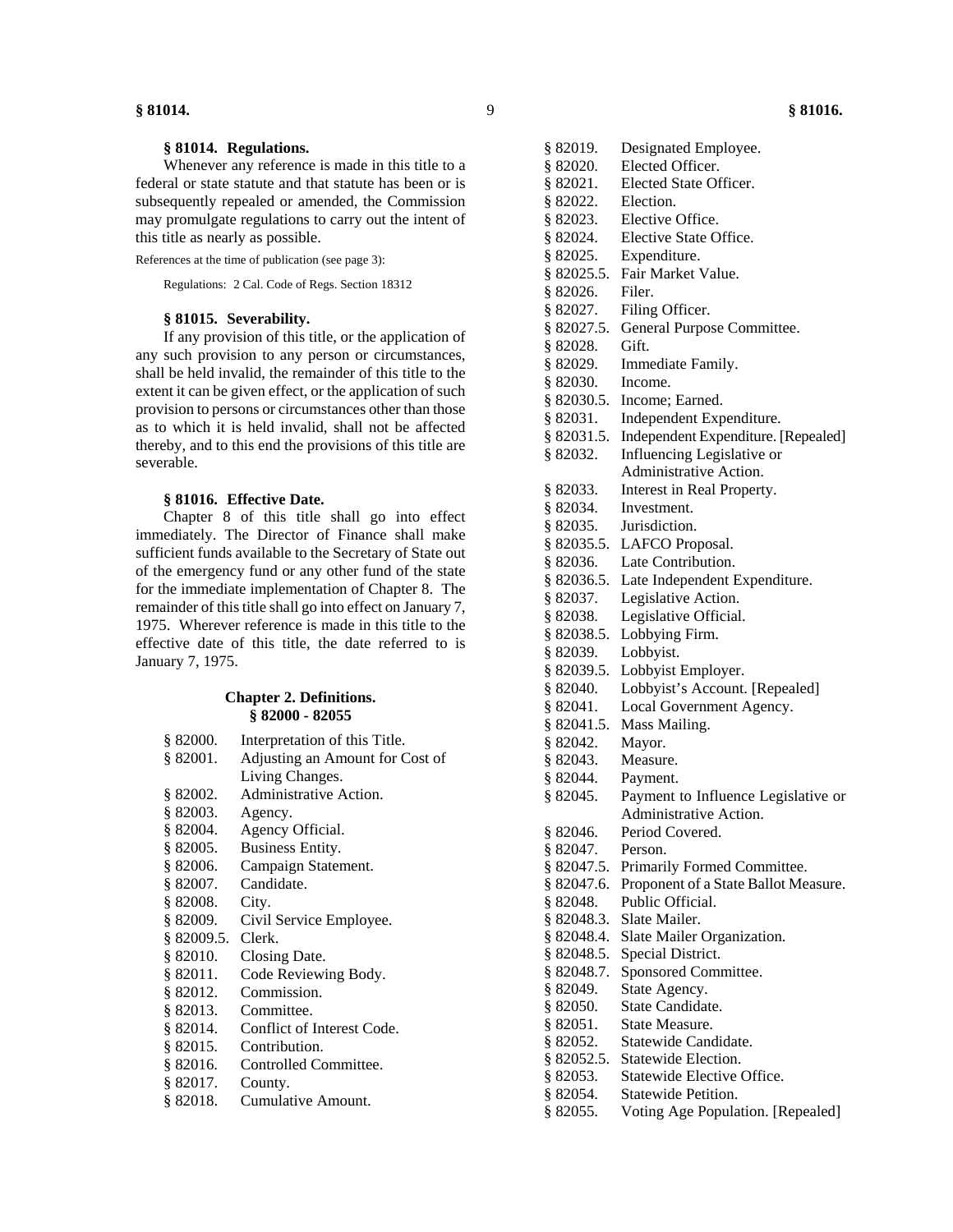### § 81014. Regulations.

Whenever any reference is made in this title to a federal or state statute and that statute has been or is subsequently repealed or amended, the Commission may promulgate regulations to carry out the intent of this title as nearly as possible.

References at the time of publication (see page 3):

Regulations: 2 Cal. Code of Regs. Section 18312

### § 81015. Severability.

If any provision of this title, or the application of any such provision to any person or circumstances, shall be held invalid, the remainder of this title to the extent it can be given effect, or the application of such provision to persons or circumstances other than those as to which it is held invalid, shall not be affected thereby, and to this end the provisions of this title are severable.

### § 81016. Effective Date.

Chapter 8 of this title shall go into effect immediately. The Director of Finance shall make sufficient funds available to the Secretary of State out of the emergency fund or any other fund of the state for the immediate implementation of Chapter 8. The remainder of this title shall go into effect on January 7, 1975. Wherever reference is made in this title to the effective date of this title, the date referred to is January 7, 1975.

## Chapter 2. Definitions. § 82000 - 82055

| | |
|---|---|
| § 82000. | Interpretation of this Title. |
| § 82001. | Adjusting an Amount for Cost of Living Changes. |
| § 82002. | Administrative Action. |
| § 82003. | Agency. |
| § 82004. | Agency Official. |
| § 82005. | Business Entity. |
| § 82006. | Campaign Statement. |
| § 82007. | Candidate. |
| § 82008. | City. |
| § 82009. | Civil Service Employee. |
| § 82009.5. | Clerk. |
| § 82010. | Closing Date. |
| § 82011. | Code Reviewing Body. |
| § 82012. | Commission. |
| § 82013. | Committee. |
| § 82014. | Conflict of Interest Code. |
| § 82015. | Contribution. |
| § 82016. | Controlled Committee. |
| § 82017. | County. |
| § 82018. | Cumulative Amount. |
| § 82019. | Designated Employee. |
| § 82020. | Elected Officer. |
| § 82021. | Elected State Officer. |
| § 82022. | Election. |
| § 82023. | Elective Office. |
| § 82024. | Elective State Office. |
| § 82025. | Expenditure. |
| § 82025.5. | Fair Market Value. |
| § 82026. | Filer. |
| § 82027. | Filing Officer. |
| § 82027.5. | General Purpose Committee. |
| § 82028. | Gift. |
| § 82029. | Immediate Family. |
| § 82030. | Income. |
| § 82030.5. | Income; Earned. |
| § 82031. | Independent Expenditure. |
| § 82031.5. | Independent Expenditure. [Repealed] |
| § 82032. | Influencing Legislative or Administrative Action. |
| § 82033. | Interest in Real Property. |
| § 82034. | Investment. |
| § 82035. | Jurisdiction. |
| § 82035.5. | LAFCO Proposal. |
| § 82036. | Late Contribution. |
| § 82036.5. | Late Independent Expenditure. |
| § 82037. | Legislative Action. |
| § 82038. | Legislative Official. |
| § 82038.5. | Lobbying Firm. |
| § 82039. | Lobbyist. |
| § 82039.5. | Lobbyist Employer. |
| § 82040. | Lobbyist's Account. [Repealed] |
| § 82041. | Local Government Agency. |
| § 82041.5. | Mass Mailing. |
| § 82042. | Mayor. |
| § 82043. | Measure. |
| § 82044. | Payment. |
| § 82045. | Payment to Influence Legislative or Administrative Action. |
| § 82046. | Period Covered. |
| § 82047. | Person. |
| § 82047.5. | Primarily Formed Committee. |
| § 82047.6. | Proponent of a State Ballot Measure. |
| § 82048. | Public Official. |
| § 82048.3. | Slate Mailer. |
| § 82048.4. | Slate Mailer Organization. |
| § 82048.5. | Special District. |
| § 82048.7. | Sponsored Committee. |
| § 82049. | State Agency. |
| § 82050. | State Candidate. |
| § 82051. | State Measure. |
| § 82052. | Statewide Candidate. |
| § 82052.5. | Statewide Election. |
| § 82053. | Statewide Elective Office. |
| § 82054. | Statewide Petition. |
| § 82055. | Voting Age Population. [Repealed] |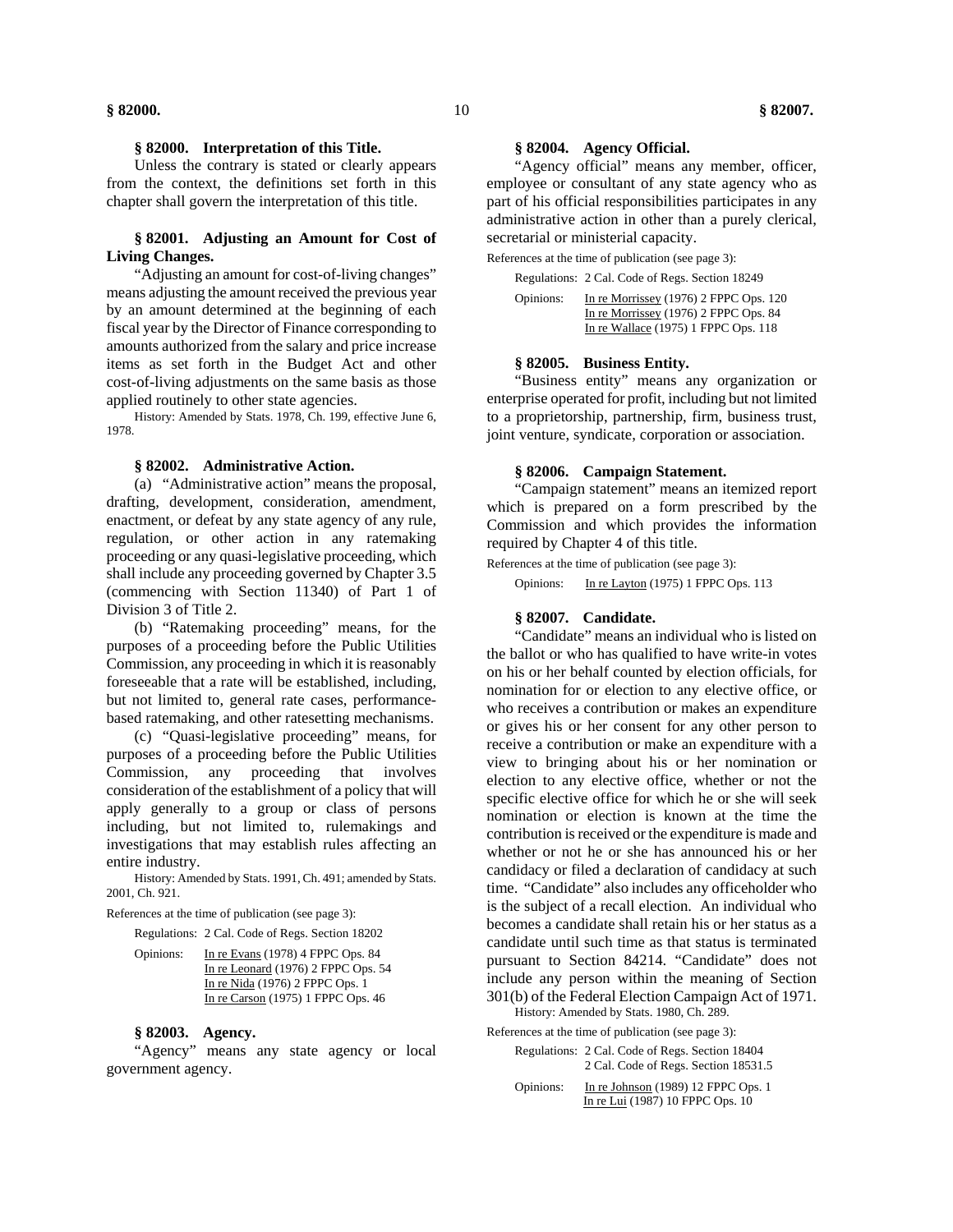### § 82000. Interpretation of this Title.

Unless the contrary is stated or clearly appears from the context, the definitions set forth in this chapter shall govern the interpretation of this title.

### § 82001. Adjusting an Amount for Cost of Living Changes.

"Adjusting an amount for cost-of-living changes" means adjusting the amount received the previous year by an amount determined at the beginning of each fiscal year by the Director of Finance corresponding to amounts authorized from the salary and price increase items as set forth in the Budget Act and other cost-of-living adjustments on the same basis as those applied routinely to other state agencies.

History: Amended by Stats. 1978, Ch. 199, effective June 6, 1978.

### § 82002. Administrative Action.

(a) "Administrative action" means the proposal, drafting, development, consideration, amendment, enactment, or defeat by any state agency of any rule, regulation, or other action in any ratemaking proceeding or any quasi-legislative proceeding, which shall include any proceeding governed by Chapter 3.5 (commencing with Section 11340) of Part 1 of Division 3 of Title 2.

(b) "Ratemaking proceeding" means, for the purposes of a proceeding before the Public Utilities Commission, any proceeding in which it is reasonably foreseeable that a rate will be established, including, but not limited to, general rate cases, performance-based ratemaking, and other ratesetting mechanisms.

(c) "Quasi-legislative proceeding" means, for purposes of a proceeding before the Public Utilities Commission, any proceeding that involves consideration of the establishment of a policy that will apply generally to a group or class of persons including, but not limited to, rulemakings and investigations that may establish rules affecting an entire industry.

History: Amended by Stats. 1991, Ch. 491; amended by Stats. 2001, Ch. 921.

References at the time of publication (see page 3):

Regulations: 2 Cal. Code of Regs. Section 18202

Opinions: In re Evans (1978) 4 FPPC Ops. 84
In re Leonard (1976) 2 FPPC Ops. 54
In re Nida (1976) 2 FPPC Ops. 1
In re Carson (1975) 1 FPPC Ops. 46

### § 82003. Agency.

"Agency" means any state agency or local government agency.

### § 82004. Agency Official.

"Agency official" means any member, officer, employee or consultant of any state agency who as part of his official responsibilities participates in any administrative action in other than a purely clerical, secretarial or ministerial capacity.

References at the time of publication (see page 3):

Regulations: 2 Cal. Code of Regs. Section 18249

Opinions: In re Morrissey (1976) 2 FPPC Ops. 120
In re Morrissey (1976) 2 FPPC Ops. 84
In re Wallace (1975) 1 FPPC Ops. 118

### § 82005. Business Entity.

"Business entity" means any organization or enterprise operated for profit, including but not limited to a proprietorship, partnership, firm, business trust, joint venture, syndicate, corporation or association.

### § 82006. Campaign Statement.

"Campaign statement" means an itemized report which is prepared on a form prescribed by the Commission and which provides the information required by Chapter 4 of this title.

References at the time of publication (see page 3):

Opinions: In re Layton (1975) 1 FPPC Ops. 113

### § 82007. Candidate.

"Candidate" means an individual who is listed on the ballot or who has qualified to have write-in votes on his or her behalf counted by election officials, for nomination for or election to any elective office, or who receives a contribution or makes an expenditure or gives his or her consent for any other person to receive a contribution or make an expenditure with a view to bringing about his or her nomination or election to any elective office, whether or not the specific elective office for which he or she will seek nomination or election is known at the time the contribution is received or the expenditure is made and whether or not he or she has announced his or her candidacy or filed a declaration of candidacy at such time. "Candidate" also includes any officeholder who is the subject of a recall election. An individual who becomes a candidate shall retain his or her status as a candidate until such time as that status is terminated pursuant to Section 84214. "Candidate" does not include any person within the meaning of Section 301(b) of the Federal Election Campaign Act of 1971.

History: Amended by Stats. 1980, Ch. 289.

References at the time of publication (see page 3):

Regulations: 2 Cal. Code of Regs. Section 18404
2 Cal. Code of Regs. Section 18531.5

Opinions: In re Johnson (1989) 12 FPPC Ops. 1
In re Lui (1987) 10 FPPC Ops. 10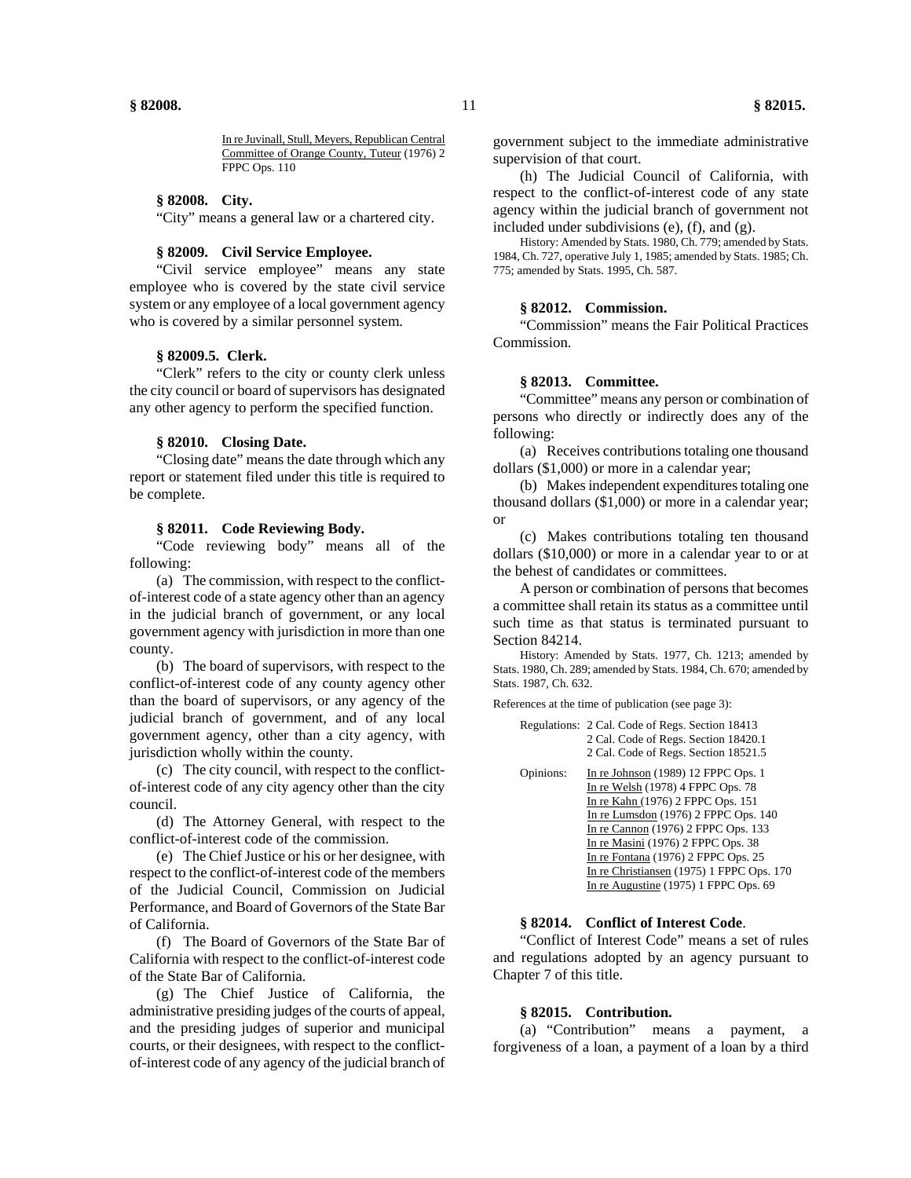In re Juvinall, Stull, Meyers, Republican Central Committee of Orange County, Tuteur (1976) 2 FPPC Ops. 110

### § 82008. City.

"City" means a general law or a chartered city.

### § 82009. Civil Service Employee.

"Civil service employee" means any state employee who is covered by the state civil service system or any employee of a local government agency who is covered by a similar personnel system.

### § 82009.5. Clerk.

"Clerk" refers to the city or county clerk unless the city council or board of supervisors has designated any other agency to perform the specified function.

### § 82010. Closing Date.

"Closing date" means the date through which any report or statement filed under this title is required to be complete.

### § 82011. Code Reviewing Body.

"Code reviewing body" means all of the following:

(a) The commission, with respect to the conflict-of-interest code of a state agency other than an agency in the judicial branch of government, or any local government agency with jurisdiction in more than one county.

(b) The board of supervisors, with respect to the conflict-of-interest code of any county agency other than the board of supervisors, or any agency of the judicial branch of government, and of any local government agency, other than a city agency, with jurisdiction wholly within the county.

(c) The city council, with respect to the conflict-of-interest code of any city agency other than the city council.

(d) The Attorney General, with respect to the conflict-of-interest code of the commission.

(e) The Chief Justice or his or her designee, with respect to the conflict-of-interest code of the members of the Judicial Council, Commission on Judicial Performance, and Board of Governors of the State Bar of California.

(f) The Board of Governors of the State Bar of California with respect to the conflict-of-interest code of the State Bar of California.

(g) The Chief Justice of California, the administrative presiding judges of the courts of appeal, and the presiding judges of superior and municipal courts, or their designees, with respect to the conflict-of-interest code of any agency of the judicial branch of government subject to the immediate administrative supervision of that court.

(h) The Judicial Council of California, with respect to the conflict-of-interest code of any state agency within the judicial branch of government not included under subdivisions (e), (f), and (g).

History: Amended by Stats. 1980, Ch. 779; amended by Stats. 1984, Ch. 727, operative July 1, 1985; amended by Stats. 1985; Ch. 775; amended by Stats. 1995, Ch. 587.

### § 82012. Commission.

"Commission" means the Fair Political Practices Commission.

### § 82013. Committee.

"Committee" means any person or combination of persons who directly or indirectly does any of the following:

(a) Receives contributions totaling one thousand dollars ($1,000) or more in a calendar year;

(b) Makes independent expenditures totaling one thousand dollars ($1,000) or more in a calendar year; or

(c) Makes contributions totaling ten thousand dollars ($10,000) or more in a calendar year to or at the behest of candidates or committees.

A person or combination of persons that becomes a committee shall retain its status as a committee until such time as that status is terminated pursuant to Section 84214.

History: Amended by Stats. 1977, Ch. 1213; amended by Stats. 1980, Ch. 289; amended by Stats. 1984, Ch. 670; amended by Stats. 1987, Ch. 632.

References at the time of publication (see page 3):

Regulations: 2 Cal. Code of Regs. Section 18413
2 Cal. Code of Regs. Section 18420.1
2 Cal. Code of Regs. Section 18521.5

Opinions: In re Johnson (1989) 12 FPPC Ops. 1
In re Welsh (1978) 4 FPPC Ops. 78
In re Kahn (1976) 2 FPPC Ops. 151
In re Lumsdon (1976) 2 FPPC Ops. 140
In re Cannon (1976) 2 FPPC Ops. 133
In re Masini (1976) 2 FPPC Ops. 38
In re Fontana (1976) 2 FPPC Ops. 25
In re Christiansen (1975) 1 FPPC Ops. 170
In re Augustine (1975) 1 FPPC Ops. 69

### § 82014. Conflict of Interest Code.

"Conflict of Interest Code" means a set of rules and regulations adopted by an agency pursuant to Chapter 7 of this title.

### § 82015. Contribution.

(a) "Contribution" means a payment, a forgiveness of a loan, a payment of a loan by a third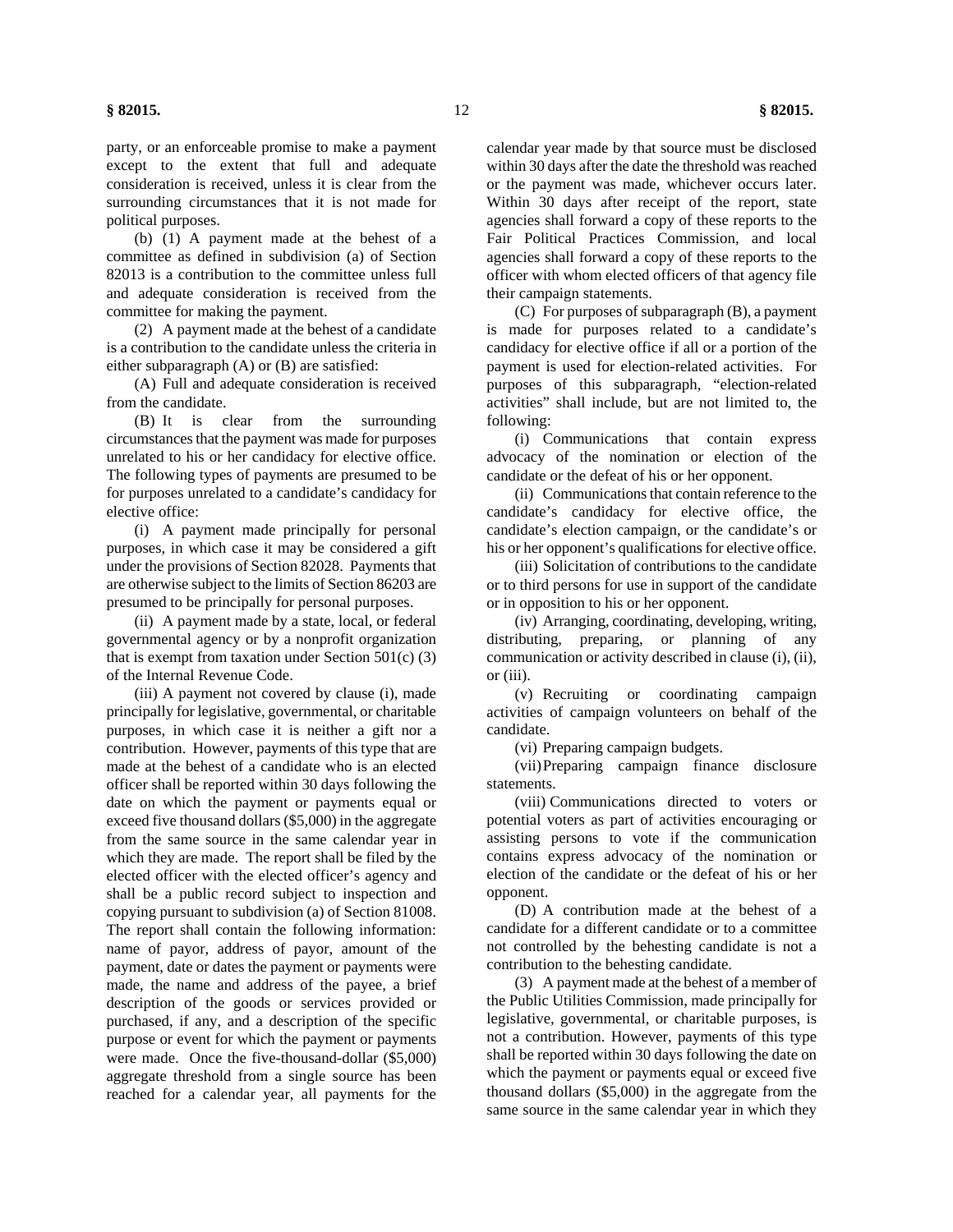party, or an enforceable promise to make a payment except to the extent that full and adequate consideration is received, unless it is clear from the surrounding circumstances that it is not made for political purposes.

(b) (1) A payment made at the behest of a committee as defined in subdivision (a) of Section 82013 is a contribution to the committee unless full and adequate consideration is received from the committee for making the payment.

(2) A payment made at the behest of a candidate is a contribution to the candidate unless the criteria in either subparagraph (A) or (B) are satisfied:

(A) Full and adequate consideration is received from the candidate.

(B) It is clear from the surrounding circumstances that the payment was made for purposes unrelated to his or her candidacy for elective office. The following types of payments are presumed to be for purposes unrelated to a candidate's candidacy for elective office:

(i) A payment made principally for personal purposes, in which case it may be considered a gift under the provisions of Section 82028. Payments that are otherwise subject to the limits of Section 86203 are presumed to be principally for personal purposes.

(ii) A payment made by a state, local, or federal governmental agency or by a nonprofit organization that is exempt from taxation under Section 501(c) (3) of the Internal Revenue Code.

(iii) A payment not covered by clause (i), made principally for legislative, governmental, or charitable purposes, in which case it is neither a gift nor a contribution. However, payments of this type that are made at the behest of a candidate who is an elected officer shall be reported within 30 days following the date on which the payment or payments equal or exceed five thousand dollars ($5,000) in the aggregate from the same source in the same calendar year in which they are made. The report shall be filed by the elected officer with the elected officer's agency and shall be a public record subject to inspection and copying pursuant to subdivision (a) of Section 81008. The report shall contain the following information: name of payor, address of payor, amount of the payment, date or dates the payment or payments were made, the name and address of the payee, a brief description of the goods or services provided or purchased, if any, and a description of the specific purpose or event for which the payment or payments were made. Once the five-thousand-dollar ($5,000) aggregate threshold from a single source has been reached for a calendar year, all payments for the calendar year made by that source must be disclosed within 30 days after the date the threshold was reached or the payment was made, whichever occurs later. Within 30 days after receipt of the report, state agencies shall forward a copy of these reports to the Fair Political Practices Commission, and local agencies shall forward a copy of these reports to the officer with whom elected officers of that agency file their campaign statements.

(C) For purposes of subparagraph (B), a payment is made for purposes related to a candidate's candidacy for elective office if all or a portion of the payment is used for election-related activities. For purposes of this subparagraph, "election-related activities" shall include, but are not limited to, the following:

(i) Communications that contain express advocacy of the nomination or election of the candidate or the defeat of his or her opponent.

(ii) Communications that contain reference to the candidate's candidacy for elective office, the candidate's election campaign, or the candidate's or his or her opponent's qualifications for elective office.

(iii) Solicitation of contributions to the candidate or to third persons for use in support of the candidate or in opposition to his or her opponent.

(iv) Arranging, coordinating, developing, writing, distributing, preparing, or planning of any communication or activity described in clause (i), (ii), or (iii).

(v) Recruiting or coordinating campaign activities of campaign volunteers on behalf of the candidate.

(vi) Preparing campaign budgets.

(vii) Preparing campaign finance disclosure statements.

(viii) Communications directed to voters or potential voters as part of activities encouraging or assisting persons to vote if the communication contains express advocacy of the nomination or election of the candidate or the defeat of his or her opponent.

(D) A contribution made at the behest of a candidate for a different candidate or to a committee not controlled by the behesting candidate is not a contribution to the behesting candidate.

(3) A payment made at the behest of a member of the Public Utilities Commission, made principally for legislative, governmental, or charitable purposes, is not a contribution. However, payments of this type shall be reported within 30 days following the date on which the payment or payments equal or exceed five thousand dollars ($5,000) in the aggregate from the same source in the same calendar year in which they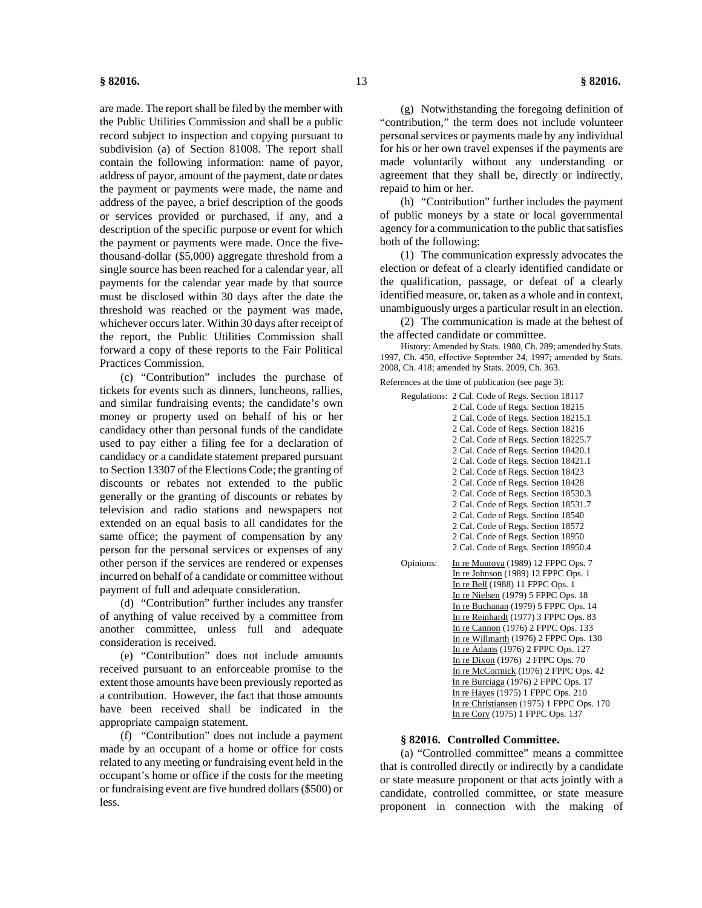are made. The report shall be filed by the member with the Public Utilities Commission and shall be a public record subject to inspection and copying pursuant to subdivision (a) of Section 81008. The report shall contain the following information: name of payor, address of payor, amount of the payment, date or dates the payment or payments were made, the name and address of the payee, a brief description of the goods or services provided or purchased, if any, and a description of the specific purpose or event for which the payment or payments were made. Once the five-thousand-dollar ($5,000) aggregate threshold from a single source has been reached for a calendar year, all payments for the calendar year made by that source must be disclosed within 30 days after the date the threshold was reached or the payment was made, whichever occurs later. Within 30 days after receipt of the report, the Public Utilities Commission shall forward a copy of these reports to the Fair Political Practices Commission.

(c) "Contribution" includes the purchase of tickets for events such as dinners, luncheons, rallies, and similar fundraising events; the candidate's own money or property used on behalf of his or her candidacy other than personal funds of the candidate used to pay either a filing fee for a declaration of candidacy or a candidate statement prepared pursuant to Section 13307 of the Elections Code; the granting of discounts or rebates not extended to the public generally or the granting of discounts or rebates by television and radio stations and newspapers not extended on an equal basis to all candidates for the same office; the payment of compensation by any person for the personal services or expenses of any other person if the services are rendered or expenses incurred on behalf of a candidate or committee without payment of full and adequate consideration.

(d) "Contribution" further includes any transfer of anything of value received by a committee from another committee, unless full and adequate consideration is received.

(e) "Contribution" does not include amounts received pursuant to an enforceable promise to the extent those amounts have been previously reported as a contribution. However, the fact that those amounts have been received shall be indicated in the appropriate campaign statement.

(f) "Contribution" does not include a payment made by an occupant of a home or office for costs related to any meeting or fundraising event held in the occupant's home or office if the costs for the meeting or fundraising event are five hundred dollars ($500) or less.

(g) Notwithstanding the foregoing definition of "contribution," the term does not include volunteer personal services or payments made by any individual for his or her own travel expenses if the payments are made voluntarily without any understanding or agreement that they shall be, directly or indirectly, repaid to him or her.

(h) "Contribution" further includes the payment of public moneys by a state or local governmental agency for a communication to the public that satisfies both of the following:

(1) The communication expressly advocates the election or defeat of a clearly identified candidate or the qualification, passage, or defeat of a clearly identified measure, or, taken as a whole and in context, unambiguously urges a particular result in an election.

(2) The communication is made at the behest of the affected candidate or committee.

History: Amended by Stats. 1980, Ch. 289; amended by Stats. 1997, Ch. 450, effective September 24, 1997; amended by Stats. 2008, Ch. 418; amended by Stats. 2009, Ch. 363.

References at the time of publication (see page 3):

Regulations:
- 2 Cal. Code of Regs. Section 18117
- 2 Cal. Code of Regs. Section 18215
- 2 Cal. Code of Regs. Section 18215.1
- 2 Cal. Code of Regs. Section 18216
- 2 Cal. Code of Regs. Section 18225.7
- 2 Cal. Code of Regs. Section 18420.1
- 2 Cal. Code of Regs. Section 18421.1
- 2 Cal. Code of Regs. Section 18423
- 2 Cal. Code of Regs. Section 18428
- 2 Cal. Code of Regs. Section 18530.3
- 2 Cal. Code of Regs. Section 18531.7
- 2 Cal. Code of Regs. Section 18540
- 2 Cal. Code of Regs. Section 18572
- 2 Cal. Code of Regs. Section 18950
- 2 Cal. Code of Regs. Section 18950.4

Opinions:
- In re Montoya (1989) 12 FPPC Ops. 7
- In re Johnson (1989) 12 FPPC Ops. 1
- In re Bell (1988) 11 FPPC Ops. 1
- In re Nielsen (1979) 5 FPPC Ops. 18
- In re Buchanan (1979) 5 FPPC Ops. 14
- In re Reinhardt (1977) 3 FPPC Ops. 83
- In re Cannon (1976) 2 FPPC Ops. 133
- In re Willmarth (1976) 2 FPPC Ops. 130
- In re Adams (1976) 2 FPPC Ops. 127
- In re Dixon (1976) 2 FPPC Ops. 70
- In re McCormick (1976) 2 FPPC Ops. 42
- In re Burciaga (1976) 2 FPPC Ops. 17
- In re Hayes (1975) 1 FPPC Ops. 210
- In re Christiansen (1975) 1 FPPC Ops. 170
- In re Cory (1975) 1 FPPC Ops. 137

### § 82016. Controlled Committee.

(a) "Controlled committee" means a committee that is controlled directly or indirectly by a candidate or state measure proponent or that acts jointly with a candidate, controlled committee, or state measure proponent in connection with the making of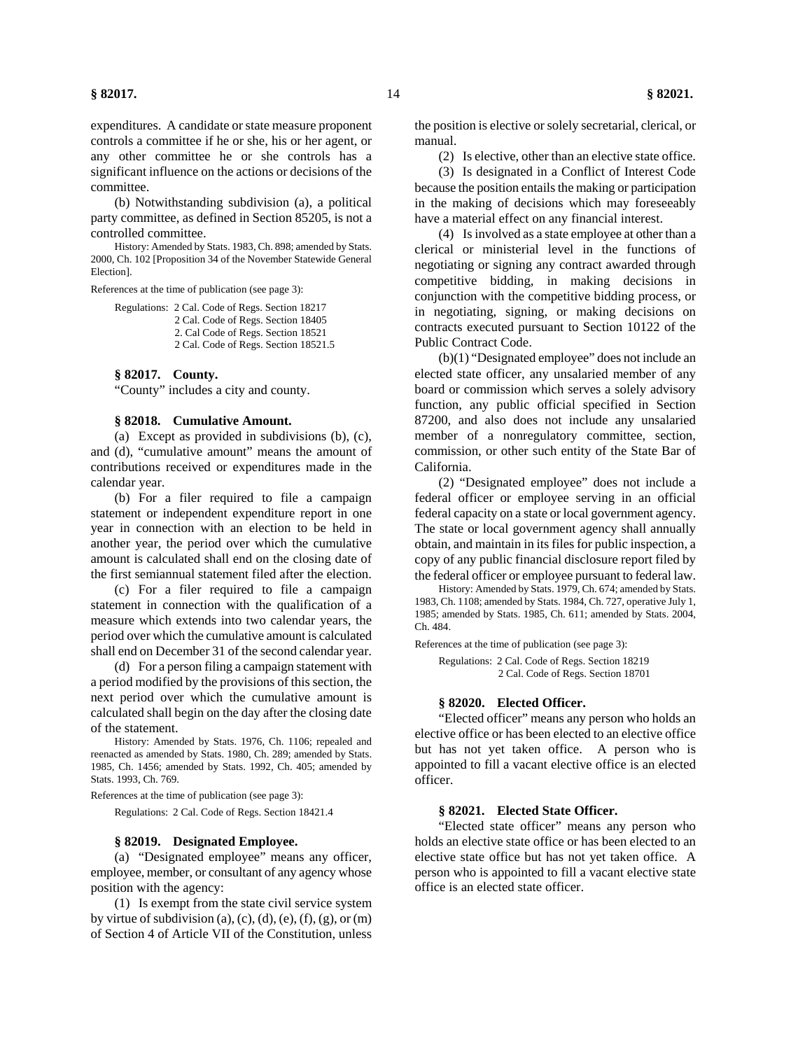expenditures. A candidate or state measure proponent controls a committee if he or she, his or her agent, or any other committee he or she controls has a significant influence on the actions or decisions of the committee.

(b) Notwithstanding subdivision (a), a political party committee, as defined in Section 85205, is not a controlled committee.

History: Amended by Stats. 1983, Ch. 898; amended by Stats. 2000, Ch. 102 [Proposition 34 of the November Statewide General Election].

References at the time of publication (see page 3):

Regulations: 2 Cal. Code of Regs. Section 18217
2 Cal. Code of Regs. Section 18405
2. Cal Code of Regs. Section 18521
2 Cal. Code of Regs. Section 18521.5

### § 82017. County.

"County" includes a city and county.

### § 82018. Cumulative Amount.

(a) Except as provided in subdivisions (b), (c), and (d), "cumulative amount" means the amount of contributions received or expenditures made in the calendar year.

(b) For a filer required to file a campaign statement or independent expenditure report in one year in connection with an election to be held in another year, the period over which the cumulative amount is calculated shall end on the closing date of the first semiannual statement filed after the election.

(c) For a filer required to file a campaign statement in connection with the qualification of a measure which extends into two calendar years, the period over which the cumulative amount is calculated shall end on December 31 of the second calendar year.

(d) For a person filing a campaign statement with a period modified by the provisions of this section, the next period over which the cumulative amount is calculated shall begin on the day after the closing date of the statement.

History: Amended by Stats. 1976, Ch. 1106; repealed and reenacted as amended by Stats. 1980, Ch. 289; amended by Stats. 1985, Ch. 1456; amended by Stats. 1992, Ch. 405; amended by Stats. 1993, Ch. 769.

References at the time of publication (see page 3):

Regulations: 2 Cal. Code of Regs. Section 18421.4

### § 82019. Designated Employee.

(a) "Designated employee" means any officer, employee, member, or consultant of any agency whose position with the agency:

(1) Is exempt from the state civil service system by virtue of subdivision (a), (c), (d), (e), (f), (g), or (m) of Section 4 of Article VII of the Constitution, unless the position is elective or solely secretarial, clerical, or manual.

(2) Is elective, other than an elective state office.

(3) Is designated in a Conflict of Interest Code because the position entails the making or participation in the making of decisions which may foreseeably have a material effect on any financial interest.

(4) Is involved as a state employee at other than a clerical or ministerial level in the functions of negotiating or signing any contract awarded through competitive bidding, in making decisions in conjunction with the competitive bidding process, or in negotiating, signing, or making decisions on contracts executed pursuant to Section 10122 of the Public Contract Code.

(b)(1) "Designated employee" does not include an elected state officer, any unsalaried member of any board or commission which serves a solely advisory function, any public official specified in Section 87200, and also does not include any unsalaried member of a nonregulatory committee, section, commission, or other such entity of the State Bar of California.

(2) "Designated employee" does not include a federal officer or employee serving in an official federal capacity on a state or local government agency. The state or local government agency shall annually obtain, and maintain in its files for public inspection, a copy of any public financial disclosure report filed by the federal officer or employee pursuant to federal law.

History: Amended by Stats. 1979, Ch. 674; amended by Stats. 1983, Ch. 1108; amended by Stats. 1984, Ch. 727, operative July 1, 1985; amended by Stats. 1985, Ch. 611; amended by Stats. 2004, Ch. 484.

References at the time of publication (see page 3):

Regulations: 2 Cal. Code of Regs. Section 18219
2 Cal. Code of Regs. Section 18701

### § 82020. Elected Officer.

"Elected officer" means any person who holds an elective office or has been elected to an elective office but has not yet taken office. A person who is appointed to fill a vacant elective office is an elected officer.

### § 82021. Elected State Officer.

"Elected state officer" means any person who holds an elective state office or has been elected to an elective state office but has not yet taken office. A person who is appointed to fill a vacant elective state office is an elected state officer.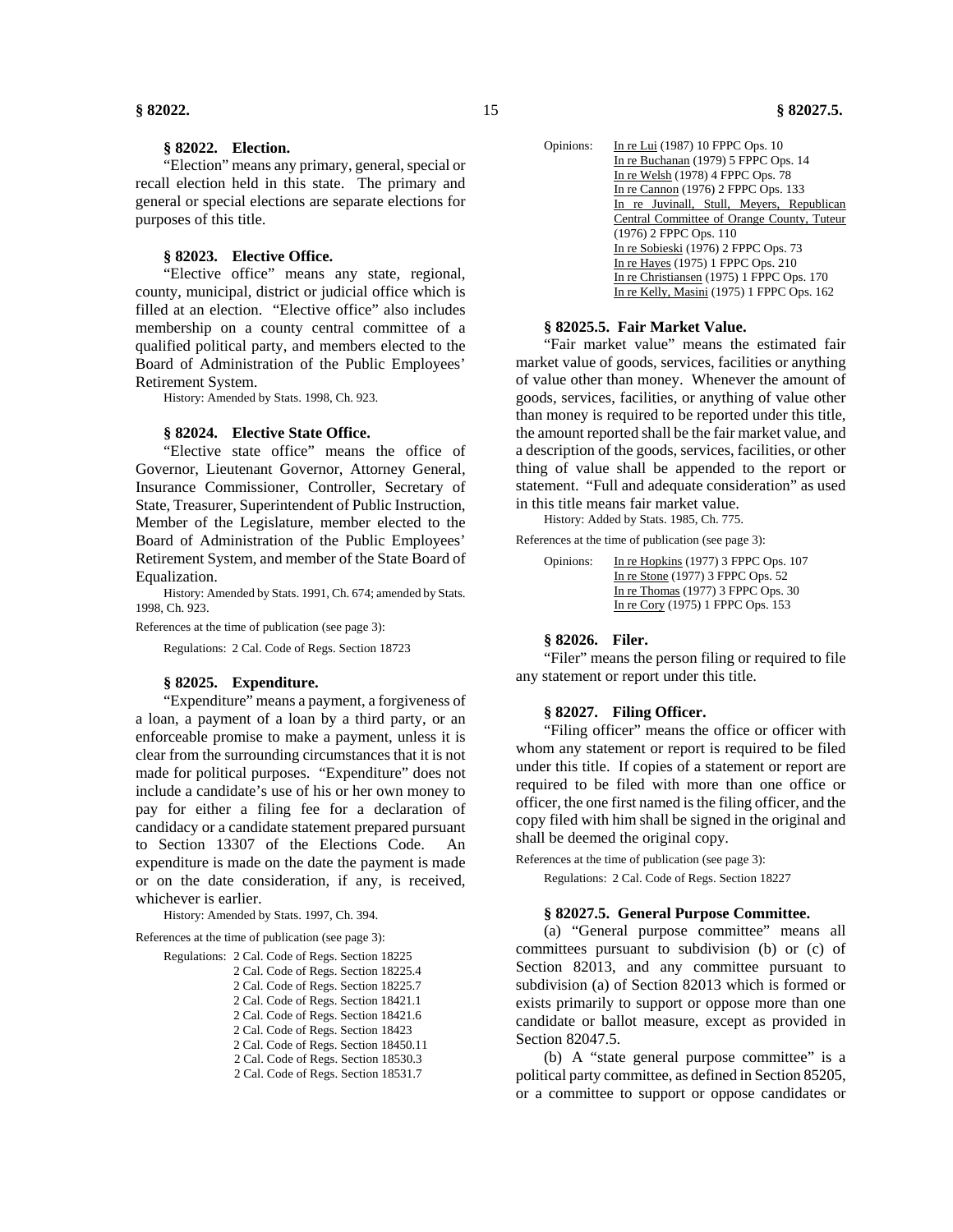### § 82022. Election.

"Election" means any primary, general, special or recall election held in this state. The primary and general or special elections are separate elections for purposes of this title.

### § 82023. Elective Office.

"Elective office" means any state, regional, county, municipal, district or judicial office which is filled at an election. "Elective office" also includes membership on a county central committee of a qualified political party, and members elected to the Board of Administration of the Public Employees' Retirement System.

History: Amended by Stats. 1998, Ch. 923.

### § 82024. Elective State Office.

"Elective state office" means the office of Governor, Lieutenant Governor, Attorney General, Insurance Commissioner, Controller, Secretary of State, Treasurer, Superintendent of Public Instruction, Member of the Legislature, member elected to the Board of Administration of the Public Employees' Retirement System, and member of the State Board of Equalization.

History: Amended by Stats. 1991, Ch. 674; amended by Stats. 1998, Ch. 923.

References at the time of publication (see page 3):

Regulations: 2 Cal. Code of Regs. Section 18723

### § 82025. Expenditure.

"Expenditure" means a payment, a forgiveness of a loan, a payment of a loan by a third party, or an enforceable promise to make a payment, unless it is clear from the surrounding circumstances that it is not made for political purposes. "Expenditure" does not include a candidate's use of his or her own money to pay for either a filing fee for a declaration of candidacy or a candidate statement prepared pursuant to Section 13307 of the Elections Code. An expenditure is made on the date the payment is made or on the date consideration, if any, is received, whichever is earlier.

History: Amended by Stats. 1997, Ch. 394.

References at the time of publication (see page 3):

Regulations:
2 Cal. Code of Regs. Section 18225
2 Cal. Code of Regs. Section 18225.4
2 Cal. Code of Regs. Section 18225.7
2 Cal. Code of Regs. Section 18421.1
2 Cal. Code of Regs. Section 18421.6
2 Cal. Code of Regs. Section 18423
2 Cal. Code of Regs. Section 18450.11
2 Cal. Code of Regs. Section 18530.3
2 Cal. Code of Regs. Section 18531.7

Opinions:
In re Lui (1987) 10 FPPC Ops. 10
In re Buchanan (1979) 5 FPPC Ops. 14
In re Welsh (1978) 4 FPPC Ops. 78
In re Cannon (1976) 2 FPPC Ops. 133
In re Juvinall, Stull, Meyers, Republican Central Committee of Orange County, Tuteur (1976) 2 FPPC Ops. 110
In re Sobieski (1976) 2 FPPC Ops. 73
In re Hayes (1975) 1 FPPC Ops. 210
In re Christiansen (1975) 1 FPPC Ops. 170
In re Kelly, Masini (1975) 1 FPPC Ops. 162

### § 82025.5. Fair Market Value.

"Fair market value" means the estimated fair market value of goods, services, facilities or anything of value other than money. Whenever the amount of goods, services, facilities, or anything of value other than money is required to be reported under this title, the amount reported shall be the fair market value, and a description of the goods, services, facilities, or other thing of value shall be appended to the report or statement. "Full and adequate consideration" as used in this title means fair market value.

History: Added by Stats. 1985, Ch. 775.

References at the time of publication (see page 3):

Opinions:
In re Hopkins (1977) 3 FPPC Ops. 107
In re Stone (1977) 3 FPPC Ops. 52
In re Thomas (1977) 3 FPPC Ops. 30
In re Cory (1975) 1 FPPC Ops. 153

### § 82026. Filer.

"Filer" means the person filing or required to file any statement or report under this title.

### § 82027. Filing Officer.

"Filing officer" means the office or officer with whom any statement or report is required to be filed under this title. If copies of a statement or report are required to be filed with more than one office or officer, the one first named is the filing officer, and the copy filed with him shall be signed in the original and shall be deemed the original copy.

References at the time of publication (see page 3):

Regulations: 2 Cal. Code of Regs. Section 18227

### § 82027.5. General Purpose Committee.

(a) "General purpose committee" means all committees pursuant to subdivision (b) or (c) of Section 82013, and any committee pursuant to subdivision (a) of Section 82013 which is formed or exists primarily to support or oppose more than one candidate or ballot measure, except as provided in Section 82047.5.

(b) A "state general purpose committee" is a political party committee, as defined in Section 85205, or a committee to support or oppose candidates or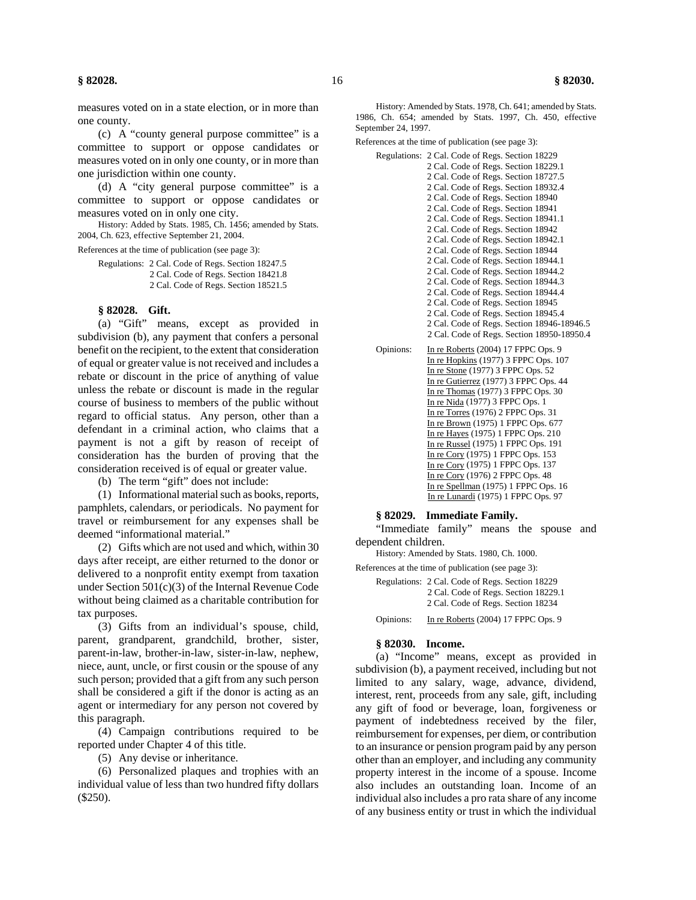measures voted on in a state election, or in more than one county.

(c) A "county general purpose committee" is a committee to support or oppose candidates or measures voted on in only one county, or in more than one jurisdiction within one county.

(d) A "city general purpose committee" is a committee to support or oppose candidates or measures voted on in only one city.

History: Added by Stats. 1985, Ch. 1456; amended by Stats. 2004, Ch. 623, effective September 21, 2004.

References at the time of publication (see page 3):

Regulations: 2 Cal. Code of Regs. Section 18247.5
2 Cal. Code of Regs. Section 18421.8
2 Cal. Code of Regs. Section 18521.5

### § 82028. Gift.

(a) "Gift" means, except as provided in subdivision (b), any payment that confers a personal benefit on the recipient, to the extent that consideration of equal or greater value is not received and includes a rebate or discount in the price of anything of value unless the rebate or discount is made in the regular course of business to members of the public without regard to official status. Any person, other than a defendant in a criminal action, who claims that a payment is not a gift by reason of receipt of consideration has the burden of proving that the consideration received is of equal or greater value.

(b) The term "gift" does not include:

(1) Informational material such as books, reports, pamphlets, calendars, or periodicals. No payment for travel or reimbursement for any expenses shall be deemed "informational material."

(2) Gifts which are not used and which, within 30 days after receipt, are either returned to the donor or delivered to a nonprofit entity exempt from taxation under Section 501(c)(3) of the Internal Revenue Code without being claimed as a charitable contribution for tax purposes.

(3) Gifts from an individual's spouse, child, parent, grandparent, grandchild, brother, sister, parent-in-law, brother-in-law, sister-in-law, nephew, niece, aunt, uncle, or first cousin or the spouse of any such person; provided that a gift from any such person shall be considered a gift if the donor is acting as an agent or intermediary for any person not covered by this paragraph.

(4) Campaign contributions required to be reported under Chapter 4 of this title.

(5) Any devise or inheritance.

(6) Personalized plaques and trophies with an individual value of less than two hundred fifty dollars ($250).

History: Amended by Stats. 1978, Ch. 641; amended by Stats. 1986, Ch. 654; amended by Stats. 1997, Ch. 450, effective September 24, 1997.

References at the time of publication (see page 3):

Regulations: 2 Cal. Code of Regs. Section 18229
2 Cal. Code of Regs. Section 18229.1
2 Cal. Code of Regs. Section 18727.5
2 Cal. Code of Regs. Section 18932.4
2 Cal. Code of Regs. Section 18940
2 Cal. Code of Regs. Section 18941
2 Cal. Code of Regs. Section 18941.1
2 Cal. Code of Regs. Section 18942
2 Cal. Code of Regs. Section 18942.1
2 Cal. Code of Regs. Section 18944
2 Cal. Code of Regs. Section 18944.1
2 Cal. Code of Regs. Section 18944.2
2 Cal. Code of Regs. Section 18944.3
2 Cal. Code of Regs. Section 18944.4
2 Cal. Code of Regs. Section 18945
2 Cal. Code of Regs. Section 18945.4
2 Cal. Code of Regs. Section 18946-18946.5
2 Cal. Code of Regs. Section 18950-18950.4

Opinions: In re Roberts (2004) 17 FPPC Ops. 9
In re Hopkins (1977) 3 FPPC Ops. 107
In re Stone (1977) 3 FPPC Ops. 52
In re Gutierrez (1977) 3 FPPC Ops. 44
In re Thomas (1977) 3 FPPC Ops. 30
In re Nida (1977) 3 FPPC Ops. 1
In re Torres (1976) 2 FPPC Ops. 31
In re Brown (1975) 1 FPPC Ops. 677
In re Hayes (1975) 1 FPPC Ops. 210
In re Russel (1975) 1 FPPC Ops. 191
In re Cory (1975) 1 FPPC Ops. 153
In re Cory (1975) 1 FPPC Ops. 137
In re Cory (1976) 2 FPPC Ops. 48
In re Spellman (1975) 1 FPPC Ops. 16
In re Lunardi (1975) 1 FPPC Ops. 97

### § 82029. Immediate Family.

"Immediate family" means the spouse and dependent children.

History: Amended by Stats. 1980, Ch. 1000.

References at the time of publication (see page 3):

Regulations: 2 Cal. Code of Regs. Section 18229
2 Cal. Code of Regs. Section 18229.1
2 Cal. Code of Regs. Section 18234

Opinions: In re Roberts (2004) 17 FPPC Ops. 9

### § 82030. Income.

(a) "Income" means, except as provided in subdivision (b), a payment received, including but not limited to any salary, wage, advance, dividend, interest, rent, proceeds from any sale, gift, including any gift of food or beverage, loan, forgiveness or payment of indebtedness received by the filer, reimbursement for expenses, per diem, or contribution to an insurance or pension program paid by any person other than an employer, and including any community property interest in the income of a spouse. Income also includes an outstanding loan. Income of an individual also includes a pro rata share of any income of any business entity or trust in which the individual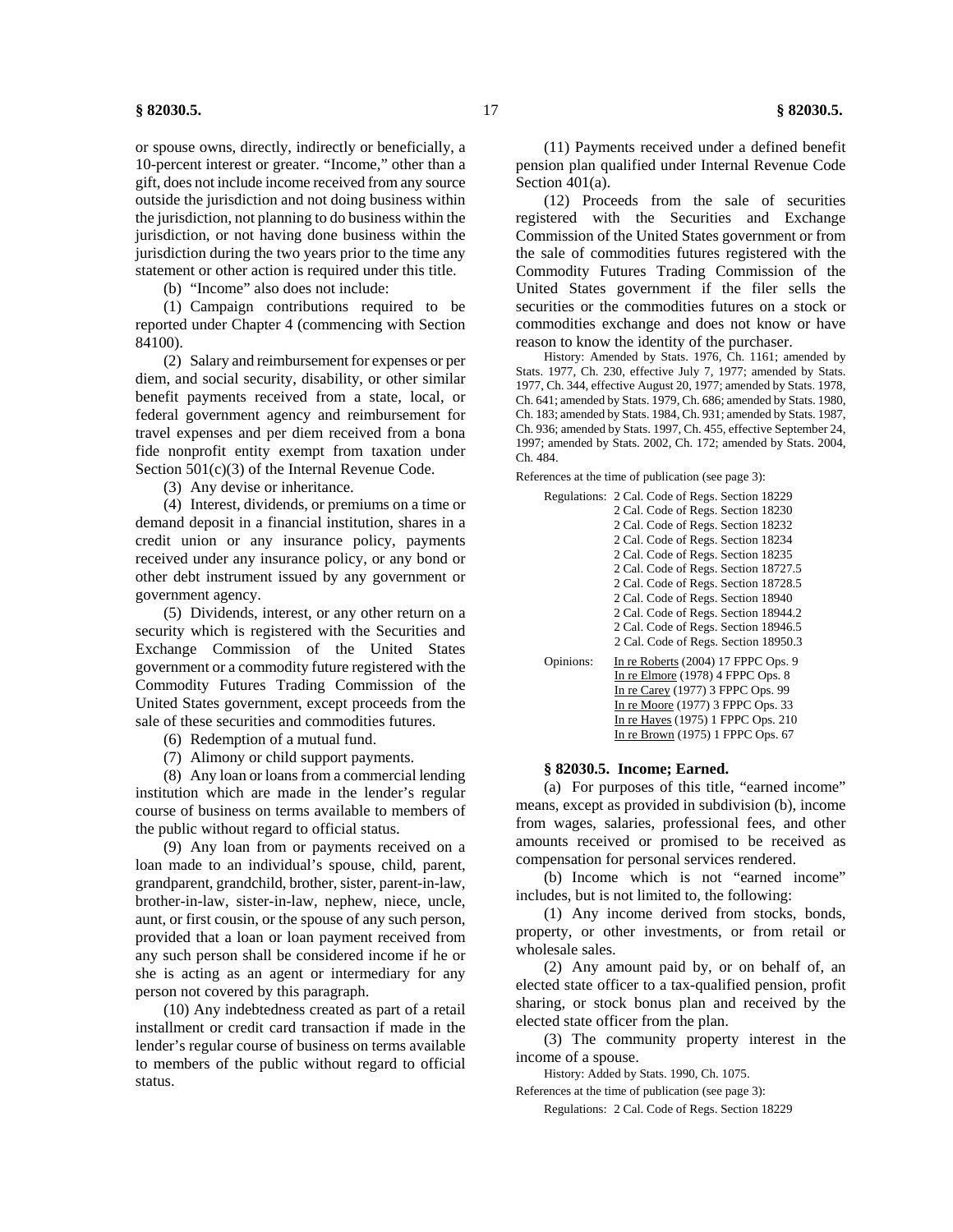or spouse owns, directly, indirectly or beneficially, a 10-percent interest or greater. "Income," other than a gift, does not include income received from any source outside the jurisdiction and not doing business within the jurisdiction, not planning to do business within the jurisdiction, or not having done business within the jurisdiction during the two years prior to the time any statement or other action is required under this title.

(b) "Income" also does not include:

(1) Campaign contributions required to be reported under Chapter 4 (commencing with Section 84100).

(2) Salary and reimbursement for expenses or per diem, and social security, disability, or other similar benefit payments received from a state, local, or federal government agency and reimbursement for travel expenses and per diem received from a bona fide nonprofit entity exempt from taxation under Section 501(c)(3) of the Internal Revenue Code.

(3) Any devise or inheritance.

(4) Interest, dividends, or premiums on a time or demand deposit in a financial institution, shares in a credit union or any insurance policy, payments received under any insurance policy, or any bond or other debt instrument issued by any government or government agency.

(5) Dividends, interest, or any other return on a security which is registered with the Securities and Exchange Commission of the United States government or a commodity future registered with the Commodity Futures Trading Commission of the United States government, except proceeds from the sale of these securities and commodities futures.

(6) Redemption of a mutual fund.

(7) Alimony or child support payments.

(8) Any loan or loans from a commercial lending institution which are made in the lender's regular course of business on terms available to members of the public without regard to official status.

(9) Any loan from or payments received on a loan made to an individual's spouse, child, parent, grandparent, grandchild, brother, sister, parent-in-law, brother-in-law, sister-in-law, nephew, niece, uncle, aunt, or first cousin, or the spouse of any such person, provided that a loan or loan payment received from any such person shall be considered income if he or she is acting as an agent or intermediary for any person not covered by this paragraph.

(10) Any indebtedness created as part of a retail installment or credit card transaction if made in the lender's regular course of business on terms available to members of the public without regard to official status.

(11) Payments received under a defined benefit pension plan qualified under Internal Revenue Code Section 401(a).

(12) Proceeds from the sale of securities registered with the Securities and Exchange Commission of the United States government or from the sale of commodities futures registered with the Commodity Futures Trading Commission of the United States government if the filer sells the securities or the commodities futures on a stock or commodities exchange and does not know or have reason to know the identity of the purchaser.

History: Amended by Stats. 1976, Ch. 1161; amended by Stats. 1977, Ch. 230, effective July 7, 1977; amended by Stats. 1977, Ch. 344, effective August 20, 1977; amended by Stats. 1978, Ch. 641; amended by Stats. 1979, Ch. 686; amended by Stats. 1980, Ch. 183; amended by Stats. 1984, Ch. 931; amended by Stats. 1987, Ch. 936; amended by Stats. 1997, Ch. 455, effective September 24, 1997; amended by Stats. 2002, Ch. 172; amended by Stats. 2004, Ch. 484.

References at the time of publication (see page 3):

Regulations: 2 Cal. Code of Regs. Section 18229
2 Cal. Code of Regs. Section 18230
2 Cal. Code of Regs. Section 18232
2 Cal. Code of Regs. Section 18234
2 Cal. Code of Regs. Section 18235
2 Cal. Code of Regs. Section 18727.5
2 Cal. Code of Regs. Section 18728.5
2 Cal. Code of Regs. Section 18940
2 Cal. Code of Regs. Section 18944.2
2 Cal. Code of Regs. Section 18946.5
2 Cal. Code of Regs. Section 18950.3

Opinions: In re Roberts (2004) 17 FPPC Ops. 9
In re Elmore (1978) 4 FPPC Ops. 8
In re Carey (1977) 3 FPPC Ops. 99
In re Moore (1977) 3 FPPC Ops. 33
In re Hayes (1975) 1 FPPC Ops. 210
In re Brown (1975) 1 FPPC Ops. 67

### § 82030.5. Income; Earned.

(a) For purposes of this title, "earned income" means, except as provided in subdivision (b), income from wages, salaries, professional fees, and other amounts received or promised to be received as compensation for personal services rendered.

(b) Income which is not "earned income" includes, but is not limited to, the following:

(1) Any income derived from stocks, bonds, property, or other investments, or from retail or wholesale sales.

(2) Any amount paid by, or on behalf of, an elected state officer to a tax-qualified pension, profit sharing, or stock bonus plan and received by the elected state officer from the plan.

(3) The community property interest in the income of a spouse.

History: Added by Stats. 1990, Ch. 1075.

References at the time of publication (see page 3):

Regulations: 2 Cal. Code of Regs. Section 18229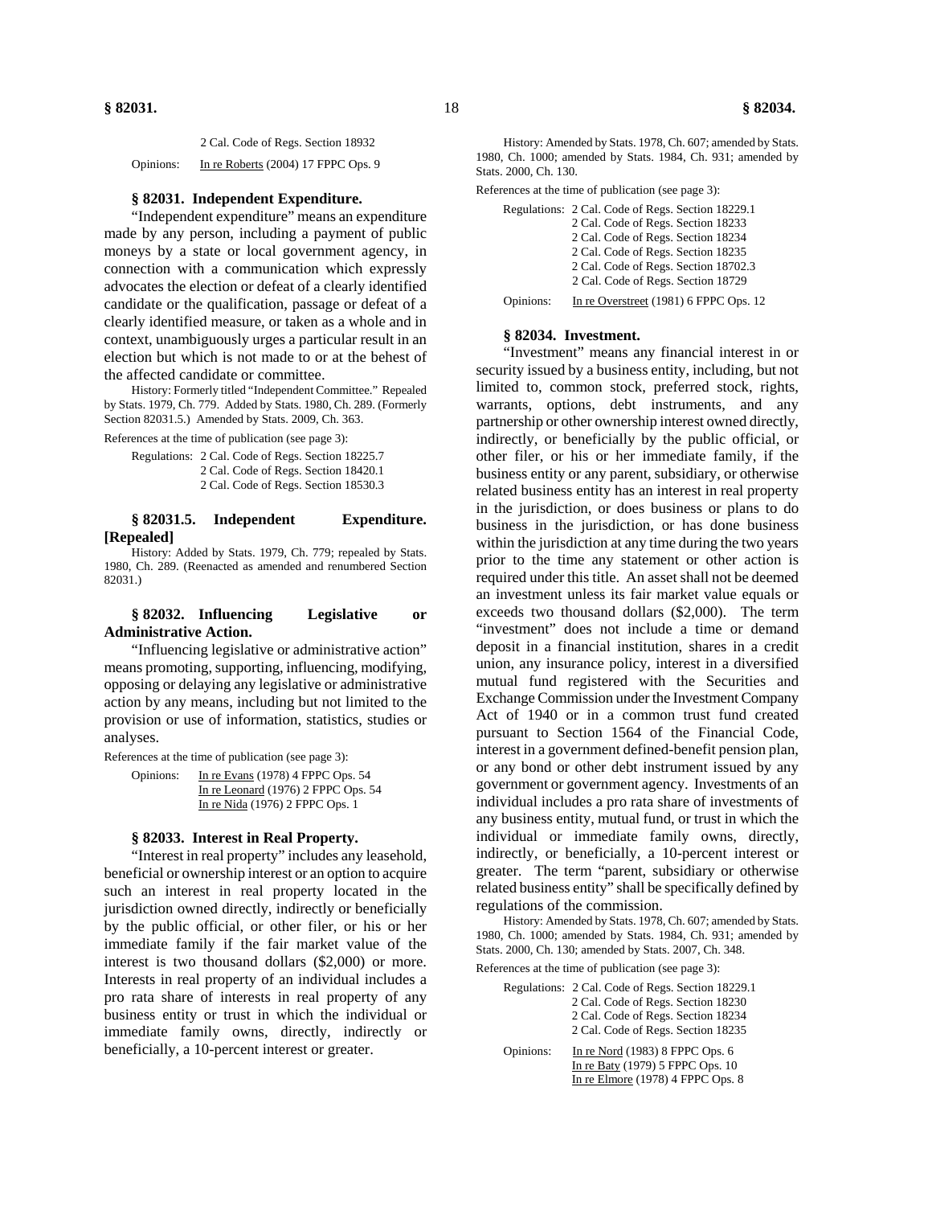2 Cal. Code of Regs. Section 18932

Opinions: In re Roberts (2004) 17 FPPC Ops. 9

### § 82031. Independent Expenditure.

"Independent expenditure" means an expenditure made by any person, including a payment of public moneys by a state or local government agency, in connection with a communication which expressly advocates the election or defeat of a clearly identified candidate or the qualification, passage or defeat of a clearly identified measure, or taken as a whole and in context, unambiguously urges a particular result in an election but which is not made to or at the behest of the affected candidate or committee.

History: Formerly titled "Independent Committee." Repealed by Stats. 1979, Ch. 779. Added by Stats. 1980, Ch. 289. (Formerly Section 82031.5.) Amended by Stats. 2009, Ch. 363.

References at the time of publication (see page 3):

Regulations: 2 Cal. Code of Regs. Section 18225.7
2 Cal. Code of Regs. Section 18420.1
2 Cal. Code of Regs. Section 18530.3

### § 82031.5. Independent Expenditure. [Repealed]

History: Added by Stats. 1979, Ch. 779; repealed by Stats. 1980, Ch. 289. (Reenacted as amended and renumbered Section 82031.)

### § 82032. Influencing Legislative or Administrative Action.

"Influencing legislative or administrative action" means promoting, supporting, influencing, modifying, opposing or delaying any legislative or administrative action by any means, including but not limited to the provision or use of information, statistics, studies or analyses.

References at the time of publication (see page 3):

Opinions: In re Evans (1978) 4 FPPC Ops. 54
In re Leonard (1976) 2 FPPC Ops. 54
In re Nida (1976) 2 FPPC Ops. 1

### § 82033. Interest in Real Property.

"Interest in real property" includes any leasehold, beneficial or ownership interest or an option to acquire such an interest in real property located in the jurisdiction owned directly, indirectly or beneficially by the public official, or other filer, or his or her immediate family if the fair market value of the interest is two thousand dollars ($2,000) or more. Interests in real property of an individual includes a pro rata share of interests in real property of any business entity or trust in which the individual or immediate family owns, directly, indirectly or beneficially, a 10-percent interest or greater.

History: Amended by Stats. 1978, Ch. 607; amended by Stats. 1980, Ch. 1000; amended by Stats. 1984, Ch. 931; amended by Stats. 2000, Ch. 130.

References at the time of publication (see page 3):

Regulations: 2 Cal. Code of Regs. Section 18229.1
2 Cal. Code of Regs. Section 18233
2 Cal. Code of Regs. Section 18234
2 Cal. Code of Regs. Section 18235
2 Cal. Code of Regs. Section 18702.3
2 Cal. Code of Regs. Section 18729

Opinions: In re Overstreet (1981) 6 FPPC Ops. 12

### § 82034. Investment.

"Investment" means any financial interest in or security issued by a business entity, including, but not limited to, common stock, preferred stock, rights, warrants, options, debt instruments, and any partnership or other ownership interest owned directly, indirectly, or beneficially by the public official, or other filer, or his or her immediate family, if the business entity or any parent, subsidiary, or otherwise related business entity has an interest in real property in the jurisdiction, or does business or plans to do business in the jurisdiction, or has done business within the jurisdiction at any time during the two years prior to the time any statement or other action is required under this title. An asset shall not be deemed an investment unless its fair market value equals or exceeds two thousand dollars ($2,000). The term "investment" does not include a time or demand deposit in a financial institution, shares in a credit union, any insurance policy, interest in a diversified mutual fund registered with the Securities and Exchange Commission under the Investment Company Act of 1940 or in a common trust fund created pursuant to Section 1564 of the Financial Code, interest in a government defined-benefit pension plan, or any bond or other debt instrument issued by any government or government agency. Investments of an individual includes a pro rata share of investments of any business entity, mutual fund, or trust in which the individual or immediate family owns, directly, indirectly, or beneficially, a 10-percent interest or greater. The term "parent, subsidiary or otherwise related business entity" shall be specifically defined by regulations of the commission.

History: Amended by Stats. 1978, Ch. 607; amended by Stats. 1980, Ch. 1000; amended by Stats. 1984, Ch. 931; amended by Stats. 2000, Ch. 130; amended by Stats. 2007, Ch. 348.

References at the time of publication (see page 3):

Regulations: 2 Cal. Code of Regs. Section 18229.1
2 Cal. Code of Regs. Section 18230
2 Cal. Code of Regs. Section 18234
2 Cal. Code of Regs. Section 18235

Opinions: In re Nord (1983) 8 FPPC Ops. 6
In re Baty (1979) 5 FPPC Ops. 10
In re Elmore (1978) 4 FPPC Ops. 8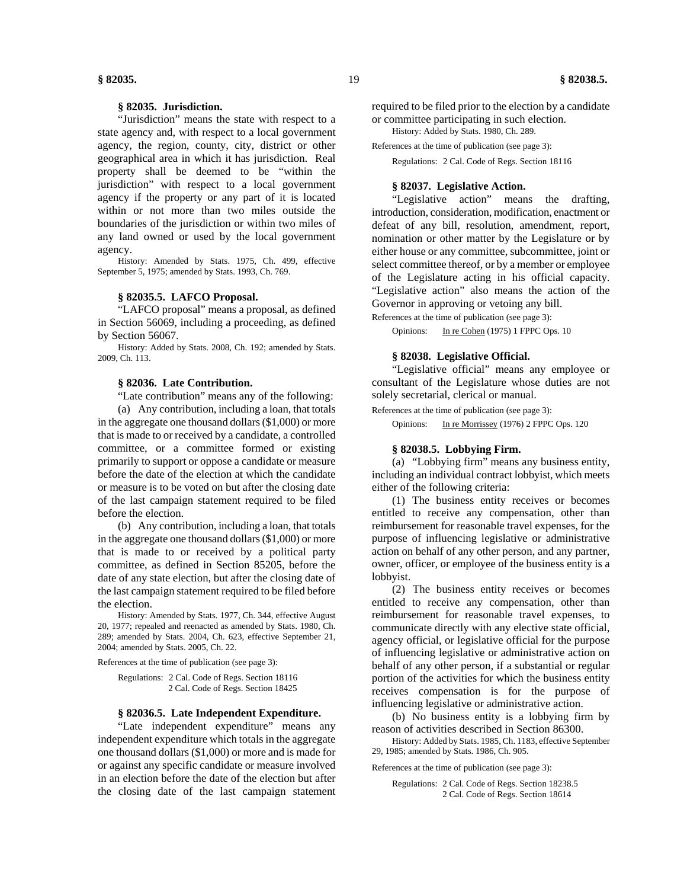### § 82035. Jurisdiction.

"Jurisdiction" means the state with respect to a state agency and, with respect to a local government agency, the region, county, city, district or other geographical area in which it has jurisdiction. Real property shall be deemed to be "within the jurisdiction" with respect to a local government agency if the property or any part of it is located within or not more than two miles outside the boundaries of the jurisdiction or within two miles of any land owned or used by the local government agency.

History: Amended by Stats. 1975, Ch. 499, effective September 5, 1975; amended by Stats. 1993, Ch. 769.

### § 82035.5. LAFCO Proposal.

"LAFCO proposal" means a proposal, as defined in Section 56069, including a proceeding, as defined by Section 56067.

History: Added by Stats. 2008, Ch. 192; amended by Stats. 2009, Ch. 113.

### § 82036. Late Contribution.

"Late contribution" means any of the following:

(a) Any contribution, including a loan, that totals in the aggregate one thousand dollars ($1,000) or more that is made to or received by a candidate, a controlled committee, or a committee formed or existing primarily to support or oppose a candidate or measure before the date of the election at which the candidate or measure is to be voted on but after the closing date of the last campaign statement required to be filed before the election.

(b) Any contribution, including a loan, that totals in the aggregate one thousand dollars ($1,000) or more that is made to or received by a political party committee, as defined in Section 85205, before the date of any state election, but after the closing date of the last campaign statement required to be filed before the election.

History: Amended by Stats. 1977, Ch. 344, effective August 20, 1977; repealed and reenacted as amended by Stats. 1980, Ch. 289; amended by Stats. 2004, Ch. 623, effective September 21, 2004; amended by Stats. 2005, Ch. 22.

References at the time of publication (see page 3):

Regulations: 2 Cal. Code of Regs. Section 18116
2 Cal. Code of Regs. Section 18425

### § 82036.5. Late Independent Expenditure.

"Late independent expenditure" means any independent expenditure which totals in the aggregate one thousand dollars ($1,000) or more and is made for or against any specific candidate or measure involved in an election before the date of the election but after the closing date of the last campaign statement required to be filed prior to the election by a candidate or committee participating in such election.

History: Added by Stats. 1980, Ch. 289.

References at the time of publication (see page 3):

Regulations: 2 Cal. Code of Regs. Section 18116

### § 82037. Legislative Action.

"Legislative action" means the drafting, introduction, consideration, modification, enactment or defeat of any bill, resolution, amendment, report, nomination or other matter by the Legislature or by either house or any committee, subcommittee, joint or select committee thereof, or by a member or employee of the Legislature acting in his official capacity. "Legislative action" also means the action of the Governor in approving or vetoing any bill.

References at the time of publication (see page 3):

Opinions: In re Cohen (1975) 1 FPPC Ops. 10

### § 82038. Legislative Official.

"Legislative official" means any employee or consultant of the Legislature whose duties are not solely secretarial, clerical or manual.

References at the time of publication (see page 3):

Opinions: In re Morrissey (1976) 2 FPPC Ops. 120

### § 82038.5. Lobbying Firm.

(a) "Lobbying firm" means any business entity, including an individual contract lobbyist, which meets either of the following criteria:

(1) The business entity receives or becomes entitled to receive any compensation, other than reimbursement for reasonable travel expenses, for the purpose of influencing legislative or administrative action on behalf of any other person, and any partner, owner, officer, or employee of the business entity is a lobbyist.

(2) The business entity receives or becomes entitled to receive any compensation, other than reimbursement for reasonable travel expenses, to communicate directly with any elective state official, agency official, or legislative official for the purpose of influencing legislative or administrative action on behalf of any other person, if a substantial or regular portion of the activities for which the business entity receives compensation is for the purpose of influencing legislative or administrative action.

(b) No business entity is a lobbying firm by reason of activities described in Section 86300.

History: Added by Stats. 1985, Ch. 1183, effective September 29, 1985; amended by Stats. 1986, Ch. 905.

References at the time of publication (see page 3):

Regulations: 2 Cal. Code of Regs. Section 18238.5
2 Cal. Code of Regs. Section 18614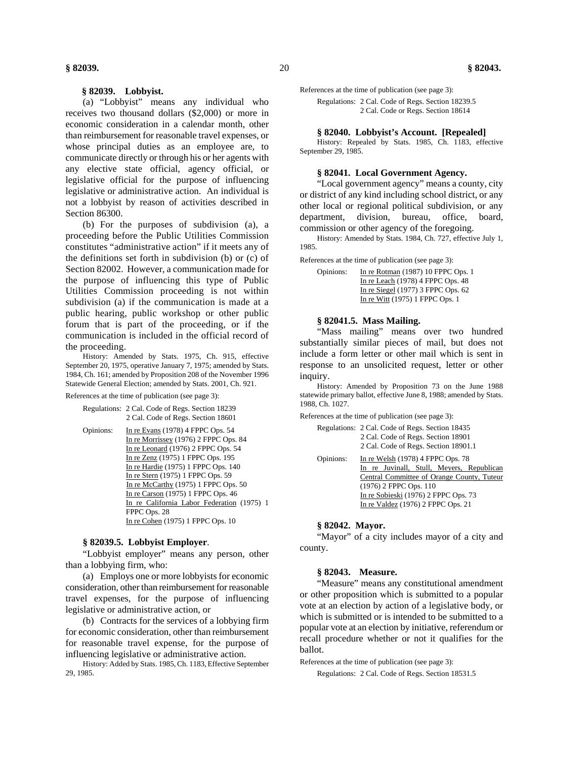### § 82039. Lobbyist.

(a) "Lobbyist" means any individual who receives two thousand dollars ($2,000) or more in economic consideration in a calendar month, other than reimbursement for reasonable travel expenses, or whose principal duties as an employee are, to communicate directly or through his or her agents with any elective state official, agency official, or legislative official for the purpose of influencing legislative or administrative action. An individual is not a lobbyist by reason of activities described in Section 86300.

(b) For the purposes of subdivision (a), a proceeding before the Public Utilities Commission constitutes "administrative action" if it meets any of the definitions set forth in subdivision (b) or (c) of Section 82002. However, a communication made for the purpose of influencing this type of Public Utilities Commission proceeding is not within subdivision (a) if the communication is made at a public hearing, public workshop or other public forum that is part of the proceeding, or if the communication is included in the official record of the proceeding.

History: Amended by Stats. 1975, Ch. 915, effective September 20, 1975, operative January 7, 1975; amended by Stats. 1984, Ch. 161; amended by Proposition 208 of the November 1996 Statewide General Election; amended by Stats. 2001, Ch. 921.

References at the time of publication (see page 3):

Regulations: 2 Cal. Code of Regs. Section 18239
2 Cal. Code of Regs. Section 18601

Opinions: In re Evans (1978) 4 FPPC Ops. 54
In re Morrissey (1976) 2 FPPC Ops. 84
In re Leonard (1976) 2 FPPC Ops. 54
In re Zenz (1975) 1 FPPC Ops. 195
In re Hardie (1975) 1 FPPC Ops. 140
In re Stern (1975) 1 FPPC Ops. 59
In re McCarthy (1975) 1 FPPC Ops. 50
In re Carson (1975) 1 FPPC Ops. 46
In re California Labor Federation (1975) 1 FPPC Ops. 28
In re Cohen (1975) 1 FPPC Ops. 10

### § 82039.5. Lobbyist Employer.

"Lobbyist employer" means any person, other than a lobbying firm, who:

(a) Employs one or more lobbyists for economic consideration, other than reimbursement for reasonable travel expenses, for the purpose of influencing legislative or administrative action, or

(b) Contracts for the services of a lobbying firm for economic consideration, other than reimbursement for reasonable travel expense, for the purpose of influencing legislative or administrative action.

History: Added by Stats. 1985, Ch. 1183, Effective September 29, 1985.

References at the time of publication (see page 3):

Regulations: 2 Cal. Code of Regs. Section 18239.5
2 Cal. Code or Regs. Section 18614

### § 82040. Lobbyist's Account. [Repealed]

History: Repealed by Stats. 1985, Ch. 1183, effective September 29, 1985.

### § 82041. Local Government Agency.

"Local government agency" means a county, city or district of any kind including school district, or any other local or regional political subdivision, or any department, division, bureau, office, board, commission or other agency of the foregoing.

History: Amended by Stats. 1984, Ch. 727, effective July 1, 1985.

References at the time of publication (see page 3):

Opinions: In re Rotman (1987) 10 FPPC Ops. 1
In re Leach (1978) 4 FPPC Ops. 48
In re Siegel (1977) 3 FPPC Ops. 62
In re Witt (1975) 1 FPPC Ops. 1

### § 82041.5. Mass Mailing.

"Mass mailing" means over two hundred substantially similar pieces of mail, but does not include a form letter or other mail which is sent in response to an unsolicited request, letter or other inquiry.

History: Amended by Proposition 73 on the June 1988 statewide primary ballot, effective June 8, 1988; amended by Stats. 1988, Ch. 1027.

References at the time of publication (see page 3):

Regulations: 2 Cal. Code of Regs. Section 18435
2 Cal. Code of Regs. Section 18901
2 Cal. Code of Regs. Section 18901.1

Opinions: In re Welsh (1978) 4 FPPC Ops. 78
In re Juvinall, Stull, Meyers, Republican Central Committee of Orange County, Tuteur (1976) 2 FPPC Ops. 110
In re Sobieski (1976) 2 FPPC Ops. 73
In re Valdez (1976) 2 FPPC Ops. 21

### § 82042. Mayor.

"Mayor" of a city includes mayor of a city and county.

### § 82043. Measure.

"Measure" means any constitutional amendment or other proposition which is submitted to a popular vote at an election by action of a legislative body, or which is submitted or is intended to be submitted to a popular vote at an election by initiative, referendum or recall procedure whether or not it qualifies for the ballot.

References at the time of publication (see page 3):

Regulations: 2 Cal. Code of Regs. Section 18531.5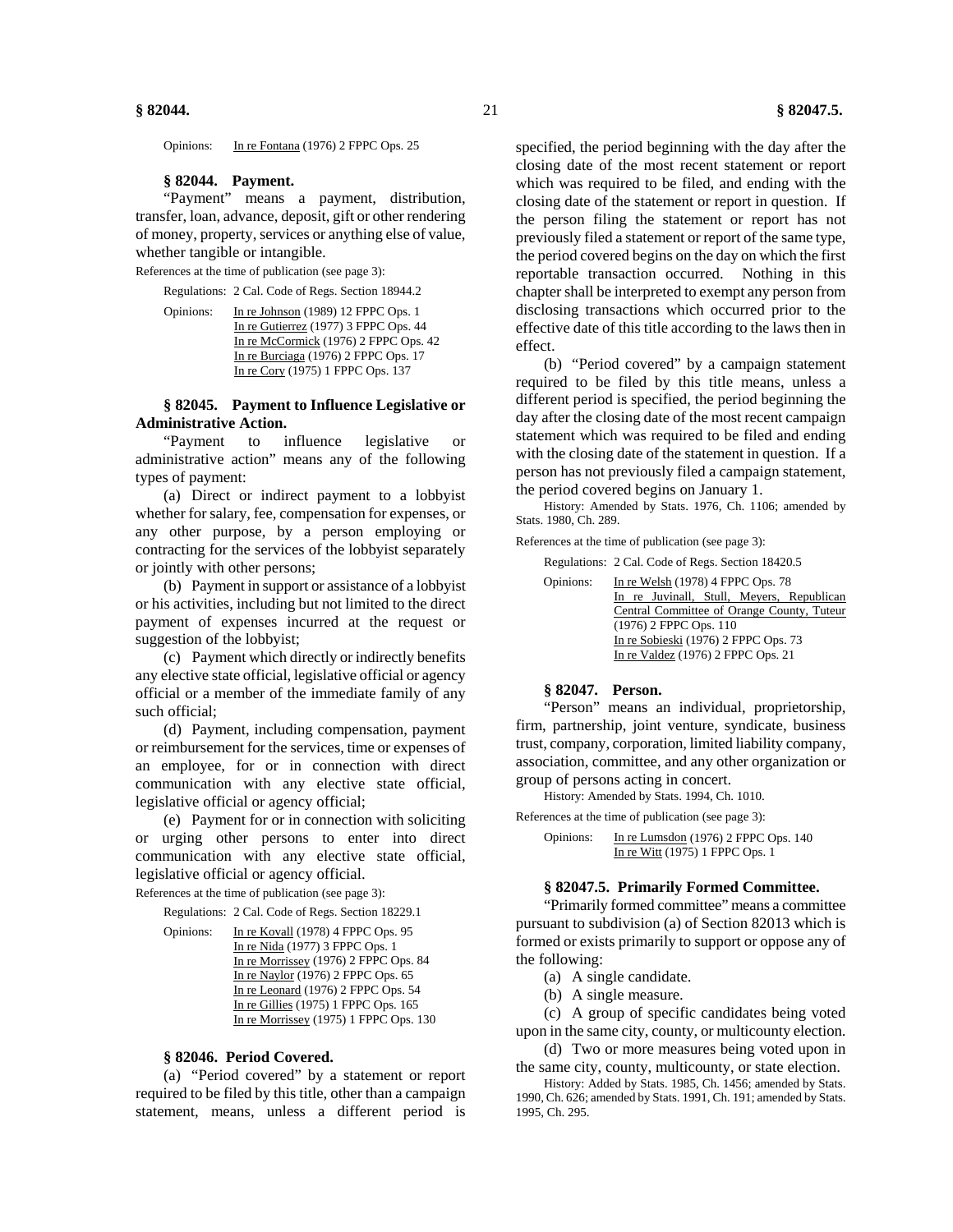Opinions: In re Fontana (1976) 2 FPPC Ops. 25

### § 82044. Payment.

"Payment" means a payment, distribution, transfer, loan, advance, deposit, gift or other rendering of money, property, services or anything else of value, whether tangible or intangible.

References at the time of publication (see page 3):

Regulations: 2 Cal. Code of Regs. Section 18944.2

Opinions: In re Johnson (1989) 12 FPPC Ops. 1
In re Gutierrez (1977) 3 FPPC Ops. 44
In re McCormick (1976) 2 FPPC Ops. 42
In re Burciaga (1976) 2 FPPC Ops. 17
In re Cory (1975) 1 FPPC Ops. 137

### § 82045. Payment to Influence Legislative or Administrative Action.

"Payment to influence legislative or administrative action" means any of the following types of payment:

(a) Direct or indirect payment to a lobbyist whether for salary, fee, compensation for expenses, or any other purpose, by a person employing or contracting for the services of the lobbyist separately or jointly with other persons;

(b) Payment in support or assistance of a lobbyist or his activities, including but not limited to the direct payment of expenses incurred at the request or suggestion of the lobbyist;

(c) Payment which directly or indirectly benefits any elective state official, legislative official or agency official or a member of the immediate family of any such official;

(d) Payment, including compensation, payment or reimbursement for the services, time or expenses of an employee, for or in connection with direct communication with any elective state official, legislative official or agency official;

(e) Payment for or in connection with soliciting or urging other persons to enter into direct communication with any elective state official, legislative official or agency official.

References at the time of publication (see page 3):

Regulations: 2 Cal. Code of Regs. Section 18229.1

Opinions: In re Kovall (1978) 4 FPPC Ops. 95
In re Nida (1977) 3 FPPC Ops. 1
In re Morrissey (1976) 2 FPPC Ops. 84
In re Naylor (1976) 2 FPPC Ops. 65
In re Leonard (1976) 2 FPPC Ops. 54
In re Gillies (1975) 1 FPPC Ops. 165
In re Morrissey (1975) 1 FPPC Ops. 130

### § 82046. Period Covered.

(a) "Period covered" by a statement or report required to be filed by this title, other than a campaign statement, means, unless a different period is specified, the period beginning with the day after the closing date of the most recent statement or report which was required to be filed, and ending with the closing date of the statement or report in question. If the person filing the statement or report has not previously filed a statement or report of the same type, the period covered begins on the day on which the first reportable transaction occurred. Nothing in this chapter shall be interpreted to exempt any person from disclosing transactions which occurred prior to the effective date of this title according to the laws then in effect.

(b) "Period covered" by a campaign statement required to be filed by this title means, unless a different period is specified, the period beginning the day after the closing date of the most recent campaign statement which was required to be filed and ending with the closing date of the statement in question. If a person has not previously filed a campaign statement, the period covered begins on January 1.

History: Amended by Stats. 1976, Ch. 1106; amended by Stats. 1980, Ch. 289.

References at the time of publication (see page 3):

Regulations: 2 Cal. Code of Regs. Section 18420.5

Opinions: In re Welsh (1978) 4 FPPC Ops. 78
In re Juvinall, Stull, Meyers, Republican Central Committee of Orange County, Tuteur (1976) 2 FPPC Ops. 110
In re Sobieski (1976) 2 FPPC Ops. 73
In re Valdez (1976) 2 FPPC Ops. 21

### § 82047. Person.

"Person" means an individual, proprietorship, firm, partnership, joint venture, syndicate, business trust, company, corporation, limited liability company, association, committee, and any other organization or group of persons acting in concert.

History: Amended by Stats. 1994, Ch. 1010.

References at the time of publication (see page 3):

Opinions: In re Lumsdon (1976) 2 FPPC Ops. 140
In re Witt (1975) 1 FPPC Ops. 1

### § 82047.5. Primarily Formed Committee.

"Primarily formed committee" means a committee pursuant to subdivision (a) of Section 82013 which is formed or exists primarily to support or oppose any of the following:

(a) A single candidate.

(b) A single measure.

(c) A group of specific candidates being voted upon in the same city, county, or multicounty election.

(d) Two or more measures being voted upon in the same city, county, multicounty, or state election.

History: Added by Stats. 1985, Ch. 1456; amended by Stats. 1990, Ch. 626; amended by Stats. 1991, Ch. 191; amended by Stats. 1995, Ch. 295.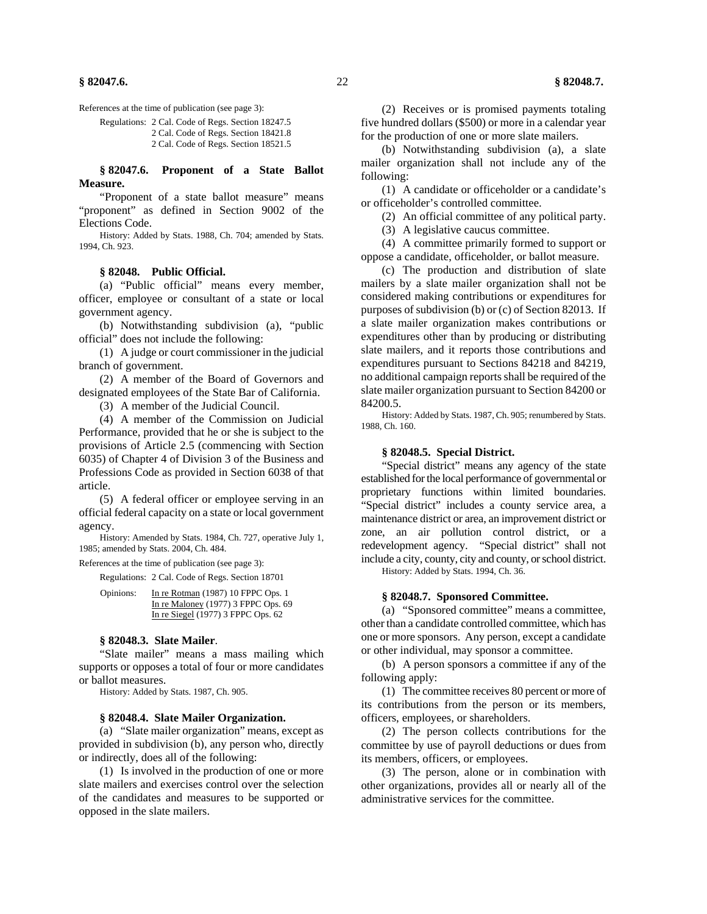References at the time of publication (see page 3):

Regulations: 2 Cal. Code of Regs. Section 18247.5
2 Cal. Code of Regs. Section 18421.8
2 Cal. Code of Regs. Section 18521.5

### § 82047.6. Proponent of a State Ballot Measure.

"Proponent of a state ballot measure" means "proponent" as defined in Section 9002 of the Elections Code.

History: Added by Stats. 1988, Ch. 704; amended by Stats. 1994, Ch. 923.

### § 82048. Public Official.

(a) "Public official" means every member, officer, employee or consultant of a state or local government agency.

(b) Notwithstanding subdivision (a), "public official" does not include the following:

(1) A judge or court commissioner in the judicial branch of government.

(2) A member of the Board of Governors and designated employees of the State Bar of California.

(3) A member of the Judicial Council.

(4) A member of the Commission on Judicial Performance, provided that he or she is subject to the provisions of Article 2.5 (commencing with Section 6035) of Chapter 4 of Division 3 of the Business and Professions Code as provided in Section 6038 of that article.

(5) A federal officer or employee serving in an official federal capacity on a state or local government agency.

History: Amended by Stats. 1984, Ch. 727, operative July 1, 1985; amended by Stats. 2004, Ch. 484.

References at the time of publication (see page 3):

Regulations: 2 Cal. Code of Regs. Section 18701

Opinions: In re Rotman (1987) 10 FPPC Ops. 1
In re Maloney (1977) 3 FPPC Ops. 69
In re Siegel (1977) 3 FPPC Ops. 62

### § 82048.3. Slate Mailer.

"Slate mailer" means a mass mailing which supports or opposes a total of four or more candidates or ballot measures.

History: Added by Stats. 1987, Ch. 905.

### § 82048.4. Slate Mailer Organization.

(a) "Slate mailer organization" means, except as provided in subdivision (b), any person who, directly or indirectly, does all of the following:

(1) Is involved in the production of one or more slate mailers and exercises control over the selection of the candidates and measures to be supported or opposed in the slate mailers.

(2) Receives or is promised payments totaling five hundred dollars ($500) or more in a calendar year for the production of one or more slate mailers.

(b) Notwithstanding subdivision (a), a slate mailer organization shall not include any of the following:

(1) A candidate or officeholder or a candidate's or officeholder's controlled committee.

(2) An official committee of any political party.

(3) A legislative caucus committee.

(4) A committee primarily formed to support or oppose a candidate, officeholder, or ballot measure.

(c) The production and distribution of slate mailers by a slate mailer organization shall not be considered making contributions or expenditures for purposes of subdivision (b) or (c) of Section 82013. If a slate mailer organization makes contributions or expenditures other than by producing or distributing slate mailers, and it reports those contributions and expenditures pursuant to Sections 84218 and 84219, no additional campaign reports shall be required of the slate mailer organization pursuant to Section 84200 or 84200.5.

History: Added by Stats. 1987, Ch. 905; renumbered by Stats. 1988, Ch. 160.

### § 82048.5. Special District.

"Special district" means any agency of the state established for the local performance of governmental or proprietary functions within limited boundaries. "Special district" includes a county service area, a maintenance district or area, an improvement district or zone, an air pollution control district, or a redevelopment agency. "Special district" shall not include a city, county, city and county, or school district.

History: Added by Stats. 1994, Ch. 36.

### § 82048.7. Sponsored Committee.

(a) "Sponsored committee" means a committee, other than a candidate controlled committee, which has one or more sponsors. Any person, except a candidate or other individual, may sponsor a committee.

(b) A person sponsors a committee if any of the following apply:

(1) The committee receives 80 percent or more of its contributions from the person or its members, officers, employees, or shareholders.

(2) The person collects contributions for the committee by use of payroll deductions or dues from its members, officers, or employees.

(3) The person, alone or in combination with other organizations, provides all or nearly all of the administrative services for the committee.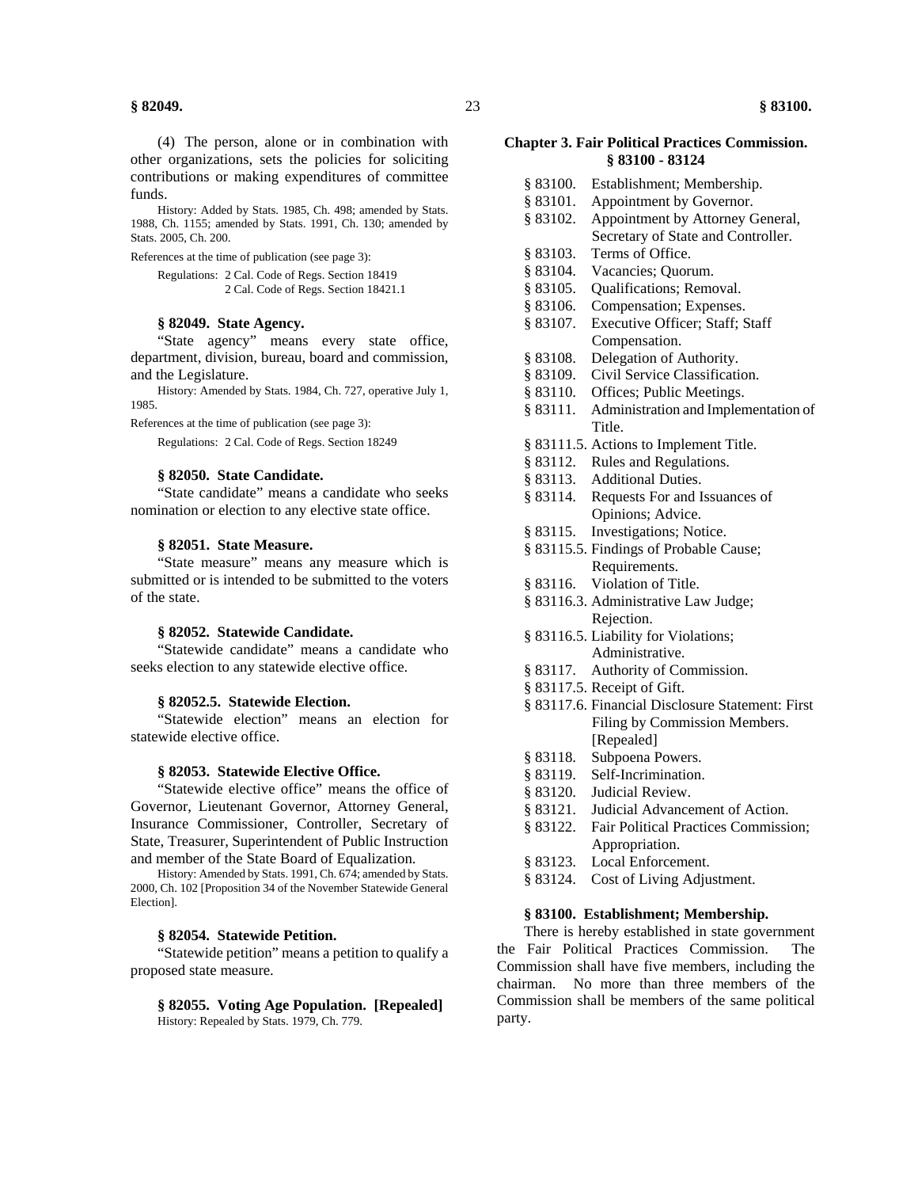(4) The person, alone or in combination with other organizations, sets the policies for soliciting contributions or making expenditures of committee funds.

History: Added by Stats. 1985, Ch. 498; amended by Stats. 1988, Ch. 1155; amended by Stats. 1991, Ch. 130; amended by Stats. 2005, Ch. 200.

References at the time of publication (see page 3):

Regulations: 2 Cal. Code of Regs. Section 18419
2 Cal. Code of Regs. Section 18421.1

#### § 82049. State Agency.

"State agency" means every state office, department, division, bureau, board and commission, and the Legislature.

History: Amended by Stats. 1984, Ch. 727, operative July 1, 1985.

References at the time of publication (see page 3):

Regulations: 2 Cal. Code of Regs. Section 18249

#### § 82050. State Candidate.

"State candidate" means a candidate who seeks nomination or election to any elective state office.

#### § 82051. State Measure.

"State measure" means any measure which is submitted or is intended to be submitted to the voters of the state.

#### § 82052. Statewide Candidate.

"Statewide candidate" means a candidate who seeks election to any statewide elective office.

#### § 82052.5. Statewide Election.

"Statewide election" means an election for statewide elective office.

#### § 82053. Statewide Elective Office.

"Statewide elective office" means the office of Governor, Lieutenant Governor, Attorney General, Insurance Commissioner, Controller, Secretary of State, Treasurer, Superintendent of Public Instruction and member of the State Board of Equalization.

History: Amended by Stats. 1991, Ch. 674; amended by Stats. 2000, Ch. 102 [Proposition 34 of the November Statewide General Election].

#### § 82054. Statewide Petition.

"Statewide petition" means a petition to qualify a proposed state measure.

#### § 82055. Voting Age Population. [Repealed]

History: Repealed by Stats. 1979, Ch. 779.

## Chapter 3. Fair Political Practices Commission. § 83100 - 83124

- § 83100. Establishment; Membership.
- § 83101. Appointment by Governor.
- § 83102. Appointment by Attorney General, Secretary of State and Controller.
- § 83103. Terms of Office.
- § 83104. Vacancies; Quorum.
- § 83105. Qualifications; Removal.
- § 83106. Compensation; Expenses.
- § 83107. Executive Officer; Staff; Staff Compensation.
- § 83108. Delegation of Authority.
- § 83109. Civil Service Classification.
- § 83110. Offices; Public Meetings.
- § 83111. Administration and Implementation of Title.
- § 83111.5. Actions to Implement Title.
- § 83112. Rules and Regulations.
- § 83113. Additional Duties.
- § 83114. Requests For and Issuances of Opinions; Advice.
- § 83115. Investigations; Notice.
- § 83115.5. Findings of Probable Cause; Requirements.
- § 83116. Violation of Title.
- § 83116.3. Administrative Law Judge; Rejection.
- § 83116.5. Liability for Violations; Administrative.
- § 83117. Authority of Commission.
- § 83117.5. Receipt of Gift.
- § 83117.6. Financial Disclosure Statement: First Filing by Commission Members. [Repealed]
- § 83118. Subpoena Powers.
- § 83119. Self-Incrimination.
- § 83120. Judicial Review.
- § 83121. Judicial Advancement of Action.
- § 83122. Fair Political Practices Commission; Appropriation.
- § 83123. Local Enforcement.
- § 83124. Cost of Living Adjustment.

#### § 83100. Establishment; Membership.

There is hereby established in state government the Fair Political Practices Commission. The Commission shall have five members, including the chairman. No more than three members of the Commission shall be members of the same political party.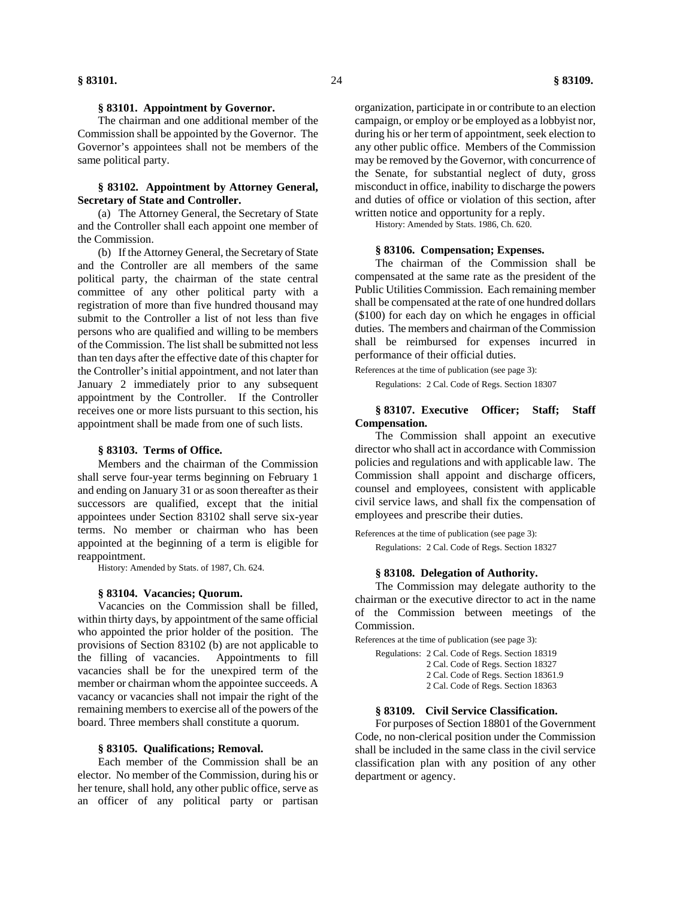### § 83101. Appointment by Governor.

The chairman and one additional member of the Commission shall be appointed by the Governor. The Governor's appointees shall not be members of the same political party.

### § 83102. Appointment by Attorney General, Secretary of State and Controller.

(a) The Attorney General, the Secretary of State and the Controller shall each appoint one member of the Commission.

(b) If the Attorney General, the Secretary of State and the Controller are all members of the same political party, the chairman of the state central committee of any other political party with a registration of more than five hundred thousand may submit to the Controller a list of not less than five persons who are qualified and willing to be members of the Commission. The list shall be submitted not less than ten days after the effective date of this chapter for the Controller's initial appointment, and not later than January 2 immediately prior to any subsequent appointment by the Controller. If the Controller receives one or more lists pursuant to this section, his appointment shall be made from one of such lists.

### § 83103. Terms of Office.

Members and the chairman of the Commission shall serve four-year terms beginning on February 1 and ending on January 31 or as soon thereafter as their successors are qualified, except that the initial appointees under Section 83102 shall serve six-year terms. No member or chairman who has been appointed at the beginning of a term is eligible for reappointment.

History: Amended by Stats. of 1987, Ch. 624.

### § 83104. Vacancies; Quorum.

Vacancies on the Commission shall be filled, within thirty days, by appointment of the same official who appointed the prior holder of the position. The provisions of Section 83102 (b) are not applicable to the filling of vacancies. Appointments to fill vacancies shall be for the unexpired term of the member or chairman whom the appointee succeeds. A vacancy or vacancies shall not impair the right of the remaining members to exercise all of the powers of the board. Three members shall constitute a quorum.

### § 83105. Qualifications; Removal.

Each member of the Commission shall be an elector. No member of the Commission, during his or her tenure, shall hold, any other public office, serve as an officer of any political party or partisan organization, participate in or contribute to an election campaign, or employ or be employed as a lobbyist nor, during his or her term of appointment, seek election to any other public office. Members of the Commission may be removed by the Governor, with concurrence of the Senate, for substantial neglect of duty, gross misconduct in office, inability to discharge the powers and duties of office or violation of this section, after written notice and opportunity for a reply.

History: Amended by Stats. 1986, Ch. 620.

### § 83106. Compensation; Expenses.

The chairman of the Commission shall be compensated at the same rate as the president of the Public Utilities Commission. Each remaining member shall be compensated at the rate of one hundred dollars ($100) for each day on which he engages in official duties. The members and chairman of the Commission shall be reimbursed for expenses incurred in performance of their official duties.

References at the time of publication (see page 3):

Regulations: 2 Cal. Code of Regs. Section 18307

### § 83107. Executive Officer; Staff; Staff Compensation.

The Commission shall appoint an executive director who shall act in accordance with Commission policies and regulations and with applicable law. The Commission shall appoint and discharge officers, counsel and employees, consistent with applicable civil service laws, and shall fix the compensation of employees and prescribe their duties.

References at the time of publication (see page 3):

Regulations: 2 Cal. Code of Regs. Section 18327

### § 83108. Delegation of Authority.

The Commission may delegate authority to the chairman or the executive director to act in the name of the Commission between meetings of the Commission.

References at the time of publication (see page 3):

Regulations: 2 Cal. Code of Regs. Section 18319
2 Cal. Code of Regs. Section 18327
2 Cal. Code of Regs. Section 18361.9
2 Cal. Code of Regs. Section 18363

### § 83109. Civil Service Classification.

For purposes of Section 18801 of the Government Code, no non-clerical position under the Commission shall be included in the same class in the civil service classification plan with any position of any other department or agency.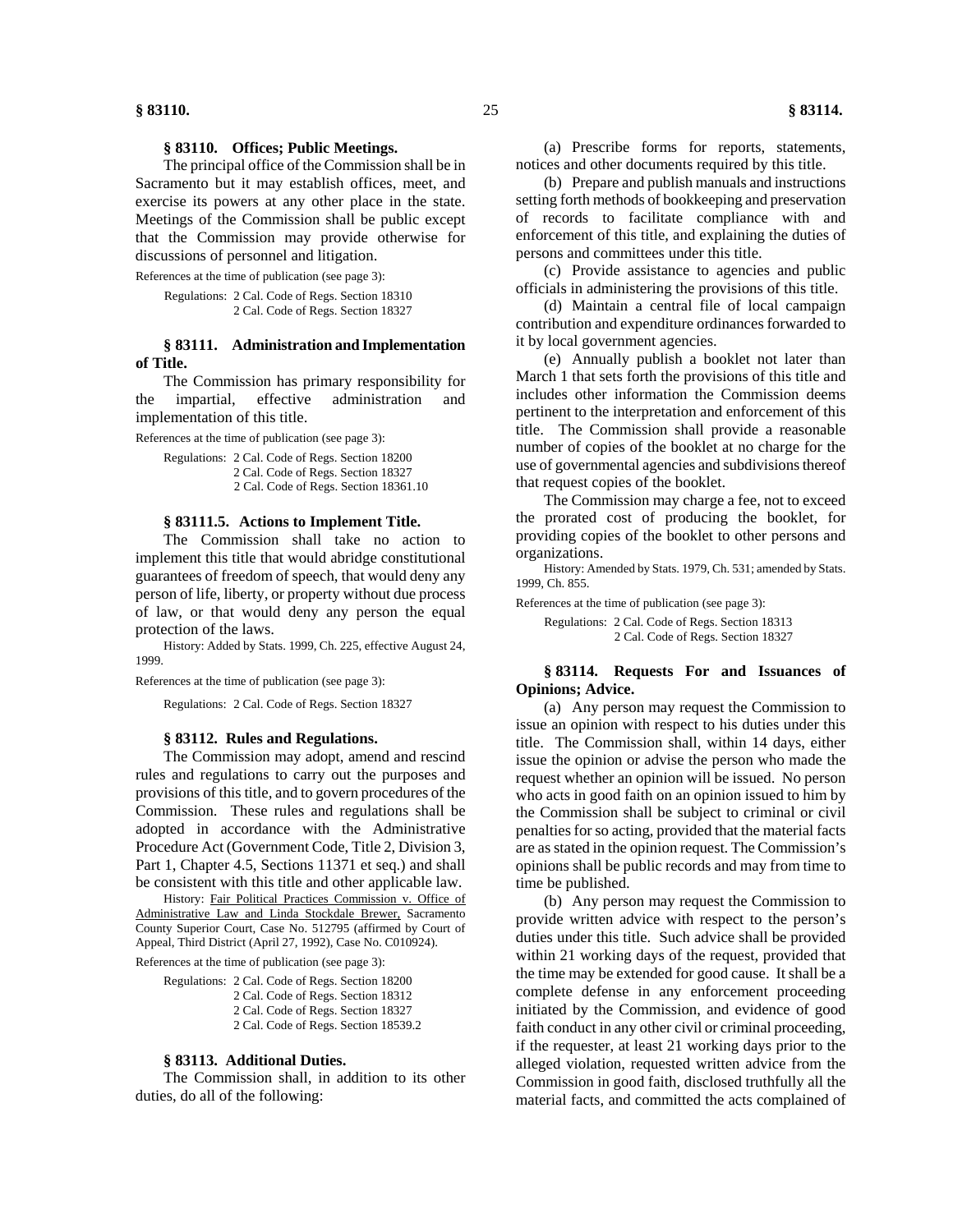### § 83110. Offices; Public Meetings.

The principal office of the Commission shall be in Sacramento but it may establish offices, meet, and exercise its powers at any other place in the state. Meetings of the Commission shall be public except that the Commission may provide otherwise for discussions of personnel and litigation.

References at the time of publication (see page 3):

Regulations: 2 Cal. Code of Regs. Section 18310
2 Cal. Code of Regs. Section 18327

### § 83111. Administration and Implementation of Title.

The Commission has primary responsibility for the impartial, effective administration and implementation of this title.

References at the time of publication (see page 3):

Regulations: 2 Cal. Code of Regs. Section 18200
2 Cal. Code of Regs. Section 18327
2 Cal. Code of Regs. Section 18361.10

### § 83111.5. Actions to Implement Title.

The Commission shall take no action to implement this title that would abridge constitutional guarantees of freedom of speech, that would deny any person of life, liberty, or property without due process of law, or that would deny any person the equal protection of the laws.

History: Added by Stats. 1999, Ch. 225, effective August 24, 1999.

References at the time of publication (see page 3):

Regulations: 2 Cal. Code of Regs. Section 18327

### § 83112. Rules and Regulations.

The Commission may adopt, amend and rescind rules and regulations to carry out the purposes and provisions of this title, and to govern procedures of the Commission. These rules and regulations shall be adopted in accordance with the Administrative Procedure Act (Government Code, Title 2, Division 3, Part 1, Chapter 4.5, Sections 11371 et seq.) and shall be consistent with this title and other applicable law.

History: Fair Political Practices Commission v. Office of Administrative Law and Linda Stockdale Brewer, Sacramento County Superior Court, Case No. 512795 (affirmed by Court of Appeal, Third District (April 27, 1992), Case No. C010924).

References at the time of publication (see page 3):

Regulations: 2 Cal. Code of Regs. Section 18200
2 Cal. Code of Regs. Section 18312
2 Cal. Code of Regs. Section 18327
2 Cal. Code of Regs. Section 18539.2

### § 83113. Additional Duties.

The Commission shall, in addition to its other duties, do all of the following:

(a) Prescribe forms for reports, statements, notices and other documents required by this title.

(b) Prepare and publish manuals and instructions setting forth methods of bookkeeping and preservation of records to facilitate compliance with and enforcement of this title, and explaining the duties of persons and committees under this title.

(c) Provide assistance to agencies and public officials in administering the provisions of this title.

(d) Maintain a central file of local campaign contribution and expenditure ordinances forwarded to it by local government agencies.

(e) Annually publish a booklet not later than March 1 that sets forth the provisions of this title and includes other information the Commission deems pertinent to the interpretation and enforcement of this title. The Commission shall provide a reasonable number of copies of the booklet at no charge for the use of governmental agencies and subdivisions thereof that request copies of the booklet.

The Commission may charge a fee, not to exceed the prorated cost of producing the booklet, for providing copies of the booklet to other persons and organizations.

History: Amended by Stats. 1979, Ch. 531; amended by Stats. 1999, Ch. 855.

References at the time of publication (see page 3):

Regulations: 2 Cal. Code of Regs. Section 18313
2 Cal. Code of Regs. Section 18327

### § 83114. Requests For and Issuances of Opinions; Advice.

(a) Any person may request the Commission to issue an opinion with respect to his duties under this title. The Commission shall, within 14 days, either issue the opinion or advise the person who made the request whether an opinion will be issued. No person who acts in good faith on an opinion issued to him by the Commission shall be subject to criminal or civil penalties for so acting, provided that the material facts are as stated in the opinion request. The Commission's opinions shall be public records and may from time to time be published.

(b) Any person may request the Commission to provide written advice with respect to the person's duties under this title. Such advice shall be provided within 21 working days of the request, provided that the time may be extended for good cause. It shall be a complete defense in any enforcement proceeding initiated by the Commission, and evidence of good faith conduct in any other civil or criminal proceeding, if the requester, at least 21 working days prior to the alleged violation, requested written advice from the Commission in good faith, disclosed truthfully all the material facts, and committed the acts complained of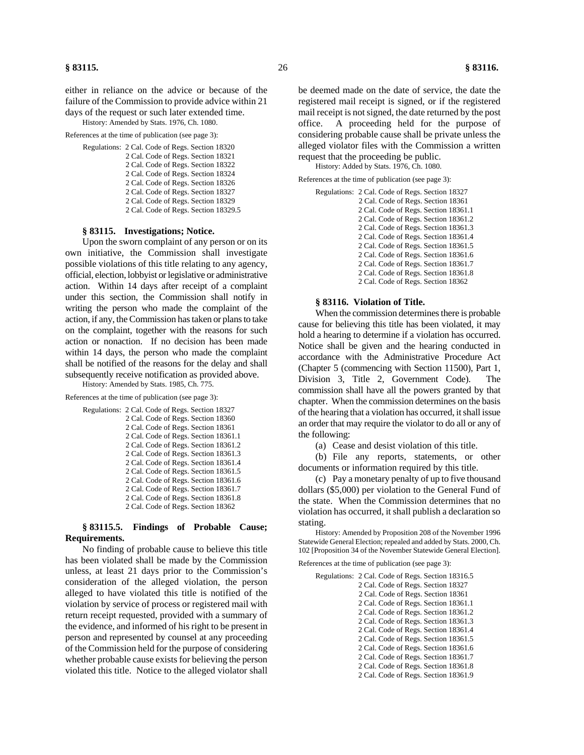either in reliance on the advice or because of the failure of the Commission to provide advice within 21 days of the request or such later extended time.

History: Amended by Stats. 1976, Ch. 1080.

References at the time of publication (see page 3):

Regulations: 2 Cal. Code of Regs. Section 18320
2 Cal. Code of Regs. Section 18321
2 Cal. Code of Regs. Section 18322
2 Cal. Code of Regs. Section 18324
2 Cal. Code of Regs. Section 18326
2 Cal. Code of Regs. Section 18327
2 Cal. Code of Regs. Section 18329
2 Cal. Code of Regs. Section 18329.5

### § 83115. Investigations; Notice.

Upon the sworn complaint of any person or on its own initiative, the Commission shall investigate possible violations of this title relating to any agency, official, election, lobbyist or legislative or administrative action. Within 14 days after receipt of a complaint under this section, the Commission shall notify in writing the person who made the complaint of the action, if any, the Commission has taken or plans to take on the complaint, together with the reasons for such action or nonaction. If no decision has been made within 14 days, the person who made the complaint shall be notified of the reasons for the delay and shall subsequently receive notification as provided above.

History: Amended by Stats. 1985, Ch. 775.

References at the time of publication (see page 3):

Regulations: 2 Cal. Code of Regs. Section 18327
2 Cal. Code of Regs. Section 18360
2 Cal. Code of Regs. Section 18361
2 Cal. Code of Regs. Section 18361.1
2 Cal. Code of Regs. Section 18361.2
2 Cal. Code of Regs. Section 18361.3
2 Cal. Code of Regs. Section 18361.4
2 Cal. Code of Regs. Section 18361.5
2 Cal. Code of Regs. Section 18361.6
2 Cal. Code of Regs. Section 18361.7
2 Cal. Code of Regs. Section 18361.8
2 Cal. Code of Regs. Section 18362

### § 83115.5. Findings of Probable Cause; Requirements.

No finding of probable cause to believe this title has been violated shall be made by the Commission unless, at least 21 days prior to the Commission's consideration of the alleged violation, the person alleged to have violated this title is notified of the violation by service of process or registered mail with return receipt requested, provided with a summary of the evidence, and informed of his right to be present in person and represented by counsel at any proceeding of the Commission held for the purpose of considering whether probable cause exists for believing the person violated this title. Notice to the alleged violator shall be deemed made on the date of service, the date the registered mail receipt is signed, or if the registered mail receipt is not signed, the date returned by the post office. A proceeding held for the purpose of considering probable cause shall be private unless the alleged violator files with the Commission a written request that the proceeding be public.

History: Added by Stats. 1976, Ch. 1080.

References at the time of publication (see page 3):

Regulations: 2 Cal. Code of Regs. Section 18327
2 Cal. Code of Regs. Section 18361
2 Cal. Code of Regs. Section 18361.1
2 Cal. Code of Regs. Section 18361.2
2 Cal. Code of Regs. Section 18361.3
2 Cal. Code of Regs. Section 18361.4
2 Cal. Code of Regs. Section 18361.5
2 Cal. Code of Regs. Section 18361.6
2 Cal. Code of Regs. Section 18361.7
2 Cal. Code of Regs. Section 18361.8
2 Cal. Code of Regs. Section 18362

### § 83116. Violation of Title.

When the commission determines there is probable cause for believing this title has been violated, it may hold a hearing to determine if a violation has occurred. Notice shall be given and the hearing conducted in accordance with the Administrative Procedure Act (Chapter 5 (commencing with Section 11500), Part 1, Division 3, Title 2, Government Code). The commission shall have all the powers granted by that chapter. When the commission determines on the basis of the hearing that a violation has occurred, it shall issue an order that may require the violator to do all or any of the following:

(a) Cease and desist violation of this title.

(b) File any reports, statements, or other documents or information required by this title.

(c) Pay a monetary penalty of up to five thousand dollars ($5,000) per violation to the General Fund of the state. When the Commission determines that no violation has occurred, it shall publish a declaration so stating.

History: Amended by Proposition 208 of the November 1996 Statewide General Election; repealed and added by Stats. 2000, Ch. 102 [Proposition 34 of the November Statewide General Election].

References at the time of publication (see page 3):

Regulations: 2 Cal. Code of Regs. Section 18316.5
2 Cal. Code of Regs. Section 18327
2 Cal. Code of Regs. Section 18361
2 Cal. Code of Regs. Section 18361.1
2 Cal. Code of Regs. Section 18361.2
2 Cal. Code of Regs. Section 18361.3
2 Cal. Code of Regs. Section 18361.4
2 Cal. Code of Regs. Section 18361.5
2 Cal. Code of Regs. Section 18361.6
2 Cal. Code of Regs. Section 18361.7
2 Cal. Code of Regs. Section 18361.8
2 Cal. Code of Regs. Section 18361.9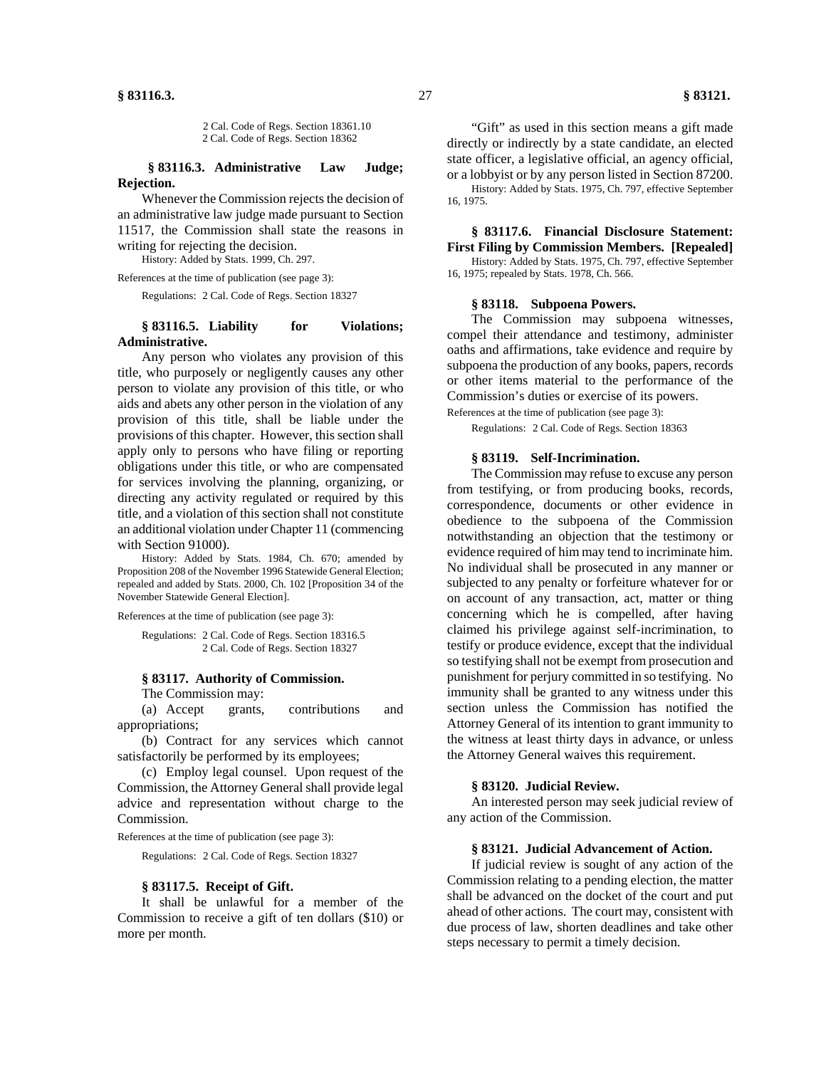2 Cal. Code of Regs. Section 18361.10
2 Cal. Code of Regs. Section 18362

### § 83116.3. Administrative Law Judge; Rejection.

Whenever the Commission rejects the decision of an administrative law judge made pursuant to Section 11517, the Commission shall state the reasons in writing for rejecting the decision.

History: Added by Stats. 1999, Ch. 297.

References at the time of publication (see page 3):

Regulations: 2 Cal. Code of Regs. Section 18327

### § 83116.5. Liability for Violations; Administrative.

Any person who violates any provision of this title, who purposely or negligently causes any other person to violate any provision of this title, or who aids and abets any other person in the violation of any provision of this title, shall be liable under the provisions of this chapter. However, this section shall apply only to persons who have filing or reporting obligations under this title, or who are compensated for services involving the planning, organizing, or directing any activity regulated or required by this title, and a violation of this section shall not constitute an additional violation under Chapter 11 (commencing with Section 91000).

History: Added by Stats. 1984, Ch. 670; amended by Proposition 208 of the November 1996 Statewide General Election; repealed and added by Stats. 2000, Ch. 102 [Proposition 34 of the November Statewide General Election].

References at the time of publication (see page 3):

Regulations: 2 Cal. Code of Regs. Section 18316.5
2 Cal. Code of Regs. Section 18327

### § 83117. Authority of Commission.

The Commission may:

(a) Accept grants, contributions and appropriations;

(b) Contract for any services which cannot satisfactorily be performed by its employees;

(c) Employ legal counsel. Upon request of the Commission, the Attorney General shall provide legal advice and representation without charge to the Commission.

References at the time of publication (see page 3):

Regulations: 2 Cal. Code of Regs. Section 18327

### § 83117.5. Receipt of Gift.

It shall be unlawful for a member of the Commission to receive a gift of ten dollars ($10) or more per month.

"Gift" as used in this section means a gift made directly or indirectly by a state candidate, an elected state officer, a legislative official, an agency official, or a lobbyist or by any person listed in Section 87200.

History: Added by Stats. 1975, Ch. 797, effective September 16, 1975.

### § 83117.6. Financial Disclosure Statement: First Filing by Commission Members. [Repealed]

History: Added by Stats. 1975, Ch. 797, effective September 16, 1975; repealed by Stats. 1978, Ch. 566.

### § 83118. Subpoena Powers.

The Commission may subpoena witnesses, compel their attendance and testimony, administer oaths and affirmations, take evidence and require by subpoena the production of any books, papers, records or other items material to the performance of the Commission's duties or exercise of its powers.

References at the time of publication (see page 3):

Regulations: 2 Cal. Code of Regs. Section 18363

### § 83119. Self-Incrimination.

The Commission may refuse to excuse any person from testifying, or from producing books, records, correspondence, documents or other evidence in obedience to the subpoena of the Commission notwithstanding an objection that the testimony or evidence required of him may tend to incriminate him. No individual shall be prosecuted in any manner or subjected to any penalty or forfeiture whatever for or on account of any transaction, act, matter or thing concerning which he is compelled, after having claimed his privilege against self-incrimination, to testify or produce evidence, except that the individual so testifying shall not be exempt from prosecution and punishment for perjury committed in so testifying. No immunity shall be granted to any witness under this section unless the Commission has notified the Attorney General of its intention to grant immunity to the witness at least thirty days in advance, or unless the Attorney General waives this requirement.

### § 83120. Judicial Review.

An interested person may seek judicial review of any action of the Commission.

### § 83121. Judicial Advancement of Action.

If judicial review is sought of any action of the Commission relating to a pending election, the matter shall be advanced on the docket of the court and put ahead of other actions. The court may, consistent with due process of law, shorten deadlines and take other steps necessary to permit a timely decision.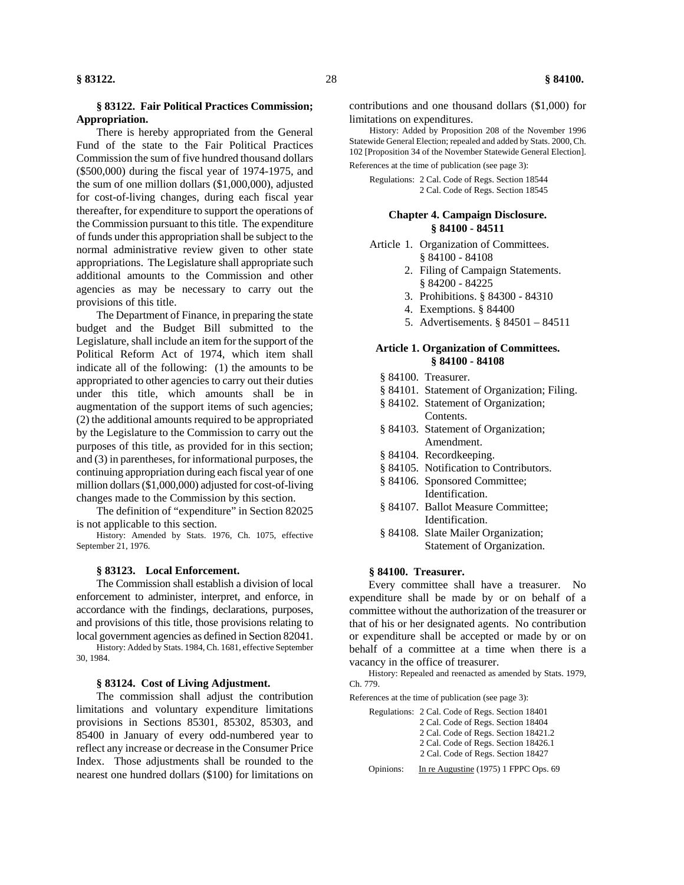### § 83122. Fair Political Practices Commission; Appropriation.

There is hereby appropriated from the General Fund of the state to the Fair Political Practices Commission the sum of five hundred thousand dollars ($500,000) during the fiscal year of 1974-1975, and the sum of one million dollars ($1,000,000), adjusted for cost-of-living changes, during each fiscal year thereafter, for expenditure to support the operations of the Commission pursuant to this title. The expenditure of funds under this appropriation shall be subject to the normal administrative review given to other state appropriations. The Legislature shall appropriate such additional amounts to the Commission and other agencies as may be necessary to carry out the provisions of this title.

The Department of Finance, in preparing the state budget and the Budget Bill submitted to the Legislature, shall include an item for the support of the Political Reform Act of 1974, which item shall indicate all of the following: (1) the amounts to be appropriated to other agencies to carry out their duties under this title, which amounts shall be in augmentation of the support items of such agencies; (2) the additional amounts required to be appropriated by the Legislature to the Commission to carry out the purposes of this title, as provided for in this section; and (3) in parentheses, for informational purposes, the continuing appropriation during each fiscal year of one million dollars ($1,000,000) adjusted for cost-of-living changes made to the Commission by this section.

The definition of "expenditure" in Section 82025 is not applicable to this section.

History: Amended by Stats. 1976, Ch. 1075, effective September 21, 1976.

### § 83123. Local Enforcement.

The Commission shall establish a division of local enforcement to administer, interpret, and enforce, in accordance with the findings, declarations, purposes, and provisions of this title, those provisions relating to local government agencies as defined in Section 82041.

History: Added by Stats. 1984, Ch. 1681, effective September 30, 1984.

### § 83124. Cost of Living Adjustment.

The commission shall adjust the contribution limitations and voluntary expenditure limitations provisions in Sections 85301, 85302, 85303, and 85400 in January of every odd-numbered year to reflect any increase or decrease in the Consumer Price Index. Those adjustments shall be rounded to the nearest one hundred dollars ($100) for limitations on contributions and one thousand dollars ($1,000) for limitations on expenditures.

History: Added by Proposition 208 of the November 1996 Statewide General Election; repealed and added by Stats. 2000, Ch. 102 [Proposition 34 of the November Statewide General Election].

References at the time of publication (see page 3):

Regulations: 2 Cal. Code of Regs. Section 18544
2 Cal. Code of Regs. Section 18545

## Chapter 4. Campaign Disclosure. § 84100 - 84511

Article 1. Organization of Committees. § 84100 - 84108
2. Filing of Campaign Statements. § 84200 - 84225
3. Prohibitions. § 84300 - 84310
4. Exemptions. § 84400
5. Advertisements. § 84501 – 84511

### Article 1. Organization of Committees. § 84100 - 84108

§ 84100. Treasurer.
§ 84101. Statement of Organization; Filing.
§ 84102. Statement of Organization; Contents.
§ 84103. Statement of Organization; Amendment.
§ 84104. Recordkeeping.
§ 84105. Notification to Contributors.
§ 84106. Sponsored Committee; Identification.
§ 84107. Ballot Measure Committee; Identification.
§ 84108. Slate Mailer Organization; Statement of Organization.

### § 84100. Treasurer.

Every committee shall have a treasurer. No expenditure shall be made by or on behalf of a committee without the authorization of the treasurer or that of his or her designated agents. No contribution or expenditure shall be accepted or made by or on behalf of a committee at a time when there is a vacancy in the office of treasurer.

History: Repealed and reenacted as amended by Stats. 1979, Ch. 779.

References at the time of publication (see page 3):

Regulations: 2 Cal. Code of Regs. Section 18401
2 Cal. Code of Regs. Section 18404
2 Cal. Code of Regs. Section 18421.2
2 Cal. Code of Regs. Section 18426.1
2 Cal. Code of Regs. Section 18427

Opinions: In re Augustine (1975) 1 FPPC Ops. 69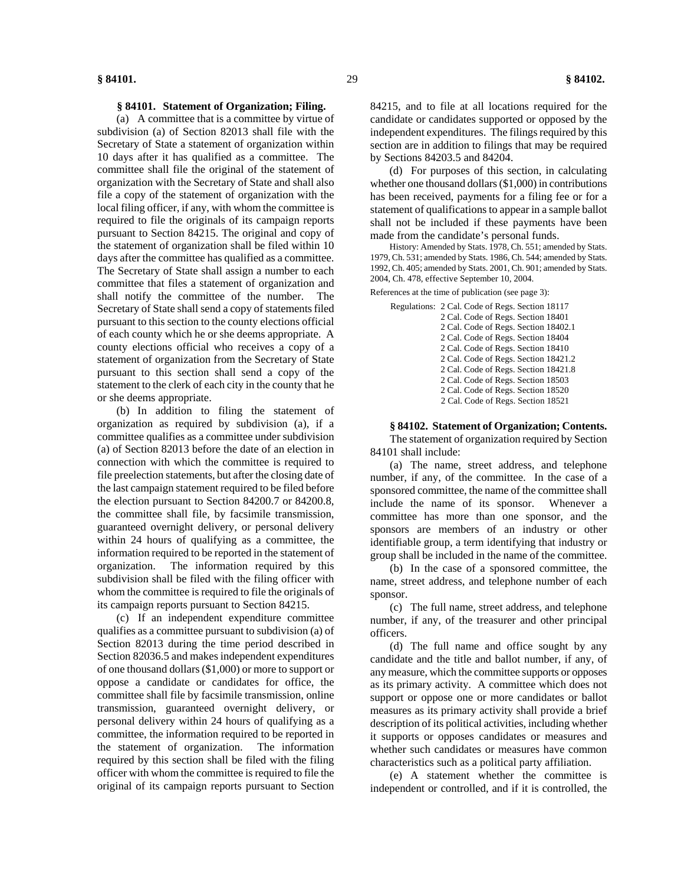### § 84101. Statement of Organization; Filing.

(a) A committee that is a committee by virtue of subdivision (a) of Section 82013 shall file with the Secretary of State a statement of organization within 10 days after it has qualified as a committee. The committee shall file the original of the statement of organization with the Secretary of State and shall also file a copy of the statement of organization with the local filing officer, if any, with whom the committee is required to file the originals of its campaign reports pursuant to Section 84215. The original and copy of the statement of organization shall be filed within 10 days after the committee has qualified as a committee. The Secretary of State shall assign a number to each committee that files a statement of organization and shall notify the committee of the number. The Secretary of State shall send a copy of statements filed pursuant to this section to the county elections official of each county which he or she deems appropriate. A county elections official who receives a copy of a statement of organization from the Secretary of State pursuant to this section shall send a copy of the statement to the clerk of each city in the county that he or she deems appropriate.

(b) In addition to filing the statement of organization as required by subdivision (a), if a committee qualifies as a committee under subdivision (a) of Section 82013 before the date of an election in connection with which the committee is required to file preelection statements, but after the closing date of the last campaign statement required to be filed before the election pursuant to Section 84200.7 or 84200.8, the committee shall file, by facsimile transmission, guaranteed overnight delivery, or personal delivery within 24 hours of qualifying as a committee, the information required to be reported in the statement of organization. The information required by this subdivision shall be filed with the filing officer with whom the committee is required to file the originals of its campaign reports pursuant to Section 84215.

(c) If an independent expenditure committee qualifies as a committee pursuant to subdivision (a) of Section 82013 during the time period described in Section 82036.5 and makes independent expenditures of one thousand dollars ($1,000) or more to support or oppose a candidate or candidates for office, the committee shall file by facsimile transmission, online transmission, guaranteed overnight delivery, or personal delivery within 24 hours of qualifying as a committee, the information required to be reported in the statement of organization. The information required by this section shall be filed with the filing officer with whom the committee is required to file the original of its campaign reports pursuant to Section 84215, and to file at all locations required for the candidate or candidates supported or opposed by the independent expenditures. The filings required by this section are in addition to filings that may be required by Sections 84203.5 and 84204.

(d) For purposes of this section, in calculating whether one thousand dollars ($1,000) in contributions has been received, payments for a filing fee or for a statement of qualifications to appear in a sample ballot shall not be included if these payments have been made from the candidate's personal funds.

History: Amended by Stats. 1978, Ch. 551; amended by Stats. 1979, Ch. 531; amended by Stats. 1986, Ch. 544; amended by Stats. 1992, Ch. 405; amended by Stats. 2001, Ch. 901; amended by Stats. 2004, Ch. 478, effective September 10, 2004.

References at the time of publication (see page 3):

Regulations:
- 2 Cal. Code of Regs. Section 18117
- 2 Cal. Code of Regs. Section 18401
- 2 Cal. Code of Regs. Section 18402.1
- 2 Cal. Code of Regs. Section 18404
- 2 Cal. Code of Regs. Section 18410
- 2 Cal. Code of Regs. Section 18421.2
- 2 Cal. Code of Regs. Section 18421.8
- 2 Cal. Code of Regs. Section 18503
- 2 Cal. Code of Regs. Section 18520
- 2 Cal. Code of Regs. Section 18521

### § 84102. Statement of Organization; Contents.

The statement of organization required by Section 84101 shall include:

(a) The name, street address, and telephone number, if any, of the committee. In the case of a sponsored committee, the name of the committee shall include the name of its sponsor. Whenever a committee has more than one sponsor, and the sponsors are members of an industry or other identifiable group, a term identifying that industry or group shall be included in the name of the committee.

(b) In the case of a sponsored committee, the name, street address, and telephone number of each sponsor.

(c) The full name, street address, and telephone number, if any, of the treasurer and other principal officers.

(d) The full name and office sought by any candidate and the title and ballot number, if any, of any measure, which the committee supports or opposes as its primary activity. A committee which does not support or oppose one or more candidates or ballot measures as its primary activity shall provide a brief description of its political activities, including whether it supports or opposes candidates or measures and whether such candidates or measures have common characteristics such as a political party affiliation.

(e) A statement whether the committee is independent or controlled, and if it is controlled, the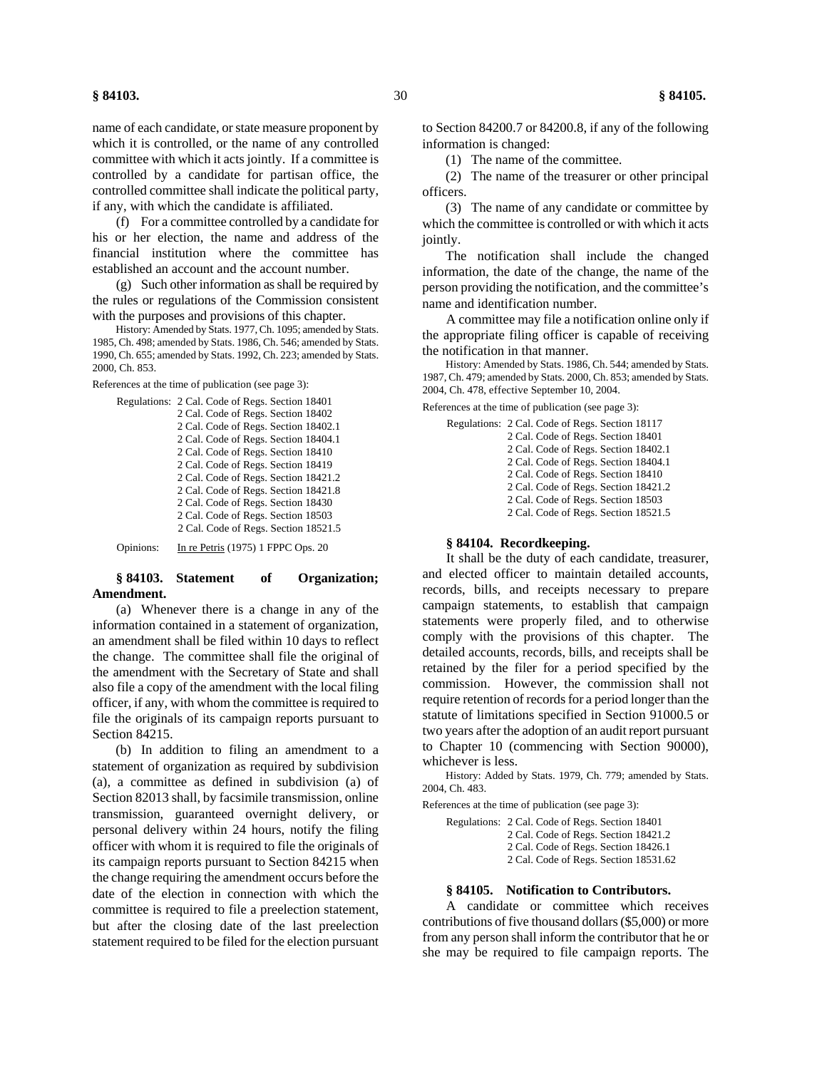name of each candidate, or state measure proponent by which it is controlled, or the name of any controlled committee with which it acts jointly. If a committee is controlled by a candidate for partisan office, the controlled committee shall indicate the political party, if any, with which the candidate is affiliated.

(f) For a committee controlled by a candidate for his or her election, the name and address of the financial institution where the committee has established an account and the account number.

(g) Such other information as shall be required by the rules or regulations of the Commission consistent with the purposes and provisions of this chapter.

History: Amended by Stats. 1977, Ch. 1095; amended by Stats. 1985, Ch. 498; amended by Stats. 1986, Ch. 546; amended by Stats. 1990, Ch. 655; amended by Stats. 1992, Ch. 223; amended by Stats. 2000, Ch. 853.

References at the time of publication (see page 3):

Regulations: 2 Cal. Code of Regs. Section 18401
2 Cal. Code of Regs. Section 18402
2 Cal. Code of Regs. Section 18402.1
2 Cal. Code of Regs. Section 18404.1
2 Cal. Code of Regs. Section 18410
2 Cal. Code of Regs. Section 18419
2 Cal. Code of Regs. Section 18421.2
2 Cal. Code of Regs. Section 18421.8
2 Cal. Code of Regs. Section 18430
2 Cal. Code of Regs. Section 18503
2 Cal. Code of Regs. Section 18521.5

Opinions: In re Petris (1975) 1 FPPC Ops. 20

### § 84103. Statement of Organization; Amendment.

(a) Whenever there is a change in any of the information contained in a statement of organization, an amendment shall be filed within 10 days to reflect the change. The committee shall file the original of the amendment with the Secretary of State and shall also file a copy of the amendment with the local filing officer, if any, with whom the committee is required to file the originals of its campaign reports pursuant to Section 84215.

(b) In addition to filing an amendment to a statement of organization as required by subdivision (a), a committee as defined in subdivision (a) of Section 82013 shall, by facsimile transmission, online transmission, guaranteed overnight delivery, or personal delivery within 24 hours, notify the filing officer with whom it is required to file the originals of its campaign reports pursuant to Section 84215 when the change requiring the amendment occurs before the date of the election in connection with which the committee is required to file a preelection statement, but after the closing date of the last preelection statement required to be filed for the election pursuant to Section 84200.7 or 84200.8, if any of the following information is changed:

(1) The name of the committee.

(2) The name of the treasurer or other principal officers.

(3) The name of any candidate or committee by which the committee is controlled or with which it acts jointly.

The notification shall include the changed information, the date of the change, the name of the person providing the notification, and the committee's name and identification number.

A committee may file a notification online only if the appropriate filing officer is capable of receiving the notification in that manner.

History: Amended by Stats. 1986, Ch. 544; amended by Stats. 1987, Ch. 479; amended by Stats. 2000, Ch. 853; amended by Stats. 2004, Ch. 478, effective September 10, 2004.

References at the time of publication (see page 3):

Regulations: 2 Cal. Code of Regs. Section 18117
2 Cal. Code of Regs. Section 18401
2 Cal. Code of Regs. Section 18402.1
2 Cal. Code of Regs. Section 18404.1
2 Cal. Code of Regs. Section 18410
2 Cal. Code of Regs. Section 18421.2
2 Cal. Code of Regs. Section 18503
2 Cal. Code of Regs. Section 18521.5

### § 84104. Recordkeeping.

It shall be the duty of each candidate, treasurer, and elected officer to maintain detailed accounts, records, bills, and receipts necessary to prepare campaign statements, to establish that campaign statements were properly filed, and to otherwise comply with the provisions of this chapter. The detailed accounts, records, bills, and receipts shall be retained by the filer for a period specified by the commission. However, the commission shall not require retention of records for a period longer than the statute of limitations specified in Section 91000.5 or two years after the adoption of an audit report pursuant to Chapter 10 (commencing with Section 90000), whichever is less.

History: Added by Stats. 1979, Ch. 779; amended by Stats. 2004, Ch. 483.

References at the time of publication (see page 3):

Regulations: 2 Cal. Code of Regs. Section 18401
2 Cal. Code of Regs. Section 18421.2
2 Cal. Code of Regs. Section 18426.1
2 Cal. Code of Regs. Section 18531.62

### § 84105. Notification to Contributors.

A candidate or committee which receives contributions of five thousand dollars ($5,000) or more from any person shall inform the contributor that he or she may be required to file campaign reports. The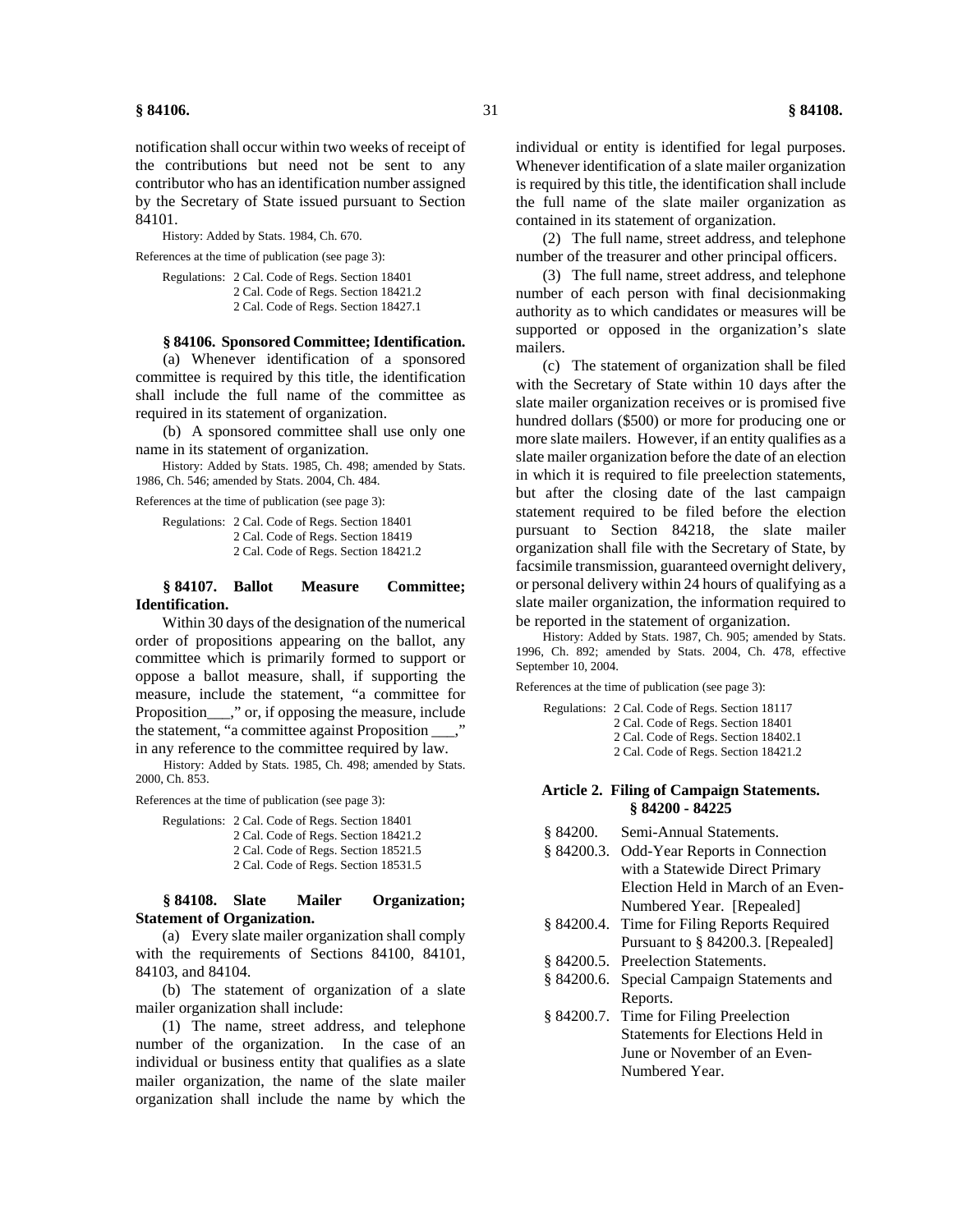notification shall occur within two weeks of receipt of the contributions but need not be sent to any contributor who has an identification number assigned by the Secretary of State issued pursuant to Section 84101.

History: Added by Stats. 1984, Ch. 670.

References at the time of publication (see page 3):

Regulations: 2 Cal. Code of Regs. Section 18401
2 Cal. Code of Regs. Section 18421.2
2 Cal. Code of Regs. Section 18427.1

**§ 84106. Sponsored Committee; Identification.**

(a) Whenever identification of a sponsored committee is required by this title, the identification shall include the full name of the committee as required in its statement of organization.

(b) A sponsored committee shall use only one name in its statement of organization.

History: Added by Stats. 1985, Ch. 498; amended by Stats. 1986, Ch. 546; amended by Stats. 2004, Ch. 484.

References at the time of publication (see page 3):

Regulations: 2 Cal. Code of Regs. Section 18401
2 Cal. Code of Regs. Section 18419
2 Cal. Code of Regs. Section 18421.2

**§ 84107. Ballot Measure Committee; Identification.**

Within 30 days of the designation of the numerical order of propositions appearing on the ballot, any committee which is primarily formed to support or oppose a ballot measure, shall, if supporting the measure, include the statement, "a committee for Proposition___," or, if opposing the measure, include the statement, "a committee against Proposition ___," in any reference to the committee required by law.

History: Added by Stats. 1985, Ch. 498; amended by Stats. 2000, Ch. 853.

References at the time of publication (see page 3):

Regulations: 2 Cal. Code of Regs. Section 18401
2 Cal. Code of Regs. Section 18421.2
2 Cal. Code of Regs. Section 18521.5
2 Cal. Code of Regs. Section 18531.5

**§ 84108. Slate Mailer Organization; Statement of Organization.**

(a) Every slate mailer organization shall comply with the requirements of Sections 84100, 84101, 84103, and 84104.

(b) The statement of organization of a slate mailer organization shall include:

(1) The name, street address, and telephone number of the organization. In the case of an individual or business entity that qualifies as a slate mailer organization, the name of the slate mailer organization shall include the name by which the individual or entity is identified for legal purposes. Whenever identification of a slate mailer organization is required by this title, the identification shall include the full name of the slate mailer organization as contained in its statement of organization.

(2) The full name, street address, and telephone number of the treasurer and other principal officers.

(3) The full name, street address, and telephone number of each person with final decisionmaking authority as to which candidates or measures will be supported or opposed in the organization's slate mailers.

(c) The statement of organization shall be filed with the Secretary of State within 10 days after the slate mailer organization receives or is promised five hundred dollars ($500) or more for producing one or more slate mailers. However, if an entity qualifies as a slate mailer organization before the date of an election in which it is required to file preelection statements, but after the closing date of the last campaign statement required to be filed before the election pursuant to Section 84218, the slate mailer organization shall file with the Secretary of State, by facsimile transmission, guaranteed overnight delivery, or personal delivery within 24 hours of qualifying as a slate mailer organization, the information required to be reported in the statement of organization.

History: Added by Stats. 1987, Ch. 905; amended by Stats. 1996, Ch. 892; amended by Stats. 2004, Ch. 478, effective September 10, 2004.

References at the time of publication (see page 3):

Regulations: 2 Cal. Code of Regs. Section 18117
2 Cal. Code of Regs. Section 18401
2 Cal. Code of Regs. Section 18402.1
2 Cal. Code of Regs. Section 18421.2

## Article 2. Filing of Campaign Statements. § 84200 - 84225

- § 84200. Semi-Annual Statements.
- § 84200.3. Odd-Year Reports in Connection with a Statewide Direct Primary Election Held in March of an Even-Numbered Year. [Repealed]
- § 84200.4. Time for Filing Reports Required Pursuant to § 84200.3. [Repealed]
- § 84200.5. Preelection Statements.
- § 84200.6. Special Campaign Statements and Reports.
- § 84200.7. Time for Filing Preelection Statements for Elections Held in June or November of an Even-Numbered Year.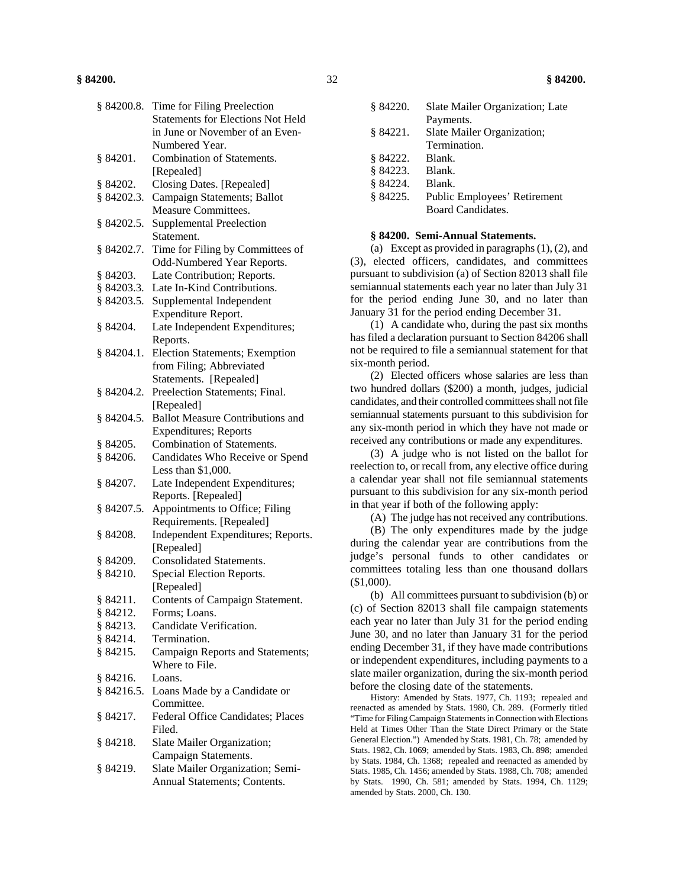| | |
|---|---|
| § 84200.8. | Time for Filing Preelection Statements for Elections Not Held in June or November of an Even-Numbered Year. |
| § 84201. | Combination of Statements. [Repealed] |
| § 84202. | Closing Dates. [Repealed] |
| § 84202.3. | Campaign Statements; Ballot Measure Committees. |
| § 84202.5. | Supplemental Preelection Statement. |
| § 84202.7. | Time for Filing by Committees of Odd-Numbered Year Reports. |
| § 84203. | Late Contribution; Reports. |
| § 84203.3. | Late In-Kind Contributions. |
| § 84203.5. | Supplemental Independent Expenditure Report. |
| § 84204. | Late Independent Expenditures; Reports. |
| § 84204.1. | Election Statements; Exemption from Filing; Abbreviated Statements. [Repealed] |
| § 84204.2. | Preelection Statements; Final. [Repealed] |
| § 84204.5. | Ballot Measure Contributions and Expenditures; Reports |
| § 84205. | Combination of Statements. |
| § 84206. | Candidates Who Receive or Spend Less than $1,000. |
| § 84207. | Late Independent Expenditures; Reports. [Repealed] |
| § 84207.5. | Appointments to Office; Filing Requirements. [Repealed] |
| § 84208. | Independent Expenditures; Reports. [Repealed] |
| § 84209. | Consolidated Statements. |
| § 84210. | Special Election Reports. [Repealed] |
| § 84211. | Contents of Campaign Statement. |
| § 84212. | Forms; Loans. |
| § 84213. | Candidate Verification. |
| § 84214. | Termination. |
| § 84215. | Campaign Reports and Statements; Where to File. |
| § 84216. | Loans. |
| § 84216.5. | Loans Made by a Candidate or Committee. |
| § 84217. | Federal Office Candidates; Places Filed. |
| § 84218. | Slate Mailer Organization; Campaign Statements. |
| § 84219. | Slate Mailer Organization; Semi-Annual Statements; Contents. |
| § 84220. | Slate Mailer Organization; Late Payments. |
| § 84221. | Slate Mailer Organization; Termination. |
| § 84222. | Blank. |
| § 84223. | Blank. |
| § 84224. | Blank. |
| § 84225. | Public Employees' Retirement Board Candidates. |

**§ 84200. Semi-Annual Statements.**

(a) Except as provided in paragraphs (1), (2), and (3), elected officers, candidates, and committees pursuant to subdivision (a) of Section 82013 shall file semiannual statements each year no later than July 31 for the period ending June 30, and no later than January 31 for the period ending December 31.

(1) A candidate who, during the past six months has filed a declaration pursuant to Section 84206 shall not be required to file a semiannual statement for that six-month period.

(2) Elected officers whose salaries are less than two hundred dollars ($200) a month, judges, judicial candidates, and their controlled committees shall not file semiannual statements pursuant to this subdivision for any six-month period in which they have not made or received any contributions or made any expenditures.

(3) A judge who is not listed on the ballot for reelection to, or recall from, any elective office during a calendar year shall not file semiannual statements pursuant to this subdivision for any six-month period in that year if both of the following apply:

(A) The judge has not received any contributions.

(B) The only expenditures made by the judge during the calendar year are contributions from the judge's personal funds to other candidates or committees totaling less than one thousand dollars ($1,000).

(b) All committees pursuant to subdivision (b) or (c) of Section 82013 shall file campaign statements each year no later than July 31 for the period ending June 30, and no later than January 31 for the period ending December 31, if they have made contributions or independent expenditures, including payments to a slate mailer organization, during the six-month period before the closing date of the statements.

History: Amended by Stats. 1977, Ch. 1193; repealed and reenacted as amended by Stats. 1980, Ch. 289. (Formerly titled "Time for Filing Campaign Statements in Connection with Elections Held at Times Other Than the State Direct Primary or the State General Election.") Amended by Stats. 1981, Ch. 78; amended by Stats. 1982, Ch. 1069; amended by Stats. 1983, Ch. 898; amended by Stats. 1984, Ch. 1368; repealed and reenacted as amended by Stats. 1985, Ch. 1456; amended by Stats. 1988, Ch. 708; amended by Stats. 1990, Ch. 581; amended by Stats. 1994, Ch. 1129; amended by Stats. 2000, Ch. 130.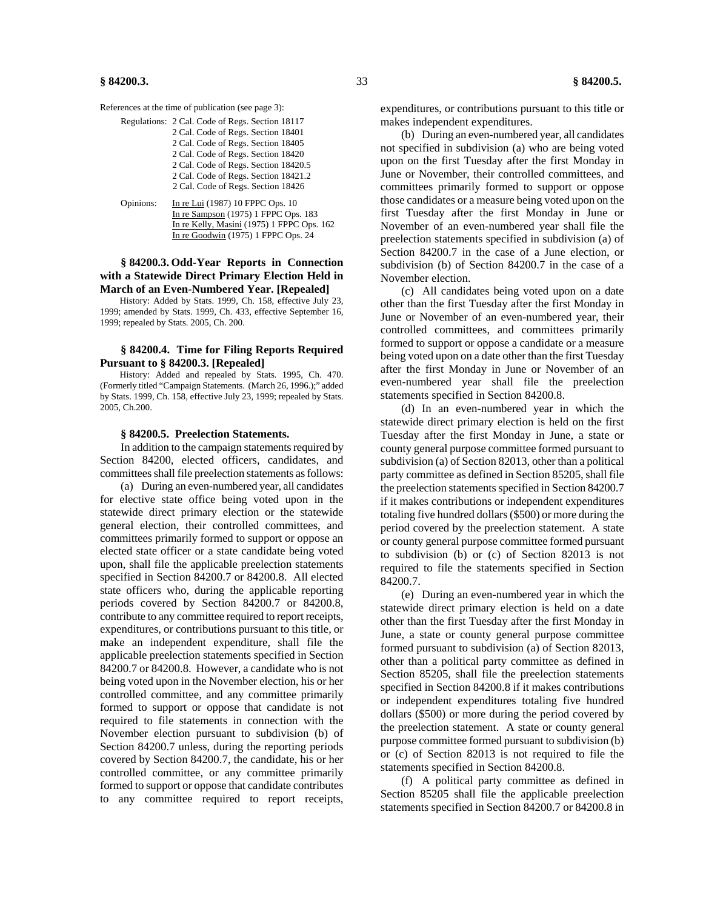References at the time of publication (see page 3):

Regulations: 2 Cal. Code of Regs. Section 18117
2 Cal. Code of Regs. Section 18401
2 Cal. Code of Regs. Section 18405
2 Cal. Code of Regs. Section 18420
2 Cal. Code of Regs. Section 18420.5
2 Cal. Code of Regs. Section 18421.2
2 Cal. Code of Regs. Section 18426

Opinions: In re Lui (1987) 10 FPPC Ops. 10
In re Sampson (1975) 1 FPPC Ops. 183
In re Kelly, Masini (1975) 1 FPPC Ops. 162
In re Goodwin (1975) 1 FPPC Ops. 24

**§ 84200.3. Odd-Year Reports in Connection with a Statewide Direct Primary Election Held in March of an Even-Numbered Year. [Repealed]**

History: Added by Stats. 1999, Ch. 158, effective July 23, 1999; amended by Stats. 1999, Ch. 433, effective September 16, 1999; repealed by Stats. 2005, Ch. 200.

**§ 84200.4. Time for Filing Reports Required Pursuant to § 84200.3. [Repealed]**

History: Added and repealed by Stats. 1995, Ch. 470. (Formerly titled "Campaign Statements. (March 26, 1996.);" added by Stats. 1999, Ch. 158, effective July 23, 1999; repealed by Stats. 2005, Ch.200.

**§ 84200.5. Preelection Statements.**

In addition to the campaign statements required by Section 84200, elected officers, candidates, and committees shall file preelection statements as follows:

(a) During an even-numbered year, all candidates for elective state office being voted upon in the statewide direct primary election or the statewide general election, their controlled committees, and committees primarily formed to support or oppose an elected state officer or a state candidate being voted upon, shall file the applicable preelection statements specified in Section 84200.7 or 84200.8. All elected state officers who, during the applicable reporting periods covered by Section 84200.7 or 84200.8, contribute to any committee required to report receipts, expenditures, or contributions pursuant to this title, or make an independent expenditure, shall file the applicable preelection statements specified in Section 84200.7 or 84200.8. However, a candidate who is not being voted upon in the November election, his or her controlled committee, and any committee primarily formed to support or oppose that candidate is not required to file statements in connection with the November election pursuant to subdivision (b) of Section 84200.7 unless, during the reporting periods covered by Section 84200.7, the candidate, his or her controlled committee, or any committee primarily formed to support or oppose that candidate contributes to any committee required to report receipts, expenditures, or contributions pursuant to this title or makes independent expenditures.

(b) During an even-numbered year, all candidates not specified in subdivision (a) who are being voted upon on the first Tuesday after the first Monday in June or November, their controlled committees, and committees primarily formed to support or oppose those candidates or a measure being voted upon on the first Tuesday after the first Monday in June or November of an even-numbered year shall file the preelection statements specified in subdivision (a) of Section 84200.7 in the case of a June election, or subdivision (b) of Section 84200.7 in the case of a November election.

(c) All candidates being voted upon on a date other than the first Tuesday after the first Monday in June or November of an even-numbered year, their controlled committees, and committees primarily formed to support or oppose a candidate or a measure being voted upon on a date other than the first Tuesday after the first Monday in June or November of an even-numbered year shall file the preelection statements specified in Section 84200.8.

(d) In an even-numbered year in which the statewide direct primary election is held on the first Tuesday after the first Monday in June, a state or county general purpose committee formed pursuant to subdivision (a) of Section 82013, other than a political party committee as defined in Section 85205, shall file the preelection statements specified in Section 84200.7 if it makes contributions or independent expenditures totaling five hundred dollars ($500) or more during the period covered by the preelection statement. A state or county general purpose committee formed pursuant to subdivision (b) or (c) of Section 82013 is not required to file the statements specified in Section 84200.7.

(e) During an even-numbered year in which the statewide direct primary election is held on a date other than the first Tuesday after the first Monday in June, a state or county general purpose committee formed pursuant to subdivision (a) of Section 82013, other than a political party committee as defined in Section 85205, shall file the preelection statements specified in Section 84200.8 if it makes contributions or independent expenditures totaling five hundred dollars ($500) or more during the period covered by the preelection statement. A state or county general purpose committee formed pursuant to subdivision (b) or (c) of Section 82013 is not required to file the statements specified in Section 84200.8.

(f) A political party committee as defined in Section 85205 shall file the applicable preelection statements specified in Section 84200.7 or 84200.8 in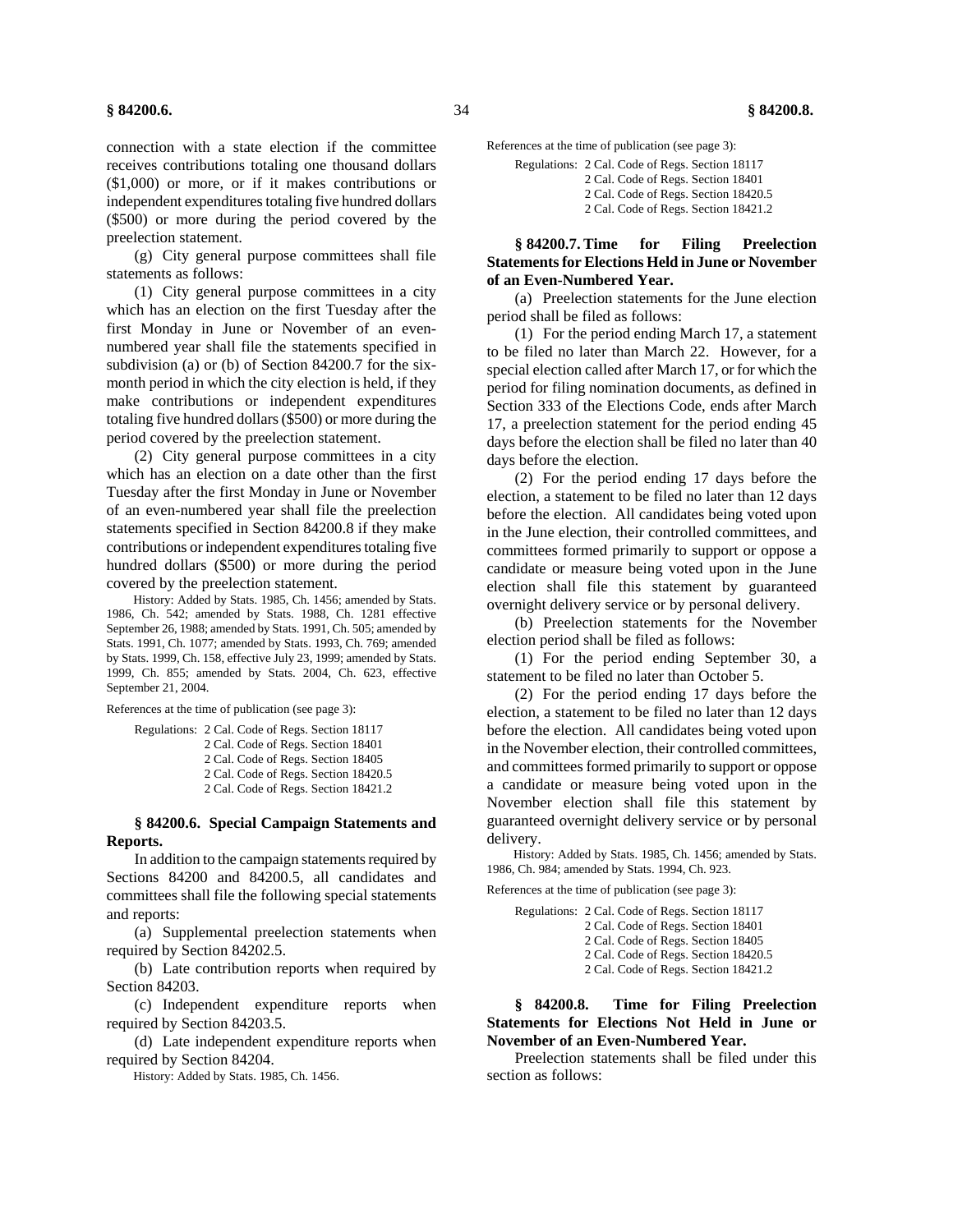connection with a state election if the committee receives contributions totaling one thousand dollars ($1,000) or more, or if it makes contributions or independent expenditures totaling five hundred dollars ($500) or more during the period covered by the preelection statement.

(g) City general purpose committees shall file statements as follows:

(1) City general purpose committees in a city which has an election on the first Tuesday after the first Monday in June or November of an even-numbered year shall file the statements specified in subdivision (a) or (b) of Section 84200.7 for the six-month period in which the city election is held, if they make contributions or independent expenditures totaling five hundred dollars ($500) or more during the period covered by the preelection statement.

(2) City general purpose committees in a city which has an election on a date other than the first Tuesday after the first Monday in June or November of an even-numbered year shall file the preelection statements specified in Section 84200.8 if they make contributions or independent expenditures totaling five hundred dollars ($500) or more during the period covered by the preelection statement.

History: Added by Stats. 1985, Ch. 1456; amended by Stats. 1986, Ch. 542; amended by Stats. 1988, Ch. 1281 effective September 26, 1988; amended by Stats. 1991, Ch. 505; amended by Stats. 1991, Ch. 1077; amended by Stats. 1993, Ch. 769; amended by Stats. 1999, Ch. 158, effective July 23, 1999; amended by Stats. 1999, Ch. 855; amended by Stats. 2004, Ch. 623, effective September 21, 2004.

References at the time of publication (see page 3):

Regulations: 2 Cal. Code of Regs. Section 18117
2 Cal. Code of Regs. Section 18401
2 Cal. Code of Regs. Section 18405
2 Cal. Code of Regs. Section 18420.5
2 Cal. Code of Regs. Section 18421.2

### § 84200.6. Special Campaign Statements and Reports.

In addition to the campaign statements required by Sections 84200 and 84200.5, all candidates and committees shall file the following special statements and reports:

(a) Supplemental preelection statements when required by Section 84202.5.

(b) Late contribution reports when required by Section 84203.

(c) Independent expenditure reports when required by Section 84203.5.

(d) Late independent expenditure reports when required by Section 84204.

History: Added by Stats. 1985, Ch. 1456.

References at the time of publication (see page 3):

Regulations: 2 Cal. Code of Regs. Section 18117
2 Cal. Code of Regs. Section 18401
2 Cal. Code of Regs. Section 18420.5
2 Cal. Code of Regs. Section 18421.2

### § 84200.7. Time for Filing Preelection Statements for Elections Held in June or November of an Even-Numbered Year.

(a) Preelection statements for the June election period shall be filed as follows:

(1) For the period ending March 17, a statement to be filed no later than March 22. However, for a special election called after March 17, or for which the period for filing nomination documents, as defined in Section 333 of the Elections Code, ends after March 17, a preelection statement for the period ending 45 days before the election shall be filed no later than 40 days before the election.

(2) For the period ending 17 days before the election, a statement to be filed no later than 12 days before the election. All candidates being voted upon in the June election, their controlled committees, and committees formed primarily to support or oppose a candidate or measure being voted upon in the June election shall file this statement by guaranteed overnight delivery service or by personal delivery.

(b) Preelection statements for the November election period shall be filed as follows:

(1) For the period ending September 30, a statement to be filed no later than October 5.

(2) For the period ending 17 days before the election, a statement to be filed no later than 12 days before the election. All candidates being voted upon in the November election, their controlled committees, and committees formed primarily to support or oppose a candidate or measure being voted upon in the November election shall file this statement by guaranteed overnight delivery service or by personal delivery.

History: Added by Stats. 1985, Ch. 1456; amended by Stats. 1986, Ch. 984; amended by Stats. 1994, Ch. 923.

References at the time of publication (see page 3):

Regulations: 2 Cal. Code of Regs. Section 18117
2 Cal. Code of Regs. Section 18401
2 Cal. Code of Regs. Section 18405
2 Cal. Code of Regs. Section 18420.5
2 Cal. Code of Regs. Section 18421.2

### § 84200.8. Time for Filing Preelection Statements for Elections Not Held in June or November of an Even-Numbered Year.

Preelection statements shall be filed under this section as follows: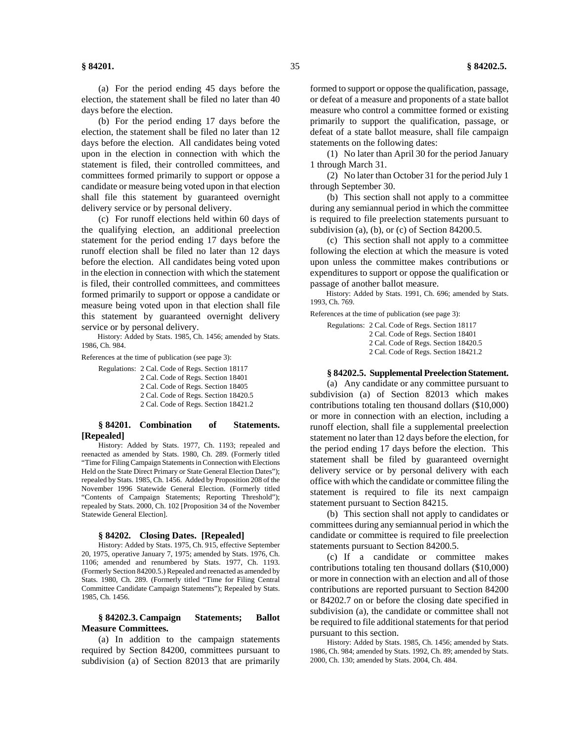(a) For the period ending 45 days before the election, the statement shall be filed no later than 40 days before the election.

(b) For the period ending 17 days before the election, the statement shall be filed no later than 12 days before the election. All candidates being voted upon in the election in connection with which the statement is filed, their controlled committees, and committees formed primarily to support or oppose a candidate or measure being voted upon in that election shall file this statement by guaranteed overnight delivery service or by personal delivery.

(c) For runoff elections held within 60 days of the qualifying election, an additional preelection statement for the period ending 17 days before the runoff election shall be filed no later than 12 days before the election. All candidates being voted upon in the election in connection with which the statement is filed, their controlled committees, and committees formed primarily to support or oppose a candidate or measure being voted upon in that election shall file this statement by guaranteed overnight delivery service or by personal delivery.

History: Added by Stats. 1985, Ch. 1456; amended by Stats. 1986, Ch. 984.

References at the time of publication (see page 3):

Regulations: 2 Cal. Code of Regs. Section 18117
2 Cal. Code of Regs. Section 18401
2 Cal. Code of Regs. Section 18405
2 Cal. Code of Regs. Section 18420.5
2 Cal. Code of Regs. Section 18421.2

**§ 84201. Combination of Statements. [Repealed]**

History: Added by Stats. 1977, Ch. 1193; repealed and reenacted as amended by Stats. 1980, Ch. 289. (Formerly titled "Time for Filing Campaign Statements in Connection with Elections Held on the State Direct Primary or State General Election Dates"); repealed by Stats. 1985, Ch. 1456. Added by Proposition 208 of the November 1996 Statewide General Election. (Formerly titled "Contents of Campaign Statements; Reporting Threshold"); repealed by Stats. 2000, Ch. 102 [Proposition 34 of the November Statewide General Election].

**§ 84202. Closing Dates. [Repealed]**

History: Added by Stats. 1975, Ch. 915, effective September 20, 1975, operative January 7, 1975; amended by Stats. 1976, Ch. 1106; amended and renumbered by Stats. 1977, Ch. 1193. (Formerly Section 84200.5.) Repealed and reenacted as amended by Stats. 1980, Ch. 289. (Formerly titled "Time for Filing Central Committee Candidate Campaign Statements"); Repealed by Stats. 1985, Ch. 1456.

**§ 84202.3. Campaign Statements; Ballot Measure Committees.**

(a) In addition to the campaign statements required by Section 84200, committees pursuant to subdivision (a) of Section 82013 that are primarily formed to support or oppose the qualification, passage, or defeat of a measure and proponents of a state ballot measure who control a committee formed or existing primarily to support the qualification, passage, or defeat of a state ballot measure, shall file campaign statements on the following dates:

(1) No later than April 30 for the period January 1 through March 31.

(2) No later than October 31 for the period July 1 through September 30.

(b) This section shall not apply to a committee during any semiannual period in which the committee is required to file preelection statements pursuant to subdivision (a), (b), or (c) of Section 84200.5.

(c) This section shall not apply to a committee following the election at which the measure is voted upon unless the committee makes contributions or expenditures to support or oppose the qualification or passage of another ballot measure.

History: Added by Stats. 1991, Ch. 696; amended by Stats. 1993, Ch. 769.

References at the time of publication (see page 3):

Regulations: 2 Cal. Code of Regs. Section 18117
2 Cal. Code of Regs. Section 18401
2 Cal. Code of Regs. Section 18420.5
2 Cal. Code of Regs. Section 18421.2

**§ 84202.5. Supplemental Preelection Statement.**

(a) Any candidate or any committee pursuant to subdivision (a) of Section 82013 which makes contributions totaling ten thousand dollars ($10,000) or more in connection with an election, including a runoff election, shall file a supplemental preelection statement no later than 12 days before the election, for the period ending 17 days before the election. This statement shall be filed by guaranteed overnight delivery service or by personal delivery with each office with which the candidate or committee filing the statement is required to file its next campaign statement pursuant to Section 84215.

(b) This section shall not apply to candidates or committees during any semiannual period in which the candidate or committee is required to file preelection statements pursuant to Section 84200.5.

(c) If a candidate or committee makes contributions totaling ten thousand dollars ($10,000) or more in connection with an election and all of those contributions are reported pursuant to Section 84200 or 84202.7 on or before the closing date specified in subdivision (a), the candidate or committee shall not be required to file additional statements for that period pursuant to this section.

History: Added by Stats. 1985, Ch. 1456; amended by Stats. 1986, Ch. 984; amended by Stats. 1992, Ch. 89; amended by Stats. 2000, Ch. 130; amended by Stats. 2004, Ch. 484.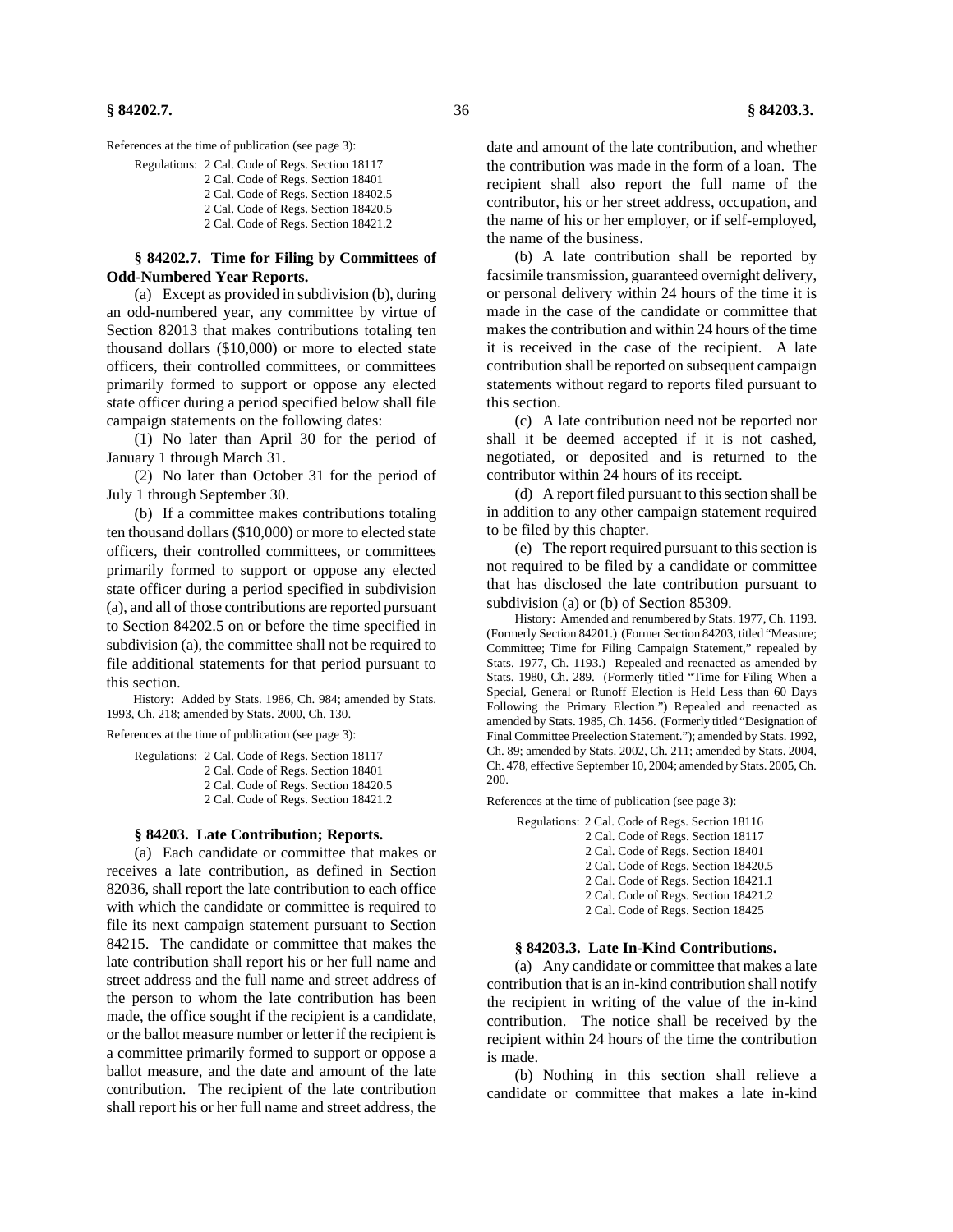References at the time of publication (see page 3):

Regulations: 2 Cal. Code of Regs. Section 18117
2 Cal. Code of Regs. Section 18401
2 Cal. Code of Regs. Section 18402.5
2 Cal. Code of Regs. Section 18420.5
2 Cal. Code of Regs. Section 18421.2

### § 84202.7. Time for Filing by Committees of Odd-Numbered Year Reports.

(a) Except as provided in subdivision (b), during an odd-numbered year, any committee by virtue of Section 82013 that makes contributions totaling ten thousand dollars ($10,000) or more to elected state officers, their controlled committees, or committees primarily formed to support or oppose any elected state officer during a period specified below shall file campaign statements on the following dates:

(1) No later than April 30 for the period of January 1 through March 31.

(2) No later than October 31 for the period of July 1 through September 30.

(b) If a committee makes contributions totaling ten thousand dollars ($10,000) or more to elected state officers, their controlled committees, or committees primarily formed to support or oppose any elected state officer during a period specified in subdivision (a), and all of those contributions are reported pursuant to Section 84202.5 on or before the time specified in subdivision (a), the committee shall not be required to file additional statements for that period pursuant to this section.

History: Added by Stats. 1986, Ch. 984; amended by Stats. 1993, Ch. 218; amended by Stats. 2000, Ch. 130.

References at the time of publication (see page 3):

Regulations: 2 Cal. Code of Regs. Section 18117
2 Cal. Code of Regs. Section 18401
2 Cal. Code of Regs. Section 18420.5
2 Cal. Code of Regs. Section 18421.2

### § 84203. Late Contribution; Reports.

(a) Each candidate or committee that makes or receives a late contribution, as defined in Section 82036, shall report the late contribution to each office with which the candidate or committee is required to file its next campaign statement pursuant to Section 84215. The candidate or committee that makes the late contribution shall report his or her full name and street address and the full name and street address of the person to whom the late contribution has been made, the office sought if the recipient is a candidate, or the ballot measure number or letter if the recipient is a committee primarily formed to support or oppose a ballot measure, and the date and amount of the late contribution. The recipient of the late contribution shall report his or her full name and street address, the date and amount of the late contribution, and whether the contribution was made in the form of a loan. The recipient shall also report the full name of the contributor, his or her street address, occupation, and the name of his or her employer, or if self-employed, the name of the business.

(b) A late contribution shall be reported by facsimile transmission, guaranteed overnight delivery, or personal delivery within 24 hours of the time it is made in the case of the candidate or committee that makes the contribution and within 24 hours of the time it is received in the case of the recipient. A late contribution shall be reported on subsequent campaign statements without regard to reports filed pursuant to this section.

(c) A late contribution need not be reported nor shall it be deemed accepted if it is not cashed, negotiated, or deposited and is returned to the contributor within 24 hours of its receipt.

(d) A report filed pursuant to this section shall be in addition to any other campaign statement required to be filed by this chapter.

(e) The report required pursuant to this section is not required to be filed by a candidate or committee that has disclosed the late contribution pursuant to subdivision (a) or (b) of Section 85309.

History: Amended and renumbered by Stats. 1977, Ch. 1193. (Formerly Section 84201.) (Former Section 84203, titled "Measure; Committee; Time for Filing Campaign Statement," repealed by Stats. 1977, Ch. 1193.) Repealed and reenacted as amended by Stats. 1980, Ch. 289. (Formerly titled "Time for Filing When a Special, General or Runoff Election is Held Less than 60 Days Following the Primary Election.") Repealed and reenacted as amended by Stats. 1985, Ch. 1456. (Formerly titled "Designation of Final Committee Preelection Statement."); amended by Stats. 1992, Ch. 89; amended by Stats. 2002, Ch. 211; amended by Stats. 2004, Ch. 478, effective September 10, 2004; amended by Stats. 2005, Ch. 200.

References at the time of publication (see page 3):

Regulations: 2 Cal. Code of Regs. Section 18116
2 Cal. Code of Regs. Section 18117
2 Cal. Code of Regs. Section 18401
2 Cal. Code of Regs. Section 18420.5
2 Cal. Code of Regs. Section 18421.1
2 Cal. Code of Regs. Section 18421.2
2 Cal. Code of Regs. Section 18425

### § 84203.3. Late In-Kind Contributions.

(a) Any candidate or committee that makes a late contribution that is an in-kind contribution shall notify the recipient in writing of the value of the in-kind contribution. The notice shall be received by the recipient within 24 hours of the time the contribution is made.

(b) Nothing in this section shall relieve a candidate or committee that makes a late in-kind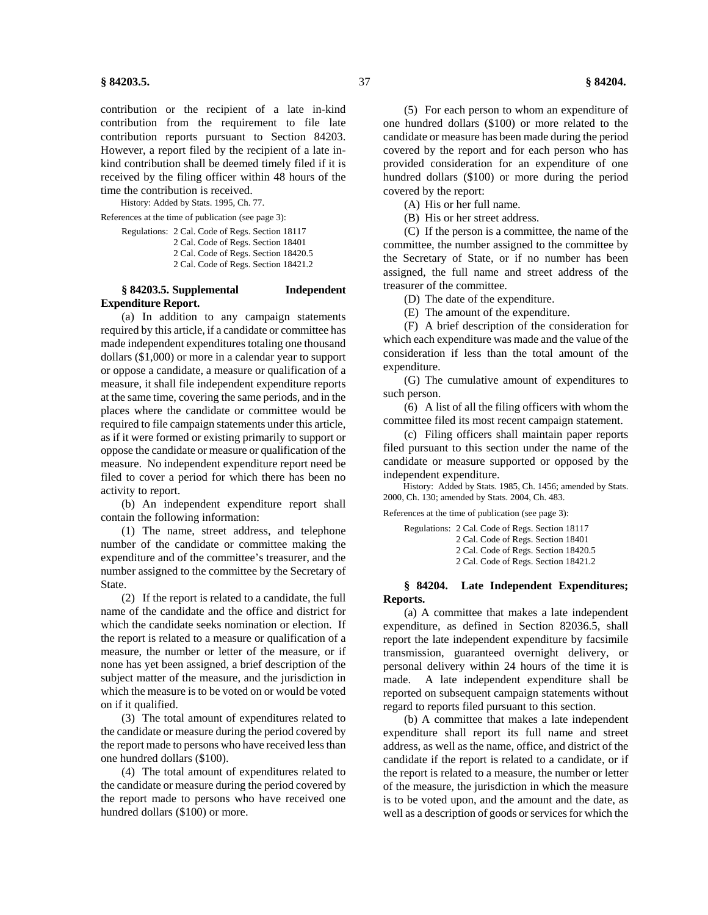contribution or the recipient of a late in-kind contribution from the requirement to file late contribution reports pursuant to Section 84203. However, a report filed by the recipient of a late in-kind contribution shall be deemed timely filed if it is received by the filing officer within 48 hours of the time the contribution is received.

History: Added by Stats. 1995, Ch. 77.

References at the time of publication (see page 3):

Regulations: 2 Cal. Code of Regs. Section 18117
2 Cal. Code of Regs. Section 18401
2 Cal. Code of Regs. Section 18420.5
2 Cal. Code of Regs. Section 18421.2

### § 84203.5. Supplemental Independent Expenditure Report.

(a) In addition to any campaign statements required by this article, if a candidate or committee has made independent expenditures totaling one thousand dollars ($1,000) or more in a calendar year to support or oppose a candidate, a measure or qualification of a measure, it shall file independent expenditure reports at the same time, covering the same periods, and in the places where the candidate or committee would be required to file campaign statements under this article, as if it were formed or existing primarily to support or oppose the candidate or measure or qualification of the measure. No independent expenditure report need be filed to cover a period for which there has been no activity to report.

(b) An independent expenditure report shall contain the following information:

(1) The name, street address, and telephone number of the candidate or committee making the expenditure and of the committee's treasurer, and the number assigned to the committee by the Secretary of State.

(2) If the report is related to a candidate, the full name of the candidate and the office and district for which the candidate seeks nomination or election. If the report is related to a measure or qualification of a measure, the number or letter of the measure, or if none has yet been assigned, a brief description of the subject matter of the measure, and the jurisdiction in which the measure is to be voted on or would be voted on if it qualified.

(3) The total amount of expenditures related to the candidate or measure during the period covered by the report made to persons who have received less than one hundred dollars ($100).

(4) The total amount of expenditures related to the candidate or measure during the period covered by the report made to persons who have received one hundred dollars ($100) or more.

(5) For each person to whom an expenditure of one hundred dollars ($100) or more related to the candidate or measure has been made during the period covered by the report and for each person who has provided consideration for an expenditure of one hundred dollars ($100) or more during the period covered by the report:

(A) His or her full name.

(B) His or her street address.

(C) If the person is a committee, the name of the committee, the number assigned to the committee by the Secretary of State, or if no number has been assigned, the full name and street address of the treasurer of the committee.

(D) The date of the expenditure.

(E) The amount of the expenditure.

(F) A brief description of the consideration for which each expenditure was made and the value of the consideration if less than the total amount of the expenditure.

(G) The cumulative amount of expenditures to such person.

(6) A list of all the filing officers with whom the committee filed its most recent campaign statement.

(c) Filing officers shall maintain paper reports filed pursuant to this section under the name of the candidate or measure supported or opposed by the independent expenditure.

History: Added by Stats. 1985, Ch. 1456; amended by Stats. 2000, Ch. 130; amended by Stats. 2004, Ch. 483.

References at the time of publication (see page 3):

Regulations: 2 Cal. Code of Regs. Section 18117
2 Cal. Code of Regs. Section 18401
2 Cal. Code of Regs. Section 18420.5
2 Cal. Code of Regs. Section 18421.2

### § 84204. Late Independent Expenditures; Reports.

(a) A committee that makes a late independent expenditure, as defined in Section 82036.5, shall report the late independent expenditure by facsimile transmission, guaranteed overnight delivery, or personal delivery within 24 hours of the time it is made. A late independent expenditure shall be reported on subsequent campaign statements without regard to reports filed pursuant to this section.

(b) A committee that makes a late independent expenditure shall report its full name and street address, as well as the name, office, and district of the candidate if the report is related to a candidate, or if the report is related to a measure, the number or letter of the measure, the jurisdiction in which the measure is to be voted upon, and the amount and the date, as well as a description of goods or services for which the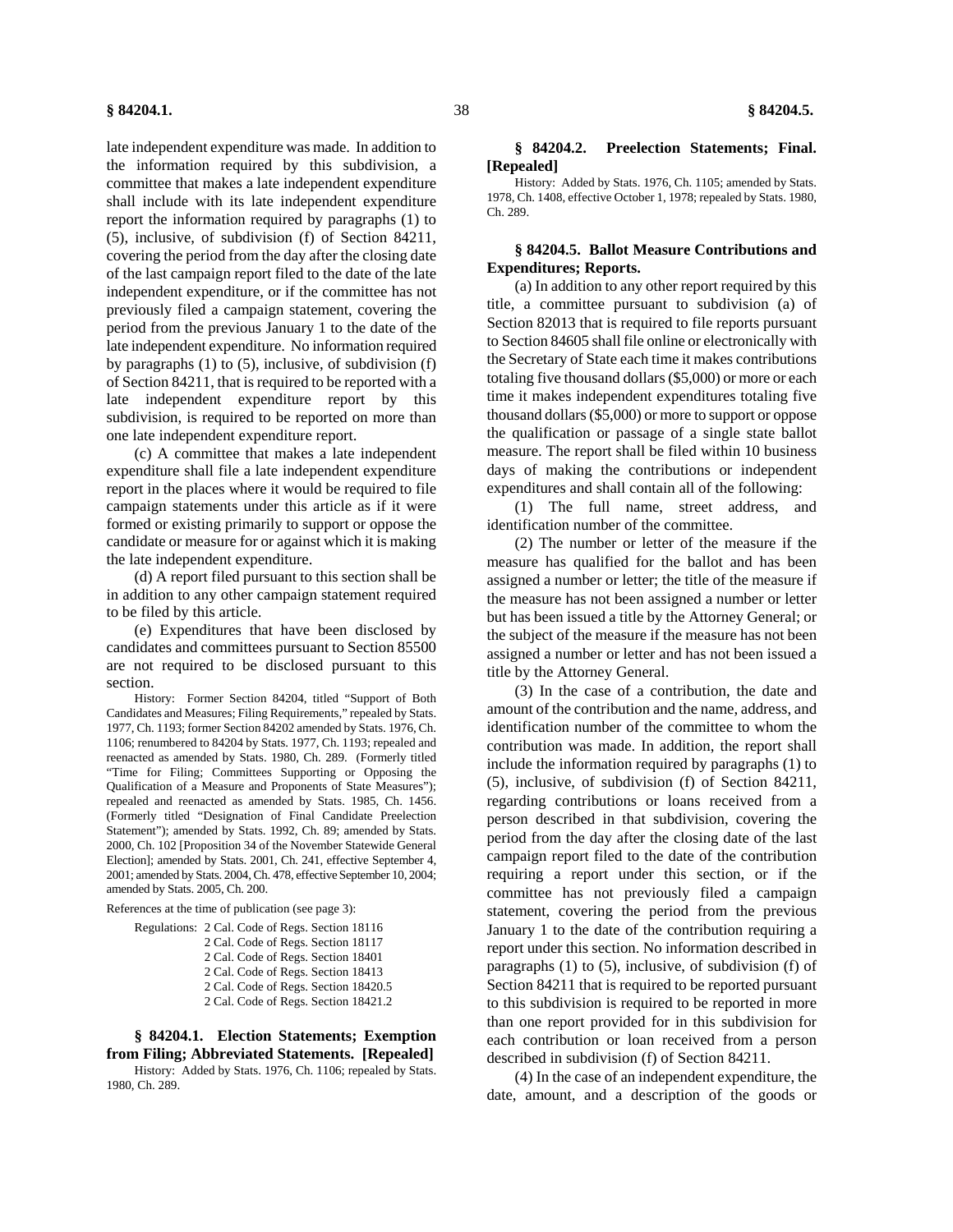late independent expenditure was made. In addition to the information required by this subdivision, a committee that makes a late independent expenditure shall include with its late independent expenditure report the information required by paragraphs (1) to (5), inclusive, of subdivision (f) of Section 84211, covering the period from the day after the closing date of the last campaign report filed to the date of the late independent expenditure, or if the committee has not previously filed a campaign statement, covering the period from the previous January 1 to the date of the late independent expenditure. No information required by paragraphs (1) to (5), inclusive, of subdivision (f) of Section 84211, that is required to be reported with a late independent expenditure report by this subdivision, is required to be reported on more than one late independent expenditure report.

(c) A committee that makes a late independent expenditure shall file a late independent expenditure report in the places where it would be required to file campaign statements under this article as if it were formed or existing primarily to support or oppose the candidate or measure for or against which it is making the late independent expenditure.

(d) A report filed pursuant to this section shall be in addition to any other campaign statement required to be filed by this article.

(e) Expenditures that have been disclosed by candidates and committees pursuant to Section 85500 are not required to be disclosed pursuant to this section.

History: Former Section 84204, titled "Support of Both Candidates and Measures; Filing Requirements," repealed by Stats. 1977, Ch. 1193; former Section 84202 amended by Stats. 1976, Ch. 1106; renumbered to 84204 by Stats. 1977, Ch. 1193; repealed and reenacted as amended by Stats. 1980, Ch. 289. (Formerly titled "Time for Filing; Committees Supporting or Opposing the Qualification of a Measure and Proponents of State Measures"); repealed and reenacted as amended by Stats. 1985, Ch. 1456. (Formerly titled "Designation of Final Candidate Preelection Statement"); amended by Stats. 1992, Ch. 89; amended by Stats. 2000, Ch. 102 [Proposition 34 of the November Statewide General Election]; amended by Stats. 2001, Ch. 241, effective September 4, 2001; amended by Stats. 2004, Ch. 478, effective September 10, 2004; amended by Stats. 2005, Ch. 200.

References at the time of publication (see page 3):

Regulations: 2 Cal. Code of Regs. Section 18116
2 Cal. Code of Regs. Section 18117
2 Cal. Code of Regs. Section 18401
2 Cal. Code of Regs. Section 18413
2 Cal. Code of Regs. Section 18420.5
2 Cal. Code of Regs. Section 18421.2

### § 84204.1. Election Statements; Exemption from Filing; Abbreviated Statements. [Repealed]

History: Added by Stats. 1976, Ch. 1106; repealed by Stats. 1980, Ch. 289.

### § 84204.2. Preelection Statements; Final. [Repealed]

History: Added by Stats. 1976, Ch. 1105; amended by Stats. 1978, Ch. 1408, effective October 1, 1978; repealed by Stats. 1980, Ch. 289.

### § 84204.5. Ballot Measure Contributions and Expenditures; Reports.

(a) In addition to any other report required by this title, a committee pursuant to subdivision (a) of Section 82013 that is required to file reports pursuant to Section 84605 shall file online or electronically with the Secretary of State each time it makes contributions totaling five thousand dollars ($5,000) or more or each time it makes independent expenditures totaling five thousand dollars ($5,000) or more to support or oppose the qualification or passage of a single state ballot measure. The report shall be filed within 10 business days of making the contributions or independent expenditures and shall contain all of the following:

(1) The full name, street address, and identification number of the committee.

(2) The number or letter of the measure if the measure has qualified for the ballot and has been assigned a number or letter; the title of the measure if the measure has not been assigned a number or letter but has been issued a title by the Attorney General; or the subject of the measure if the measure has not been assigned a number or letter and has not been issued a title by the Attorney General.

(3) In the case of a contribution, the date and amount of the contribution and the name, address, and identification number of the committee to whom the contribution was made. In addition, the report shall include the information required by paragraphs (1) to (5), inclusive, of subdivision (f) of Section 84211, regarding contributions or loans received from a person described in that subdivision, covering the period from the day after the closing date of the last campaign report filed to the date of the contribution requiring a report under this section, or if the committee has not previously filed a campaign statement, covering the period from the previous January 1 to the date of the contribution requiring a report under this section. No information described in paragraphs (1) to (5), inclusive, of subdivision (f) of Section 84211 that is required to be reported pursuant to this subdivision is required to be reported in more than one report provided for in this subdivision for each contribution or loan received from a person described in subdivision (f) of Section 84211.

(4) In the case of an independent expenditure, the date, amount, and a description of the goods or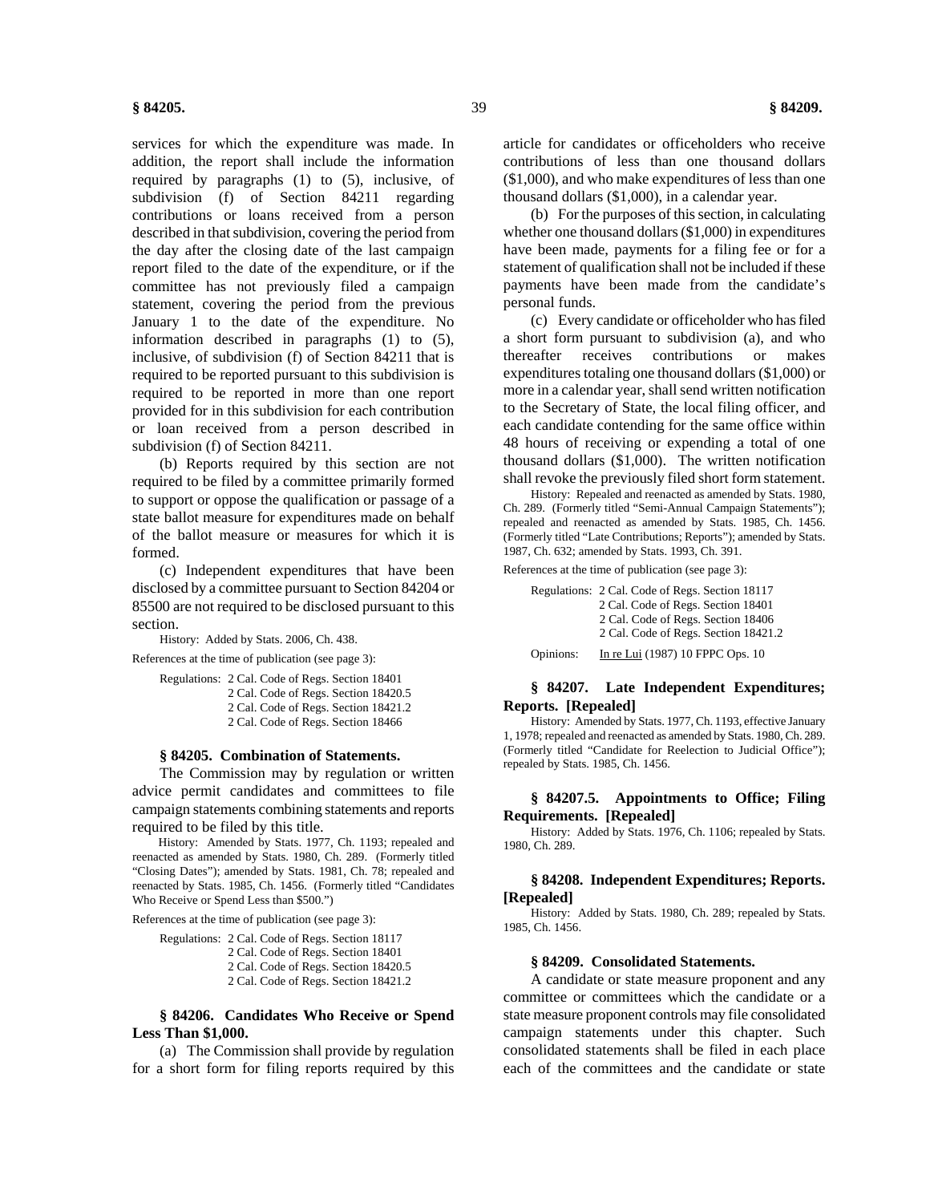services for which the expenditure was made. In addition, the report shall include the information required by paragraphs (1) to (5), inclusive, of subdivision (f) of Section 84211 regarding contributions or loans received from a person described in that subdivision, covering the period from the day after the closing date of the last campaign report filed to the date of the expenditure, or if the committee has not previously filed a campaign statement, covering the period from the previous January 1 to the date of the expenditure. No information described in paragraphs (1) to (5), inclusive, of subdivision (f) of Section 84211 that is required to be reported pursuant to this subdivision is required to be reported in more than one report provided for in this subdivision for each contribution or loan received from a person described in subdivision (f) of Section 84211.

(b) Reports required by this section are not required to be filed by a committee primarily formed to support or oppose the qualification or passage of a state ballot measure for expenditures made on behalf of the ballot measure or measures for which it is formed.

(c) Independent expenditures that have been disclosed by a committee pursuant to Section 84204 or 85500 are not required to be disclosed pursuant to this section.

History: Added by Stats. 2006, Ch. 438.

References at the time of publication (see page 3):

Regulations: 2 Cal. Code of Regs. Section 18401
2 Cal. Code of Regs. Section 18420.5
2 Cal. Code of Regs. Section 18421.2
2 Cal. Code of Regs. Section 18466

### § 84205. Combination of Statements.

The Commission may by regulation or written advice permit candidates and committees to file campaign statements combining statements and reports required to be filed by this title.

History: Amended by Stats. 1977, Ch. 1193; repealed and reenacted as amended by Stats. 1980, Ch. 289. (Formerly titled "Closing Dates"); amended by Stats. 1981, Ch. 78; repealed and reenacted by Stats. 1985, Ch. 1456. (Formerly titled "Candidates Who Receive or Spend Less than $500.")

References at the time of publication (see page 3):

Regulations: 2 Cal. Code of Regs. Section 18117
2 Cal. Code of Regs. Section 18401
2 Cal. Code of Regs. Section 18420.5
2 Cal. Code of Regs. Section 18421.2

### § 84206. Candidates Who Receive or Spend Less Than $1,000.

(a) The Commission shall provide by regulation for a short form for filing reports required by this article for candidates or officeholders who receive contributions of less than one thousand dollars ($1,000), and who make expenditures of less than one thousand dollars ($1,000), in a calendar year.

(b) For the purposes of this section, in calculating whether one thousand dollars ($1,000) in expenditures have been made, payments for a filing fee or for a statement of qualification shall not be included if these payments have been made from the candidate's personal funds.

(c) Every candidate or officeholder who has filed a short form pursuant to subdivision (a), and who thereafter receives contributions or makes expenditures totaling one thousand dollars ($1,000) or more in a calendar year, shall send written notification to the Secretary of State, the local filing officer, and each candidate contending for the same office within 48 hours of receiving or expending a total of one thousand dollars ($1,000). The written notification shall revoke the previously filed short form statement.

History: Repealed and reenacted as amended by Stats. 1980, Ch. 289. (Formerly titled "Semi-Annual Campaign Statements"); repealed and reenacted as amended by Stats. 1985, Ch. 1456. (Formerly titled "Late Contributions; Reports"); amended by Stats. 1987, Ch. 632; amended by Stats. 1993, Ch. 391.

References at the time of publication (see page 3):

Regulations: 2 Cal. Code of Regs. Section 18117
2 Cal. Code of Regs. Section 18401
2 Cal. Code of Regs. Section 18406
2 Cal. Code of Regs. Section 18421.2

Opinions: In re Lui (1987) 10 FPPC Ops. 10

### § 84207. Late Independent Expenditures; Reports. [Repealed]

History: Amended by Stats. 1977, Ch. 1193, effective January 1, 1978; repealed and reenacted as amended by Stats. 1980, Ch. 289. (Formerly titled "Candidate for Reelection to Judicial Office"); repealed by Stats. 1985, Ch. 1456.

### § 84207.5. Appointments to Office; Filing Requirements. [Repealed]

History: Added by Stats. 1976, Ch. 1106; repealed by Stats. 1980, Ch. 289.

### § 84208. Independent Expenditures; Reports. [Repealed]

History: Added by Stats. 1980, Ch. 289; repealed by Stats. 1985, Ch. 1456.

### § 84209. Consolidated Statements.

A candidate or state measure proponent and any committee or committees which the candidate or a state measure proponent controls may file consolidated campaign statements under this chapter. Such consolidated statements shall be filed in each place each of the committees and the candidate or state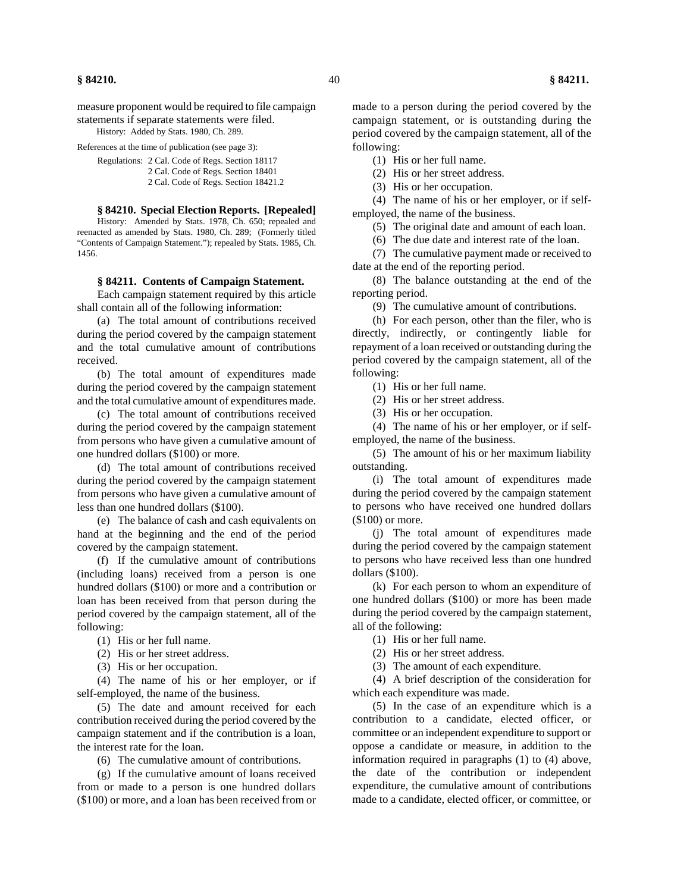measure proponent would be required to file campaign statements if separate statements were filed.

History: Added by Stats. 1980, Ch. 289.

References at the time of publication (see page 3):

Regulations: 2 Cal. Code of Regs. Section 18117
2 Cal. Code of Regs. Section 18401
2 Cal. Code of Regs. Section 18421.2

### § 84210. Special Election Reports. [Repealed]

History: Amended by Stats. 1978, Ch. 650; repealed and reenacted as amended by Stats. 1980, Ch. 289; (Formerly titled "Contents of Campaign Statement."); repealed by Stats. 1985, Ch. 1456.

### § 84211. Contents of Campaign Statement.

Each campaign statement required by this article shall contain all of the following information:

(a) The total amount of contributions received during the period covered by the campaign statement and the total cumulative amount of contributions received.

(b) The total amount of expenditures made during the period covered by the campaign statement and the total cumulative amount of expenditures made.

(c) The total amount of contributions received during the period covered by the campaign statement from persons who have given a cumulative amount of one hundred dollars ($100) or more.

(d) The total amount of contributions received during the period covered by the campaign statement from persons who have given a cumulative amount of less than one hundred dollars ($100).

(e) The balance of cash and cash equivalents on hand at the beginning and the end of the period covered by the campaign statement.

(f) If the cumulative amount of contributions (including loans) received from a person is one hundred dollars ($100) or more and a contribution or loan has been received from that person during the period covered by the campaign statement, all of the following:

(1) His or her full name.

(2) His or her street address.

(3) His or her occupation.

(4) The name of his or her employer, or if self-employed, the name of the business.

(5) The date and amount received for each contribution received during the period covered by the campaign statement and if the contribution is a loan, the interest rate for the loan.

(6) The cumulative amount of contributions.

(g) If the cumulative amount of loans received from or made to a person is one hundred dollars ($100) or more, and a loan has been received from or made to a person during the period covered by the campaign statement, or is outstanding during the period covered by the campaign statement, all of the following:

(1) His or her full name.

(2) His or her street address.

(3) His or her occupation.

(4) The name of his or her employer, or if self-employed, the name of the business.

(5) The original date and amount of each loan.

(6) The due date and interest rate of the loan.

(7) The cumulative payment made or received to date at the end of the reporting period.

(8) The balance outstanding at the end of the reporting period.

(9) The cumulative amount of contributions.

(h) For each person, other than the filer, who is directly, indirectly, or contingently liable for repayment of a loan received or outstanding during the period covered by the campaign statement, all of the following:

(1) His or her full name.

(2) His or her street address.

(3) His or her occupation.

(4) The name of his or her employer, or if self-employed, the name of the business.

(5) The amount of his or her maximum liability outstanding.

(i) The total amount of expenditures made during the period covered by the campaign statement to persons who have received one hundred dollars ($100) or more.

(j) The total amount of expenditures made during the period covered by the campaign statement to persons who have received less than one hundred dollars ($100).

(k) For each person to whom an expenditure of one hundred dollars ($100) or more has been made during the period covered by the campaign statement, all of the following:

(1) His or her full name.

(2) His or her street address.

(3) The amount of each expenditure.

(4) A brief description of the consideration for which each expenditure was made.

(5) In the case of an expenditure which is a contribution to a candidate, elected officer, or committee or an independent expenditure to support or oppose a candidate or measure, in addition to the information required in paragraphs (1) to (4) above, the date of the contribution or independent expenditure, the cumulative amount of contributions made to a candidate, elected officer, or committee, or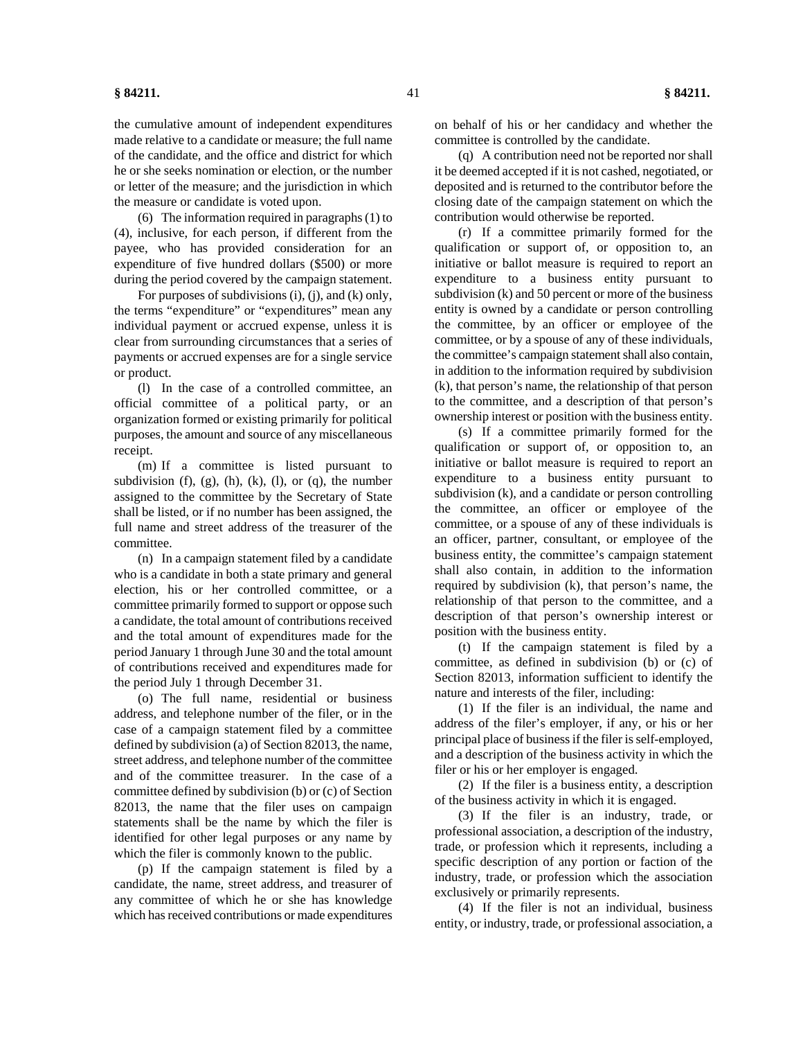the cumulative amount of independent expenditures made relative to a candidate or measure; the full name of the candidate, and the office and district for which he or she seeks nomination or election, or the number or letter of the measure; and the jurisdiction in which the measure or candidate is voted upon.

(6) The information required in paragraphs (1) to (4), inclusive, for each person, if different from the payee, who has provided consideration for an expenditure of five hundred dollars ($500) or more during the period covered by the campaign statement.

For purposes of subdivisions (i), (j), and (k) only, the terms "expenditure" or "expenditures" mean any individual payment or accrued expense, unless it is clear from surrounding circumstances that a series of payments or accrued expenses are for a single service or product.

(l) In the case of a controlled committee, an official committee of a political party, or an organization formed or existing primarily for political purposes, the amount and source of any miscellaneous receipt.

(m) If a committee is listed pursuant to subdivision (f), (g), (h), (k), (l), or (q), the number assigned to the committee by the Secretary of State shall be listed, or if no number has been assigned, the full name and street address of the treasurer of the committee.

(n) In a campaign statement filed by a candidate who is a candidate in both a state primary and general election, his or her controlled committee, or a committee primarily formed to support or oppose such a candidate, the total amount of contributions received and the total amount of expenditures made for the period January 1 through June 30 and the total amount of contributions received and expenditures made for the period July 1 through December 31.

(o) The full name, residential or business address, and telephone number of the filer, or in the case of a campaign statement filed by a committee defined by subdivision (a) of Section 82013, the name, street address, and telephone number of the committee and of the committee treasurer. In the case of a committee defined by subdivision (b) or (c) of Section 82013, the name that the filer uses on campaign statements shall be the name by which the filer is identified for other legal purposes or any name by which the filer is commonly known to the public.

(p) If the campaign statement is filed by a candidate, the name, street address, and treasurer of any committee of which he or she has knowledge which has received contributions or made expenditures on behalf of his or her candidacy and whether the committee is controlled by the candidate.

(q) A contribution need not be reported nor shall it be deemed accepted if it is not cashed, negotiated, or deposited and is returned to the contributor before the closing date of the campaign statement on which the contribution would otherwise be reported.

(r) If a committee primarily formed for the qualification or support of, or opposition to, an initiative or ballot measure is required to report an expenditure to a business entity pursuant to subdivision (k) and 50 percent or more of the business entity is owned by a candidate or person controlling the committee, by an officer or employee of the committee, or by a spouse of any of these individuals, the committee's campaign statement shall also contain, in addition to the information required by subdivision (k), that person's name, the relationship of that person to the committee, and a description of that person's ownership interest or position with the business entity.

(s) If a committee primarily formed for the qualification or support of, or opposition to, an initiative or ballot measure is required to report an expenditure to a business entity pursuant to subdivision (k), and a candidate or person controlling the committee, an officer or employee of the committee, or a spouse of any of these individuals is an officer, partner, consultant, or employee of the business entity, the committee's campaign statement shall also contain, in addition to the information required by subdivision (k), that person's name, the relationship of that person to the committee, and a description of that person's ownership interest or position with the business entity.

(t) If the campaign statement is filed by a committee, as defined in subdivision (b) or (c) of Section 82013, information sufficient to identify the nature and interests of the filer, including:

(1) If the filer is an individual, the name and address of the filer's employer, if any, or his or her principal place of business if the filer is self-employed, and a description of the business activity in which the filer or his or her employer is engaged.

(2) If the filer is a business entity, a description of the business activity in which it is engaged.

(3) If the filer is an industry, trade, or professional association, a description of the industry, trade, or profession which it represents, including a specific description of any portion or faction of the industry, trade, or profession which the association exclusively or primarily represents.

(4) If the filer is not an individual, business entity, or industry, trade, or professional association, a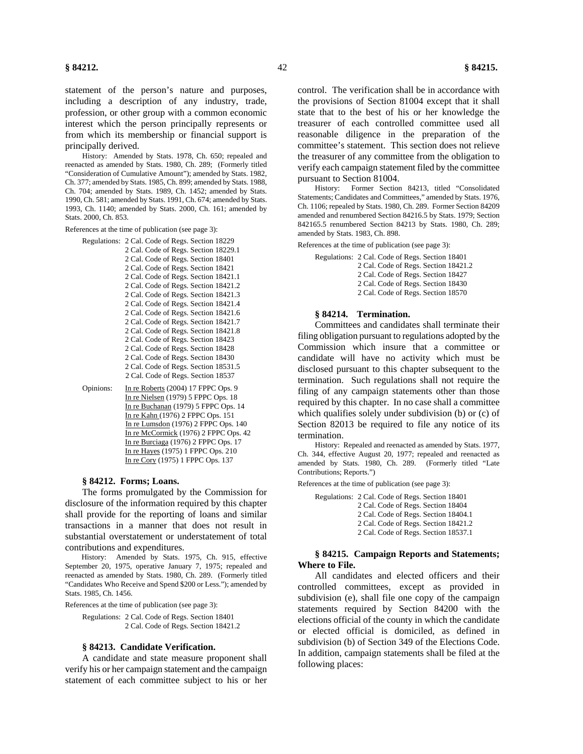statement of the person's nature and purposes, including a description of any industry, trade, profession, or other group with a common economic interest which the person principally represents or from which its membership or financial support is principally derived.

History: Amended by Stats. 1978, Ch. 650; repealed and reenacted as amended by Stats. 1980, Ch. 289; (Formerly titled "Consideration of Cumulative Amount"); amended by Stats. 1982, Ch. 377; amended by Stats. 1985, Ch. 899; amended by Stats. 1988, Ch. 704; amended by Stats. 1989, Ch. 1452; amended by Stats. 1990, Ch. 581; amended by Stats. 1991, Ch. 674; amended by Stats. 1993, Ch. 1140; amended by Stats. 2000, Ch. 161; amended by Stats. 2000, Ch. 853.

References at the time of publication (see page 3):

Regulations: 2 Cal. Code of Regs. Section 18229
2 Cal. Code of Regs. Section 18229.1
2 Cal. Code of Regs. Section 18401
2 Cal. Code of Regs. Section 18421
2 Cal. Code of Regs. Section 18421.1
2 Cal. Code of Regs. Section 18421.2
2 Cal. Code of Regs. Section 18421.3
2 Cal. Code of Regs. Section 18421.4
2 Cal. Code of Regs. Section 18421.6
2 Cal. Code of Regs. Section 18421.7
2 Cal. Code of Regs. Section 18421.8
2 Cal. Code of Regs. Section 18423
2 Cal. Code of Regs. Section 18428
2 Cal. Code of Regs. Section 18430
2 Cal. Code of Regs. Section 18531.5
2 Cal. Code of Regs. Section 18537

Opinions: In re Roberts (2004) 17 FPPC Ops. 9
In re Nielsen (1979) 5 FPPC Ops. 18
In re Buchanan (1979) 5 FPPC Ops. 14
In re Kahn (1976) 2 FPPC Ops. 151
In re Lumsdon (1976) 2 FPPC Ops. 140
In re McCormick (1976) 2 FPPC Ops. 42
In re Burciaga (1976) 2 FPPC Ops. 17
In re Hayes (1975) 1 FPPC Ops. 210
In re Cory (1975) 1 FPPC Ops. 137

### § 84212. Forms; Loans.

The forms promulgated by the Commission for disclosure of the information required by this chapter shall provide for the reporting of loans and similar transactions in a manner that does not result in substantial overstatement or understatement of total contributions and expenditures.

History: Amended by Stats. 1975, Ch. 915, effective September 20, 1975, operative January 7, 1975; repealed and reenacted as amended by Stats. 1980, Ch. 289. (Formerly titled "Candidates Who Receive and Spend $200 or Less."); amended by Stats. 1985, Ch. 1456.

References at the time of publication (see page 3):

Regulations: 2 Cal. Code of Regs. Section 18401
2 Cal. Code of Regs. Section 18421.2

### § 84213. Candidate Verification.

A candidate and state measure proponent shall verify his or her campaign statement and the campaign statement of each committee subject to his or her control. The verification shall be in accordance with the provisions of Section 81004 except that it shall state that to the best of his or her knowledge the treasurer of each controlled committee used all reasonable diligence in the preparation of the committee's statement. This section does not relieve the treasurer of any committee from the obligation to verify each campaign statement filed by the committee pursuant to Section 81004.

History: Former Section 84213, titled "Consolidated Statements; Candidates and Committees," amended by Stats. 1976, Ch. 1106; repealed by Stats. 1980, Ch. 289. Former Section 84209 amended and renumbered Section 84216.5 by Stats. 1979; Section 842165.5 renumbered Section 84213 by Stats. 1980, Ch. 289; amended by Stats. 1983, Ch. 898.

References at the time of publication (see page 3):

Regulations: 2 Cal. Code of Regs. Section 18401
2 Cal. Code of Regs. Section 18421.2
2 Cal. Code of Regs. Section 18427
2 Cal. Code of Regs. Section 18430
2 Cal. Code of Regs. Section 18570

### § 84214. Termination.

Committees and candidates shall terminate their filing obligation pursuant to regulations adopted by the Commission which insure that a committee or candidate will have no activity which must be disclosed pursuant to this chapter subsequent to the termination. Such regulations shall not require the filing of any campaign statements other than those required by this chapter. In no case shall a committee which qualifies solely under subdivision (b) or (c) of Section 82013 be required to file any notice of its termination.

History: Repealed and reenacted as amended by Stats. 1977, Ch. 344, effective August 20, 1977; repealed and reenacted as amended by Stats. 1980, Ch. 289. (Formerly titled "Late Contributions; Reports.")

References at the time of publication (see page 3):

Regulations: 2 Cal. Code of Regs. Section 18401
2 Cal. Code of Regs. Section 18404
2 Cal. Code of Regs. Section 18404.1
2 Cal. Code of Regs. Section 18421.2
2 Cal. Code of Regs. Section 18537.1

### § 84215. Campaign Reports and Statements; Where to File.

All candidates and elected officers and their controlled committees, except as provided in subdivision (e), shall file one copy of the campaign statements required by Section 84200 with the elections official of the county in which the candidate or elected official is domiciled, as defined in subdivision (b) of Section 349 of the Elections Code. In addition, campaign statements shall be filed at the following places: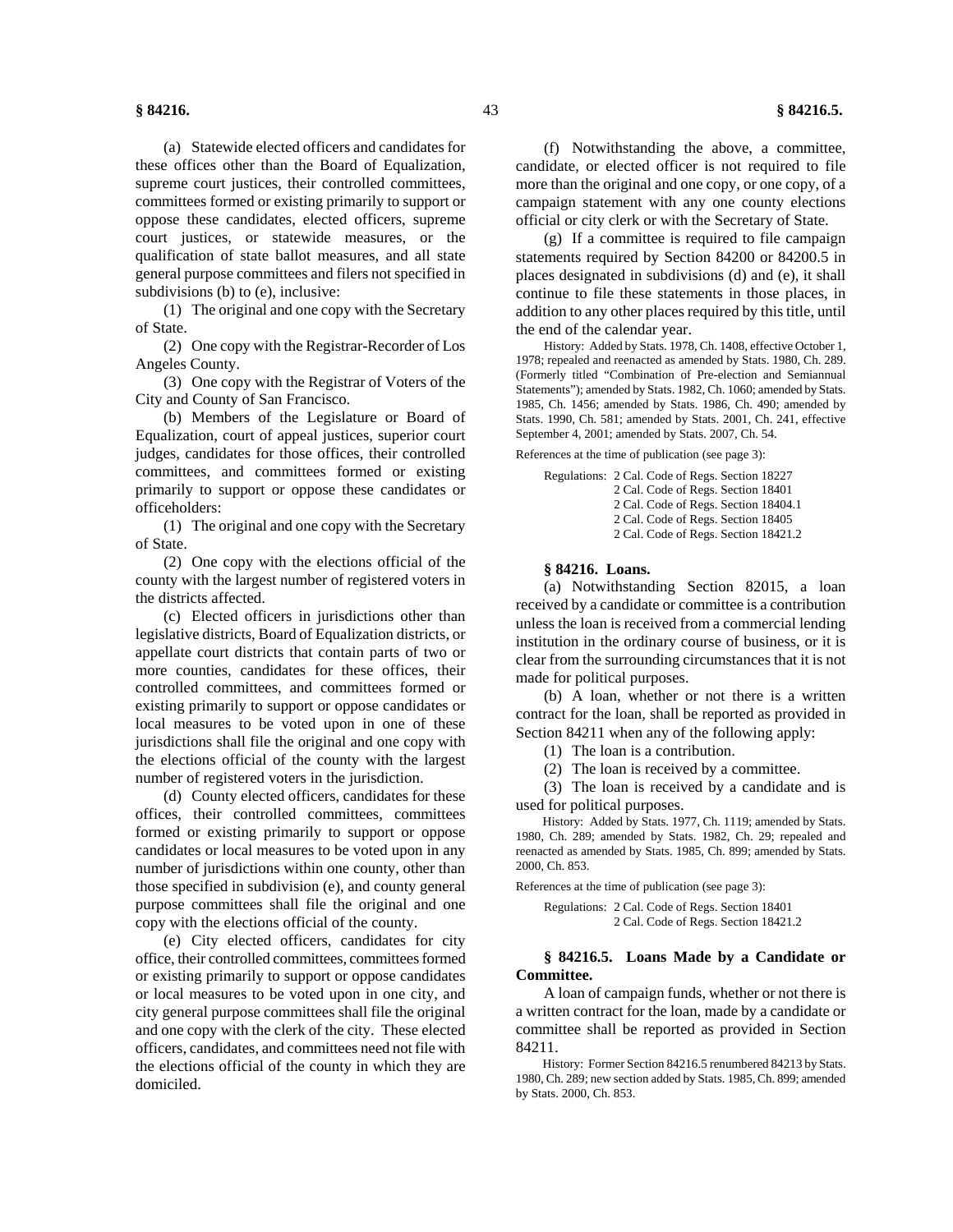(a) Statewide elected officers and candidates for these offices other than the Board of Equalization, supreme court justices, their controlled committees, committees formed or existing primarily to support or oppose these candidates, elected officers, supreme court justices, or statewide measures, or the qualification of state ballot measures, and all state general purpose committees and filers not specified in subdivisions (b) to (e), inclusive:

(1) The original and one copy with the Secretary of State.

(2) One copy with the Registrar-Recorder of Los Angeles County.

(3) One copy with the Registrar of Voters of the City and County of San Francisco.

(b) Members of the Legislature or Board of Equalization, court of appeal justices, superior court judges, candidates for those offices, their controlled committees, and committees formed or existing primarily to support or oppose these candidates or officeholders:

(1) The original and one copy with the Secretary of State.

(2) One copy with the elections official of the county with the largest number of registered voters in the districts affected.

(c) Elected officers in jurisdictions other than legislative districts, Board of Equalization districts, or appellate court districts that contain parts of two or more counties, candidates for these offices, their controlled committees, and committees formed or existing primarily to support or oppose candidates or local measures to be voted upon in one of these jurisdictions shall file the original and one copy with the elections official of the county with the largest number of registered voters in the jurisdiction.

(d) County elected officers, candidates for these offices, their controlled committees, committees formed or existing primarily to support or oppose candidates or local measures to be voted upon in any number of jurisdictions within one county, other than those specified in subdivision (e), and county general purpose committees shall file the original and one copy with the elections official of the county.

(e) City elected officers, candidates for city office, their controlled committees, committees formed or existing primarily to support or oppose candidates or local measures to be voted upon in one city, and city general purpose committees shall file the original and one copy with the clerk of the city. These elected officers, candidates, and committees need not file with the elections official of the county in which they are domiciled.

(f) Notwithstanding the above, a committee, candidate, or elected officer is not required to file more than the original and one copy, or one copy, of a campaign statement with any one county elections official or city clerk or with the Secretary of State.

(g) If a committee is required to file campaign statements required by Section 84200 or 84200.5 in places designated in subdivisions (d) and (e), it shall continue to file these statements in those places, in addition to any other places required by this title, until the end of the calendar year.

History: Added by Stats. 1978, Ch. 1408, effective October 1, 1978; repealed and reenacted as amended by Stats. 1980, Ch. 289. (Formerly titled "Combination of Pre-election and Semiannual Statements"); amended by Stats. 1982, Ch. 1060; amended by Stats. 1985, Ch. 1456; amended by Stats. 1986, Ch. 490; amended by Stats. 1990, Ch. 581; amended by Stats. 2001, Ch. 241, effective September 4, 2001; amended by Stats. 2007, Ch. 54.

References at the time of publication (see page 3):

Regulations: 2 Cal. Code of Regs. Section 18227
2 Cal. Code of Regs. Section 18401
2 Cal. Code of Regs. Section 18404.1
2 Cal. Code of Regs. Section 18405
2 Cal. Code of Regs. Section 18421.2

### § 84216. Loans.

(a) Notwithstanding Section 82015, a loan received by a candidate or committee is a contribution unless the loan is received from a commercial lending institution in the ordinary course of business, or it is clear from the surrounding circumstances that it is not made for political purposes.

(b) A loan, whether or not there is a written contract for the loan, shall be reported as provided in Section 84211 when any of the following apply:

(1) The loan is a contribution.

(2) The loan is received by a committee.

(3) The loan is received by a candidate and is used for political purposes.

History: Added by Stats. 1977, Ch. 1119; amended by Stats. 1980, Ch. 289; amended by Stats. 1982, Ch. 29; repealed and reenacted as amended by Stats. 1985, Ch. 899; amended by Stats. 2000, Ch. 853.

References at the time of publication (see page 3):

Regulations: 2 Cal. Code of Regs. Section 18401
2 Cal. Code of Regs. Section 18421.2

### § 84216.5. Loans Made by a Candidate or Committee.

A loan of campaign funds, whether or not there is a written contract for the loan, made by a candidate or committee shall be reported as provided in Section 84211.

History: Former Section 84216.5 renumbered 84213 by Stats. 1980, Ch. 289; new section added by Stats. 1985, Ch. 899; amended by Stats. 2000, Ch. 853.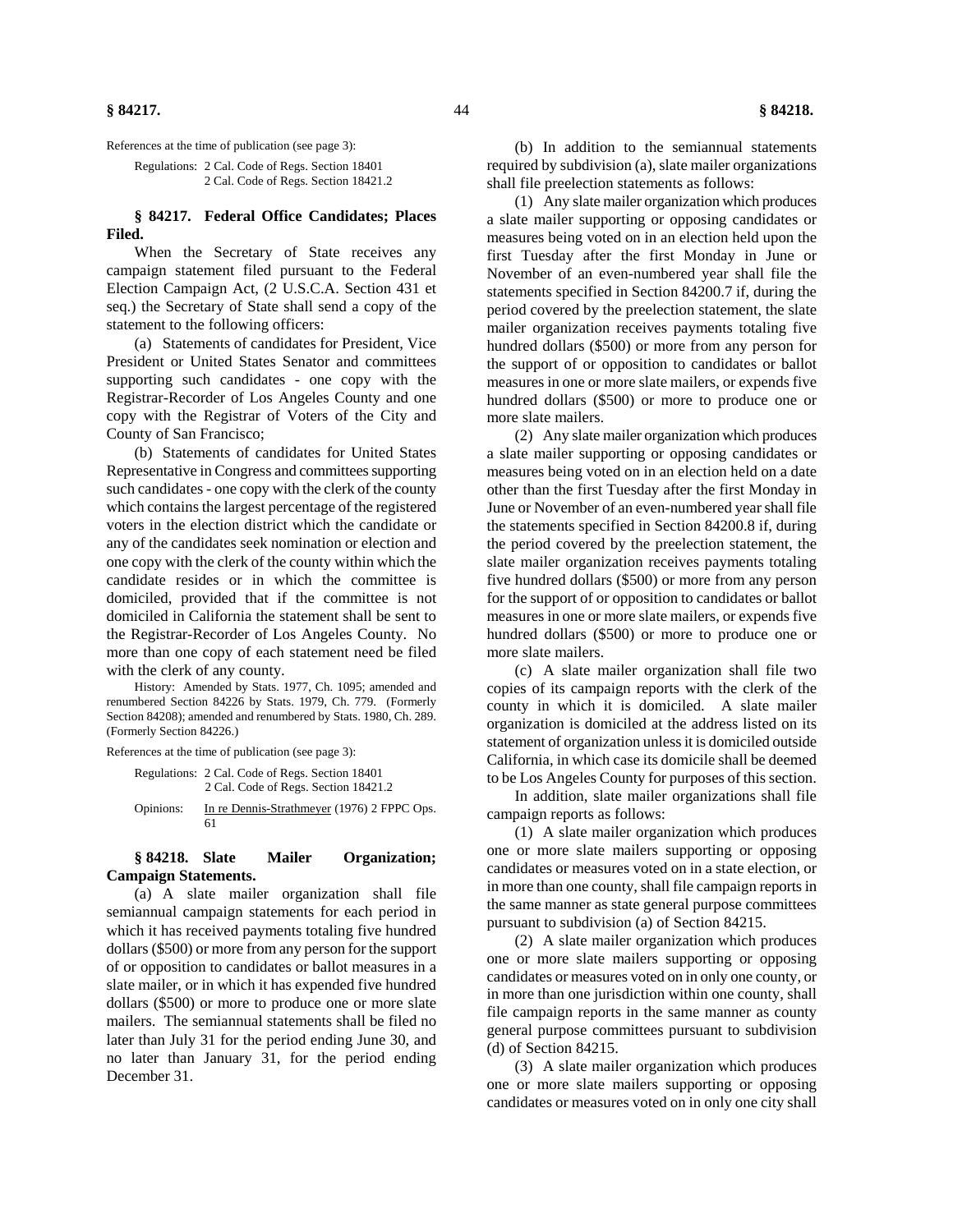References at the time of publication (see page 3):

Regulations: 2 Cal. Code of Regs. Section 18401
2 Cal. Code of Regs. Section 18421.2

### § 84217. Federal Office Candidates; Places Filed.

When the Secretary of State receives any campaign statement filed pursuant to the Federal Election Campaign Act, (2 U.S.C.A. Section 431 et seq.) the Secretary of State shall send a copy of the statement to the following officers:

(a) Statements of candidates for President, Vice President or United States Senator and committees supporting such candidates - one copy with the Registrar-Recorder of Los Angeles County and one copy with the Registrar of Voters of the City and County of San Francisco;

(b) Statements of candidates for United States Representative in Congress and committees supporting such candidates - one copy with the clerk of the county which contains the largest percentage of the registered voters in the election district which the candidate or any of the candidates seek nomination or election and one copy with the clerk of the county within which the candidate resides or in which the committee is domiciled, provided that if the committee is not domiciled in California the statement shall be sent to the Registrar-Recorder of Los Angeles County. No more than one copy of each statement need be filed with the clerk of any county.

History: Amended by Stats. 1977, Ch. 1095; amended and renumbered Section 84226 by Stats. 1979, Ch. 779. (Formerly Section 84208); amended and renumbered by Stats. 1980, Ch. 289. (Formerly Section 84226.)

References at the time of publication (see page 3):

Regulations: 2 Cal. Code of Regs. Section 18401
2 Cal. Code of Regs. Section 18421.2

Opinions: In re Dennis-Strathmeyer (1976) 2 FPPC Ops. 61

### § 84218. Slate Mailer Organization; Campaign Statements.

(a) A slate mailer organization shall file semiannual campaign statements for each period in which it has received payments totaling five hundred dollars ($500) or more from any person for the support of or opposition to candidates or ballot measures in a slate mailer, or in which it has expended five hundred dollars ($500) or more to produce one or more slate mailers. The semiannual statements shall be filed no later than July 31 for the period ending June 30, and no later than January 31, for the period ending December 31.

(b) In addition to the semiannual statements required by subdivision (a), slate mailer organizations shall file preelection statements as follows:

(1) Any slate mailer organization which produces a slate mailer supporting or opposing candidates or measures being voted on in an election held upon the first Tuesday after the first Monday in June or November of an even-numbered year shall file the statements specified in Section 84200.7 if, during the period covered by the preelection statement, the slate mailer organization receives payments totaling five hundred dollars ($500) or more from any person for the support of or opposition to candidates or ballot measures in one or more slate mailers, or expends five hundred dollars ($500) or more to produce one or more slate mailers.

(2) Any slate mailer organization which produces a slate mailer supporting or opposing candidates or measures being voted on in an election held on a date other than the first Tuesday after the first Monday in June or November of an even-numbered year shall file the statements specified in Section 84200.8 if, during the period covered by the preelection statement, the slate mailer organization receives payments totaling five hundred dollars ($500) or more from any person for the support of or opposition to candidates or ballot measures in one or more slate mailers, or expends five hundred dollars ($500) or more to produce one or more slate mailers.

(c) A slate mailer organization shall file two copies of its campaign reports with the clerk of the county in which it is domiciled. A slate mailer organization is domiciled at the address listed on its statement of organization unless it is domiciled outside California, in which case its domicile shall be deemed to be Los Angeles County for purposes of this section.

In addition, slate mailer organizations shall file campaign reports as follows:

(1) A slate mailer organization which produces one or more slate mailers supporting or opposing candidates or measures voted on in a state election, or in more than one county, shall file campaign reports in the same manner as state general purpose committees pursuant to subdivision (a) of Section 84215.

(2) A slate mailer organization which produces one or more slate mailers supporting or opposing candidates or measures voted on in only one county, or in more than one jurisdiction within one county, shall file campaign reports in the same manner as county general purpose committees pursuant to subdivision (d) of Section 84215.

(3) A slate mailer organization which produces one or more slate mailers supporting or opposing candidates or measures voted on in only one city shall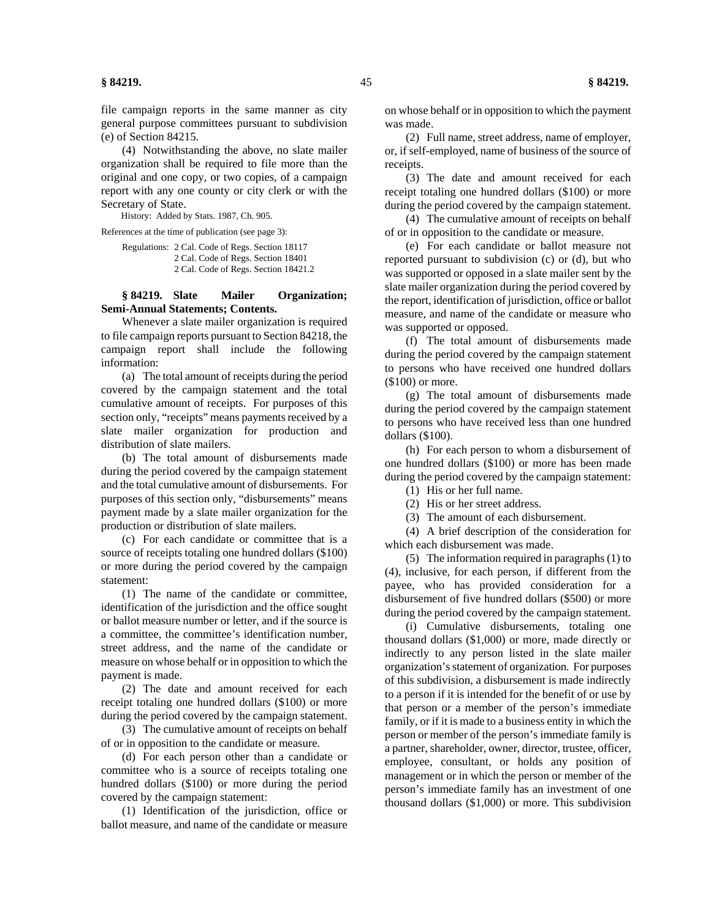file campaign reports in the same manner as city general purpose committees pursuant to subdivision (e) of Section 84215.

(4) Notwithstanding the above, no slate mailer organization shall be required to file more than the original and one copy, or two copies, of a campaign report with any one county or city clerk or with the Secretary of State.

History: Added by Stats. 1987, Ch. 905.

References at the time of publication (see page 3):

Regulations: 2 Cal. Code of Regs. Section 18117
2 Cal. Code of Regs. Section 18401
2 Cal. Code of Regs. Section 18421.2

**§ 84219. Slate Mailer Organization; Semi-Annual Statements; Contents.**

Whenever a slate mailer organization is required to file campaign reports pursuant to Section 84218, the campaign report shall include the following information:

(a) The total amount of receipts during the period covered by the campaign statement and the total cumulative amount of receipts. For purposes of this section only, "receipts" means payments received by a slate mailer organization for production and distribution of slate mailers.

(b) The total amount of disbursements made during the period covered by the campaign statement and the total cumulative amount of disbursements. For purposes of this section only, "disbursements" means payment made by a slate mailer organization for the production or distribution of slate mailers.

(c) For each candidate or committee that is a source of receipts totaling one hundred dollars ($100) or more during the period covered by the campaign statement:

(1) The name of the candidate or committee, identification of the jurisdiction and the office sought or ballot measure number or letter, and if the source is a committee, the committee's identification number, street address, and the name of the candidate or measure on whose behalf or in opposition to which the payment is made.

(2) The date and amount received for each receipt totaling one hundred dollars ($100) or more during the period covered by the campaign statement.

(3) The cumulative amount of receipts on behalf of or in opposition to the candidate or measure.

(d) For each person other than a candidate or committee who is a source of receipts totaling one hundred dollars ($100) or more during the period covered by the campaign statement:

(1) Identification of the jurisdiction, office or ballot measure, and name of the candidate or measure on whose behalf or in opposition to which the payment was made.

(2) Full name, street address, name of employer, or, if self-employed, name of business of the source of receipts.

(3) The date and amount received for each receipt totaling one hundred dollars ($100) or more during the period covered by the campaign statement.

(4) The cumulative amount of receipts on behalf of or in opposition to the candidate or measure.

(e) For each candidate or ballot measure not reported pursuant to subdivision (c) or (d), but who was supported or opposed in a slate mailer sent by the slate mailer organization during the period covered by the report, identification of jurisdiction, office or ballot measure, and name of the candidate or measure who was supported or opposed.

(f) The total amount of disbursements made during the period covered by the campaign statement to persons who have received one hundred dollars ($100) or more.

(g) The total amount of disbursements made during the period covered by the campaign statement to persons who have received less than one hundred dollars ($100).

(h) For each person to whom a disbursement of one hundred dollars ($100) or more has been made during the period covered by the campaign statement:

(1) His or her full name.

(2) His or her street address.

(3) The amount of each disbursement.

(4) A brief description of the consideration for which each disbursement was made.

(5) The information required in paragraphs (1) to (4), inclusive, for each person, if different from the payee, who has provided consideration for a disbursement of five hundred dollars ($500) or more during the period covered by the campaign statement.

(i) Cumulative disbursements, totaling one thousand dollars ($1,000) or more, made directly or indirectly to any person listed in the slate mailer organization's statement of organization. For purposes of this subdivision, a disbursement is made indirectly to a person if it is intended for the benefit of or use by that person or a member of the person's immediate family, or if it is made to a business entity in which the person or member of the person's immediate family is a partner, shareholder, owner, director, trustee, officer, employee, consultant, or holds any position of management or in which the person or member of the person's immediate family has an investment of one thousand dollars ($1,000) or more. This subdivision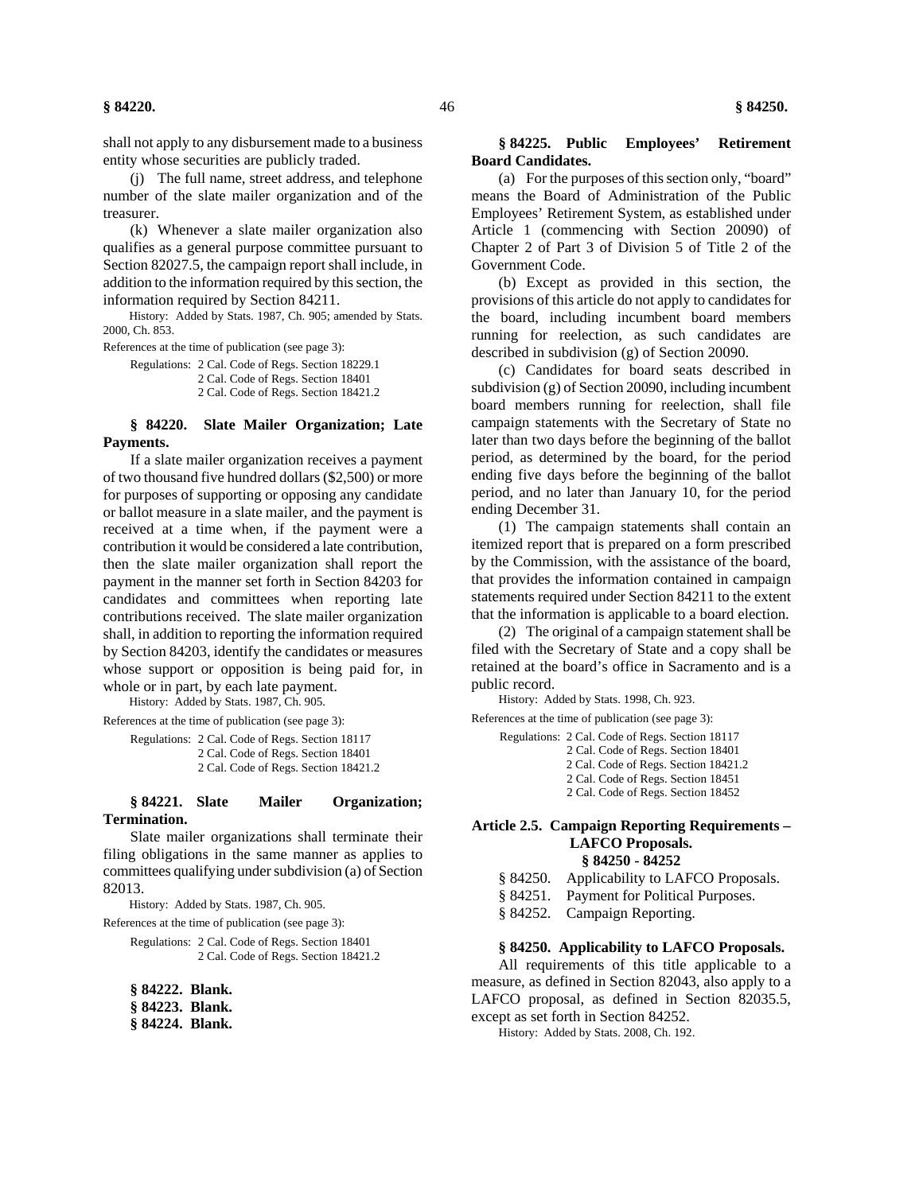shall not apply to any disbursement made to a business entity whose securities are publicly traded.

(j) The full name, street address, and telephone number of the slate mailer organization and of the treasurer.

(k) Whenever a slate mailer organization also qualifies as a general purpose committee pursuant to Section 82027.5, the campaign report shall include, in addition to the information required by this section, the information required by Section 84211.

History: Added by Stats. 1987, Ch. 905; amended by Stats. 2000, Ch. 853.

References at the time of publication (see page 3):

Regulations: 2 Cal. Code of Regs. Section 18229.1
2 Cal. Code of Regs. Section 18401
2 Cal. Code of Regs. Section 18421.2

**§ 84220. Slate Mailer Organization; Late Payments.**

If a slate mailer organization receives a payment of two thousand five hundred dollars ($2,500) or more for purposes of supporting or opposing any candidate or ballot measure in a slate mailer, and the payment is received at a time when, if the payment were a contribution it would be considered a late contribution, then the slate mailer organization shall report the payment in the manner set forth in Section 84203 for candidates and committees when reporting late contributions received. The slate mailer organization shall, in addition to reporting the information required by Section 84203, identify the candidates or measures whose support or opposition is being paid for, in whole or in part, by each late payment.

History: Added by Stats. 1987, Ch. 905.

References at the time of publication (see page 3):

Regulations: 2 Cal. Code of Regs. Section 18117
2 Cal. Code of Regs. Section 18401
2 Cal. Code of Regs. Section 18421.2

**§ 84221. Slate Mailer Organization; Termination.**

Slate mailer organizations shall terminate their filing obligations in the same manner as applies to committees qualifying under subdivision (a) of Section 82013.

History: Added by Stats. 1987, Ch. 905.

References at the time of publication (see page 3):

Regulations: 2 Cal. Code of Regs. Section 18401
2 Cal. Code of Regs. Section 18421.2

**§ 84222. Blank.**
**§ 84223. Blank.**
**§ 84224. Blank.**

**§ 84225. Public Employees' Retirement Board Candidates.**

(a) For the purposes of this section only, "board" means the Board of Administration of the Public Employees' Retirement System, as established under Article 1 (commencing with Section 20090) of Chapter 2 of Part 3 of Division 5 of Title 2 of the Government Code.

(b) Except as provided in this section, the provisions of this article do not apply to candidates for the board, including incumbent board members running for reelection, as such candidates are described in subdivision (g) of Section 20090.

(c) Candidates for board seats described in subdivision (g) of Section 20090, including incumbent board members running for reelection, shall file campaign statements with the Secretary of State no later than two days before the beginning of the ballot period, as determined by the board, for the period ending five days before the beginning of the ballot period, and no later than January 10, for the period ending December 31.

(1) The campaign statements shall contain an itemized report that is prepared on a form prescribed by the Commission, with the assistance of the board, that provides the information contained in campaign statements required under Section 84211 to the extent that the information is applicable to a board election.

(2) The original of a campaign statement shall be filed with the Secretary of State and a copy shall be retained at the board's office in Sacramento and is a public record.

History: Added by Stats. 1998, Ch. 923.

References at the time of publication (see page 3):

Regulations: 2 Cal. Code of Regs. Section 18117
2 Cal. Code of Regs. Section 18401
2 Cal. Code of Regs. Section 18421.2
2 Cal. Code of Regs. Section 18451
2 Cal. Code of Regs. Section 18452

## Article 2.5. Campaign Reporting Requirements – LAFCO Proposals. § 84250 - 84252

§ 84250. Applicability to LAFCO Proposals.
§ 84251. Payment for Political Purposes.
§ 84252. Campaign Reporting.

**§ 84250. Applicability to LAFCO Proposals.**

All requirements of this title applicable to a measure, as defined in Section 82043, also apply to a LAFCO proposal, as defined in Section 82035.5, except as set forth in Section 84252.

History: Added by Stats. 2008, Ch. 192.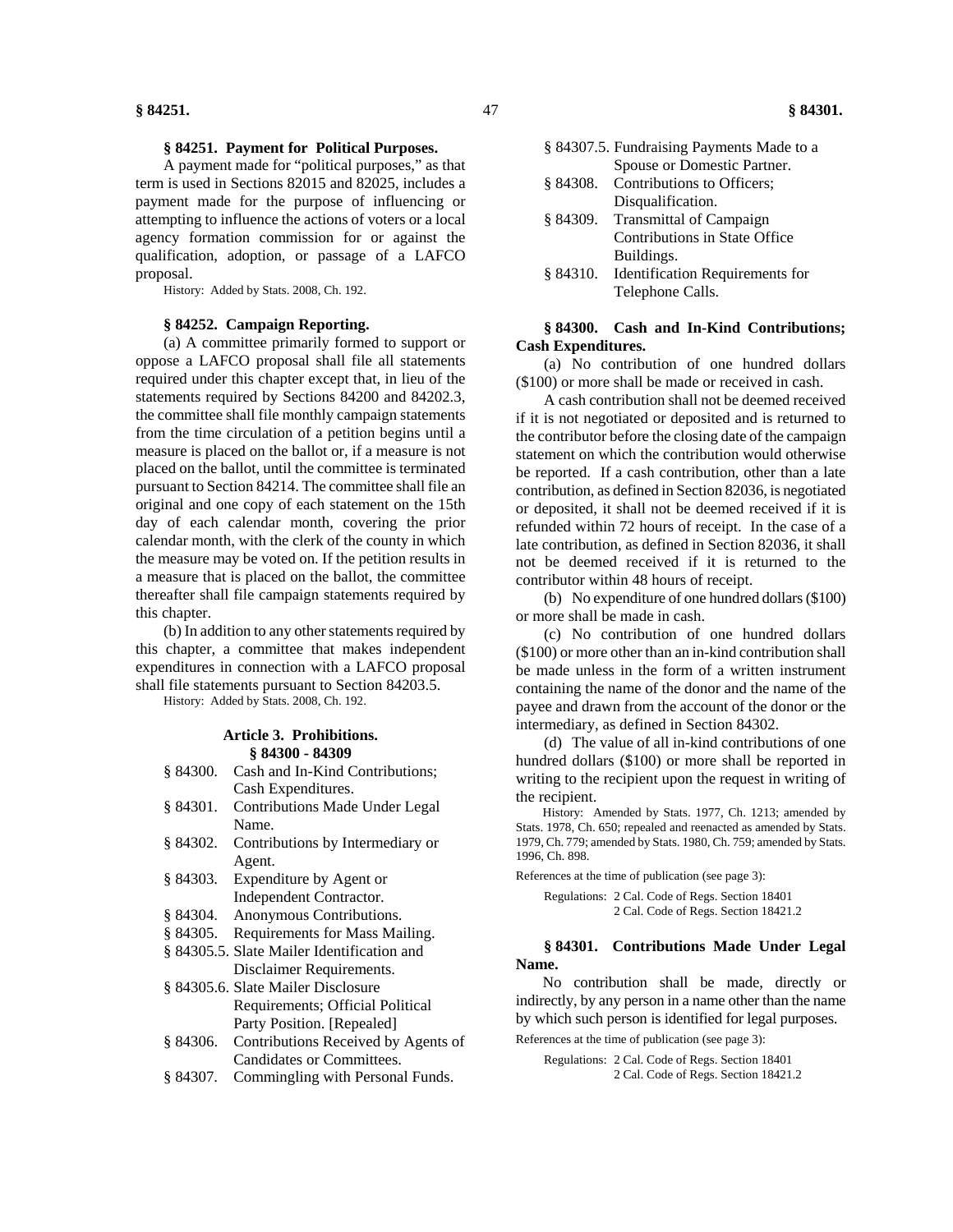### § 84251. Payment for Political Purposes.

A payment made for "political purposes," as that term is used in Sections 82015 and 82025, includes a payment made for the purpose of influencing or attempting to influence the actions of voters or a local agency formation commission for or against the qualification, adoption, or passage of a LAFCO proposal.

History: Added by Stats. 2008, Ch. 192.

### § 84252. Campaign Reporting.

(a) A committee primarily formed to support or oppose a LAFCO proposal shall file all statements required under this chapter except that, in lieu of the statements required by Sections 84200 and 84202.3, the committee shall file monthly campaign statements from the time circulation of a petition begins until a measure is placed on the ballot or, if a measure is not placed on the ballot, until the committee is terminated pursuant to Section 84214. The committee shall file an original and one copy of each statement on the 15th day of each calendar month, covering the prior calendar month, with the clerk of the county in which the measure may be voted on. If the petition results in a measure that is placed on the ballot, the committee thereafter shall file campaign statements required by this chapter.

(b) In addition to any other statements required by this chapter, a committee that makes independent expenditures in connection with a LAFCO proposal shall file statements pursuant to Section 84203.5.

History: Added by Stats. 2008, Ch. 192.

## Article 3. Prohibitions.
## § 84300 - 84309

- § 84300. Cash and In-Kind Contributions; Cash Expenditures.
- § 84301. Contributions Made Under Legal Name.
- § 84302. Contributions by Intermediary or Agent.
- § 84303. Expenditure by Agent or Independent Contractor.
- § 84304. Anonymous Contributions.
- § 84305. Requirements for Mass Mailing.
- § 84305.5. Slate Mailer Identification and Disclaimer Requirements.
- § 84305.6. Slate Mailer Disclosure Requirements; Official Political Party Position. [Repealed]
- § 84306. Contributions Received by Agents of Candidates or Committees.
- § 84307. Commingling with Personal Funds.
- § 84307.5. Fundraising Payments Made to a Spouse or Domestic Partner.
- § 84308. Contributions to Officers; Disqualification.
- § 84309. Transmittal of Campaign Contributions in State Office Buildings.
- § 84310. Identification Requirements for Telephone Calls.

### § 84300. Cash and In-Kind Contributions; Cash Expenditures.

(a) No contribution of one hundred dollars ($100) or more shall be made or received in cash.

A cash contribution shall not be deemed received if it is not negotiated or deposited and is returned to the contributor before the closing date of the campaign statement on which the contribution would otherwise be reported. If a cash contribution, other than a late contribution, as defined in Section 82036, is negotiated or deposited, it shall not be deemed received if it is refunded within 72 hours of receipt. In the case of a late contribution, as defined in Section 82036, it shall not be deemed received if it is returned to the contributor within 48 hours of receipt.

(b) No expenditure of one hundred dollars ($100) or more shall be made in cash.

(c) No contribution of one hundred dollars ($100) or more other than an in-kind contribution shall be made unless in the form of a written instrument containing the name of the donor and the name of the payee and drawn from the account of the donor or the intermediary, as defined in Section 84302.

(d) The value of all in-kind contributions of one hundred dollars ($100) or more shall be reported in writing to the recipient upon the request in writing of the recipient.

History: Amended by Stats. 1977, Ch. 1213; amended by Stats. 1978, Ch. 650; repealed and reenacted as amended by Stats. 1979, Ch. 779; amended by Stats. 1980, Ch. 759; amended by Stats. 1996, Ch. 898.

References at the time of publication (see page 3):

Regulations: 2 Cal. Code of Regs. Section 18401
2 Cal. Code of Regs. Section 18421.2

### § 84301. Contributions Made Under Legal Name.

No contribution shall be made, directly or indirectly, by any person in a name other than the name by which such person is identified for legal purposes.

References at the time of publication (see page 3):

Regulations: 2 Cal. Code of Regs. Section 18401
2 Cal. Code of Regs. Section 18421.2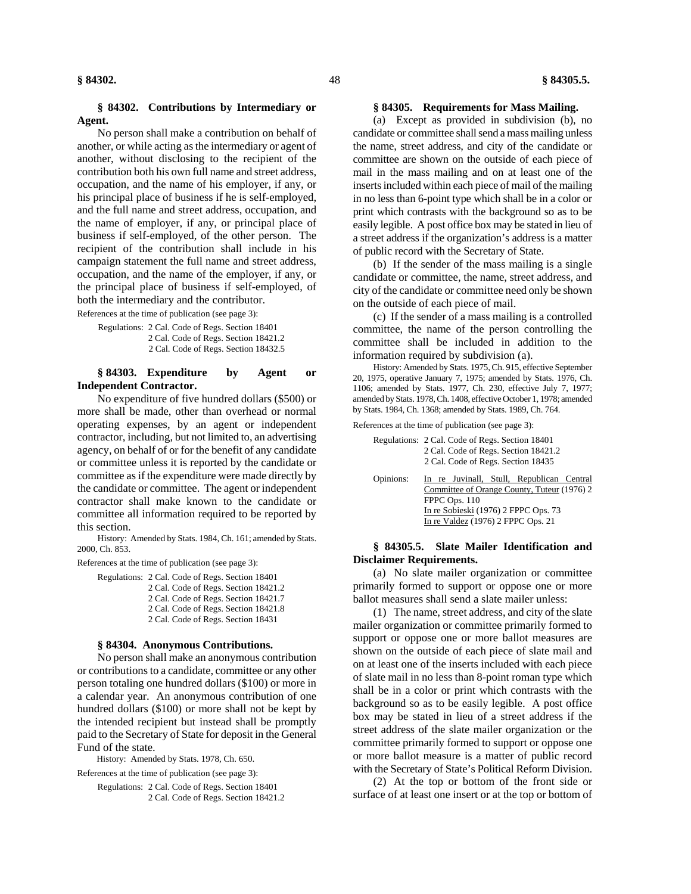### § 84302. Contributions by Intermediary or Agent.

No person shall make a contribution on behalf of another, or while acting as the intermediary or agent of another, without disclosing to the recipient of the contribution both his own full name and street address, occupation, and the name of his employer, if any, or his principal place of business if he is self-employed, and the full name and street address, occupation, and the name of employer, if any, or principal place of business if self-employed, of the other person. The recipient of the contribution shall include in his campaign statement the full name and street address, occupation, and the name of the employer, if any, or the principal place of business if self-employed, of both the intermediary and the contributor.

References at the time of publication (see page 3):

Regulations: 2 Cal. Code of Regs. Section 18401
2 Cal. Code of Regs. Section 18421.2
2 Cal. Code of Regs. Section 18432.5

### § 84303. Expenditure by Agent or Independent Contractor.

No expenditure of five hundred dollars ($500) or more shall be made, other than overhead or normal operating expenses, by an agent or independent contractor, including, but not limited to, an advertising agency, on behalf of or for the benefit of any candidate or committee unless it is reported by the candidate or committee as if the expenditure were made directly by the candidate or committee. The agent or independent contractor shall make known to the candidate or committee all information required to be reported by this section.

History: Amended by Stats. 1984, Ch. 161; amended by Stats. 2000, Ch. 853.

References at the time of publication (see page 3):

Regulations: 2 Cal. Code of Regs. Section 18401
2 Cal. Code of Regs. Section 18421.2
2 Cal. Code of Regs. Section 18421.7
2 Cal. Code of Regs. Section 18421.8
2 Cal. Code of Regs. Section 18431

### § 84304. Anonymous Contributions.

No person shall make an anonymous contribution or contributions to a candidate, committee or any other person totaling one hundred dollars ($100) or more in a calendar year. An anonymous contribution of one hundred dollars ($100) or more shall not be kept by the intended recipient but instead shall be promptly paid to the Secretary of State for deposit in the General Fund of the state.

History: Amended by Stats. 1978, Ch. 650.

References at the time of publication (see page 3):

Regulations: 2 Cal. Code of Regs. Section 18401
2 Cal. Code of Regs. Section 18421.2

### § 84305. Requirements for Mass Mailing.

(a) Except as provided in subdivision (b), no candidate or committee shall send a mass mailing unless the name, street address, and city of the candidate or committee are shown on the outside of each piece of mail in the mass mailing and on at least one of the inserts included within each piece of mail of the mailing in no less than 6-point type which shall be in a color or print which contrasts with the background so as to be easily legible. A post office box may be stated in lieu of a street address if the organization's address is a matter of public record with the Secretary of State.

(b) If the sender of the mass mailing is a single candidate or committee, the name, street address, and city of the candidate or committee need only be shown on the outside of each piece of mail.

(c) If the sender of a mass mailing is a controlled committee, the name of the person controlling the committee shall be included in addition to the information required by subdivision (a).

History: Amended by Stats. 1975, Ch. 915, effective September 20, 1975, operative January 7, 1975; amended by Stats. 1976, Ch. 1106; amended by Stats. 1977, Ch. 230, effective July 7, 1977; amended by Stats. 1978, Ch. 1408, effective October 1, 1978; amended by Stats. 1984, Ch. 1368; amended by Stats. 1989, Ch. 764.

References at the time of publication (see page 3):

Regulations: 2 Cal. Code of Regs. Section 18401
2 Cal. Code of Regs. Section 18421.2
2 Cal. Code of Regs. Section 18435

Opinions: In re Juvinall, Stull, Republican Central Committee of Orange County, Tuteur (1976) 2 FPPC Ops. 110
In re Sobieski (1976) 2 FPPC Ops. 73
In re Valdez (1976) 2 FPPC Ops. 21

### § 84305.5. Slate Mailer Identification and Disclaimer Requirements.

(a) No slate mailer organization or committee primarily formed to support or oppose one or more ballot measures shall send a slate mailer unless:

(1) The name, street address, and city of the slate mailer organization or committee primarily formed to support or oppose one or more ballot measures are shown on the outside of each piece of slate mail and on at least one of the inserts included with each piece of slate mail in no less than 8-point roman type which shall be in a color or print which contrasts with the background so as to be easily legible. A post office box may be stated in lieu of a street address if the street address of the slate mailer organization or the committee primarily formed to support or oppose one or more ballot measure is a matter of public record with the Secretary of State's Political Reform Division.

(2) At the top or bottom of the front side or surface of at least one insert or at the top or bottom of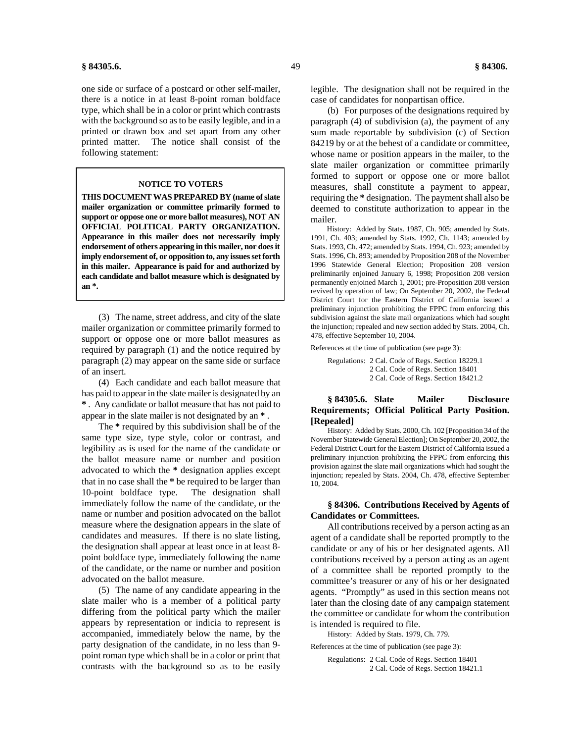one side or surface of a postcard or other self-mailer, there is a notice in at least 8-point roman boldface type, which shall be in a color or print which contrasts with the background so as to be easily legible, and in a printed or drawn box and set apart from any other printed matter. The notice shall consist of the following statement:

> **NOTICE TO VOTERS**
>
> **THIS DOCUMENT WAS PREPARED BY (name of slate mailer organization or committee primarily formed to support or oppose one or more ballot measures), NOT AN OFFICIAL POLITICAL PARTY ORGANIZATION. Appearance in this mailer does not necessarily imply endorsement of others appearing in this mailer, nor does it imply endorsement of, or opposition to, any issues set forth in this mailer. Appearance is paid for and authorized by each candidate and ballot measure which is designated by an \*.**

(3) The name, street address, and city of the slate mailer organization or committee primarily formed to support or oppose one or more ballot measures as required by paragraph (1) and the notice required by paragraph (2) may appear on the same side or surface of an insert.

(4) Each candidate and each ballot measure that has paid to appear in the slate mailer is designated by an **\***. Any candidate or ballot measure that has not paid to appear in the slate mailer is not designated by an **\***.

The **\*** required by this subdivision shall be of the same type size, type style, color or contrast, and legibility as is used for the name of the candidate or the ballot measure name or number and position advocated to which the **\*** designation applies except that in no case shall the **\*** be required to be larger than 10-point boldface type. The designation shall immediately follow the name of the candidate, or the name or number and position advocated on the ballot measure where the designation appears in the slate of candidates and measures. If there is no slate listing, the designation shall appear at least once in at least 8-point boldface type, immediately following the name of the candidate, or the name or number and position advocated on the ballot measure.

(5) The name of any candidate appearing in the slate mailer who is a member of a political party differing from the political party which the mailer appears by representation or indicia to represent is accompanied, immediately below the name, by the party designation of the candidate, in no less than 9-point roman type which shall be in a color or print that contrasts with the background so as to be easily legible. The designation shall not be required in the case of candidates for nonpartisan office.

(b) For purposes of the designations required by paragraph (4) of subdivision (a), the payment of any sum made reportable by subdivision (c) of Section 84219 by or at the behest of a candidate or committee, whose name or position appears in the mailer, to the slate mailer organization or committee primarily formed to support or oppose one or more ballot measures, shall constitute a payment to appear, requiring the **\*** designation. The payment shall also be deemed to constitute authorization to appear in the mailer.

History: Added by Stats. 1987, Ch. 905; amended by Stats. 1991, Ch. 403; amended by Stats. 1992, Ch. 1143; amended by Stats. 1993, Ch. 472; amended by Stats. 1994, Ch. 923; amended by Stats. 1996, Ch. 893; amended by Proposition 208 of the November 1996 Statewide General Election; Proposition 208 version preliminarily enjoined January 6, 1998; Proposition 208 version permanently enjoined March 1, 2001; pre-Proposition 208 version revived by operation of law; On September 20, 2002, the Federal District Court for the Eastern District of California issued a preliminary injunction prohibiting the FPPC from enforcing this subdivision against the slate mail organizations which had sought the injunction; repealed and new section added by Stats. 2004, Ch. 478, effective September 10, 2004.

References at the time of publication (see page 3):

Regulations: 2 Cal. Code of Regs. Section 18229.1
2 Cal. Code of Regs. Section 18401
2 Cal. Code of Regs. Section 18421.2

### § 84305.6. Slate Mailer Disclosure Requirements; Official Political Party Position. [Repealed]

History: Added by Stats. 2000, Ch. 102 [Proposition 34 of the November Statewide General Election]; On September 20, 2002, the Federal District Court for the Eastern District of California issued a preliminary injunction prohibiting the FPPC from enforcing this provision against the slate mail organizations which had sought the injunction; repealed by Stats. 2004, Ch. 478, effective September 10, 2004.

### § 84306. Contributions Received by Agents of Candidates or Committees.

All contributions received by a person acting as an agent of a candidate shall be reported promptly to the candidate or any of his or her designated agents. All contributions received by a person acting as an agent of a committee shall be reported promptly to the committee's treasurer or any of his or her designated agents. "Promptly" as used in this section means not later than the closing date of any campaign statement the committee or candidate for whom the contribution is intended is required to file.

History: Added by Stats. 1979, Ch. 779.

References at the time of publication (see page 3):

Regulations: 2 Cal. Code of Regs. Section 18401
2 Cal. Code of Regs. Section 18421.1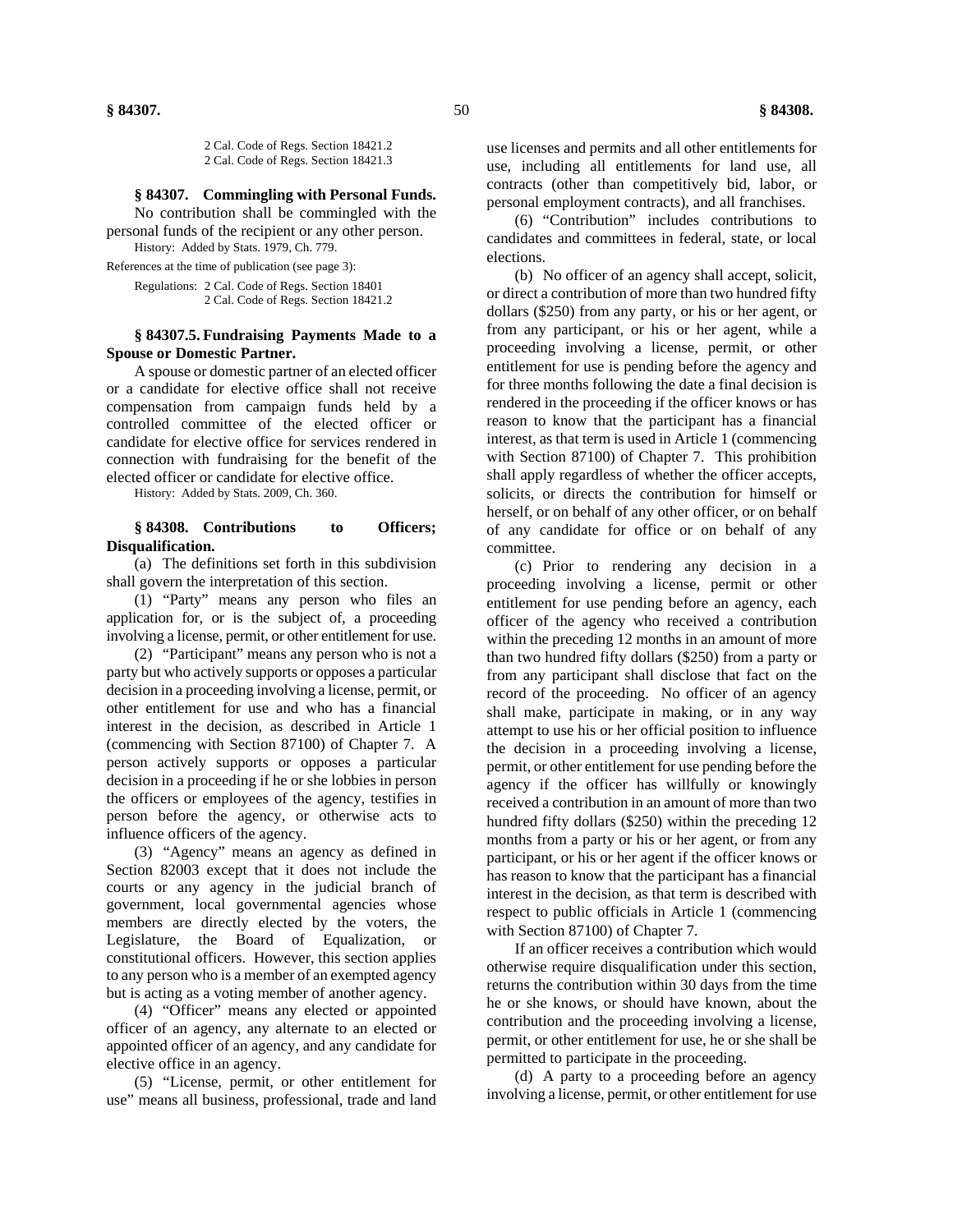2 Cal. Code of Regs. Section 18421.2
2 Cal. Code of Regs. Section 18421.3

### § 84307. Commingling with Personal Funds.

No contribution shall be commingled with the personal funds of the recipient or any other person.

History: Added by Stats. 1979, Ch. 779.

References at the time of publication (see page 3):

Regulations: 2 Cal. Code of Regs. Section 18401
2 Cal. Code of Regs. Section 18421.2

### § 84307.5. Fundraising Payments Made to a Spouse or Domestic Partner.

A spouse or domestic partner of an elected officer or a candidate for elective office shall not receive compensation from campaign funds held by a controlled committee of the elected officer or candidate for elective office for services rendered in connection with fundraising for the benefit of the elected officer or candidate for elective office.

History: Added by Stats. 2009, Ch. 360.

### § 84308. Contributions to Officers; Disqualification.

(a) The definitions set forth in this subdivision shall govern the interpretation of this section.

(1) "Party" means any person who files an application for, or is the subject of, a proceeding involving a license, permit, or other entitlement for use.

(2) "Participant" means any person who is not a party but who actively supports or opposes a particular decision in a proceeding involving a license, permit, or other entitlement for use and who has a financial interest in the decision, as described in Article 1 (commencing with Section 87100) of Chapter 7. A person actively supports or opposes a particular decision in a proceeding if he or she lobbies in person the officers or employees of the agency, testifies in person before the agency, or otherwise acts to influence officers of the agency.

(3) "Agency" means an agency as defined in Section 82003 except that it does not include the courts or any agency in the judicial branch of government, local governmental agencies whose members are directly elected by the voters, the Legislature, the Board of Equalization, or constitutional officers. However, this section applies to any person who is a member of an exempted agency but is acting as a voting member of another agency.

(4) "Officer" means any elected or appointed officer of an agency, any alternate to an elected or appointed officer of an agency, and any candidate for elective office in an agency.

(5) "License, permit, or other entitlement for use" means all business, professional, trade and land use licenses and permits and all other entitlements for use, including all entitlements for land use, all contracts (other than competitively bid, labor, or personal employment contracts), and all franchises.

(6) "Contribution" includes contributions to candidates and committees in federal, state, or local elections.

(b) No officer of an agency shall accept, solicit, or direct a contribution of more than two hundred fifty dollars ($250) from any party, or his or her agent, or from any participant, or his or her agent, while a proceeding involving a license, permit, or other entitlement for use is pending before the agency and for three months following the date a final decision is rendered in the proceeding if the officer knows or has reason to know that the participant has a financial interest, as that term is used in Article 1 (commencing with Section 87100) of Chapter 7. This prohibition shall apply regardless of whether the officer accepts, solicits, or directs the contribution for himself or herself, or on behalf of any other officer, or on behalf of any candidate for office or on behalf of any committee.

(c) Prior to rendering any decision in a proceeding involving a license, permit or other entitlement for use pending before an agency, each officer of the agency who received a contribution within the preceding 12 months in an amount of more than two hundred fifty dollars ($250) from a party or from any participant shall disclose that fact on the record of the proceeding. No officer of an agency shall make, participate in making, or in any way attempt to use his or her official position to influence the decision in a proceeding involving a license, permit, or other entitlement for use pending before the agency if the officer has willfully or knowingly received a contribution in an amount of more than two hundred fifty dollars ($250) within the preceding 12 months from a party or his or her agent, or from any participant, or his or her agent if the officer knows or has reason to know that the participant has a financial interest in the decision, as that term is described with respect to public officials in Article 1 (commencing with Section 87100) of Chapter 7.

If an officer receives a contribution which would otherwise require disqualification under this section, returns the contribution within 30 days from the time he or she knows, or should have known, about the contribution and the proceeding involving a license, permit, or other entitlement for use, he or she shall be permitted to participate in the proceeding.

(d) A party to a proceeding before an agency involving a license, permit, or other entitlement for use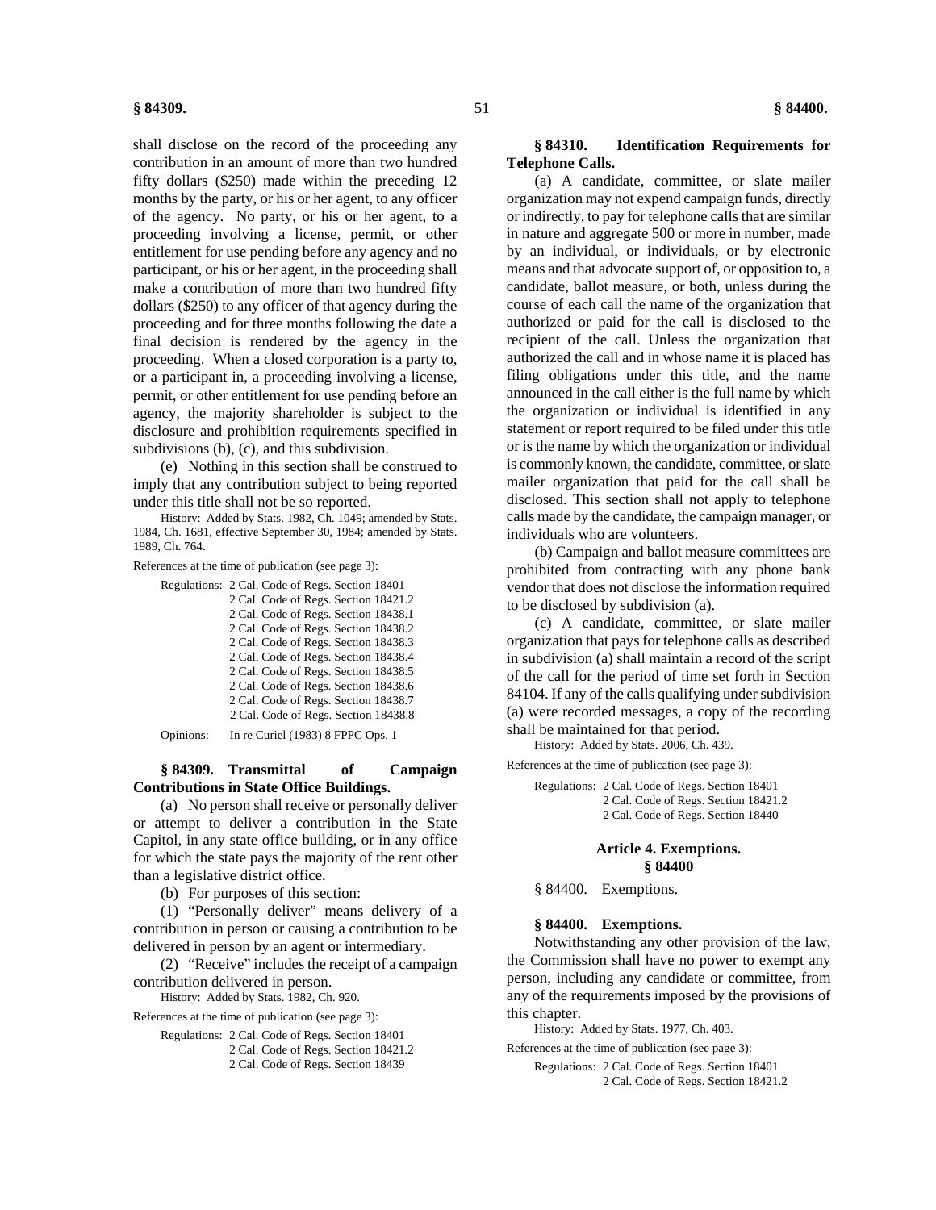shall disclose on the record of the proceeding any contribution in an amount of more than two hundred fifty dollars ($250) made within the preceding 12 months by the party, or his or her agent, to any officer of the agency. No party, or his or her agent, to a proceeding involving a license, permit, or other entitlement for use pending before any agency and no participant, or his or her agent, in the proceeding shall make a contribution of more than two hundred fifty dollars ($250) to any officer of that agency during the proceeding and for three months following the date a final decision is rendered by the agency in the proceeding. When a closed corporation is a party to, or a participant in, a proceeding involving a license, permit, or other entitlement for use pending before an agency, the majority shareholder is subject to the disclosure and prohibition requirements specified in subdivisions (b), (c), and this subdivision.

(e) Nothing in this section shall be construed to imply that any contribution subject to being reported under this title shall not be so reported.

History: Added by Stats. 1982, Ch. 1049; amended by Stats. 1984, Ch. 1681, effective September 30, 1984; amended by Stats. 1989, Ch. 764.

References at the time of publication (see page 3):

Regulations: 2 Cal. Code of Regs. Section 18401
2 Cal. Code of Regs. Section 18421.2
2 Cal. Code of Regs. Section 18438.1
2 Cal. Code of Regs. Section 18438.2
2 Cal. Code of Regs. Section 18438.3
2 Cal. Code of Regs. Section 18438.4
2 Cal. Code of Regs. Section 18438.5
2 Cal. Code of Regs. Section 18438.6
2 Cal. Code of Regs. Section 18438.7
2 Cal. Code of Regs. Section 18438.8

Opinions: In re Curiel (1983) 8 FPPC Ops. 1

### § 84309. Transmittal of Campaign Contributions in State Office Buildings.

(a) No person shall receive or personally deliver or attempt to deliver a contribution in the State Capitol, in any state office building, or in any office for which the state pays the majority of the rent other than a legislative district office.

(b) For purposes of this section:

(1) "Personally deliver" means delivery of a contribution in person or causing a contribution to be delivered in person by an agent or intermediary.

(2) "Receive" includes the receipt of a campaign contribution delivered in person.

History: Added by Stats. 1982, Ch. 920.

References at the time of publication (see page 3):

Regulations: 2 Cal. Code of Regs. Section 18401
2 Cal. Code of Regs. Section 18421.2
2 Cal. Code of Regs. Section 18439

### § 84310. Identification Requirements for Telephone Calls.

(a) A candidate, committee, or slate mailer organization may not expend campaign funds, directly or indirectly, to pay for telephone calls that are similar in nature and aggregate 500 or more in number, made by an individual, or individuals, or by electronic means and that advocate support of, or opposition to, a candidate, ballot measure, or both, unless during the course of each call the name of the organization that authorized or paid for the call is disclosed to the recipient of the call. Unless the organization that authorized the call and in whose name it is placed has filing obligations under this title, and the name announced in the call either is the full name by which the organization or individual is identified in any statement or report required to be filed under this title or is the name by which the organization or individual is commonly known, the candidate, committee, or slate mailer organization that paid for the call shall be disclosed. This section shall not apply to telephone calls made by the candidate, the campaign manager, or individuals who are volunteers.

(b) Campaign and ballot measure committees are prohibited from contracting with any phone bank vendor that does not disclose the information required to be disclosed by subdivision (a).

(c) A candidate, committee, or slate mailer organization that pays for telephone calls as described in subdivision (a) shall maintain a record of the script of the call for the period of time set forth in Section 84104. If any of the calls qualifying under subdivision (a) were recorded messages, a copy of the recording shall be maintained for that period.

History: Added by Stats. 2006, Ch. 439.

References at the time of publication (see page 3):

Regulations: 2 Cal. Code of Regs. Section 18401
2 Cal. Code of Regs. Section 18421.2
2 Cal. Code of Regs. Section 18440

## Article 4. Exemptions.
## § 84400

§ 84400. Exemptions.

### § 84400. Exemptions.

Notwithstanding any other provision of the law, the Commission shall have no power to exempt any person, including any candidate or committee, from any of the requirements imposed by the provisions of this chapter.

History: Added by Stats. 1977, Ch. 403.

References at the time of publication (see page 3):

Regulations: 2 Cal. Code of Regs. Section 18401
2 Cal. Code of Regs. Section 18421.2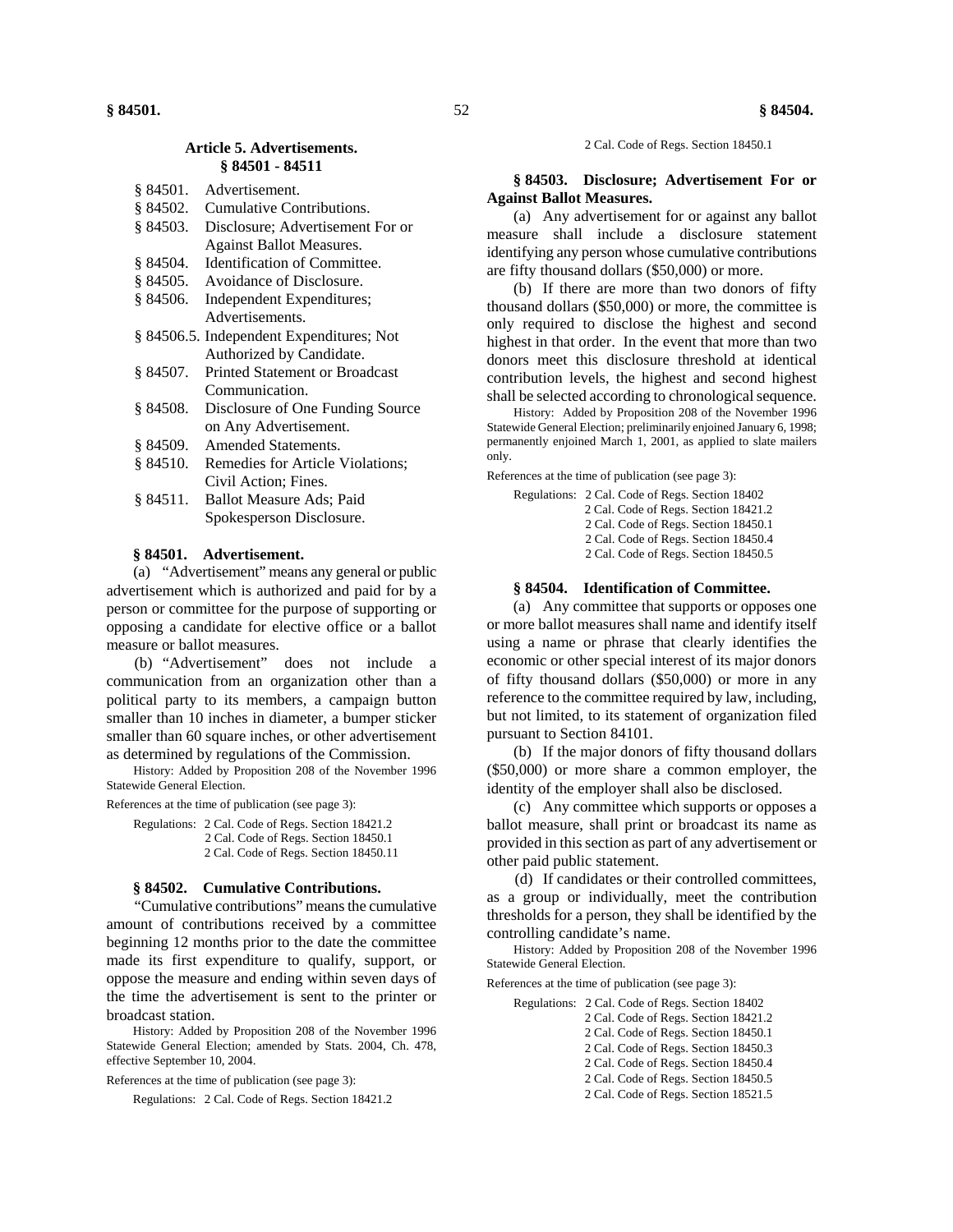## Article 5. Advertisements.
## § 84501 - 84511

- § 84501. Advertisement.
- § 84502. Cumulative Contributions.
- § 84503. Disclosure; Advertisement For or Against Ballot Measures.
- § 84504. Identification of Committee.
- § 84505. Avoidance of Disclosure.
- § 84506. Independent Expenditures; Advertisements.
- § 84506.5. Independent Expenditures; Not Authorized by Candidate.
- § 84507. Printed Statement or Broadcast Communication.
- § 84508. Disclosure of One Funding Source on Any Advertisement.
- § 84509. Amended Statements.
- § 84510. Remedies for Article Violations; Civil Action; Fines.
- § 84511. Ballot Measure Ads; Paid Spokesperson Disclosure.

### § 84501. Advertisement.

(a) "Advertisement" means any general or public advertisement which is authorized and paid for by a person or committee for the purpose of supporting or opposing a candidate for elective office or a ballot measure or ballot measures.

(b) "Advertisement" does not include a communication from an organization other than a political party to its members, a campaign button smaller than 10 inches in diameter, a bumper sticker smaller than 60 square inches, or other advertisement as determined by regulations of the Commission.

History: Added by Proposition 208 of the November 1996 Statewide General Election.

References at the time of publication (see page 3):

Regulations: 2 Cal. Code of Regs. Section 18421.2
2 Cal. Code of Regs. Section 18450.1
2 Cal. Code of Regs. Section 18450.11

### § 84502. Cumulative Contributions.

"Cumulative contributions" means the cumulative amount of contributions received by a committee beginning 12 months prior to the date the committee made its first expenditure to qualify, support, or oppose the measure and ending within seven days of the time the advertisement is sent to the printer or broadcast station.

History: Added by Proposition 208 of the November 1996 Statewide General Election; amended by Stats. 2004, Ch. 478, effective September 10, 2004.

References at the time of publication (see page 3):

Regulations: 2 Cal. Code of Regs. Section 18421.2
2 Cal. Code of Regs. Section 18450.1

### § 84503. Disclosure; Advertisement For or Against Ballot Measures.

(a) Any advertisement for or against any ballot measure shall include a disclosure statement identifying any person whose cumulative contributions are fifty thousand dollars ($50,000) or more.

(b) If there are more than two donors of fifty thousand dollars ($50,000) or more, the committee is only required to disclose the highest and second highest in that order. In the event that more than two donors meet this disclosure threshold at identical contribution levels, the highest and second highest shall be selected according to chronological sequence.

History: Added by Proposition 208 of the November 1996 Statewide General Election; preliminarily enjoined January 6, 1998; permanently enjoined March 1, 2001, as applied to slate mailers only.

References at the time of publication (see page 3):

Regulations: 2 Cal. Code of Regs. Section 18402
2 Cal. Code of Regs. Section 18421.2
2 Cal. Code of Regs. Section 18450.1
2 Cal. Code of Regs. Section 18450.4
2 Cal. Code of Regs. Section 18450.5

### § 84504. Identification of Committee.

(a) Any committee that supports or opposes one or more ballot measures shall name and identify itself using a name or phrase that clearly identifies the economic or other special interest of its major donors of fifty thousand dollars ($50,000) or more in any reference to the committee required by law, including, but not limited, to its statement of organization filed pursuant to Section 84101.

(b) If the major donors of fifty thousand dollars ($50,000) or more share a common employer, the identity of the employer shall also be disclosed.

(c) Any committee which supports or opposes a ballot measure, shall print or broadcast its name as provided in this section as part of any advertisement or other paid public statement.

(d) If candidates or their controlled committees, as a group or individually, meet the contribution thresholds for a person, they shall be identified by the controlling candidate's name.

History: Added by Proposition 208 of the November 1996 Statewide General Election.

References at the time of publication (see page 3):

Regulations: 2 Cal. Code of Regs. Section 18402
2 Cal. Code of Regs. Section 18421.2
2 Cal. Code of Regs. Section 18450.1
2 Cal. Code of Regs. Section 18450.3
2 Cal. Code of Regs. Section 18450.4
2 Cal. Code of Regs. Section 18450.5
2 Cal. Code of Regs. Section 18521.5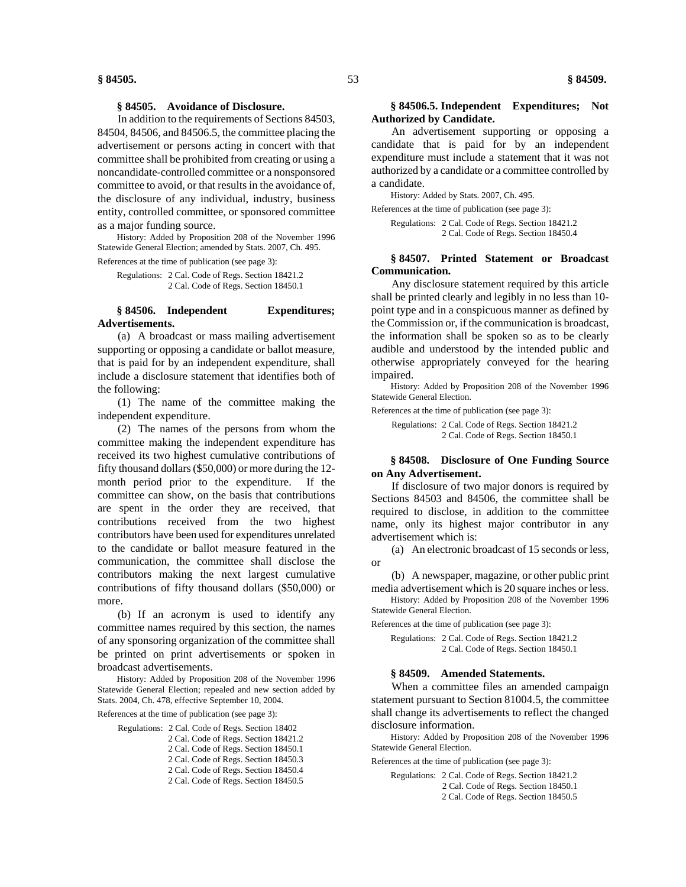### § 84505. Avoidance of Disclosure.

In addition to the requirements of Sections 84503, 84504, 84506, and 84506.5, the committee placing the advertisement or persons acting in concert with that committee shall be prohibited from creating or using a noncandidate-controlled committee or a nonsponsored committee to avoid, or that results in the avoidance of, the disclosure of any individual, industry, business entity, controlled committee, or sponsored committee as a major funding source.

History: Added by Proposition 208 of the November 1996 Statewide General Election; amended by Stats. 2007, Ch. 495.

References at the time of publication (see page 3):

Regulations: 2 Cal. Code of Regs. Section 18421.2
2 Cal. Code of Regs. Section 18450.1

### § 84506. Independent Expenditures; Advertisements.

(a) A broadcast or mass mailing advertisement supporting or opposing a candidate or ballot measure, that is paid for by an independent expenditure, shall include a disclosure statement that identifies both of the following:

(1) The name of the committee making the independent expenditure.

(2) The names of the persons from whom the committee making the independent expenditure has received its two highest cumulative contributions of fifty thousand dollars ($50,000) or more during the 12-month period prior to the expenditure. If the committee can show, on the basis that contributions are spent in the order they are received, that contributions received from the two highest contributors have been used for expenditures unrelated to the candidate or ballot measure featured in the communication, the committee shall disclose the contributors making the next largest cumulative contributions of fifty thousand dollars ($50,000) or more.

(b) If an acronym is used to identify any committee names required by this section, the names of any sponsoring organization of the committee shall be printed on print advertisements or spoken in broadcast advertisements.

History: Added by Proposition 208 of the November 1996 Statewide General Election; repealed and new section added by Stats. 2004, Ch. 478, effective September 10, 2004.

References at the time of publication (see page 3):

Regulations: 2 Cal. Code of Regs. Section 18402
2 Cal. Code of Regs. Section 18421.2
2 Cal. Code of Regs. Section 18450.1
2 Cal. Code of Regs. Section 18450.3
2 Cal. Code of Regs. Section 18450.4
2 Cal. Code of Regs. Section 18450.5

### § 84506.5. Independent Expenditures; Not Authorized by Candidate.

An advertisement supporting or opposing a candidate that is paid for by an independent expenditure must include a statement that it was not authorized by a candidate or a committee controlled by a candidate.

History: Added by Stats. 2007, Ch. 495.

References at the time of publication (see page 3):

Regulations: 2 Cal. Code of Regs. Section 18421.2
2 Cal. Code of Regs. Section 18450.4

### § 84507. Printed Statement or Broadcast Communication.

Any disclosure statement required by this article shall be printed clearly and legibly in no less than 10-point type and in a conspicuous manner as defined by the Commission or, if the communication is broadcast, the information shall be spoken so as to be clearly audible and understood by the intended public and otherwise appropriately conveyed for the hearing impaired.

History: Added by Proposition 208 of the November 1996 Statewide General Election.

References at the time of publication (see page 3):

Regulations: 2 Cal. Code of Regs. Section 18421.2
2 Cal. Code of Regs. Section 18450.1

### § 84508. Disclosure of One Funding Source on Any Advertisement.

If disclosure of two major donors is required by Sections 84503 and 84506, the committee shall be required to disclose, in addition to the committee name, only its highest major contributor in any advertisement which is:

(a) An electronic broadcast of 15 seconds or less, or

(b) A newspaper, magazine, or other public print media advertisement which is 20 square inches or less.

History: Added by Proposition 208 of the November 1996 Statewide General Election.

References at the time of publication (see page 3):

Regulations: 2 Cal. Code of Regs. Section 18421.2
2 Cal. Code of Regs. Section 18450.1

### § 84509. Amended Statements.

When a committee files an amended campaign statement pursuant to Section 81004.5, the committee shall change its advertisements to reflect the changed disclosure information.

History: Added by Proposition 208 of the November 1996 Statewide General Election.

References at the time of publication (see page 3):

Regulations: 2 Cal. Code of Regs. Section 18421.2
2 Cal. Code of Regs. Section 18450.1
2 Cal. Code of Regs. Section 18450.5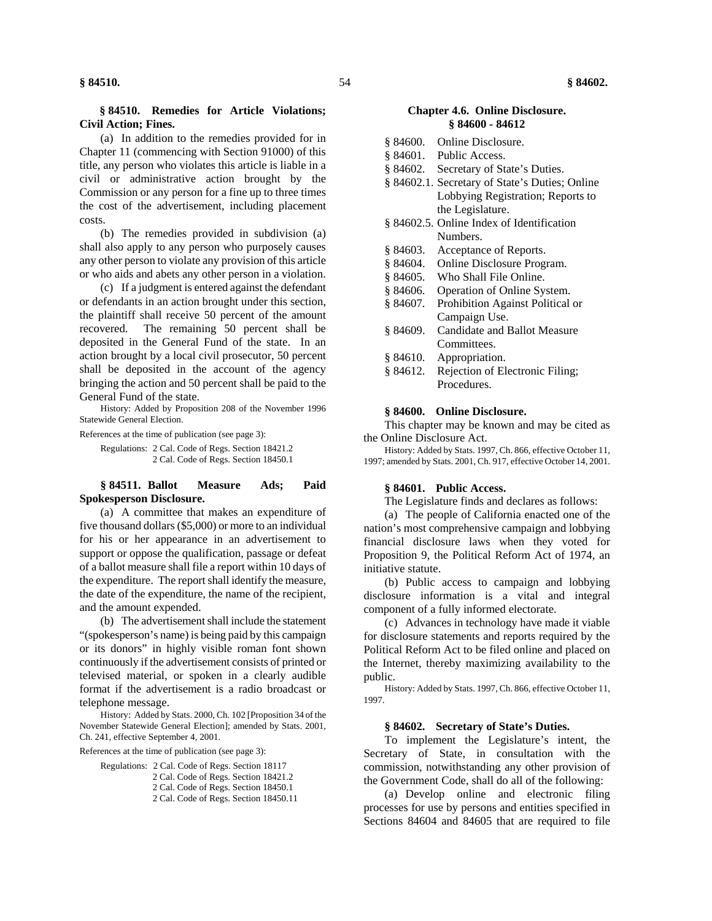### § 84510. Remedies for Article Violations; Civil Action; Fines.

(a) In addition to the remedies provided for in Chapter 11 (commencing with Section 91000) of this title, any person who violates this article is liable in a civil or administrative action brought by the Commission or any person for a fine up to three times the cost of the advertisement, including placement costs.

(b) The remedies provided in subdivision (a) shall also apply to any person who purposely causes any other person to violate any provision of this article or who aids and abets any other person in a violation.

(c) If a judgment is entered against the defendant or defendants in an action brought under this section, the plaintiff shall receive 50 percent of the amount recovered. The remaining 50 percent shall be deposited in the General Fund of the state. In an action brought by a local civil prosecutor, 50 percent shall be deposited in the account of the agency bringing the action and 50 percent shall be paid to the General Fund of the state.

History: Added by Proposition 208 of the November 1996 Statewide General Election.

References at the time of publication (see page 3):

Regulations: 2 Cal. Code of Regs. Section 18421.2
2 Cal. Code of Regs. Section 18450.1

### § 84511. Ballot Measure Ads; Paid Spokesperson Disclosure.

(a) A committee that makes an expenditure of five thousand dollars ($5,000) or more to an individual for his or her appearance in an advertisement to support or oppose the qualification, passage or defeat of a ballot measure shall file a report within 10 days of the expenditure. The report shall identify the measure, the date of the expenditure, the name of the recipient, and the amount expended.

(b) The advertisement shall include the statement "(spokesperson's name) is being paid by this campaign or its donors" in highly visible roman font shown continuously if the advertisement consists of printed or televised material, or spoken in a clearly audible format if the advertisement is a radio broadcast or telephone message.

History: Added by Stats. 2000, Ch. 102 [Proposition 34 of the November Statewide General Election]; amended by Stats. 2001, Ch. 241, effective September 4, 2001.

References at the time of publication (see page 3):

Regulations: 2 Cal. Code of Regs. Section 18117
2 Cal. Code of Regs. Section 18421.2
2 Cal. Code of Regs. Section 18450.1
2 Cal. Code of Regs. Section 18450.11

## Chapter 4.6. Online Disclosure. § 84600 - 84612

- § 84600. Online Disclosure.
- § 84601. Public Access.
- § 84602. Secretary of State's Duties.
- § 84602.1. Secretary of State's Duties; Online Lobbying Registration; Reports to the Legislature.
- § 84602.5. Online Index of Identification Numbers.
- § 84603. Acceptance of Reports.
- § 84604. Online Disclosure Program.
- § 84605. Who Shall File Online.
- § 84606. Operation of Online System.
- § 84607. Prohibition Against Political or Campaign Use.
- § 84609. Candidate and Ballot Measure Committees.
- § 84610. Appropriation.
- § 84612. Rejection of Electronic Filing; Procedures.

### § 84600. Online Disclosure.

This chapter may be known and may be cited as the Online Disclosure Act.

History: Added by Stats. 1997, Ch. 866, effective October 11, 1997; amended by Stats. 2001, Ch. 917, effective October 14, 2001.

### § 84601. Public Access.

The Legislature finds and declares as follows:

(a) The people of California enacted one of the nation's most comprehensive campaign and lobbying financial disclosure laws when they voted for Proposition 9, the Political Reform Act of 1974, an initiative statute.

(b) Public access to campaign and lobbying disclosure information is a vital and integral component of a fully informed electorate.

(c) Advances in technology have made it viable for disclosure statements and reports required by the Political Reform Act to be filed online and placed on the Internet, thereby maximizing availability to the public.

History: Added by Stats. 1997, Ch. 866, effective October 11, 1997.

### § 84602. Secretary of State's Duties.

To implement the Legislature's intent, the Secretary of State, in consultation with the commission, notwithstanding any other provision of the Government Code, shall do all of the following:

(a) Develop online and electronic filing processes for use by persons and entities specified in Sections 84604 and 84605 that are required to file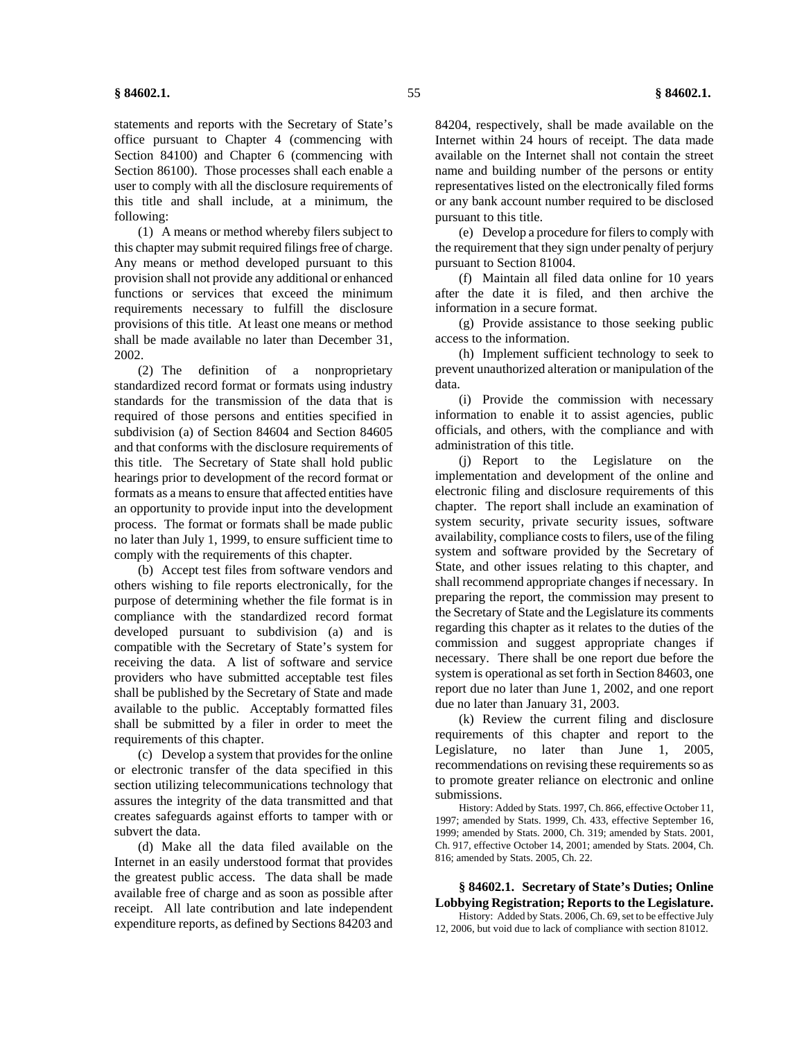statements and reports with the Secretary of State's office pursuant to Chapter 4 (commencing with Section 84100) and Chapter 6 (commencing with Section 86100). Those processes shall each enable a user to comply with all the disclosure requirements of this title and shall include, at a minimum, the following:

(1) A means or method whereby filers subject to this chapter may submit required filings free of charge. Any means or method developed pursuant to this provision shall not provide any additional or enhanced functions or services that exceed the minimum requirements necessary to fulfill the disclosure provisions of this title. At least one means or method shall be made available no later than December 31, 2002.

(2) The definition of a nonproprietary standardized record format or formats using industry standards for the transmission of the data that is required of those persons and entities specified in subdivision (a) of Section 84604 and Section 84605 and that conforms with the disclosure requirements of this title. The Secretary of State shall hold public hearings prior to development of the record format or formats as a means to ensure that affected entities have an opportunity to provide input into the development process. The format or formats shall be made public no later than July 1, 1999, to ensure sufficient time to comply with the requirements of this chapter.

(b) Accept test files from software vendors and others wishing to file reports electronically, for the purpose of determining whether the file format is in compliance with the standardized record format developed pursuant to subdivision (a) and is compatible with the Secretary of State's system for receiving the data. A list of software and service providers who have submitted acceptable test files shall be published by the Secretary of State and made available to the public. Acceptably formatted files shall be submitted by a filer in order to meet the requirements of this chapter.

(c) Develop a system that provides for the online or electronic transfer of the data specified in this section utilizing telecommunications technology that assures the integrity of the data transmitted and that creates safeguards against efforts to tamper with or subvert the data.

(d) Make all the data filed available on the Internet in an easily understood format that provides the greatest public access. The data shall be made available free of charge and as soon as possible after receipt. All late contribution and late independent expenditure reports, as defined by Sections 84203 and 84204, respectively, shall be made available on the Internet within 24 hours of receipt. The data made available on the Internet shall not contain the street name and building number of the persons or entity representatives listed on the electronically filed forms or any bank account number required to be disclosed pursuant to this title.

(e) Develop a procedure for filers to comply with the requirement that they sign under penalty of perjury pursuant to Section 81004.

(f) Maintain all filed data online for 10 years after the date it is filed, and then archive the information in a secure format.

(g) Provide assistance to those seeking public access to the information.

(h) Implement sufficient technology to seek to prevent unauthorized alteration or manipulation of the data.

(i) Provide the commission with necessary information to enable it to assist agencies, public officials, and others, with the compliance and with administration of this title.

(j) Report to the Legislature on the implementation and development of the online and electronic filing and disclosure requirements of this chapter. The report shall include an examination of system security, private security issues, software availability, compliance costs to filers, use of the filing system and software provided by the Secretary of State, and other issues relating to this chapter, and shall recommend appropriate changes if necessary. In preparing the report, the commission may present to the Secretary of State and the Legislature its comments regarding this chapter as it relates to the duties of the commission and suggest appropriate changes if necessary. There shall be one report due before the system is operational as set forth in Section 84603, one report due no later than June 1, 2002, and one report due no later than January 31, 2003.

(k) Review the current filing and disclosure requirements of this chapter and report to the Legislature, no later than June 1, 2005, recommendations on revising these requirements so as to promote greater reliance on electronic and online submissions.

History: Added by Stats. 1997, Ch. 866, effective October 11, 1997; amended by Stats. 1999, Ch. 433, effective September 16, 1999; amended by Stats. 2000, Ch. 319; amended by Stats. 2001, Ch. 917, effective October 14, 2001; amended by Stats. 2004, Ch. 816; amended by Stats. 2005, Ch. 22.

**§ 84602.1. Secretary of State's Duties; Online Lobbying Registration; Reports to the Legislature.**

History: Added by Stats. 2006, Ch. 69, set to be effective July 12, 2006, but void due to lack of compliance with section 81012.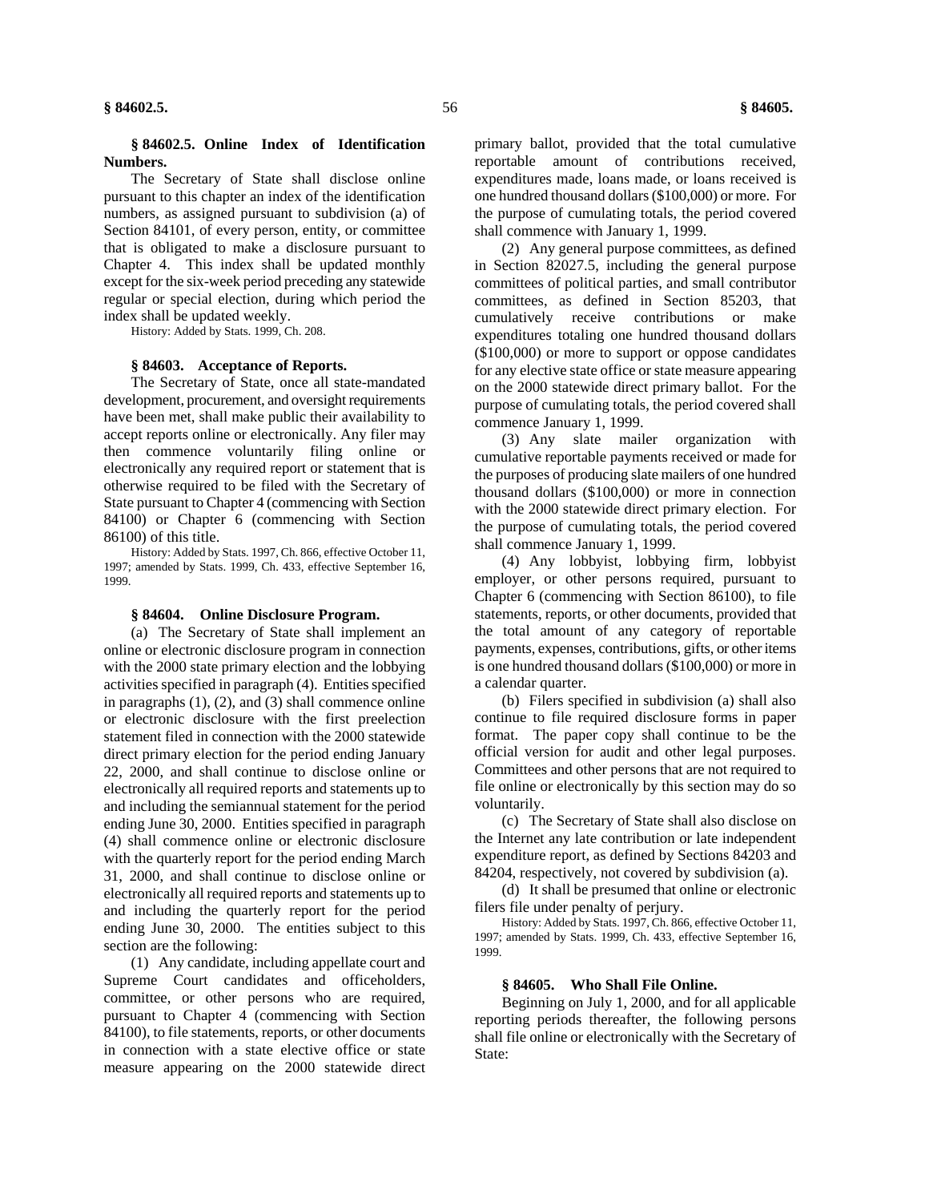### § 84602.5. Online Index of Identification Numbers.

The Secretary of State shall disclose online pursuant to this chapter an index of the identification numbers, as assigned pursuant to subdivision (a) of Section 84101, of every person, entity, or committee that is obligated to make a disclosure pursuant to Chapter 4. This index shall be updated monthly except for the six-week period preceding any statewide regular or special election, during which period the index shall be updated weekly.

History: Added by Stats. 1999, Ch. 208.

### § 84603. Acceptance of Reports.

The Secretary of State, once all state-mandated development, procurement, and oversight requirements have been met, shall make public their availability to accept reports online or electronically. Any filer may then commence voluntarily filing online or electronically any required report or statement that is otherwise required to be filed with the Secretary of State pursuant to Chapter 4 (commencing with Section 84100) or Chapter 6 (commencing with Section 86100) of this title.

History: Added by Stats. 1997, Ch. 866, effective October 11, 1997; amended by Stats. 1999, Ch. 433, effective September 16, 1999.

### § 84604. Online Disclosure Program.

(a) The Secretary of State shall implement an online or electronic disclosure program in connection with the 2000 state primary election and the lobbying activities specified in paragraph (4). Entities specified in paragraphs (1), (2), and (3) shall commence online or electronic disclosure with the first preelection statement filed in connection with the 2000 statewide direct primary election for the period ending January 22, 2000, and shall continue to disclose online or electronically all required reports and statements up to and including the semiannual statement for the period ending June 30, 2000. Entities specified in paragraph (4) shall commence online or electronic disclosure with the quarterly report for the period ending March 31, 2000, and shall continue to disclose online or electronically all required reports and statements up to and including the quarterly report for the period ending June 30, 2000. The entities subject to this section are the following:

(1) Any candidate, including appellate court and Supreme Court candidates and officeholders, committee, or other persons who are required, pursuant to Chapter 4 (commencing with Section 84100), to file statements, reports, or other documents in connection with a state elective office or state measure appearing on the 2000 statewide direct primary ballot, provided that the total cumulative reportable amount of contributions received, expenditures made, loans made, or loans received is one hundred thousand dollars ($100,000) or more. For the purpose of cumulating totals, the period covered shall commence with January 1, 1999.

(2) Any general purpose committees, as defined in Section 82027.5, including the general purpose committees of political parties, and small contributor committees, as defined in Section 85203, that cumulatively receive contributions or make expenditures totaling one hundred thousand dollars ($100,000) or more to support or oppose candidates for any elective state office or state measure appearing on the 2000 statewide direct primary ballot. For the purpose of cumulating totals, the period covered shall commence January 1, 1999.

(3) Any slate mailer organization with cumulative reportable payments received or made for the purposes of producing slate mailers of one hundred thousand dollars ($100,000) or more in connection with the 2000 statewide direct primary election. For the purpose of cumulating totals, the period covered shall commence January 1, 1999.

(4) Any lobbyist, lobbying firm, lobbyist employer, or other persons required, pursuant to Chapter 6 (commencing with Section 86100), to file statements, reports, or other documents, provided that the total amount of any category of reportable payments, expenses, contributions, gifts, or other items is one hundred thousand dollars ($100,000) or more in a calendar quarter.

(b) Filers specified in subdivision (a) shall also continue to file required disclosure forms in paper format. The paper copy shall continue to be the official version for audit and other legal purposes. Committees and other persons that are not required to file online or electronically by this section may do so voluntarily.

(c) The Secretary of State shall also disclose on the Internet any late contribution or late independent expenditure report, as defined by Sections 84203 and 84204, respectively, not covered by subdivision (a).

(d) It shall be presumed that online or electronic filers file under penalty of perjury.

History: Added by Stats. 1997, Ch. 866, effective October 11, 1997; amended by Stats. 1999, Ch. 433, effective September 16, 1999.

### § 84605. Who Shall File Online.

Beginning on July 1, 2000, and for all applicable reporting periods thereafter, the following persons shall file online or electronically with the Secretary of State: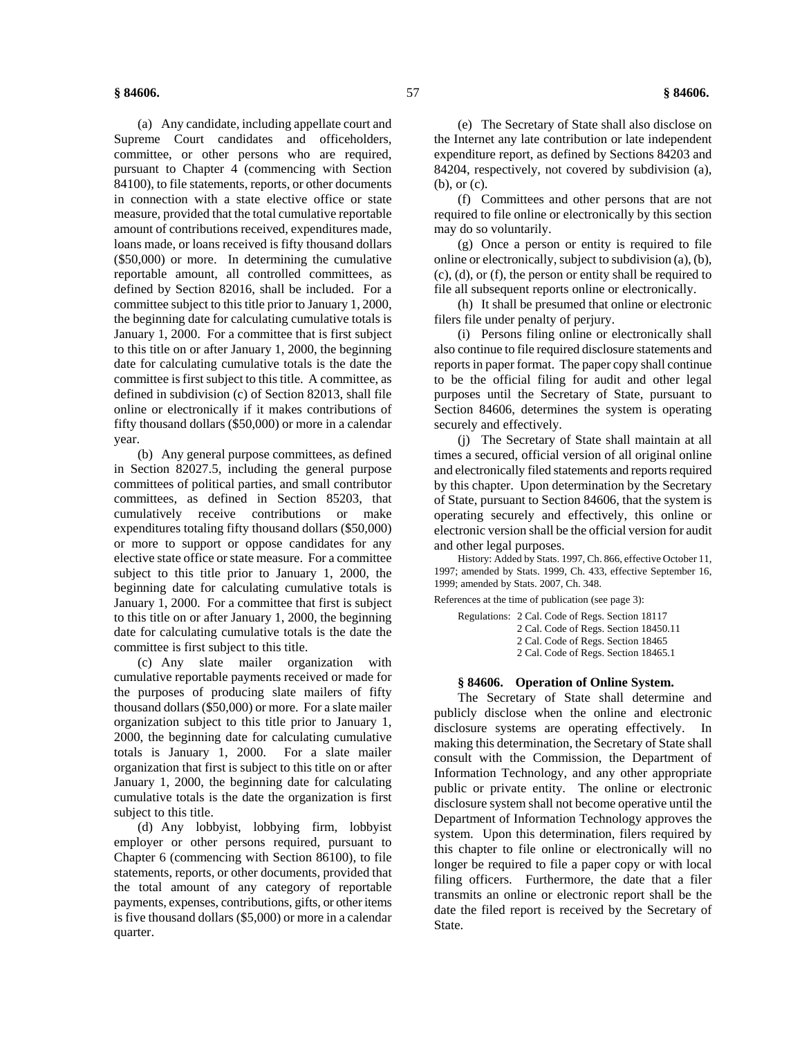(a) Any candidate, including appellate court and Supreme Court candidates and officeholders, committee, or other persons who are required, pursuant to Chapter 4 (commencing with Section 84100), to file statements, reports, or other documents in connection with a state elective office or state measure, provided that the total cumulative reportable amount of contributions received, expenditures made, loans made, or loans received is fifty thousand dollars ($50,000) or more. In determining the cumulative reportable amount, all controlled committees, as defined by Section 82016, shall be included. For a committee subject to this title prior to January 1, 2000, the beginning date for calculating cumulative totals is January 1, 2000. For a committee that is first subject to this title on or after January 1, 2000, the beginning date for calculating cumulative totals is the date the committee is first subject to this title. A committee, as defined in subdivision (c) of Section 82013, shall file online or electronically if it makes contributions of fifty thousand dollars ($50,000) or more in a calendar year.

(b) Any general purpose committees, as defined in Section 82027.5, including the general purpose committees of political parties, and small contributor committees, as defined in Section 85203, that cumulatively receive contributions or make expenditures totaling fifty thousand dollars ($50,000) or more to support or oppose candidates for any elective state office or state measure. For a committee subject to this title prior to January 1, 2000, the beginning date for calculating cumulative totals is January 1, 2000. For a committee that first is subject to this title on or after January 1, 2000, the beginning date for calculating cumulative totals is the date the committee is first subject to this title.

(c) Any slate mailer organization with cumulative reportable payments received or made for the purposes of producing slate mailers of fifty thousand dollars ($50,000) or more. For a slate mailer organization subject to this title prior to January 1, 2000, the beginning date for calculating cumulative totals is January 1, 2000. For a slate mailer organization that first is subject to this title on or after January 1, 2000, the beginning date for calculating cumulative totals is the date the organization is first subject to this title.

(d) Any lobbyist, lobbying firm, lobbyist employer or other persons required, pursuant to Chapter 6 (commencing with Section 86100), to file statements, reports, or other documents, provided that the total amount of any category of reportable payments, expenses, contributions, gifts, or other items is five thousand dollars ($5,000) or more in a calendar quarter.

(e) The Secretary of State shall also disclose on the Internet any late contribution or late independent expenditure report, as defined by Sections 84203 and 84204, respectively, not covered by subdivision (a), (b), or (c).

(f) Committees and other persons that are not required to file online or electronically by this section may do so voluntarily.

(g) Once a person or entity is required to file online or electronically, subject to subdivision (a), (b), (c), (d), or (f), the person or entity shall be required to file all subsequent reports online or electronically.

(h) It shall be presumed that online or electronic filers file under penalty of perjury.

(i) Persons filing online or electronically shall also continue to file required disclosure statements and reports in paper format. The paper copy shall continue to be the official filing for audit and other legal purposes until the Secretary of State, pursuant to Section 84606, determines the system is operating securely and effectively.

(j) The Secretary of State shall maintain at all times a secured, official version of all original online and electronically filed statements and reports required by this chapter. Upon determination by the Secretary of State, pursuant to Section 84606, that the system is operating securely and effectively, this online or electronic version shall be the official version for audit and other legal purposes.

History: Added by Stats. 1997, Ch. 866, effective October 11, 1997; amended by Stats. 1999, Ch. 433, effective September 16, 1999; amended by Stats. 2007, Ch. 348.

References at the time of publication (see page 3):

Regulations: 2 Cal. Code of Regs. Section 18117
2 Cal. Code of Regs. Section 18450.11
2 Cal. Code of Regs. Section 18465
2 Cal. Code of Regs. Section 18465.1

### § 84606. Operation of Online System.

The Secretary of State shall determine and publicly disclose when the online and electronic disclosure systems are operating effectively. In making this determination, the Secretary of State shall consult with the Commission, the Department of Information Technology, and any other appropriate public or private entity. The online or electronic disclosure system shall not become operative until the Department of Information Technology approves the system. Upon this determination, filers required by this chapter to file online or electronically will no longer be required to file a paper copy or with local filing officers. Furthermore, the date that a filer transmits an online or electronic report shall be the date the filed report is received by the Secretary of State.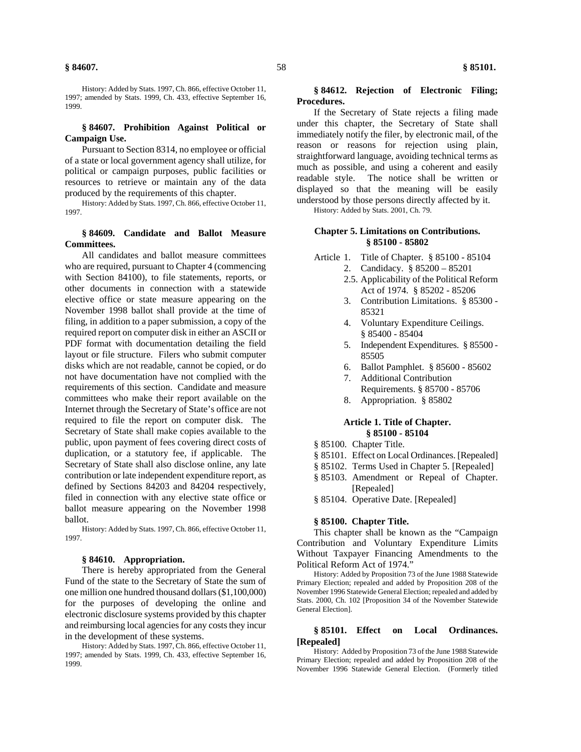History: Added by Stats. 1997, Ch. 866, effective October 11, 1997; amended by Stats. 1999, Ch. 433, effective September 16, 1999.

**§ 84607. Prohibition Against Political or Campaign Use.**

Pursuant to Section 8314, no employee or official of a state or local government agency shall utilize, for political or campaign purposes, public facilities or resources to retrieve or maintain any of the data produced by the requirements of this chapter.

History: Added by Stats. 1997, Ch. 866, effective October 11, 1997.

**§ 84609. Candidate and Ballot Measure Committees.**

All candidates and ballot measure committees who are required, pursuant to Chapter 4 (commencing with Section 84100), to file statements, reports, or other documents in connection with a statewide elective office or state measure appearing on the November 1998 ballot shall provide at the time of filing, in addition to a paper submission, a copy of the required report on computer disk in either an ASCII or PDF format with documentation detailing the field layout or file structure. Filers who submit computer disks which are not readable, cannot be copied, or do not have documentation have not complied with the requirements of this section. Candidate and measure committees who make their report available on the Internet through the Secretary of State's office are not required to file the report on computer disk. The Secretary of State shall make copies available to the public, upon payment of fees covering direct costs of duplication, or a statutory fee, if applicable. The Secretary of State shall also disclose online, any late contribution or late independent expenditure report, as defined by Sections 84203 and 84204 respectively, filed in connection with any elective state office or ballot measure appearing on the November 1998 ballot.

History: Added by Stats. 1997, Ch. 866, effective October 11, 1997.

**§ 84610. Appropriation.**

There is hereby appropriated from the General Fund of the state to the Secretary of State the sum of one million one hundred thousand dollars ($1,100,000) for the purposes of developing the online and electronic disclosure systems provided by this chapter and reimbursing local agencies for any costs they incur in the development of these systems.

History: Added by Stats. 1997, Ch. 866, effective October 11, 1997; amended by Stats. 1999, Ch. 433, effective September 16, 1999.

**§ 84612. Rejection of Electronic Filing; Procedures.**

If the Secretary of State rejects a filing made under this chapter, the Secretary of State shall immediately notify the filer, by electronic mail, of the reason or reasons for rejection using plain, straightforward language, avoiding technical terms as much as possible, and using a coherent and easily readable style. The notice shall be written or displayed so that the meaning will be easily understood by those persons directly affected by it.

History: Added by Stats. 2001, Ch. 79.

## Chapter 5. Limitations on Contributions. § 85100 - 85802

- Article 1. Title of Chapter. § 85100 - 85104
- 2. Candidacy. § 85200 – 85201
- 2.5. Applicability of the Political Reform Act of 1974. § 85202 - 85206
- 3. Contribution Limitations. § 85300 - 85321
- 4. Voluntary Expenditure Ceilings. § 85400 - 85404
- 5. Independent Expenditures. § 85500 - 85505
- 6. Ballot Pamphlet. § 85600 - 85602
- 7. Additional Contribution Requirements. § 85700 - 85706
- 8. Appropriation. § 85802

### Article 1. Title of Chapter. § 85100 - 85104

- § 85100. Chapter Title.
- § 85101. Effect on Local Ordinances. [Repealed]
- § 85102. Terms Used in Chapter 5. [Repealed]
- § 85103. Amendment or Repeal of Chapter. [Repealed]
- § 85104. Operative Date. [Repealed]

**§ 85100. Chapter Title.**

This chapter shall be known as the "Campaign Contribution and Voluntary Expenditure Limits Without Taxpayer Financing Amendments to the Political Reform Act of 1974."

History: Added by Proposition 73 of the June 1988 Statewide Primary Election; repealed and added by Proposition 208 of the November 1996 Statewide General Election; repealed and added by Stats. 2000, Ch. 102 [Proposition 34 of the November Statewide General Election].

**§ 85101. Effect on Local Ordinances. [Repealed]**

History: Added by Proposition 73 of the June 1988 Statewide Primary Election; repealed and added by Proposition 208 of the November 1996 Statewide General Election. (Formerly titled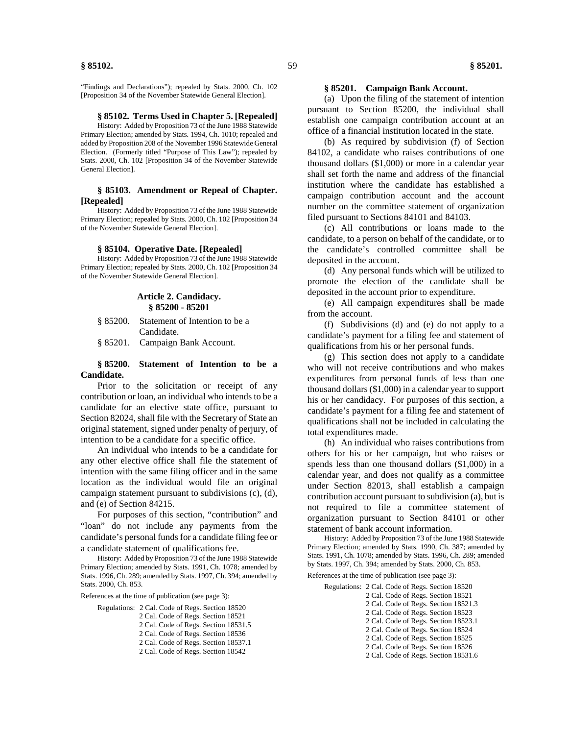"Findings and Declarations"); repealed by Stats. 2000, Ch. 102 [Proposition 34 of the November Statewide General Election].

### § 85102. Terms Used in Chapter 5. [Repealed]

History: Added by Proposition 73 of the June 1988 Statewide Primary Election; amended by Stats. 1994, Ch. 1010; repealed and added by Proposition 208 of the November 1996 Statewide General Election. (Formerly titled "Purpose of This Law"); repealed by Stats. 2000, Ch. 102 [Proposition 34 of the November Statewide General Election].

### § 85103. Amendment or Repeal of Chapter. [Repealed]

History: Added by Proposition 73 of the June 1988 Statewide Primary Election; repealed by Stats. 2000, Ch. 102 [Proposition 34 of the November Statewide General Election].

### § 85104. Operative Date. [Repealed]

History: Added by Proposition 73 of the June 1988 Statewide Primary Election; repealed by Stats. 2000, Ch. 102 [Proposition 34 of the November Statewide General Election].

## Article 2. Candidacy.
## § 85200 - 85201

§ 85200. Statement of Intention to be a Candidate.

§ 85201. Campaign Bank Account.

### § 85200. Statement of Intention to be a Candidate.

Prior to the solicitation or receipt of any contribution or loan, an individual who intends to be a candidate for an elective state office, pursuant to Section 82024, shall file with the Secretary of State an original statement, signed under penalty of perjury, of intention to be a candidate for a specific office.

An individual who intends to be a candidate for any other elective office shall file the statement of intention with the same filing officer and in the same location as the individual would file an original campaign statement pursuant to subdivisions (c), (d), and (e) of Section 84215.

For purposes of this section, "contribution" and "loan" do not include any payments from the candidate's personal funds for a candidate filing fee or a candidate statement of qualifications fee.

History: Added by Proposition 73 of the June 1988 Statewide Primary Election; amended by Stats. 1991, Ch. 1078; amended by Stats. 1996, Ch. 289; amended by Stats. 1997, Ch. 394; amended by Stats. 2000, Ch. 853.

References at the time of publication (see page 3):

Regulations: 2 Cal. Code of Regs. Section 18520
2 Cal. Code of Regs. Section 18521
2 Cal. Code of Regs. Section 18531.5
2 Cal. Code of Regs. Section 18536
2 Cal. Code of Regs. Section 18537.1
2 Cal. Code of Regs. Section 18542

### § 85201. Campaign Bank Account.

(a) Upon the filing of the statement of intention pursuant to Section 85200, the individual shall establish one campaign contribution account at an office of a financial institution located in the state.

(b) As required by subdivision (f) of Section 84102, a candidate who raises contributions of one thousand dollars ($1,000) or more in a calendar year shall set forth the name and address of the financial institution where the candidate has established a campaign contribution account and the account number on the committee statement of organization filed pursuant to Sections 84101 and 84103.

(c) All contributions or loans made to the candidate, to a person on behalf of the candidate, or to the candidate's controlled committee shall be deposited in the account.

(d) Any personal funds which will be utilized to promote the election of the candidate shall be deposited in the account prior to expenditure.

(e) All campaign expenditures shall be made from the account.

(f) Subdivisions (d) and (e) do not apply to a candidate's payment for a filing fee and statement of qualifications from his or her personal funds.

(g) This section does not apply to a candidate who will not receive contributions and who makes expenditures from personal funds of less than one thousand dollars ($1,000) in a calendar year to support his or her candidacy. For purposes of this section, a candidate's payment for a filing fee and statement of qualifications shall not be included in calculating the total expenditures made.

(h) An individual who raises contributions from others for his or her campaign, but who raises or spends less than one thousand dollars ($1,000) in a calendar year, and does not qualify as a committee under Section 82013, shall establish a campaign contribution account pursuant to subdivision (a), but is not required to file a committee statement of organization pursuant to Section 84101 or other statement of bank account information.

History: Added by Proposition 73 of the June 1988 Statewide Primary Election; amended by Stats. 1990, Ch. 387; amended by Stats. 1991, Ch. 1078; amended by Stats. 1996, Ch. 289; amended by Stats. 1997, Ch. 394; amended by Stats. 2000, Ch. 853.

References at the time of publication (see page 3):

Regulations: 2 Cal. Code of Regs. Section 18520
2 Cal. Code of Regs. Section 18521
2 Cal. Code of Regs. Section 18521.3
2 Cal. Code of Regs. Section 18523
2 Cal. Code of Regs. Section 18523.1
2 Cal. Code of Regs. Section 18524
2 Cal. Code of Regs. Section 18525
2 Cal. Code of Regs. Section 18526
2 Cal. Code of Regs. Section 18531.6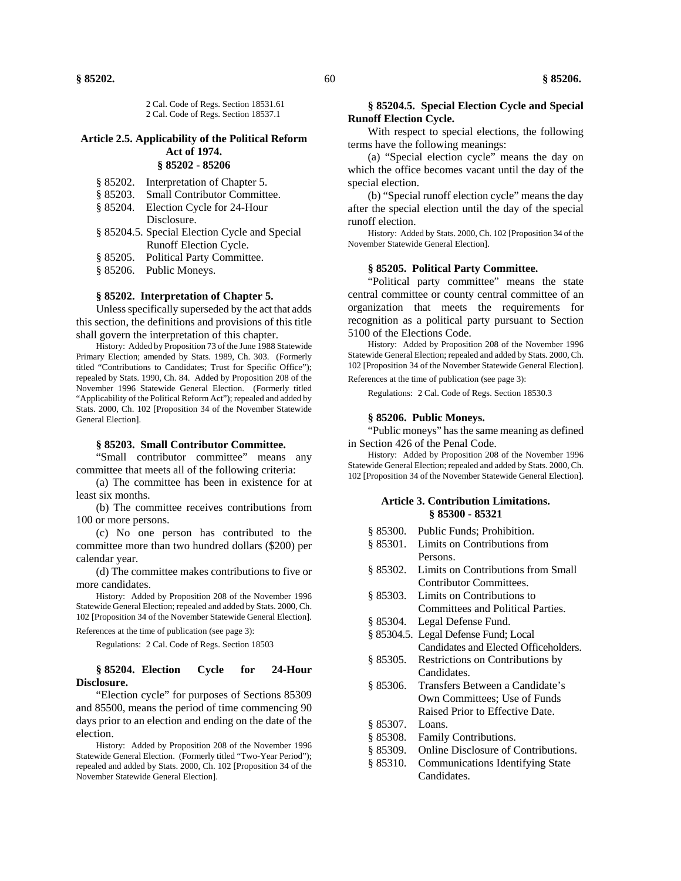2 Cal. Code of Regs. Section 18531.61
2 Cal. Code of Regs. Section 18537.1

## Article 2.5. Applicability of the Political Reform Act of 1974. § 85202 - 85206

- § 85202. Interpretation of Chapter 5.
- § 85203. Small Contributor Committee.
- § 85204. Election Cycle for 24-Hour Disclosure.
- § 85204.5. Special Election Cycle and Special Runoff Election Cycle.
- § 85205. Political Party Committee.
- § 85206. Public Moneys.

### § 85202. Interpretation of Chapter 5.

Unless specifically superseded by the act that adds this section, the definitions and provisions of this title shall govern the interpretation of this chapter.

History: Added by Proposition 73 of the June 1988 Statewide Primary Election; amended by Stats. 1989, Ch. 303. (Formerly titled "Contributions to Candidates; Trust for Specific Office"); repealed by Stats. 1990, Ch. 84. Added by Proposition 208 of the November 1996 Statewide General Election. (Formerly titled "Applicability of the Political Reform Act"); repealed and added by Stats. 2000, Ch. 102 [Proposition 34 of the November Statewide General Election].

### § 85203. Small Contributor Committee.

"Small contributor committee" means any committee that meets all of the following criteria:

(a) The committee has been in existence for at least six months.

(b) The committee receives contributions from 100 or more persons.

(c) No one person has contributed to the committee more than two hundred dollars ($200) per calendar year.

(d) The committee makes contributions to five or more candidates.

History: Added by Proposition 208 of the November 1996 Statewide General Election; repealed and added by Stats. 2000, Ch. 102 [Proposition 34 of the November Statewide General Election].

References at the time of publication (see page 3):

Regulations: 2 Cal. Code of Regs. Section 18503

### § 85204. Election Cycle for 24-Hour Disclosure.

"Election cycle" for purposes of Sections 85309 and 85500, means the period of time commencing 90 days prior to an election and ending on the date of the election.

History: Added by Proposition 208 of the November 1996 Statewide General Election. (Formerly titled "Two-Year Period"); repealed and added by Stats. 2000, Ch. 102 [Proposition 34 of the November Statewide General Election].

### § 85204.5. Special Election Cycle and Special Runoff Election Cycle.

With respect to special elections, the following terms have the following meanings:

(a) "Special election cycle" means the day on which the office becomes vacant until the day of the special election.

(b) "Special runoff election cycle" means the day after the special election until the day of the special runoff election.

History: Added by Stats. 2000, Ch. 102 [Proposition 34 of the November Statewide General Election].

### § 85205. Political Party Committee.

"Political party committee" means the state central committee or county central committee of an organization that meets the requirements for recognition as a political party pursuant to Section 5100 of the Elections Code.

History: Added by Proposition 208 of the November 1996 Statewide General Election; repealed and added by Stats. 2000, Ch. 102 [Proposition 34 of the November Statewide General Election].

References at the time of publication (see page 3):

Regulations: 2 Cal. Code of Regs. Section 18530.3

### § 85206. Public Moneys.

"Public moneys" has the same meaning as defined in Section 426 of the Penal Code.

History: Added by Proposition 208 of the November 1996 Statewide General Election; repealed and added by Stats. 2000, Ch. 102 [Proposition 34 of the November Statewide General Election].

## Article 3. Contribution Limitations. § 85300 - 85321

- § 85300. Public Funds; Prohibition.
- § 85301. Limits on Contributions from Persons.
- § 85302. Limits on Contributions from Small Contributor Committees.
- § 85303. Limits on Contributions to Committees and Political Parties.
- § 85304. Legal Defense Fund.
- § 85304.5. Legal Defense Fund; Local Candidates and Elected Officeholders.
- § 85305. Restrictions on Contributions by Candidates.
- § 85306. Transfers Between a Candidate's Own Committees; Use of Funds Raised Prior to Effective Date.
- § 85307. Loans.
- § 85308. Family Contributions.
- § 85309. Online Disclosure of Contributions.
- § 85310. Communications Identifying State Candidates.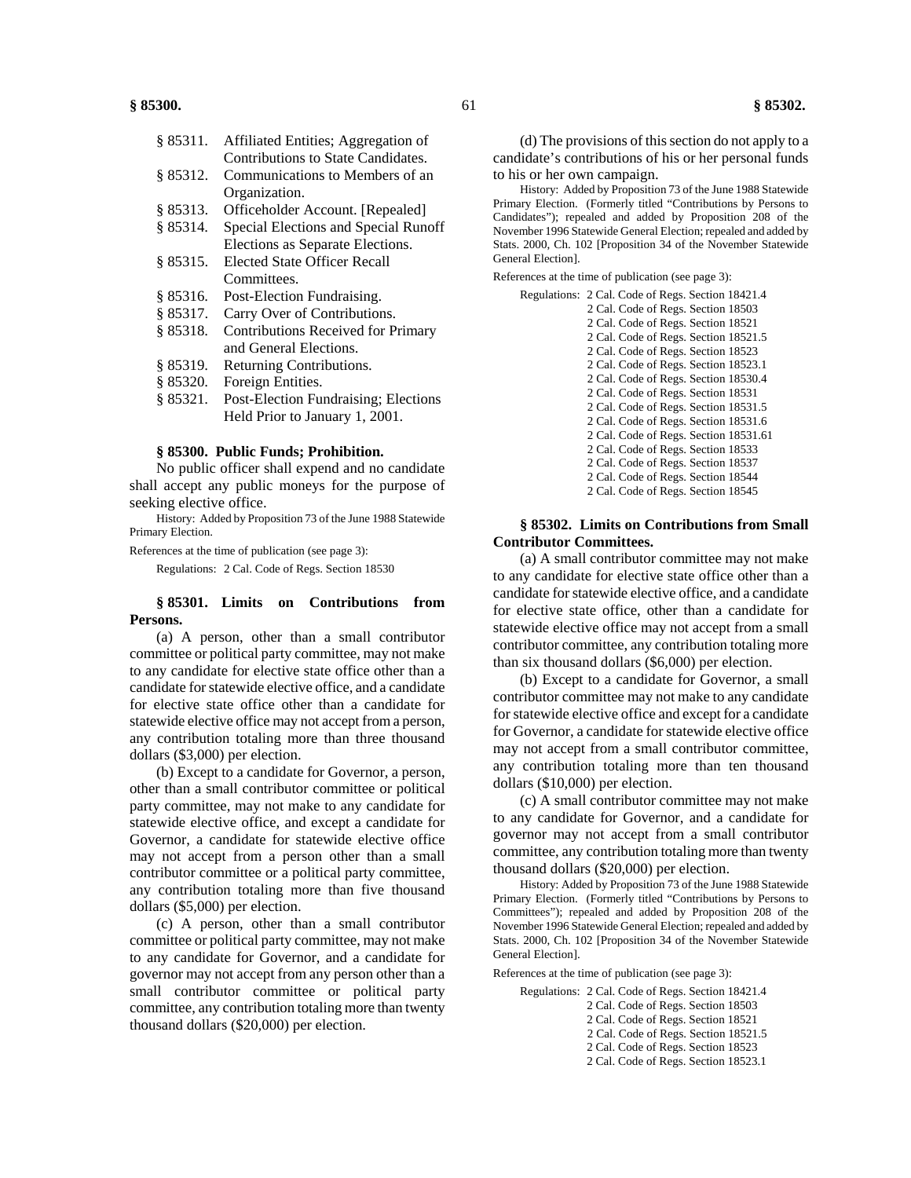| | |
|---|---|
| § 85311. | Affiliated Entities; Aggregation of Contributions to State Candidates. |
| § 85312. | Communications to Members of an Organization. |
| § 85313. | Officeholder Account. [Repealed] |
| § 85314. | Special Elections and Special Runoff Elections as Separate Elections. |
| § 85315. | Elected State Officer Recall Committees. |
| § 85316. | Post-Election Fundraising. |
| § 85317. | Carry Over of Contributions. |
| § 85318. | Contributions Received for Primary and General Elections. |
| § 85319. | Returning Contributions. |
| § 85320. | Foreign Entities. |
| § 85321. | Post-Election Fundraising; Elections Held Prior to January 1, 2001. |

### § 85300. Public Funds; Prohibition.

No public officer shall expend and no candidate shall accept any public moneys for the purpose of seeking elective office.

History: Added by Proposition 73 of the June 1988 Statewide Primary Election.

References at the time of publication (see page 3):

Regulations: 2 Cal. Code of Regs. Section 18530

### § 85301. Limits on Contributions from Persons.

(a) A person, other than a small contributor committee or political party committee, may not make to any candidate for elective state office other than a candidate for statewide elective office, and a candidate for elective state office other than a candidate for statewide elective office may not accept from a person, any contribution totaling more than three thousand dollars ($3,000) per election.

(b) Except to a candidate for Governor, a person, other than a small contributor committee or political party committee, may not make to any candidate for statewide elective office, and except a candidate for Governor, a candidate for statewide elective office may not accept from a person other than a small contributor committee or a political party committee, any contribution totaling more than five thousand dollars ($5,000) per election.

(c) A person, other than a small contributor committee or political party committee, may not make to any candidate for Governor, and a candidate for governor may not accept from any person other than a small contributor committee or political party committee, any contribution totaling more than twenty thousand dollars ($20,000) per election.

(d) The provisions of this section do not apply to a candidate's contributions of his or her personal funds to his or her own campaign.

History: Added by Proposition 73 of the June 1988 Statewide Primary Election. (Formerly titled "Contributions by Persons to Candidates"); repealed and added by Proposition 208 of the November 1996 Statewide General Election; repealed and added by Stats. 2000, Ch. 102 [Proposition 34 of the November Statewide General Election].

References at the time of publication (see page 3):

Regulations: 2 Cal. Code of Regs. Section 18421.4
2 Cal. Code of Regs. Section 18503
2 Cal. Code of Regs. Section 18521
2 Cal. Code of Regs. Section 18521.5
2 Cal. Code of Regs. Section 18523
2 Cal. Code of Regs. Section 18523.1
2 Cal. Code of Regs. Section 18530.4
2 Cal. Code of Regs. Section 18531
2 Cal. Code of Regs. Section 18531.5
2 Cal. Code of Regs. Section 18531.6
2 Cal. Code of Regs. Section 18531.61
2 Cal. Code of Regs. Section 18533
2 Cal. Code of Regs. Section 18537
2 Cal. Code of Regs. Section 18544
2 Cal. Code of Regs. Section 18545

### § 85302. Limits on Contributions from Small Contributor Committees.

(a) A small contributor committee may not make to any candidate for elective state office other than a candidate for statewide elective office, and a candidate for elective state office, other than a candidate for statewide elective office may not accept from a small contributor committee, any contribution totaling more than six thousand dollars ($6,000) per election.

(b) Except to a candidate for Governor, a small contributor committee may not make to any candidate for statewide elective office and except for a candidate for Governor, a candidate for statewide elective office may not accept from a small contributor committee, any contribution totaling more than ten thousand dollars ($10,000) per election.

(c) A small contributor committee may not make to any candidate for Governor, and a candidate for governor may not accept from a small contributor committee, any contribution totaling more than twenty thousand dollars ($20,000) per election.

History: Added by Proposition 73 of the June 1988 Statewide Primary Election. (Formerly titled "Contributions by Persons to Committees"); repealed and added by Proposition 208 of the November 1996 Statewide General Election; repealed and added by Stats. 2000, Ch. 102 [Proposition 34 of the November Statewide General Election].

References at the time of publication (see page 3):

Regulations: 2 Cal. Code of Regs. Section 18421.4
2 Cal. Code of Regs. Section 18503
2 Cal. Code of Regs. Section 18521
2 Cal. Code of Regs. Section 18521.5
2 Cal. Code of Regs. Section 18523
2 Cal. Code of Regs. Section 18523.1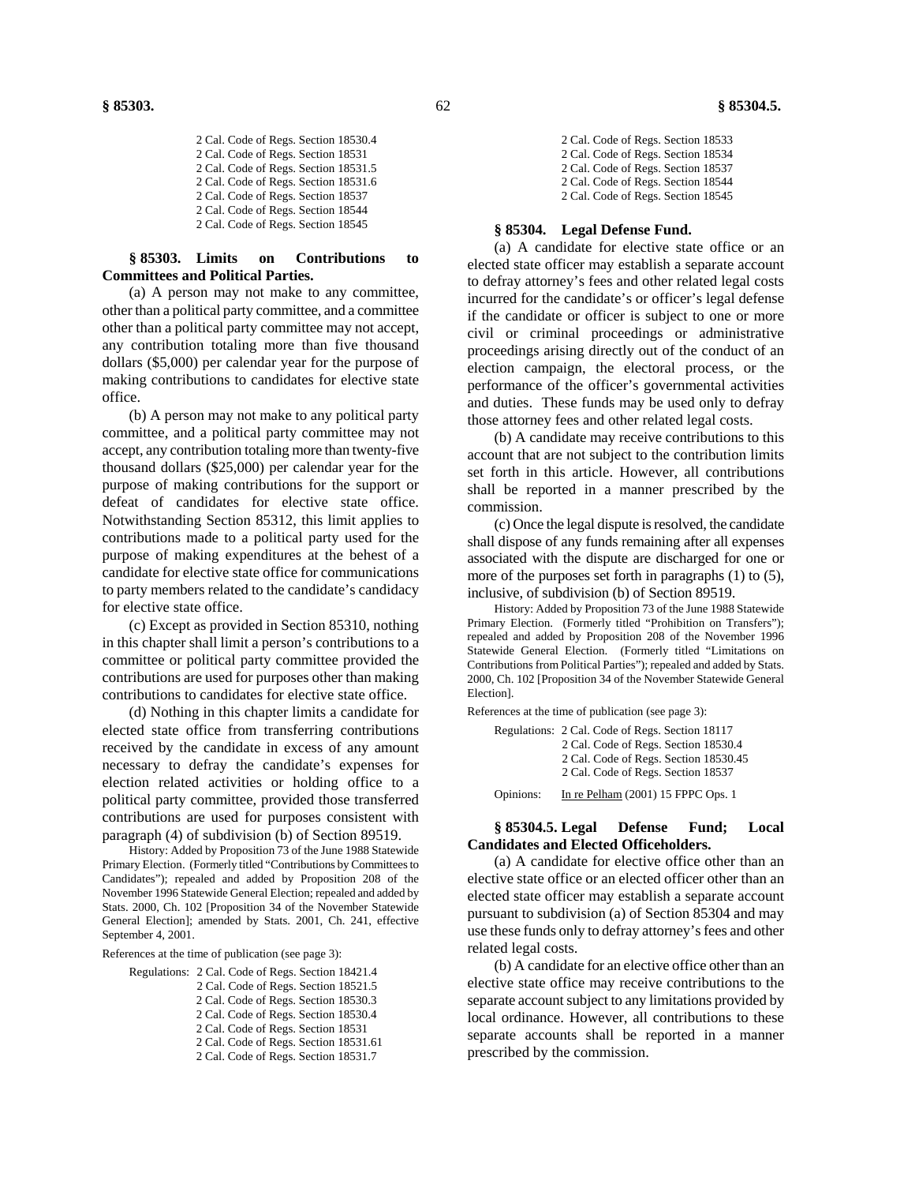2 Cal. Code of Regs. Section 18530.4
2 Cal. Code of Regs. Section 18531
2 Cal. Code of Regs. Section 18531.5
2 Cal. Code of Regs. Section 18531.6
2 Cal. Code of Regs. Section 18537
2 Cal. Code of Regs. Section 18544
2 Cal. Code of Regs. Section 18545

**§ 85303. Limits on Contributions to Committees and Political Parties.**

(a) A person may not make to any committee, other than a political party committee, and a committee other than a political party committee may not accept, any contribution totaling more than five thousand dollars ($5,000) per calendar year for the purpose of making contributions to candidates for elective state office.

(b) A person may not make to any political party committee, and a political party committee may not accept, any contribution totaling more than twenty-five thousand dollars ($25,000) per calendar year for the purpose of making contributions for the support or defeat of candidates for elective state office. Notwithstanding Section 85312, this limit applies to contributions made to a political party used for the purpose of making expenditures at the behest of a candidate for elective state office for communications to party members related to the candidate's candidacy for elective state office.

(c) Except as provided in Section 85310, nothing in this chapter shall limit a person's contributions to a committee or political party committee provided the contributions are used for purposes other than making contributions to candidates for elective state office.

(d) Nothing in this chapter limits a candidate for elected state office from transferring contributions received by the candidate in excess of any amount necessary to defray the candidate's expenses for election related activities or holding office to a political party committee, provided those transferred contributions are used for purposes consistent with paragraph (4) of subdivision (b) of Section 89519.

History: Added by Proposition 73 of the June 1988 Statewide Primary Election. (Formerly titled "Contributions by Committees to Candidates"); repealed and added by Proposition 208 of the November 1996 Statewide General Election; repealed and added by Stats. 2000, Ch. 102 [Proposition 34 of the November Statewide General Election]; amended by Stats. 2001, Ch. 241, effective September 4, 2001.

References at the time of publication (see page 3):

Regulations: 2 Cal. Code of Regs. Section 18421.4
2 Cal. Code of Regs. Section 18521.5
2 Cal. Code of Regs. Section 18530.3
2 Cal. Code of Regs. Section 18530.4
2 Cal. Code of Regs. Section 18531
2 Cal. Code of Regs. Section 18531.61
2 Cal. Code of Regs. Section 18531.7
2 Cal. Code of Regs. Section 18533
2 Cal. Code of Regs. Section 18534
2 Cal. Code of Regs. Section 18537
2 Cal. Code of Regs. Section 18544
2 Cal. Code of Regs. Section 18545

**§ 85304. Legal Defense Fund.**

(a) A candidate for elective state office or an elected state officer may establish a separate account to defray attorney's fees and other related legal costs incurred for the candidate's or officer's legal defense if the candidate or officer is subject to one or more civil or criminal proceedings or administrative proceedings arising directly out of the conduct of an election campaign, the electoral process, or the performance of the officer's governmental activities and duties. These funds may be used only to defray those attorney fees and other related legal costs.

(b) A candidate may receive contributions to this account that are not subject to the contribution limits set forth in this article. However, all contributions shall be reported in a manner prescribed by the commission.

(c) Once the legal dispute is resolved, the candidate shall dispose of any funds remaining after all expenses associated with the dispute are discharged for one or more of the purposes set forth in paragraphs (1) to (5), inclusive, of subdivision (b) of Section 89519.

History: Added by Proposition 73 of the June 1988 Statewide Primary Election. (Formerly titled "Prohibition on Transfers"); repealed and added by Proposition 208 of the November 1996 Statewide General Election. (Formerly titled "Limitations on Contributions from Political Parties"); repealed and added by Stats. 2000, Ch. 102 [Proposition 34 of the November Statewide General Election].

References at the time of publication (see page 3):

Regulations: 2 Cal. Code of Regs. Section 18117
2 Cal. Code of Regs. Section 18530.4
2 Cal. Code of Regs. Section 18530.45
2 Cal. Code of Regs. Section 18537

Opinions: In re Pelham (2001) 15 FPPC Ops. 1

**§ 85304.5. Legal Defense Fund; Local Candidates and Elected Officeholders.**

(a) A candidate for elective office other than an elective state office or an elected officer other than an elected state officer may establish a separate account pursuant to subdivision (a) of Section 85304 and may use these funds only to defray attorney's fees and other related legal costs.

(b) A candidate for an elective office other than an elective state office may receive contributions to the separate account subject to any limitations provided by local ordinance. However, all contributions to these separate accounts shall be reported in a manner prescribed by the commission.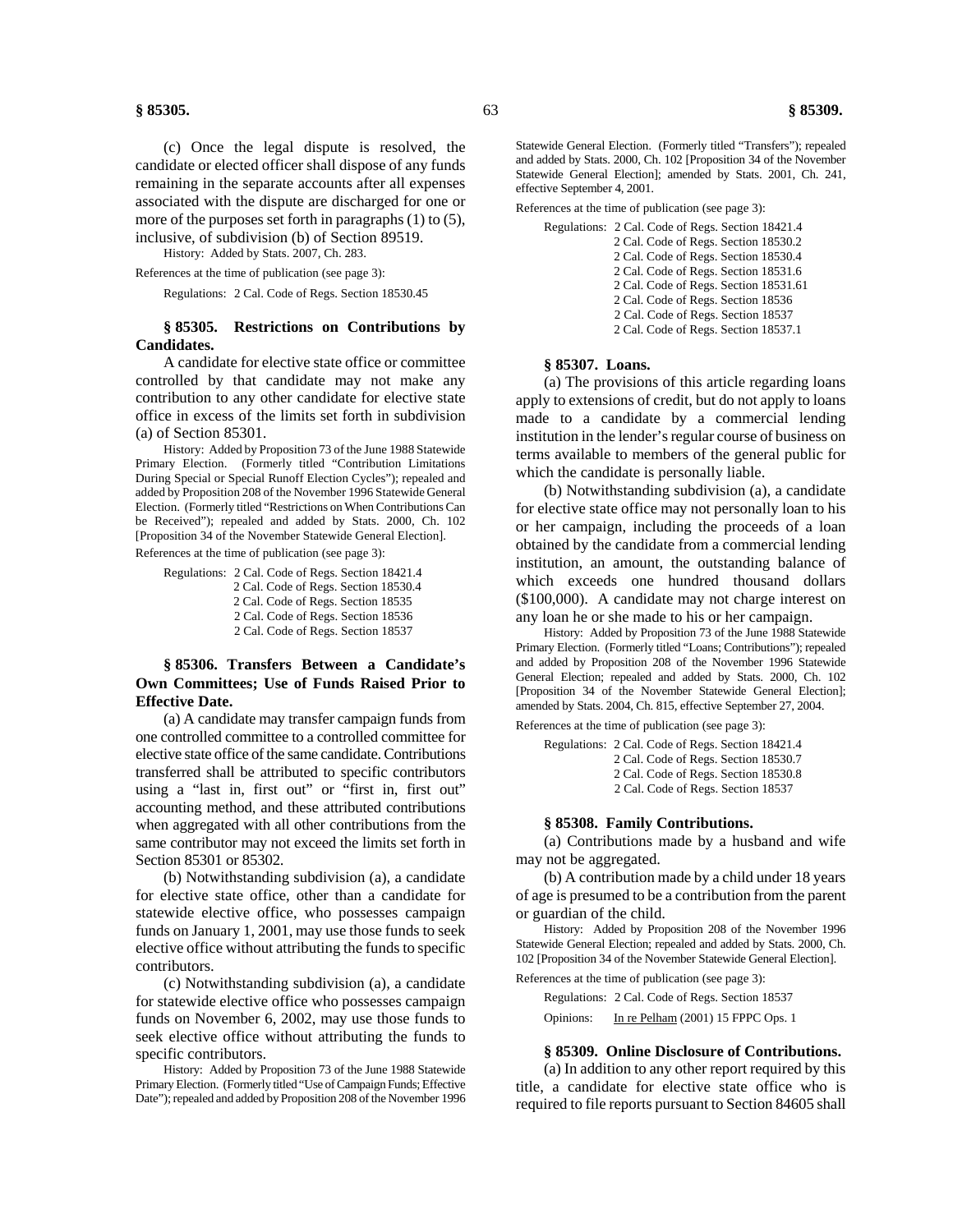(c) Once the legal dispute is resolved, the candidate or elected officer shall dispose of any funds remaining in the separate accounts after all expenses associated with the dispute are discharged for one or more of the purposes set forth in paragraphs (1) to (5), inclusive, of subdivision (b) of Section 89519.

History: Added by Stats. 2007, Ch. 283.

References at the time of publication (see page 3):

Regulations: 2 Cal. Code of Regs. Section 18530.45

### § 85305. Restrictions on Contributions by Candidates.

A candidate for elective state office or committee controlled by that candidate may not make any contribution to any other candidate for elective state office in excess of the limits set forth in subdivision (a) of Section 85301.

History: Added by Proposition 73 of the June 1988 Statewide Primary Election. (Formerly titled "Contribution Limitations During Special or Special Runoff Election Cycles"); repealed and added by Proposition 208 of the November 1996 Statewide General Election. (Formerly titled "Restrictions on When Contributions Can be Received"); repealed and added by Stats. 2000, Ch. 102 [Proposition 34 of the November Statewide General Election].

References at the time of publication (see page 3):

Regulations: 2 Cal. Code of Regs. Section 18421.4
2 Cal. Code of Regs. Section 18530.4
2 Cal. Code of Regs. Section 18535
2 Cal. Code of Regs. Section 18536
2 Cal. Code of Regs. Section 18537

### § 85306. Transfers Between a Candidate's Own Committees; Use of Funds Raised Prior to Effective Date.

(a) A candidate may transfer campaign funds from one controlled committee to a controlled committee for elective state office of the same candidate. Contributions transferred shall be attributed to specific contributors using a "last in, first out" or "first in, first out" accounting method, and these attributed contributions when aggregated with all other contributions from the same contributor may not exceed the limits set forth in Section 85301 or 85302.

(b) Notwithstanding subdivision (a), a candidate for elective state office, other than a candidate for statewide elective office, who possesses campaign funds on January 1, 2001, may use those funds to seek elective office without attributing the funds to specific contributors.

(c) Notwithstanding subdivision (a), a candidate for statewide elective office who possesses campaign funds on November 6, 2002, may use those funds to seek elective office without attributing the funds to specific contributors.

History: Added by Proposition 73 of the June 1988 Statewide Primary Election. (Formerly titled "Use of Campaign Funds; Effective Date"); repealed and added by Proposition 208 of the November 1996 Statewide General Election. (Formerly titled "Transfers"); repealed and added by Stats. 2000, Ch. 102 [Proposition 34 of the November Statewide General Election]; amended by Stats. 2001, Ch. 241, effective September 4, 2001.

References at the time of publication (see page 3):

Regulations: 2 Cal. Code of Regs. Section 18421.4
2 Cal. Code of Regs. Section 18530.2
2 Cal. Code of Regs. Section 18530.4
2 Cal. Code of Regs. Section 18531.6
2 Cal. Code of Regs. Section 18531.61
2 Cal. Code of Regs. Section 18536
2 Cal. Code of Regs. Section 18537
2 Cal. Code of Regs. Section 18537.1

### § 85307. Loans.

(a) The provisions of this article regarding loans apply to extensions of credit, but do not apply to loans made to a candidate by a commercial lending institution in the lender's regular course of business on terms available to members of the general public for which the candidate is personally liable.

(b) Notwithstanding subdivision (a), a candidate for elective state office may not personally loan to his or her campaign, including the proceeds of a loan obtained by the candidate from a commercial lending institution, an amount, the outstanding balance of which exceeds one hundred thousand dollars ($100,000). A candidate may not charge interest on any loan he or she made to his or her campaign.

History: Added by Proposition 73 of the June 1988 Statewide Primary Election. (Formerly titled "Loans; Contributions"); repealed and added by Proposition 208 of the November 1996 Statewide General Election; repealed and added by Stats. 2000, Ch. 102 [Proposition 34 of the November Statewide General Election]; amended by Stats. 2004, Ch. 815, effective September 27, 2004.

References at the time of publication (see page 3):

Regulations: 2 Cal. Code of Regs. Section 18421.4
2 Cal. Code of Regs. Section 18530.7
2 Cal. Code of Regs. Section 18530.8
2 Cal. Code of Regs. Section 18537

### § 85308. Family Contributions.

(a) Contributions made by a husband and wife may not be aggregated.

(b) A contribution made by a child under 18 years of age is presumed to be a contribution from the parent or guardian of the child.

History: Added by Proposition 208 of the November 1996 Statewide General Election; repealed and added by Stats. 2000, Ch. 102 [Proposition 34 of the November Statewide General Election].

References at the time of publication (see page 3):

Regulations: 2 Cal. Code of Regs. Section 18537

Opinions: In re Pelham (2001) 15 FPPC Ops. 1

### § 85309. Online Disclosure of Contributions.

(a) In addition to any other report required by this title, a candidate for elective state office who is required to file reports pursuant to Section 84605 shall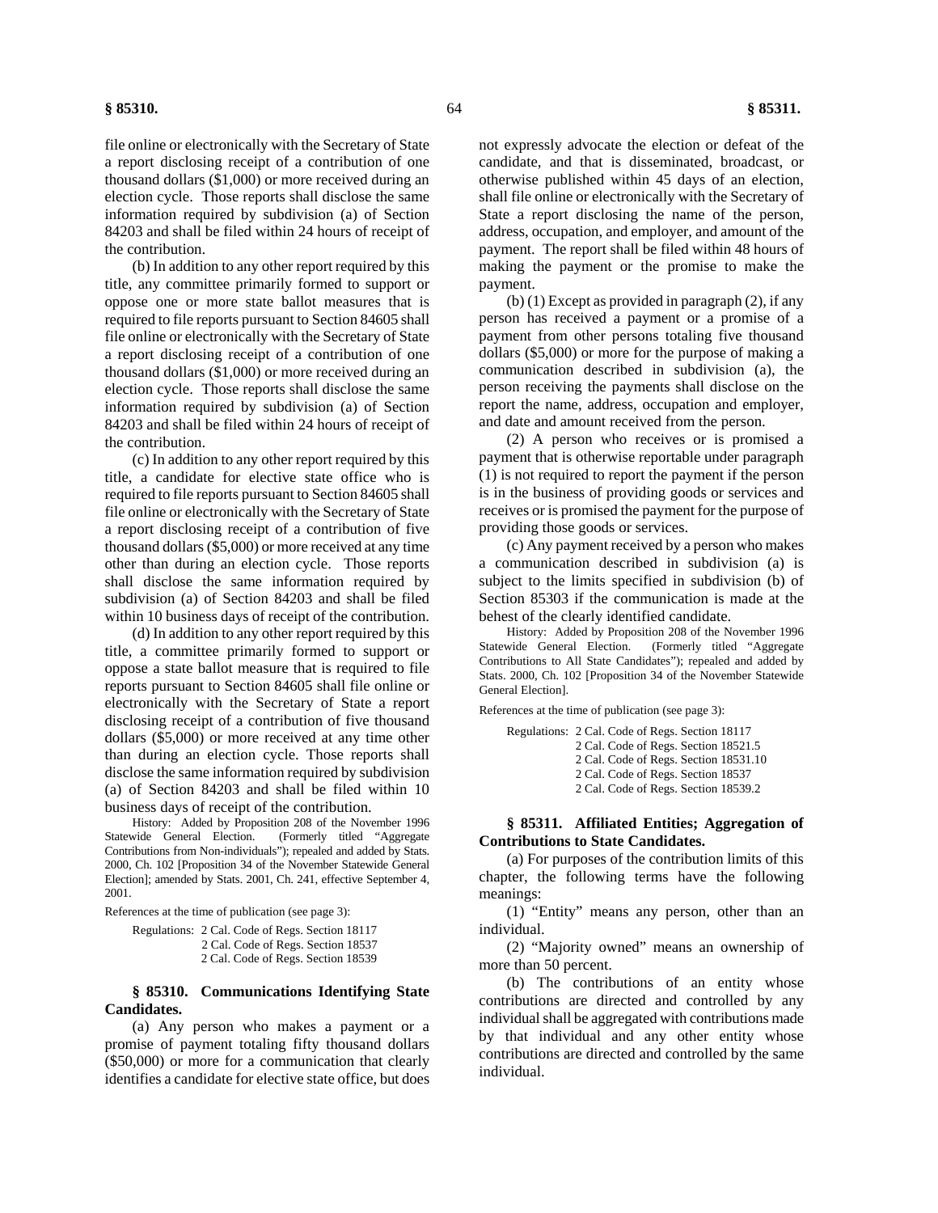file online or electronically with the Secretary of State a report disclosing receipt of a contribution of one thousand dollars ($1,000) or more received during an election cycle. Those reports shall disclose the same information required by subdivision (a) of Section 84203 and shall be filed within 24 hours of receipt of the contribution.

(b) In addition to any other report required by this title, any committee primarily formed to support or oppose one or more state ballot measures that is required to file reports pursuant to Section 84605 shall file online or electronically with the Secretary of State a report disclosing receipt of a contribution of one thousand dollars ($1,000) or more received during an election cycle. Those reports shall disclose the same information required by subdivision (a) of Section 84203 and shall be filed within 24 hours of receipt of the contribution.

(c) In addition to any other report required by this title, a candidate for elective state office who is required to file reports pursuant to Section 84605 shall file online or electronically with the Secretary of State a report disclosing receipt of a contribution of five thousand dollars ($5,000) or more received at any time other than during an election cycle. Those reports shall disclose the same information required by subdivision (a) of Section 84203 and shall be filed within 10 business days of receipt of the contribution.

(d) In addition to any other report required by this title, a committee primarily formed to support or oppose a state ballot measure that is required to file reports pursuant to Section 84605 shall file online or electronically with the Secretary of State a report disclosing receipt of a contribution of five thousand dollars ($5,000) or more received at any time other than during an election cycle. Those reports shall disclose the same information required by subdivision (a) of Section 84203 and shall be filed within 10 business days of receipt of the contribution.

History: Added by Proposition 208 of the November 1996 Statewide General Election. (Formerly titled "Aggregate Contributions from Non-individuals"); repealed and added by Stats. 2000, Ch. 102 [Proposition 34 of the November Statewide General Election]; amended by Stats. 2001, Ch. 241, effective September 4, 2001.

References at the time of publication (see page 3):

Regulations: 2 Cal. Code of Regs. Section 18117
2 Cal. Code of Regs. Section 18537
2 Cal. Code of Regs. Section 18539

### § 85310. Communications Identifying State Candidates.

(a) Any person who makes a payment or a promise of payment totaling fifty thousand dollars ($50,000) or more for a communication that clearly identifies a candidate for elective state office, but does not expressly advocate the election or defeat of the candidate, and that is disseminated, broadcast, or otherwise published within 45 days of an election, shall file online or electronically with the Secretary of State a report disclosing the name of the person, address, occupation, and employer, and amount of the payment. The report shall be filed within 48 hours of making the payment or the promise to make the payment.

(b) (1) Except as provided in paragraph (2), if any person has received a payment or a promise of a payment from other persons totaling five thousand dollars ($5,000) or more for the purpose of making a communication described in subdivision (a), the person receiving the payments shall disclose on the report the name, address, occupation and employer, and date and amount received from the person.

(2) A person who receives or is promised a payment that is otherwise reportable under paragraph (1) is not required to report the payment if the person is in the business of providing goods or services and receives or is promised the payment for the purpose of providing those goods or services.

(c) Any payment received by a person who makes a communication described in subdivision (a) is subject to the limits specified in subdivision (b) of Section 85303 if the communication is made at the behest of the clearly identified candidate.

History: Added by Proposition 208 of the November 1996 Statewide General Election. (Formerly titled "Aggregate Contributions to All State Candidates"); repealed and added by Stats. 2000, Ch. 102 [Proposition 34 of the November Statewide General Election].

References at the time of publication (see page 3):

Regulations: 2 Cal. Code of Regs. Section 18117
2 Cal. Code of Regs. Section 18521.5
2 Cal. Code of Regs. Section 18531.10
2 Cal. Code of Regs. Section 18537
2 Cal. Code of Regs. Section 18539.2

### § 85311. Affiliated Entities; Aggregation of Contributions to State Candidates.

(a) For purposes of the contribution limits of this chapter, the following terms have the following meanings:

(1) "Entity" means any person, other than an individual.

(2) "Majority owned" means an ownership of more than 50 percent.

(b) The contributions of an entity whose contributions are directed and controlled by any individual shall be aggregated with contributions made by that individual and any other entity whose contributions are directed and controlled by the same individual.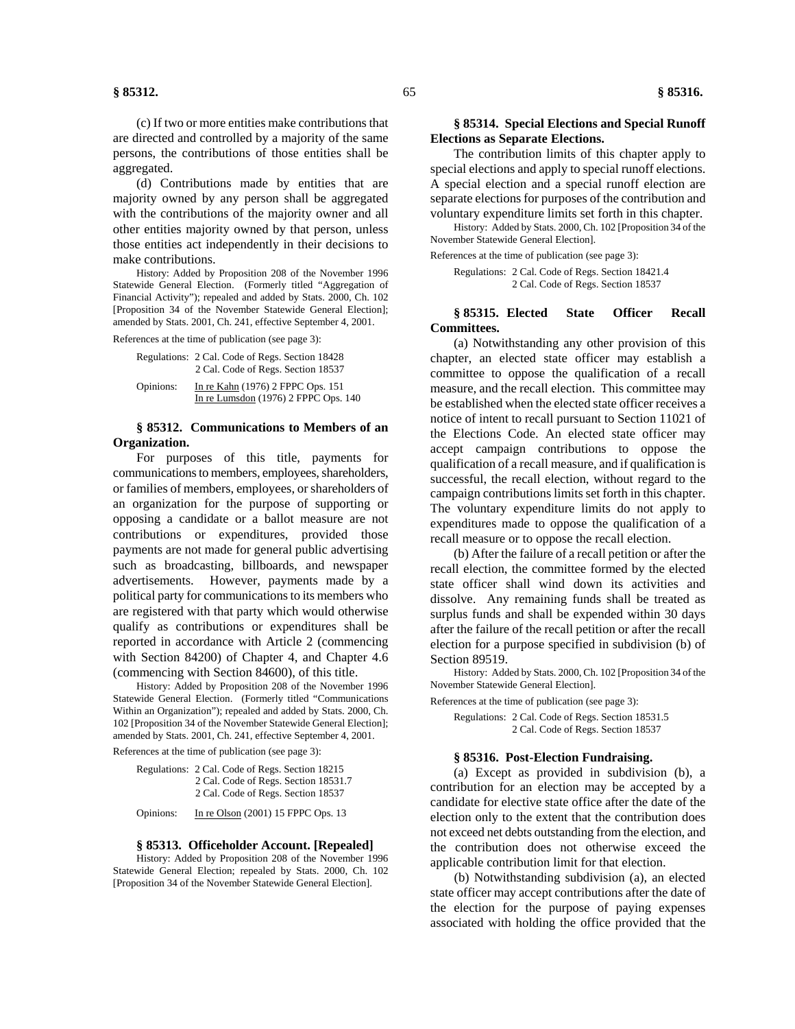(c) If two or more entities make contributions that are directed and controlled by a majority of the same persons, the contributions of those entities shall be aggregated.

(d) Contributions made by entities that are majority owned by any person shall be aggregated with the contributions of the majority owner and all other entities majority owned by that person, unless those entities act independently in their decisions to make contributions.

History: Added by Proposition 208 of the November 1996 Statewide General Election. (Formerly titled "Aggregation of Financial Activity"); repealed and added by Stats. 2000, Ch. 102 [Proposition 34 of the November Statewide General Election]; amended by Stats. 2001, Ch. 241, effective September 4, 2001.

References at the time of publication (see page 3):

Regulations: 2 Cal. Code of Regs. Section 18428
2 Cal. Code of Regs. Section 18537

Opinions: In re Kahn (1976) 2 FPPC Ops. 151
In re Lumsdon (1976) 2 FPPC Ops. 140

### § 85312. Communications to Members of an Organization.

For purposes of this title, payments for communications to members, employees, shareholders, or families of members, employees, or shareholders of an organization for the purpose of supporting or opposing a candidate or a ballot measure are not contributions or expenditures, provided those payments are not made for general public advertising such as broadcasting, billboards, and newspaper advertisements. However, payments made by a political party for communications to its members who are registered with that party which would otherwise qualify as contributions or expenditures shall be reported in accordance with Article 2 (commencing with Section 84200) of Chapter 4, and Chapter 4.6 (commencing with Section 84600), of this title.

History: Added by Proposition 208 of the November 1996 Statewide General Election. (Formerly titled "Communications Within an Organization"); repealed and added by Stats. 2000, Ch. 102 [Proposition 34 of the November Statewide General Election]; amended by Stats. 2001, Ch. 241, effective September 4, 2001.

References at the time of publication (see page 3):

Regulations: 2 Cal. Code of Regs. Section 18215
2 Cal. Code of Regs. Section 18531.7
2 Cal. Code of Regs. Section 18537

Opinions: In re Olson (2001) 15 FPPC Ops. 13

### § 85313. Officeholder Account. [Repealed]

History: Added by Proposition 208 of the November 1996 Statewide General Election; repealed by Stats. 2000, Ch. 102 [Proposition 34 of the November Statewide General Election].

### § 85314. Special Elections and Special Runoff Elections as Separate Elections.

The contribution limits of this chapter apply to special elections and apply to special runoff elections. A special election and a special runoff election are separate elections for purposes of the contribution and voluntary expenditure limits set forth in this chapter.

History: Added by Stats. 2000, Ch. 102 [Proposition 34 of the November Statewide General Election].

References at the time of publication (see page 3):

Regulations: 2 Cal. Code of Regs. Section 18421.4
2 Cal. Code of Regs. Section 18537

### § 85315. Elected State Officer Recall Committees.

(a) Notwithstanding any other provision of this chapter, an elected state officer may establish a committee to oppose the qualification of a recall measure, and the recall election. This committee may be established when the elected state officer receives a notice of intent to recall pursuant to Section 11021 of the Elections Code. An elected state officer may accept campaign contributions to oppose the qualification of a recall measure, and if qualification is successful, the recall election, without regard to the campaign contributions limits set forth in this chapter. The voluntary expenditure limits do not apply to expenditures made to oppose the qualification of a recall measure or to oppose the recall election.

(b) After the failure of a recall petition or after the recall election, the committee formed by the elected state officer shall wind down its activities and dissolve. Any remaining funds shall be treated as surplus funds and shall be expended within 30 days after the failure of the recall petition or after the recall election for a purpose specified in subdivision (b) of Section 89519.

History: Added by Stats. 2000, Ch. 102 [Proposition 34 of the November Statewide General Election].

References at the time of publication (see page 3):

Regulations: 2 Cal. Code of Regs. Section 18531.5
2 Cal. Code of Regs. Section 18537

### § 85316. Post-Election Fundraising.

(a) Except as provided in subdivision (b), a contribution for an election may be accepted by a candidate for elective state office after the date of the election only to the extent that the contribution does not exceed net debts outstanding from the election, and the contribution does not otherwise exceed the applicable contribution limit for that election.

(b) Notwithstanding subdivision (a), an elected state officer may accept contributions after the date of the election for the purpose of paying expenses associated with holding the office provided that the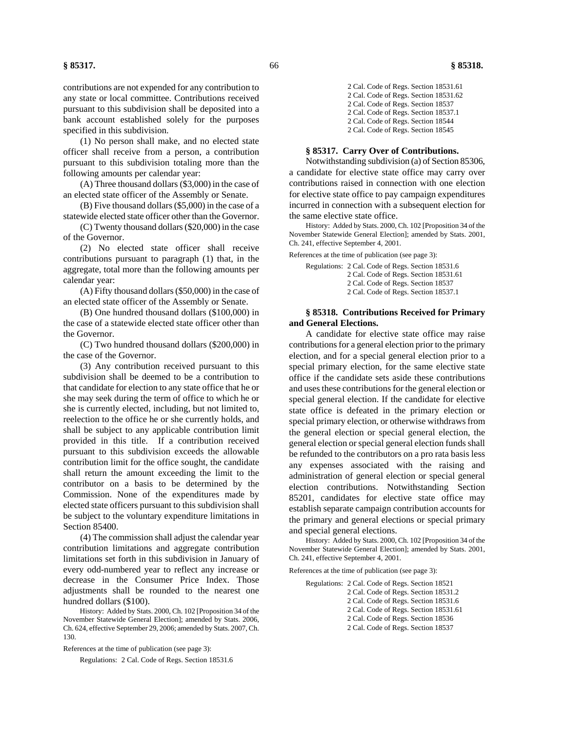contributions are not expended for any contribution to any state or local committee. Contributions received pursuant to this subdivision shall be deposited into a bank account established solely for the purposes specified in this subdivision.

(1) No person shall make, and no elected state officer shall receive from a person, a contribution pursuant to this subdivision totaling more than the following amounts per calendar year:

(A) Three thousand dollars ($3,000) in the case of an elected state officer of the Assembly or Senate.

(B) Five thousand dollars ($5,000) in the case of a statewide elected state officer other than the Governor.

(C) Twenty thousand dollars ($20,000) in the case of the Governor.

(2) No elected state officer shall receive contributions pursuant to paragraph (1) that, in the aggregate, total more than the following amounts per calendar year:

(A) Fifty thousand dollars ($50,000) in the case of an elected state officer of the Assembly or Senate.

(B) One hundred thousand dollars ($100,000) in the case of a statewide elected state officer other than the Governor.

(C) Two hundred thousand dollars ($200,000) in the case of the Governor.

(3) Any contribution received pursuant to this subdivision shall be deemed to be a contribution to that candidate for election to any state office that he or she may seek during the term of office to which he or she is currently elected, including, but not limited to, reelection to the office he or she currently holds, and shall be subject to any applicable contribution limit provided in this title. If a contribution received pursuant to this subdivision exceeds the allowable contribution limit for the office sought, the candidate shall return the amount exceeding the limit to the contributor on a basis to be determined by the Commission. None of the expenditures made by elected state officers pursuant to this subdivision shall be subject to the voluntary expenditure limitations in Section 85400.

(4) The commission shall adjust the calendar year contribution limitations and aggregate contribution limitations set forth in this subdivision in January of every odd-numbered year to reflect any increase or decrease in the Consumer Price Index. Those adjustments shall be rounded to the nearest one hundred dollars ($100).

History: Added by Stats. 2000, Ch. 102 [Proposition 34 of the November Statewide General Election]; amended by Stats. 2006, Ch. 624, effective September 29, 2006; amended by Stats. 2007, Ch. 130.

References at the time of publication (see page 3):

Regulations: 2 Cal. Code of Regs. Section 18531.6
2 Cal. Code of Regs. Section 18531.61
2 Cal. Code of Regs. Section 18531.62
2 Cal. Code of Regs. Section 18537
2 Cal. Code of Regs. Section 18537.1
2 Cal. Code of Regs. Section 18544
2 Cal. Code of Regs. Section 18545

### § 85317. Carry Over of Contributions.

Notwithstanding subdivision (a) of Section 85306, a candidate for elective state office may carry over contributions raised in connection with one election for elective state office to pay campaign expenditures incurred in connection with a subsequent election for the same elective state office.

History: Added by Stats. 2000, Ch. 102 [Proposition 34 of the November Statewide General Election]; amended by Stats. 2001, Ch. 241, effective September 4, 2001.

References at the time of publication (see page 3):

Regulations: 2 Cal. Code of Regs. Section 18531.6
2 Cal. Code of Regs. Section 18531.61
2 Cal. Code of Regs. Section 18537
2 Cal. Code of Regs. Section 18537.1

### § 85318. Contributions Received for Primary and General Elections.

A candidate for elective state office may raise contributions for a general election prior to the primary election, and for a special general election prior to a special primary election, for the same elective state office if the candidate sets aside these contributions and uses these contributions for the general election or special general election. If the candidate for elective state office is defeated in the primary election or special primary election, or otherwise withdraws from the general election or special general election, the general election or special general election funds shall be refunded to the contributors on a pro rata basis less any expenses associated with the raising and administration of general election or special general election contributions. Notwithstanding Section 85201, candidates for elective state office may establish separate campaign contribution accounts for the primary and general elections or special primary and special general elections.

History: Added by Stats. 2000, Ch. 102 [Proposition 34 of the November Statewide General Election]; amended by Stats. 2001, Ch. 241, effective September 4, 2001.

References at the time of publication (see page 3):

Regulations: 2 Cal. Code of Regs. Section 18521
2 Cal. Code of Regs. Section 18531.2
2 Cal. Code of Regs. Section 18531.6
2 Cal. Code of Regs. Section 18531.61
2 Cal. Code of Regs. Section 18536
2 Cal. Code of Regs. Section 18537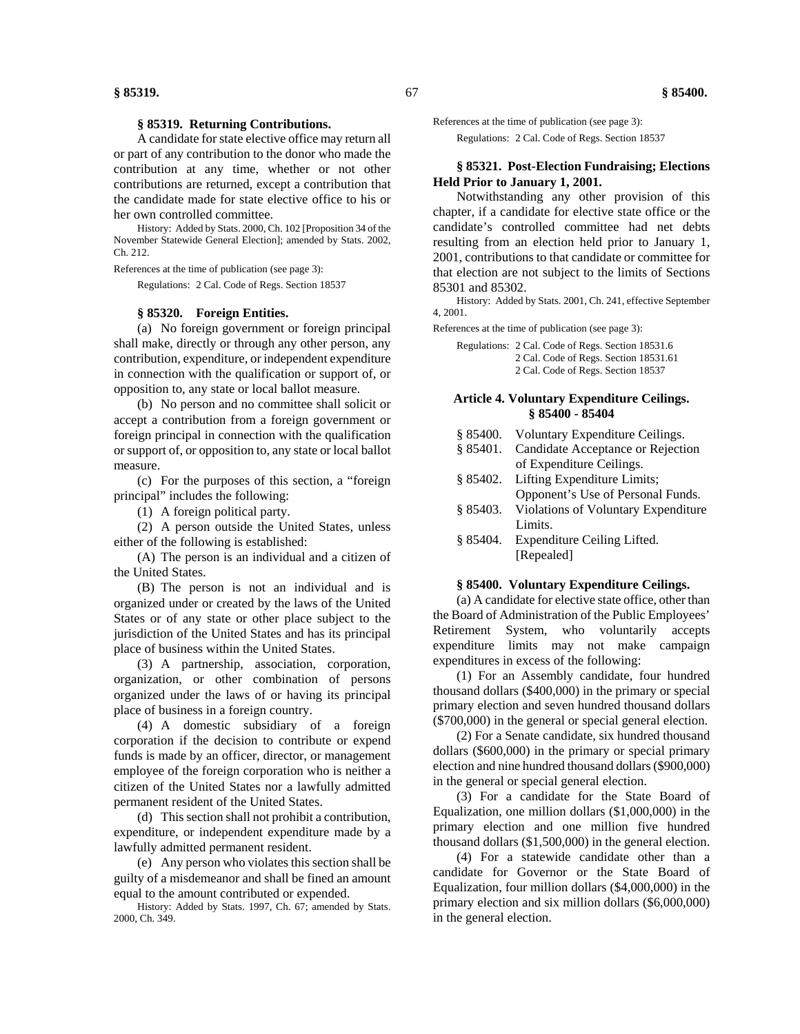### § 85319. Returning Contributions.

A candidate for state elective office may return all or part of any contribution to the donor who made the contribution at any time, whether or not other contributions are returned, except a contribution that the candidate made for state elective office to his or her own controlled committee.

History: Added by Stats. 2000, Ch. 102 [Proposition 34 of the November Statewide General Election]; amended by Stats. 2002, Ch. 212.

References at the time of publication (see page 3):

Regulations: 2 Cal. Code of Regs. Section 18537

### § 85320. Foreign Entities.

(a) No foreign government or foreign principal shall make, directly or through any other person, any contribution, expenditure, or independent expenditure in connection with the qualification or support of, or opposition to, any state or local ballot measure.

(b) No person and no committee shall solicit or accept a contribution from a foreign government or foreign principal in connection with the qualification or support of, or opposition to, any state or local ballot measure.

(c) For the purposes of this section, a "foreign principal" includes the following:

(1) A foreign political party.

(2) A person outside the United States, unless either of the following is established:

(A) The person is an individual and a citizen of the United States.

(B) The person is not an individual and is organized under or created by the laws of the United States or of any state or other place subject to the jurisdiction of the United States and has its principal place of business within the United States.

(3) A partnership, association, corporation, organization, or other combination of persons organized under the laws of or having its principal place of business in a foreign country.

(4) A domestic subsidiary of a foreign corporation if the decision to contribute or expend funds is made by an officer, director, or management employee of the foreign corporation who is neither a citizen of the United States nor a lawfully admitted permanent resident of the United States.

(d) This section shall not prohibit a contribution, expenditure, or independent expenditure made by a lawfully admitted permanent resident.

(e) Any person who violates this section shall be guilty of a misdemeanor and shall be fined an amount equal to the amount contributed or expended.

History: Added by Stats. 1997, Ch. 67; amended by Stats. 2000, Ch. 349.

References at the time of publication (see page 3):

Regulations: 2 Cal. Code of Regs. Section 18537

### § 85321. Post-Election Fundraising; Elections Held Prior to January 1, 2001.

Notwithstanding any other provision of this chapter, if a candidate for elective state office or the candidate's controlled committee had net debts resulting from an election held prior to January 1, 2001, contributions to that candidate or committee for that election are not subject to the limits of Sections 85301 and 85302.

History: Added by Stats. 2001, Ch. 241, effective September 4, 2001.

References at the time of publication (see page 3):

Regulations: 2 Cal. Code of Regs. Section 18531.6
2 Cal. Code of Regs. Section 18531.61
2 Cal. Code of Regs. Section 18537

## Article 4. Voluntary Expenditure Ceilings. § 85400 - 85404

§ 85400. Voluntary Expenditure Ceilings.
§ 85401. Candidate Acceptance or Rejection of Expenditure Ceilings.
§ 85402. Lifting Expenditure Limits; Opponent's Use of Personal Funds.
§ 85403. Violations of Voluntary Expenditure Limits.
§ 85404. Expenditure Ceiling Lifted. [Repealed]

### § 85400. Voluntary Expenditure Ceilings.

(a) A candidate for elective state office, other than the Board of Administration of the Public Employees' Retirement System, who voluntarily accepts expenditure limits may not make campaign expenditures in excess of the following:

(1) For an Assembly candidate, four hundred thousand dollars ($400,000) in the primary or special primary election and seven hundred thousand dollars ($700,000) in the general or special general election.

(2) For a Senate candidate, six hundred thousand dollars ($600,000) in the primary or special primary election and nine hundred thousand dollars ($900,000) in the general or special general election.

(3) For a candidate for the State Board of Equalization, one million dollars ($1,000,000) in the primary election and one million five hundred thousand dollars ($1,500,000) in the general election.

(4) For a statewide candidate other than a candidate for Governor or the State Board of Equalization, four million dollars ($4,000,000) in the primary election and six million dollars ($6,000,000) in the general election.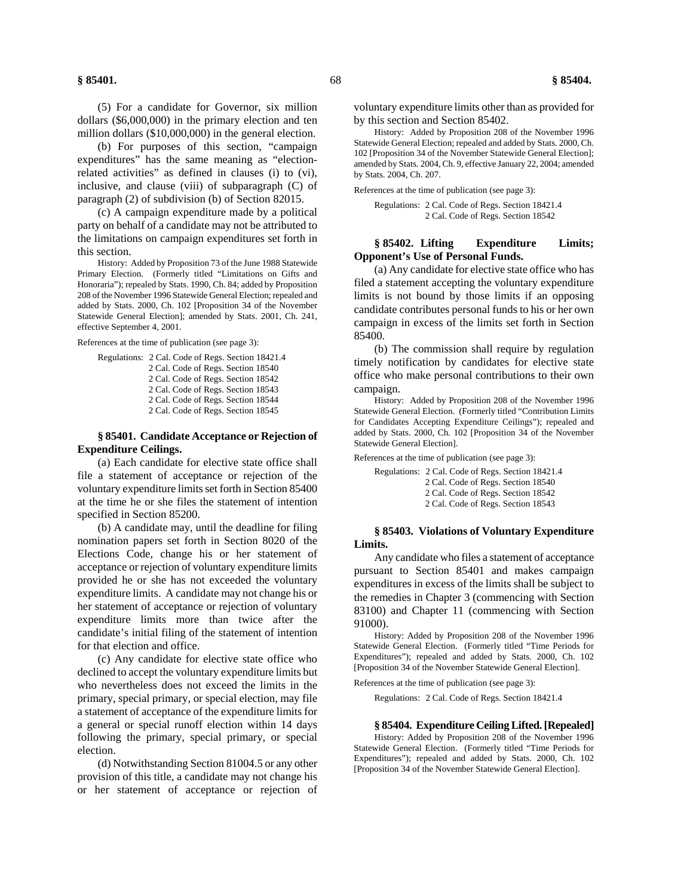(5) For a candidate for Governor, six million dollars ($6,000,000) in the primary election and ten million dollars ($10,000,000) in the general election.

(b) For purposes of this section, "campaign expenditures" has the same meaning as "election-related activities" as defined in clauses (i) to (vi), inclusive, and clause (viii) of subparagraph (C) of paragraph (2) of subdivision (b) of Section 82015.

(c) A campaign expenditure made by a political party on behalf of a candidate may not be attributed to the limitations on campaign expenditures set forth in this section.

History: Added by Proposition 73 of the June 1988 Statewide Primary Election. (Formerly titled "Limitations on Gifts and Honoraria"); repealed by Stats. 1990, Ch. 84; added by Proposition 208 of the November 1996 Statewide General Election; repealed and added by Stats. 2000, Ch. 102 [Proposition 34 of the November Statewide General Election]; amended by Stats. 2001, Ch. 241, effective September 4, 2001.

References at the time of publication (see page 3):

Regulations: 2 Cal. Code of Regs. Section 18421.4
2 Cal. Code of Regs. Section 18540
2 Cal. Code of Regs. Section 18542
2 Cal. Code of Regs. Section 18543
2 Cal. Code of Regs. Section 18544
2 Cal. Code of Regs. Section 18545

### § 85401. Candidate Acceptance or Rejection of Expenditure Ceilings.

(a) Each candidate for elective state office shall file a statement of acceptance or rejection of the voluntary expenditure limits set forth in Section 85400 at the time he or she files the statement of intention specified in Section 85200.

(b) A candidate may, until the deadline for filing nomination papers set forth in Section 8020 of the Elections Code, change his or her statement of acceptance or rejection of voluntary expenditure limits provided he or she has not exceeded the voluntary expenditure limits. A candidate may not change his or her statement of acceptance or rejection of voluntary expenditure limits more than twice after the candidate's initial filing of the statement of intention for that election and office.

(c) Any candidate for elective state office who declined to accept the voluntary expenditure limits but who nevertheless does not exceed the limits in the primary, special primary, or special election, may file a statement of acceptance of the expenditure limits for a general or special runoff election within 14 days following the primary, special primary, or special election.

(d) Notwithstanding Section 81004.5 or any other provision of this title, a candidate may not change his or her statement of acceptance or rejection of voluntary expenditure limits other than as provided for by this section and Section 85402.

History: Added by Proposition 208 of the November 1996 Statewide General Election; repealed and added by Stats. 2000, Ch. 102 [Proposition 34 of the November Statewide General Election]; amended by Stats. 2004, Ch. 9, effective January 22, 2004; amended by Stats. 2004, Ch. 207.

References at the time of publication (see page 3):

Regulations: 2 Cal. Code of Regs. Section 18421.4
2 Cal. Code of Regs. Section 18542

### § 85402. Lifting Expenditure Limits; Opponent's Use of Personal Funds.

(a) Any candidate for elective state office who has filed a statement accepting the voluntary expenditure limits is not bound by those limits if an opposing candidate contributes personal funds to his or her own campaign in excess of the limits set forth in Section 85400.

(b) The commission shall require by regulation timely notification by candidates for elective state office who make personal contributions to their own campaign.

History: Added by Proposition 208 of the November 1996 Statewide General Election. (Formerly titled "Contribution Limits for Candidates Accepting Expenditure Ceilings"); repealed and added by Stats. 2000, Ch. 102 [Proposition 34 of the November Statewide General Election].

References at the time of publication (see page 3):

Regulations: 2 Cal. Code of Regs. Section 18421.4
2 Cal. Code of Regs. Section 18540
2 Cal. Code of Regs. Section 18542
2 Cal. Code of Regs. Section 18543

### § 85403. Violations of Voluntary Expenditure Limits.

Any candidate who files a statement of acceptance pursuant to Section 85401 and makes campaign expenditures in excess of the limits shall be subject to the remedies in Chapter 3 (commencing with Section 83100) and Chapter 11 (commencing with Section 91000).

History: Added by Proposition 208 of the November 1996 Statewide General Election. (Formerly titled "Time Periods for Expenditures"); repealed and added by Stats. 2000, Ch. 102 [Proposition 34 of the November Statewide General Election].

References at the time of publication (see page 3):

Regulations: 2 Cal. Code of Regs. Section 18421.4

### § 85404. Expenditure Ceiling Lifted. [Repealed]

History: Added by Proposition 208 of the November 1996 Statewide General Election. (Formerly titled "Time Periods for Expenditures"); repealed and added by Stats. 2000, Ch. 102 [Proposition 34 of the November Statewide General Election].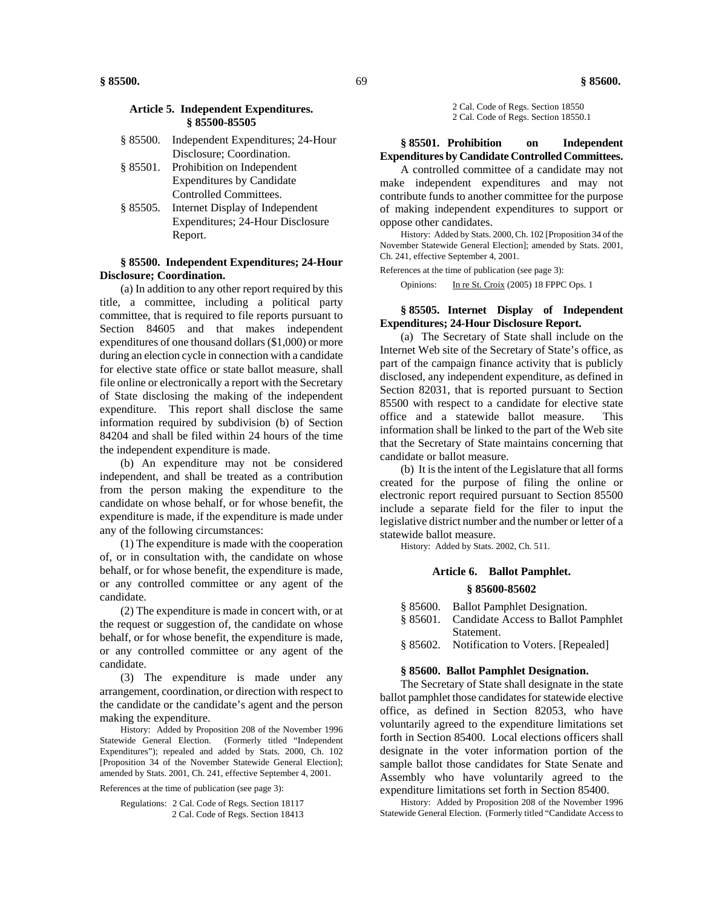**Article 5. Independent Expenditures.**
**§ 85500-85505**

§ 85500. Independent Expenditures; 24-Hour Disclosure; Coordination.
§ 85501. Prohibition on Independent Expenditures by Candidate Controlled Committees.
§ 85505. Internet Display of Independent Expenditures; 24-Hour Disclosure Report.

**§ 85500. Independent Expenditures; 24-Hour Disclosure; Coordination.**

(a) In addition to any other report required by this title, a committee, including a political party committee, that is required to file reports pursuant to Section 84605 and that makes independent expenditures of one thousand dollars ($1,000) or more during an election cycle in connection with a candidate for elective state office or state ballot measure, shall file online or electronically a report with the Secretary of State disclosing the making of the independent expenditure. This report shall disclose the same information required by subdivision (b) of Section 84204 and shall be filed within 24 hours of the time the independent expenditure is made.

(b) An expenditure may not be considered independent, and shall be treated as a contribution from the person making the expenditure to the candidate on whose behalf, or for whose benefit, the expenditure is made, if the expenditure is made under any of the following circumstances:

(1) The expenditure is made with the cooperation of, or in consultation with, the candidate on whose behalf, or for whose benefit, the expenditure is made, or any controlled committee or any agent of the candidate.

(2) The expenditure is made in concert with, or at the request or suggestion of, the candidate on whose behalf, or for whose benefit, the expenditure is made, or any controlled committee or any agent of the candidate.

(3) The expenditure is made under any arrangement, coordination, or direction with respect to the candidate or the candidate's agent and the person making the expenditure.

History: Added by Proposition 208 of the November 1996 Statewide General Election. (Formerly titled "Independent Expenditures"); repealed and added by Stats. 2000, Ch. 102 [Proposition 34 of the November Statewide General Election]; amended by Stats. 2001, Ch. 241, effective September 4, 2001.

References at the time of publication (see page 3):

Regulations: 2 Cal. Code of Regs. Section 18117
2 Cal. Code of Regs. Section 18413
2 Cal. Code of Regs. Section 18550
2 Cal. Code of Regs. Section 18550.1

**§ 85501. Prohibition on Independent Expenditures by Candidate Controlled Committees.**

A controlled committee of a candidate may not make independent expenditures and may not contribute funds to another committee for the purpose of making independent expenditures to support or oppose other candidates.

History: Added by Stats. 2000, Ch. 102 [Proposition 34 of the November Statewide General Election]; amended by Stats. 2001, Ch. 241, effective September 4, 2001.

References at the time of publication (see page 3):

Opinions: In re St. Croix (2005) 18 FPPC Ops. 1

**§ 85505. Internet Display of Independent Expenditures; 24-Hour Disclosure Report.**

(a) The Secretary of State shall include on the Internet Web site of the Secretary of State's office, as part of the campaign finance activity that is publicly disclosed, any independent expenditure, as defined in Section 82031, that is reported pursuant to Section 85500 with respect to a candidate for elective state office and a statewide ballot measure. This information shall be linked to the part of the Web site that the Secretary of State maintains concerning that candidate or ballot measure.

(b) It is the intent of the Legislature that all forms created for the purpose of filing the online or electronic report required pursuant to Section 85500 include a separate field for the filer to input the legislative district number and the number or letter of a statewide ballot measure.

History: Added by Stats. 2002, Ch. 511.

**Article 6. Ballot Pamphlet.**
**§ 85600-85602**

§ 85600. Ballot Pamphlet Designation.
§ 85601. Candidate Access to Ballot Pamphlet Statement.
§ 85602. Notification to Voters. [Repealed]

**§ 85600. Ballot Pamphlet Designation.**

The Secretary of State shall designate in the state ballot pamphlet those candidates for statewide elective office, as defined in Section 82053, who have voluntarily agreed to the expenditure limitations set forth in Section 85400. Local elections officers shall designate in the voter information portion of the sample ballot those candidates for State Senate and Assembly who have voluntarily agreed to the expenditure limitations set forth in Section 85400.

History: Added by Proposition 208 of the November 1996 Statewide General Election. (Formerly titled "Candidate Access to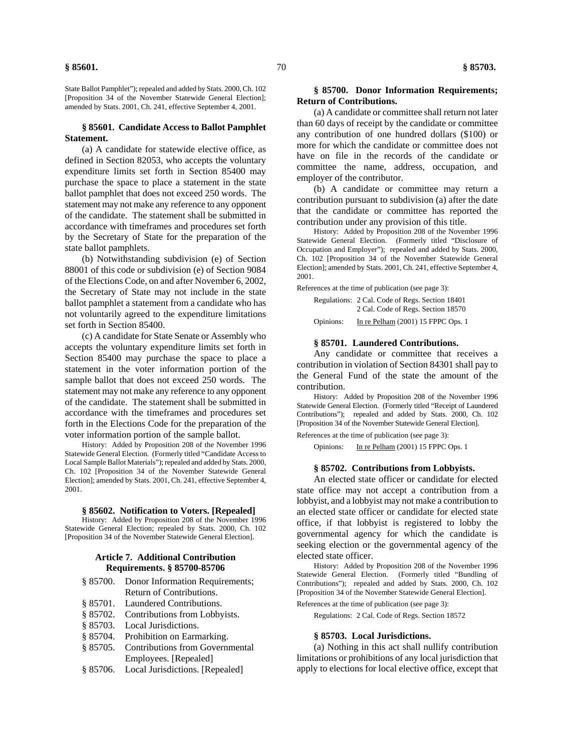State Ballot Pamphlet"); repealed and added by Stats. 2000, Ch. 102 [Proposition 34 of the November Statewide General Election]; amended by Stats. 2001, Ch. 241, effective September 4, 2001.

### § 85601. Candidate Access to Ballot Pamphlet Statement.

(a) A candidate for statewide elective office, as defined in Section 82053, who accepts the voluntary expenditure limits set forth in Section 85400 may purchase the space to place a statement in the state ballot pamphlet that does not exceed 250 words. The statement may not make any reference to any opponent of the candidate. The statement shall be submitted in accordance with timeframes and procedures set forth by the Secretary of State for the preparation of the state ballot pamphlets.

(b) Notwithstanding subdivision (e) of Section 88001 of this code or subdivision (e) of Section 9084 of the Elections Code, on and after November 6, 2002, the Secretary of State may not include in the state ballot pamphlet a statement from a candidate who has not voluntarily agreed to the expenditure limitations set forth in Section 85400.

(c) A candidate for State Senate or Assembly who accepts the voluntary expenditure limits set forth in Section 85400 may purchase the space to place a statement in the voter information portion of the sample ballot that does not exceed 250 words. The statement may not make any reference to any opponent of the candidate. The statement shall be submitted in accordance with the timeframes and procedures set forth in the Elections Code for the preparation of the voter information portion of the sample ballot.

History: Added by Proposition 208 of the November 1996 Statewide General Election. (Formerly titled "Candidate Access to Local Sample Ballot Materials"); repealed and added by Stats. 2000, Ch. 102 [Proposition 34 of the November Statewide General Election]; amended by Stats. 2001, Ch. 241, effective September 4, 2001.

### § 85602. Notification to Voters. [Repealed]

History: Added by Proposition 208 of the November 1996 Statewide General Election; repealed by Stats. 2000, Ch. 102 [Proposition 34 of the November Statewide General Election].

## Article 7. Additional Contribution Requirements. § 85700-85706

- § 85700. Donor Information Requirements; Return of Contributions.
- § 85701. Laundered Contributions.
- § 85702. Contributions from Lobbyists.
- § 85703. Local Jurisdictions.
- § 85704. Prohibition on Earmarking.
- § 85705. Contributions from Governmental Employees. [Repealed]
- § 85706. Local Jurisdictions. [Repealed]

### § 85700. Donor Information Requirements; Return of Contributions.

(a) A candidate or committee shall return not later than 60 days of receipt by the candidate or committee any contribution of one hundred dollars ($100) or more for which the candidate or committee does not have on file in the records of the candidate or committee the name, address, occupation, and employer of the contributor.

(b) A candidate or committee may return a contribution pursuant to subdivision (a) after the date that the candidate or committee has reported the contribution under any provision of this title.

History: Added by Proposition 208 of the November 1996 Statewide General Election. (Formerly titled "Disclosure of Occupation and Employer"); repealed and added by Stats. 2000, Ch. 102 [Proposition 34 of the November Statewide General Election]; amended by Stats. 2001, Ch. 241, effective September 4, 2001.

References at the time of publication (see page 3):

Regulations: 2 Cal. Code of Regs. Section 18401
2 Cal. Code of Regs. Section 18570

Opinions: In re Pelham (2001) 15 FPPC Ops. 1

### § 85701. Laundered Contributions.

Any candidate or committee that receives a contribution in violation of Section 84301 shall pay to the General Fund of the state the amount of the contribution.

History: Added by Proposition 208 of the November 1996 Statewide General Election. (Formerly titled "Receipt of Laundered Contributions"); repealed and added by Stats. 2000, Ch. 102 [Proposition 34 of the November Statewide General Election].

References at the time of publication (see page 3):

Opinions: In re Pelham (2001) 15 FPPC Ops. 1

### § 85702. Contributions from Lobbyists.

An elected state officer or candidate for elected state office may not accept a contribution from a lobbyist, and a lobbyist may not make a contribution to an elected state officer or candidate for elected state office, if that lobbyist is registered to lobby the governmental agency for which the candidate is seeking election or the governmental agency of the elected state officer.

History: Added by Proposition 208 of the November 1996 Statewide General Election. (Formerly titled "Bundling of Contributions"); repealed and added by Stats. 2000, Ch. 102 [Proposition 34 of the November Statewide General Election].

References at the time of publication (see page 3):

Regulations: 2 Cal. Code of Regs. Section 18572

### § 85703. Local Jurisdictions.

(a) Nothing in this act shall nullify contribution limitations or prohibitions of any local jurisdiction that apply to elections for local elective office, except that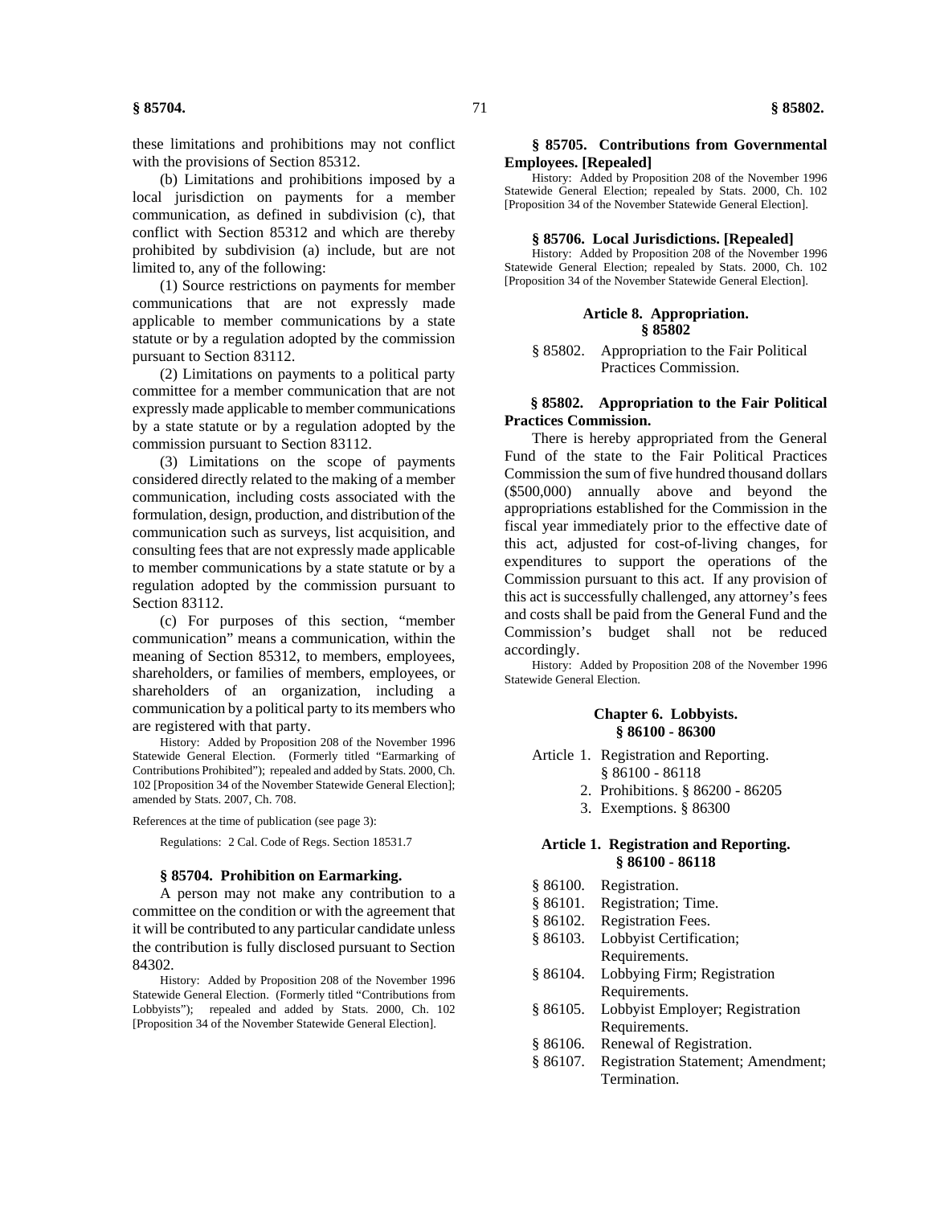these limitations and prohibitions may not conflict with the provisions of Section 85312.

(b) Limitations and prohibitions imposed by a local jurisdiction on payments for a member communication, as defined in subdivision (c), that conflict with Section 85312 and which are thereby prohibited by subdivision (a) include, but are not limited to, any of the following:

(1) Source restrictions on payments for member communications that are not expressly made applicable to member communications by a state statute or by a regulation adopted by the commission pursuant to Section 83112.

(2) Limitations on payments to a political party committee for a member communication that are not expressly made applicable to member communications by a state statute or by a regulation adopted by the commission pursuant to Section 83112.

(3) Limitations on the scope of payments considered directly related to the making of a member communication, including costs associated with the formulation, design, production, and distribution of the communication such as surveys, list acquisition, and consulting fees that are not expressly made applicable to member communications by a state statute or by a regulation adopted by the commission pursuant to Section 83112.

(c) For purposes of this section, "member communication" means a communication, within the meaning of Section 85312, to members, employees, shareholders, or families of members, employees, or shareholders of an organization, including a communication by a political party to its members who are registered with that party.

History: Added by Proposition 208 of the November 1996 Statewide General Election. (Formerly titled "Earmarking of Contributions Prohibited"); repealed and added by Stats. 2000, Ch. 102 [Proposition 34 of the November Statewide General Election]; amended by Stats. 2007, Ch. 708.

References at the time of publication (see page 3):

Regulations: 2 Cal. Code of Regs. Section 18531.7

#### § 85704. Prohibition on Earmarking.

A person may not make any contribution to a committee on the condition or with the agreement that it will be contributed to any particular candidate unless the contribution is fully disclosed pursuant to Section 84302.

History: Added by Proposition 208 of the November 1996 Statewide General Election. (Formerly titled "Contributions from Lobbyists"); repealed and added by Stats. 2000, Ch. 102 [Proposition 34 of the November Statewide General Election].

#### § 85705. Contributions from Governmental Employees. [Repealed]

History: Added by Proposition 208 of the November 1996 Statewide General Election; repealed by Stats. 2000, Ch. 102 [Proposition 34 of the November Statewide General Election].

#### § 85706. Local Jurisdictions. [Repealed]

History: Added by Proposition 208 of the November 1996 Statewide General Election; repealed by Stats. 2000, Ch. 102 [Proposition 34 of the November Statewide General Election].

### Article 8. Appropriation. § 85802

§ 85802. Appropriation to the Fair Political Practices Commission.

#### § 85802. Appropriation to the Fair Political Practices Commission.

There is hereby appropriated from the General Fund of the state to the Fair Political Practices Commission the sum of five hundred thousand dollars ($500,000) annually above and beyond the appropriations established for the Commission in the fiscal year immediately prior to the effective date of this act, adjusted for cost-of-living changes, for expenditures to support the operations of the Commission pursuant to this act. If any provision of this act is successfully challenged, any attorney's fees and costs shall be paid from the General Fund and the Commission's budget shall not be reduced accordingly.

History: Added by Proposition 208 of the November 1996 Statewide General Election.

## Chapter 6. Lobbyists. § 86100 - 86300

Article 1. Registration and Reporting. § 86100 - 86118
2. Prohibitions. § 86200 - 86205
3. Exemptions. § 86300

### Article 1. Registration and Reporting. § 86100 - 86118

§ 86100. Registration.
§ 86101. Registration; Time.
§ 86102. Registration Fees.
§ 86103. Lobbyist Certification; Requirements.
§ 86104. Lobbying Firm; Registration Requirements.
§ 86105. Lobbyist Employer; Registration Requirements.
§ 86106. Renewal of Registration.
§ 86107. Registration Statement; Amendment; Termination.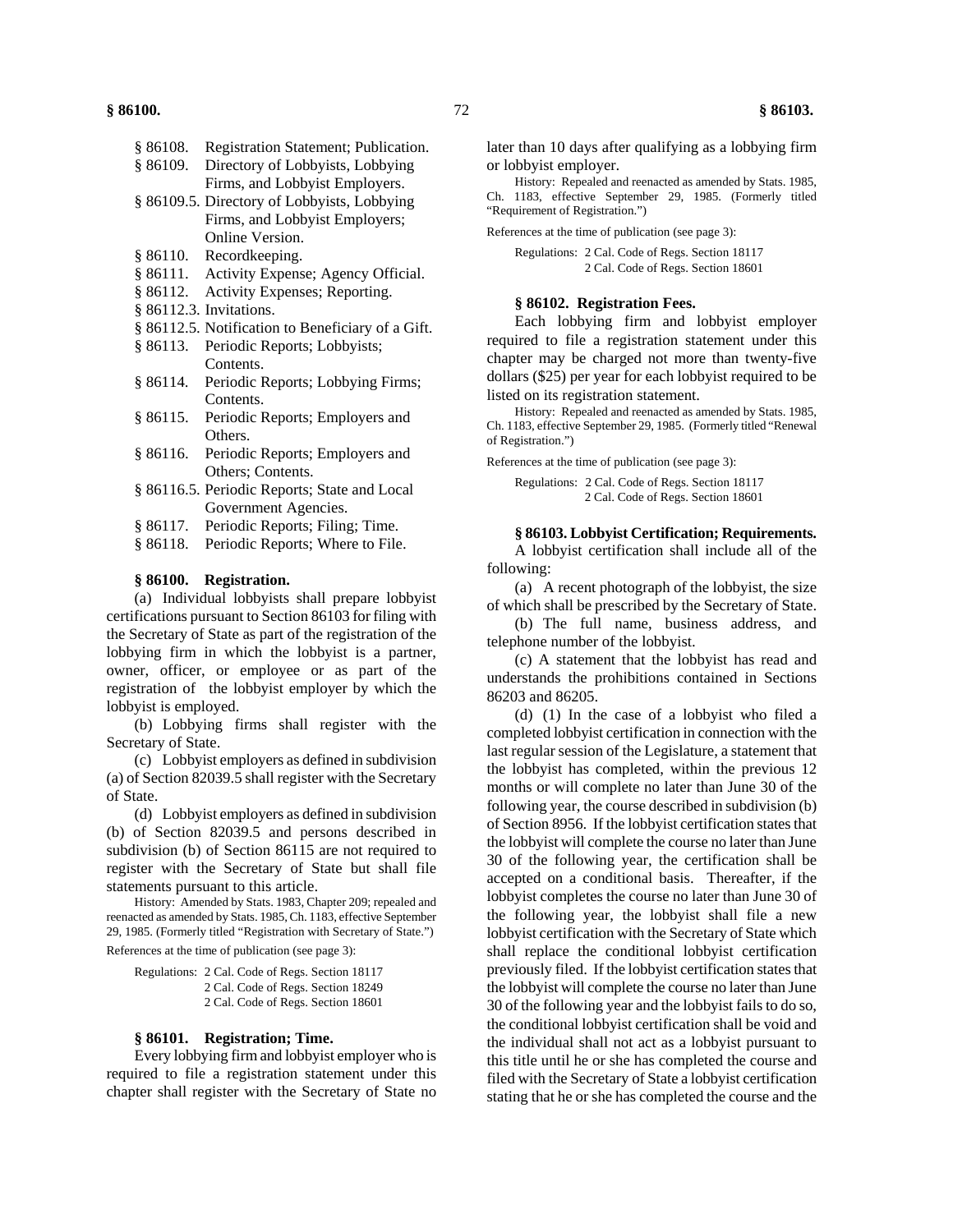§ 86108. Registration Statement; Publication.
§ 86109. Directory of Lobbyists, Lobbying Firms, and Lobbyist Employers.
§ 86109.5. Directory of Lobbyists, Lobbying Firms, and Lobbyist Employers; Online Version.
§ 86110. Recordkeeping.
§ 86111. Activity Expense; Agency Official.
§ 86112. Activity Expenses; Reporting.
§ 86112.3. Invitations.
§ 86112.5. Notification to Beneficiary of a Gift.
§ 86113. Periodic Reports; Lobbyists; Contents.
§ 86114. Periodic Reports; Lobbying Firms; Contents.
§ 86115. Periodic Reports; Employers and Others.
§ 86116. Periodic Reports; Employers and Others; Contents.
§ 86116.5. Periodic Reports; State and Local Government Agencies.
§ 86117. Periodic Reports; Filing; Time.
§ 86118. Periodic Reports; Where to File.

### § 86100. Registration.

(a) Individual lobbyists shall prepare lobbyist certifications pursuant to Section 86103 for filing with the Secretary of State as part of the registration of the lobbying firm in which the lobbyist is a partner, owner, officer, or employee or as part of the registration of the lobbyist employer by which the lobbyist is employed.

(b) Lobbying firms shall register with the Secretary of State.

(c) Lobbyist employers as defined in subdivision (a) of Section 82039.5 shall register with the Secretary of State.

(d) Lobbyist employers as defined in subdivision (b) of Section 82039.5 and persons described in subdivision (b) of Section 86115 are not required to register with the Secretary of State but shall file statements pursuant to this article.

History: Amended by Stats. 1983, Chapter 209; repealed and reenacted as amended by Stats. 1985, Ch. 1183, effective September 29, 1985. (Formerly titled "Registration with Secretary of State.")

References at the time of publication (see page 3):

Regulations: 2 Cal. Code of Regs. Section 18117
2 Cal. Code of Regs. Section 18249
2 Cal. Code of Regs. Section 18601

### § 86101. Registration; Time.

Every lobbying firm and lobbyist employer who is required to file a registration statement under this chapter shall register with the Secretary of State no later than 10 days after qualifying as a lobbying firm or lobbyist employer.

History: Repealed and reenacted as amended by Stats. 1985, Ch. 1183, effective September 29, 1985. (Formerly titled "Requirement of Registration.")

References at the time of publication (see page 3):

Regulations: 2 Cal. Code of Regs. Section 18117
2 Cal. Code of Regs. Section 18601

### § 86102. Registration Fees.

Each lobbying firm and lobbyist employer required to file a registration statement under this chapter may be charged not more than twenty-five dollars ($25) per year for each lobbyist required to be listed on its registration statement.

History: Repealed and reenacted as amended by Stats. 1985, Ch. 1183, effective September 29, 1985. (Formerly titled "Renewal of Registration.")

References at the time of publication (see page 3):

Regulations: 2 Cal. Code of Regs. Section 18117
2 Cal. Code of Regs. Section 18601

### § 86103. Lobbyist Certification; Requirements.

A lobbyist certification shall include all of the following:

(a) A recent photograph of the lobbyist, the size of which shall be prescribed by the Secretary of State.

(b) The full name, business address, and telephone number of the lobbyist.

(c) A statement that the lobbyist has read and understands the prohibitions contained in Sections 86203 and 86205.

(d) (1) In the case of a lobbyist who filed a completed lobbyist certification in connection with the last regular session of the Legislature, a statement that the lobbyist has completed, within the previous 12 months or will complete no later than June 30 of the following year, the course described in subdivision (b) of Section 8956. If the lobbyist certification states that the lobbyist will complete the course no later than June 30 of the following year, the certification shall be accepted on a conditional basis. Thereafter, if the lobbyist completes the course no later than June 30 of the following year, the lobbyist shall file a new lobbyist certification with the Secretary of State which shall replace the conditional lobbyist certification previously filed. If the lobbyist certification states that the lobbyist will complete the course no later than June 30 of the following year and the lobbyist fails to do so, the conditional lobbyist certification shall be void and the individual shall not act as a lobbyist pursuant to this title until he or she has completed the course and filed with the Secretary of State a lobbyist certification stating that he or she has completed the course and the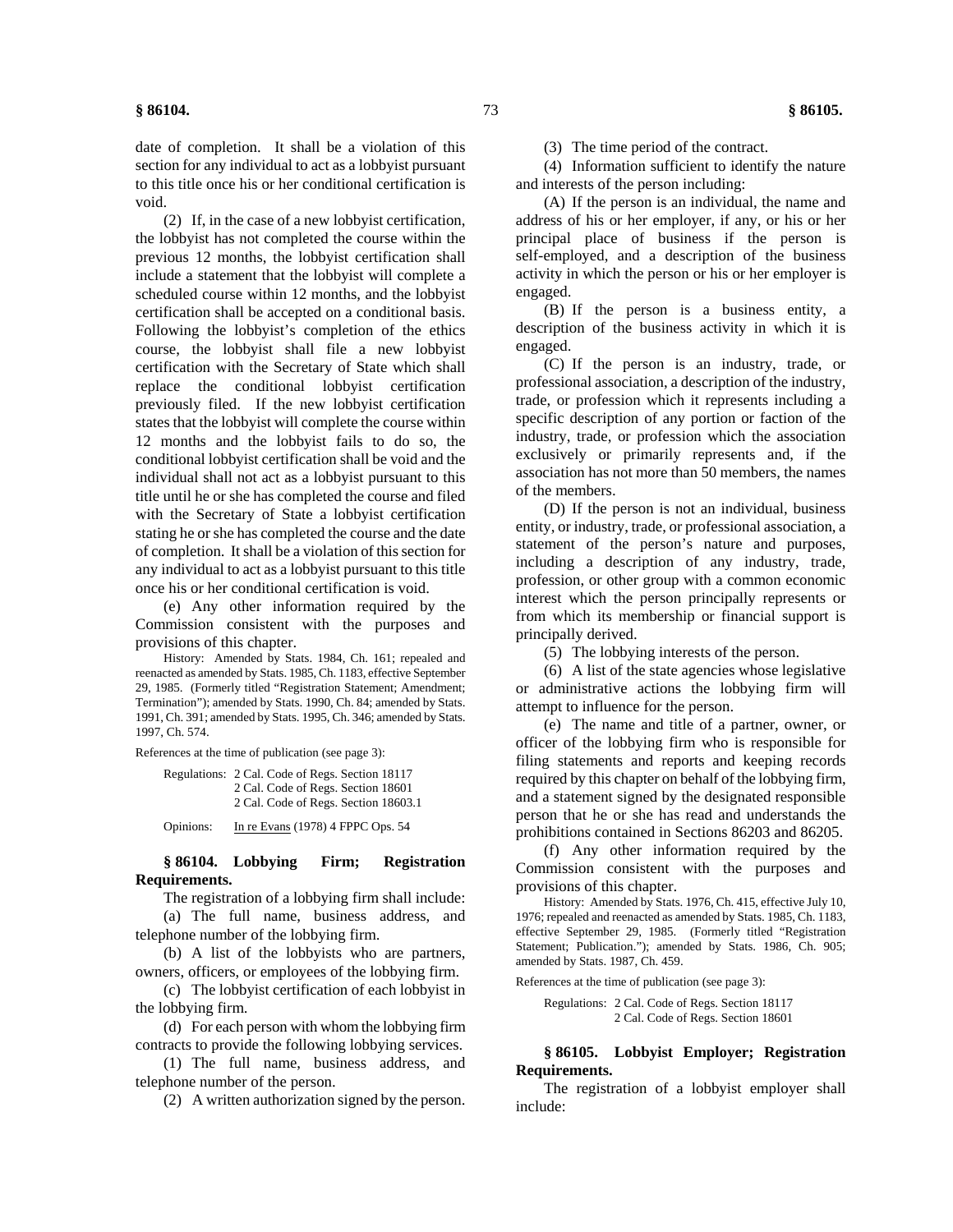date of completion. It shall be a violation of this section for any individual to act as a lobbyist pursuant to this title once his or her conditional certification is void.

(2) If, in the case of a new lobbyist certification, the lobbyist has not completed the course within the previous 12 months, the lobbyist certification shall include a statement that the lobbyist will complete a scheduled course within 12 months, and the lobbyist certification shall be accepted on a conditional basis. Following the lobbyist's completion of the ethics course, the lobbyist shall file a new lobbyist certification with the Secretary of State which shall replace the conditional lobbyist certification previously filed. If the new lobbyist certification states that the lobbyist will complete the course within 12 months and the lobbyist fails to do so, the conditional lobbyist certification shall be void and the individual shall not act as a lobbyist pursuant to this title until he or she has completed the course and filed with the Secretary of State a lobbyist certification stating he or she has completed the course and the date of completion. It shall be a violation of this section for any individual to act as a lobbyist pursuant to this title once his or her conditional certification is void.

(e) Any other information required by the Commission consistent with the purposes and provisions of this chapter.

History: Amended by Stats. 1984, Ch. 161; repealed and reenacted as amended by Stats. 1985, Ch. 1183, effective September 29, 1985. (Formerly titled "Registration Statement; Amendment; Termination"); amended by Stats. 1990, Ch. 84; amended by Stats. 1991, Ch. 391; amended by Stats. 1995, Ch. 346; amended by Stats. 1997, Ch. 574.

References at the time of publication (see page 3):

Regulations: 2 Cal. Code of Regs. Section 18117
2 Cal. Code of Regs. Section 18601
2 Cal. Code of Regs. Section 18603.1

Opinions: In re Evans (1978) 4 FPPC Ops. 54

**§ 86104. Lobbying Firm; Registration Requirements.**

The registration of a lobbying firm shall include:

(a) The full name, business address, and telephone number of the lobbying firm.

(b) A list of the lobbyists who are partners, owners, officers, or employees of the lobbying firm.

(c) The lobbyist certification of each lobbyist in the lobbying firm.

(d) For each person with whom the lobbying firm contracts to provide the following lobbying services.

(1) The full name, business address, and telephone number of the person.

(2) A written authorization signed by the person.

(3) The time period of the contract.

(4) Information sufficient to identify the nature and interests of the person including:

(A) If the person is an individual, the name and address of his or her employer, if any, or his or her principal place of business if the person is self-employed, and a description of the business activity in which the person or his or her employer is engaged.

(B) If the person is a business entity, a description of the business activity in which it is engaged.

(C) If the person is an industry, trade, or professional association, a description of the industry, trade, or profession which it represents including a specific description of any portion or faction of the industry, trade, or profession which the association exclusively or primarily represents and, if the association has not more than 50 members, the names of the members.

(D) If the person is not an individual, business entity, or industry, trade, or professional association, a statement of the person's nature and purposes, including a description of any industry, trade, profession, or other group with a common economic interest which the person principally represents or from which its membership or financial support is principally derived.

(5) The lobbying interests of the person.

(6) A list of the state agencies whose legislative or administrative actions the lobbying firm will attempt to influence for the person.

(e) The name and title of a partner, owner, or officer of the lobbying firm who is responsible for filing statements and reports and keeping records required by this chapter on behalf of the lobbying firm, and a statement signed by the designated responsible person that he or she has read and understands the prohibitions contained in Sections 86203 and 86205.

(f) Any other information required by the Commission consistent with the purposes and provisions of this chapter.

History: Amended by Stats. 1976, Ch. 415, effective July 10, 1976; repealed and reenacted as amended by Stats. 1985, Ch. 1183, effective September 29, 1985. (Formerly titled "Registration Statement; Publication."); amended by Stats. 1986, Ch. 905; amended by Stats. 1987, Ch. 459.

References at the time of publication (see page 3):

Regulations: 2 Cal. Code of Regs. Section 18117
2 Cal. Code of Regs. Section 18601

**§ 86105. Lobbyist Employer; Registration Requirements.**

The registration of a lobbyist employer shall include: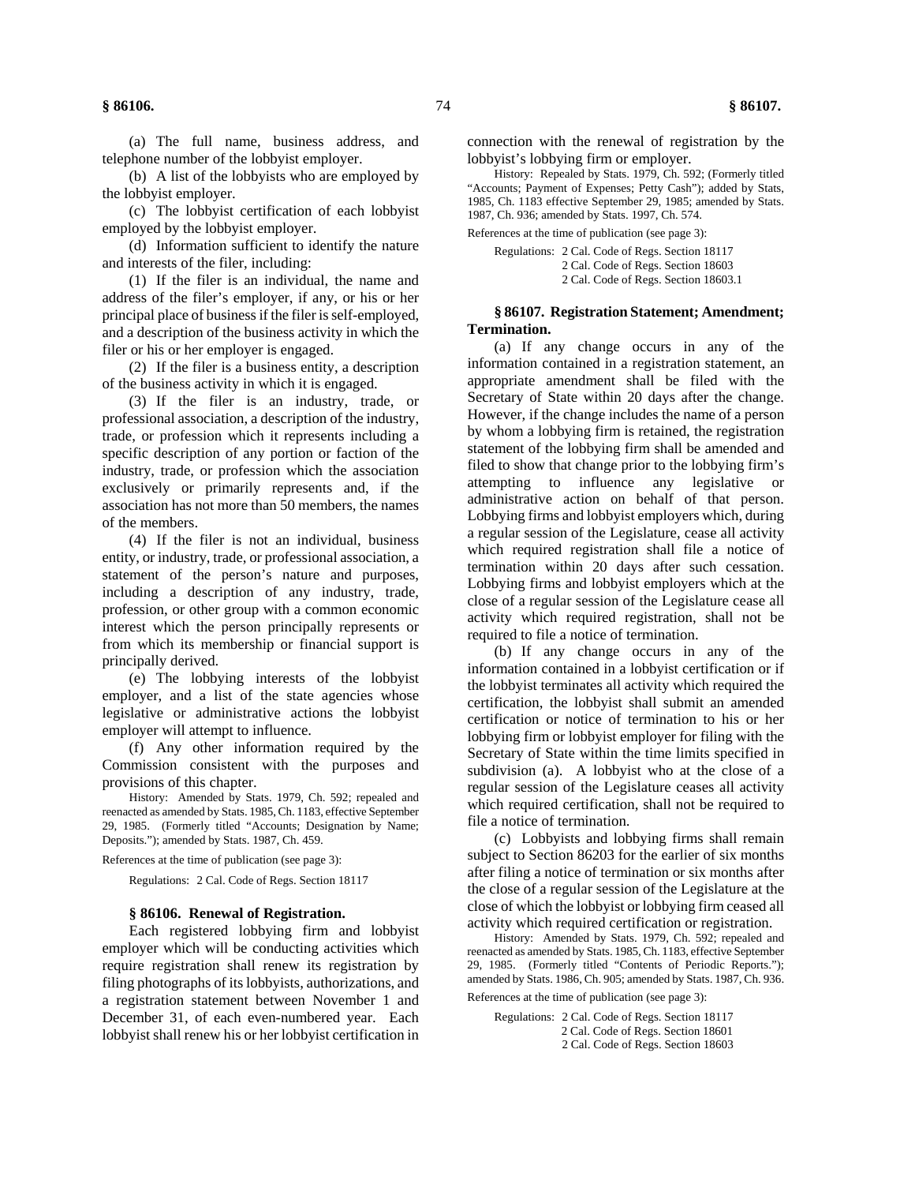(a) The full name, business address, and telephone number of the lobbyist employer.

(b) A list of the lobbyists who are employed by the lobbyist employer.

(c) The lobbyist certification of each lobbyist employed by the lobbyist employer.

(d) Information sufficient to identify the nature and interests of the filer, including:

(1) If the filer is an individual, the name and address of the filer's employer, if any, or his or her principal place of business if the filer is self-employed, and a description of the business activity in which the filer or his or her employer is engaged.

(2) If the filer is a business entity, a description of the business activity in which it is engaged.

(3) If the filer is an industry, trade, or professional association, a description of the industry, trade, or profession which it represents including a specific description of any portion or faction of the industry, trade, or profession which the association exclusively or primarily represents and, if the association has not more than 50 members, the names of the members.

(4) If the filer is not an individual, business entity, or industry, trade, or professional association, a statement of the person's nature and purposes, including a description of any industry, trade, profession, or other group with a common economic interest which the person principally represents or from which its membership or financial support is principally derived.

(e) The lobbying interests of the lobbyist employer, and a list of the state agencies whose legislative or administrative actions the lobbyist employer will attempt to influence.

(f) Any other information required by the Commission consistent with the purposes and provisions of this chapter.

History: Amended by Stats. 1979, Ch. 592; repealed and reenacted as amended by Stats. 1985, Ch. 1183, effective September 29, 1985. (Formerly titled "Accounts; Designation by Name; Deposits."); amended by Stats. 1987, Ch. 459.

References at the time of publication (see page 3):

Regulations: 2 Cal. Code of Regs. Section 18117

### § 86106. Renewal of Registration.

Each registered lobbying firm and lobbyist employer which will be conducting activities which require registration shall renew its registration by filing photographs of its lobbyists, authorizations, and a registration statement between November 1 and December 31, of each even-numbered year. Each lobbyist shall renew his or her lobbyist certification in connection with the renewal of registration by the lobbyist's lobbying firm or employer.

History: Repealed by Stats. 1979, Ch. 592; (Formerly titled "Accounts; Payment of Expenses; Petty Cash"); added by Stats, 1985, Ch. 1183 effective September 29, 1985; amended by Stats. 1987, Ch. 936; amended by Stats. 1997, Ch. 574.

References at the time of publication (see page 3):

Regulations: 2 Cal. Code of Regs. Section 18117
2 Cal. Code of Regs. Section 18603
2 Cal. Code of Regs. Section 18603.1

### § 86107. Registration Statement; Amendment; Termination.

(a) If any change occurs in any of the information contained in a registration statement, an appropriate amendment shall be filed with the Secretary of State within 20 days after the change. However, if the change includes the name of a person by whom a lobbying firm is retained, the registration statement of the lobbying firm shall be amended and filed to show that change prior to the lobbying firm's attempting to influence any legislative or administrative action on behalf of that person. Lobbying firms and lobbyist employers which, during a regular session of the Legislature, cease all activity which required registration shall file a notice of termination within 20 days after such cessation. Lobbying firms and lobbyist employers which at the close of a regular session of the Legislature cease all activity which required registration, shall not be required to file a notice of termination.

(b) If any change occurs in any of the information contained in a lobbyist certification or if the lobbyist terminates all activity which required the certification, the lobbyist shall submit an amended certification or notice of termination to his or her lobbying firm or lobbyist employer for filing with the Secretary of State within the time limits specified in subdivision (a). A lobbyist who at the close of a regular session of the Legislature ceases all activity which required certification, shall not be required to file a notice of termination.

(c) Lobbyists and lobbying firms shall remain subject to Section 86203 for the earlier of six months after filing a notice of termination or six months after the close of a regular session of the Legislature at the close of which the lobbyist or lobbying firm ceased all activity which required certification or registration.

History: Amended by Stats. 1979, Ch. 592; repealed and reenacted as amended by Stats. 1985, Ch. 1183, effective September 29, 1985. (Formerly titled "Contents of Periodic Reports."); amended by Stats. 1986, Ch. 905; amended by Stats. 1987, Ch. 936.

References at the time of publication (see page 3):

Regulations: 2 Cal. Code of Regs. Section 18117
2 Cal. Code of Regs. Section 18601
2 Cal. Code of Regs. Section 18603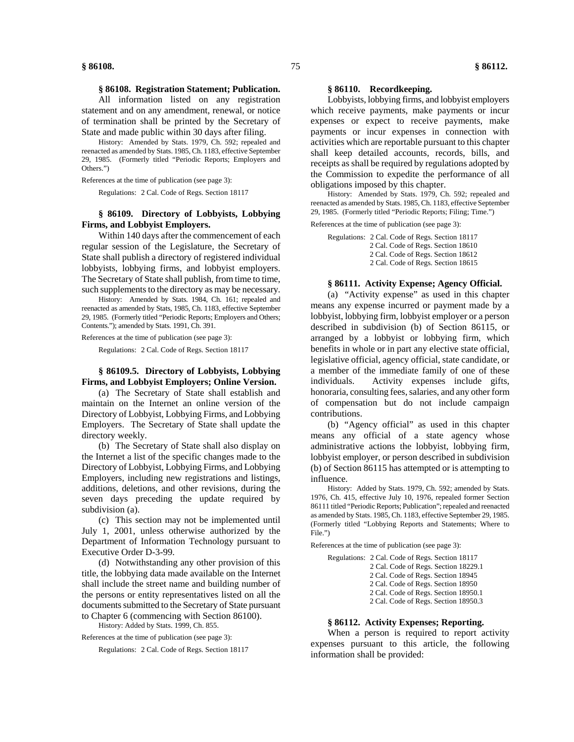### § 86108. Registration Statement; Publication.

All information listed on any registration statement and on any amendment, renewal, or notice of termination shall be printed by the Secretary of State and made public within 30 days after filing.

History: Amended by Stats. 1979, Ch. 592; repealed and reenacted as amended by Stats. 1985, Ch. 1183, effective September 29, 1985. (Formerly titled "Periodic Reports; Employers and Others.")

References at the time of publication (see page 3):

Regulations: 2 Cal. Code of Regs. Section 18117

### § 86109. Directory of Lobbyists, Lobbying Firms, and Lobbyist Employers.

Within 140 days after the commencement of each regular session of the Legislature, the Secretary of State shall publish a directory of registered individual lobbyists, lobbying firms, and lobbyist employers. The Secretary of State shall publish, from time to time, such supplements to the directory as may be necessary.

History: Amended by Stats. 1984, Ch. 161; repealed and reenacted as amended by Stats, 1985, Ch. 1183, effective September 29, 1985. (Formerly titled "Periodic Reports; Employers and Others; Contents."); amended by Stats. 1991, Ch. 391.

References at the time of publication (see page 3):

Regulations: 2 Cal. Code of Regs. Section 18117

### § 86109.5. Directory of Lobbyists, Lobbying Firms, and Lobbyist Employers; Online Version.

(a) The Secretary of State shall establish and maintain on the Internet an online version of the Directory of Lobbyist, Lobbying Firms, and Lobbying Employers. The Secretary of State shall update the directory weekly.

(b) The Secretary of State shall also display on the Internet a list of the specific changes made to the Directory of Lobbyist, Lobbying Firms, and Lobbying Employers, including new registrations and listings, additions, deletions, and other revisions, during the seven days preceding the update required by subdivision (a).

(c) This section may not be implemented until July 1, 2001, unless otherwise authorized by the Department of Information Technology pursuant to Executive Order D-3-99.

(d) Notwithstanding any other provision of this title, the lobbying data made available on the Internet shall include the street name and building number of the persons or entity representatives listed on all the documents submitted to the Secretary of State pursuant to Chapter 6 (commencing with Section 86100).

History: Added by Stats. 1999, Ch. 855.

References at the time of publication (see page 3):

Regulations: 2 Cal. Code of Regs. Section 18117

### § 86110. Recordkeeping.

Lobbyists, lobbying firms, and lobbyist employers which receive payments, make payments or incur expenses or expect to receive payments, make payments or incur expenses in connection with activities which are reportable pursuant to this chapter shall keep detailed accounts, records, bills, and receipts as shall be required by regulations adopted by the Commission to expedite the performance of all obligations imposed by this chapter.

History: Amended by Stats. 1979, Ch. 592; repealed and reenacted as amended by Stats. 1985, Ch. 1183, effective September 29, 1985. (Formerly titled "Periodic Reports; Filing; Time.")

References at the time of publication (see page 3):

Regulations: 2 Cal. Code of Regs. Section 18117
2 Cal. Code of Regs. Section 18610
2 Cal. Code of Regs. Section 18612
2 Cal. Code of Regs. Section 18615

### § 86111. Activity Expense; Agency Official.

(a) "Activity expense" as used in this chapter means any expense incurred or payment made by a lobbyist, lobbying firm, lobbyist employer or a person described in subdivision (b) of Section 86115, or arranged by a lobbyist or lobbying firm, which benefits in whole or in part any elective state official, legislative official, agency official, state candidate, or a member of the immediate family of one of these individuals. Activity expenses include gifts, honoraria, consulting fees, salaries, and any other form of compensation but do not include campaign contributions.

(b) "Agency official" as used in this chapter means any official of a state agency whose administrative actions the lobbyist, lobbying firm, lobbyist employer, or person described in subdivision (b) of Section 86115 has attempted or is attempting to influence.

History: Added by Stats. 1979, Ch. 592; amended by Stats. 1976, Ch. 415, effective July 10, 1976, repealed former Section 86111 titled "Periodic Reports; Publication"; repealed and reenacted as amended by Stats. 1985, Ch. 1183, effective September 29, 1985. (Formerly titled "Lobbying Reports and Statements; Where to File.")

References at the time of publication (see page 3):

Regulations: 2 Cal. Code of Regs. Section 18117
2 Cal. Code of Regs. Section 18229.1
2 Cal. Code of Regs. Section 18945
2 Cal. Code of Regs. Section 18950
2 Cal. Code of Regs. Section 18950.1
2 Cal. Code of Regs. Section 18950.3

### § 86112. Activity Expenses; Reporting.

When a person is required to report activity expenses pursuant to this article, the following information shall be provided: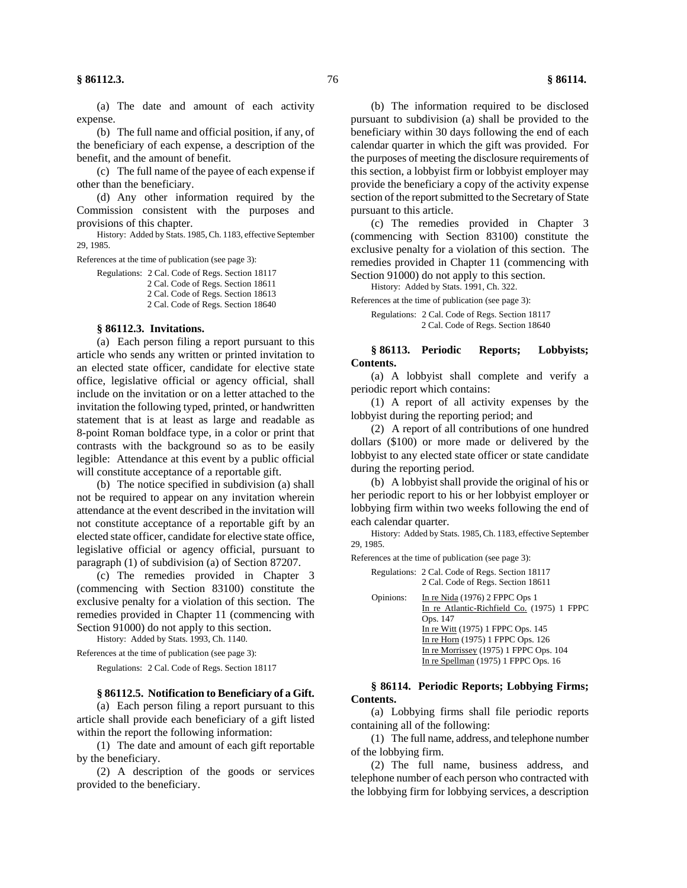(a) The date and amount of each activity expense.

(b) The full name and official position, if any, of the beneficiary of each expense, a description of the benefit, and the amount of benefit.

(c) The full name of the payee of each expense if other than the beneficiary.

(d) Any other information required by the Commission consistent with the purposes and provisions of this chapter.

History: Added by Stats. 1985, Ch. 1183, effective September 29, 1985.

References at the time of publication (see page 3):

Regulations: 2 Cal. Code of Regs. Section 18117
2 Cal. Code of Regs. Section 18611
2 Cal. Code of Regs. Section 18613
2 Cal. Code of Regs. Section 18640

### § 86112.3. Invitations.

(a) Each person filing a report pursuant to this article who sends any written or printed invitation to an elected state officer, candidate for elective state office, legislative official or agency official, shall include on the invitation or on a letter attached to the invitation the following typed, printed, or handwritten statement that is at least as large and readable as 8-point Roman boldface type, in a color or print that contrasts with the background so as to be easily legible: Attendance at this event by a public official will constitute acceptance of a reportable gift.

(b) The notice specified in subdivision (a) shall not be required to appear on any invitation wherein attendance at the event described in the invitation will not constitute acceptance of a reportable gift by an elected state officer, candidate for elective state office, legislative official or agency official, pursuant to paragraph (1) of subdivision (a) of Section 87207.

(c) The remedies provided in Chapter 3 (commencing with Section 83100) constitute the exclusive penalty for a violation of this section. The remedies provided in Chapter 11 (commencing with Section 91000) do not apply to this section.

History: Added by Stats. 1993, Ch. 1140.

References at the time of publication (see page 3):

Regulations: 2 Cal. Code of Regs. Section 18117

### § 86112.5. Notification to Beneficiary of a Gift.

(a) Each person filing a report pursuant to this article shall provide each beneficiary of a gift listed within the report the following information:

(1) The date and amount of each gift reportable by the beneficiary.

(2) A description of the goods or services provided to the beneficiary.

(b) The information required to be disclosed pursuant to subdivision (a) shall be provided to the beneficiary within 30 days following the end of each calendar quarter in which the gift was provided. For the purposes of meeting the disclosure requirements of this section, a lobbyist firm or lobbyist employer may provide the beneficiary a copy of the activity expense section of the report submitted to the Secretary of State pursuant to this article.

(c) The remedies provided in Chapter 3 (commencing with Section 83100) constitute the exclusive penalty for a violation of this section. The remedies provided in Chapter 11 (commencing with Section 91000) do not apply to this section.

History: Added by Stats. 1991, Ch. 322.

References at the time of publication (see page 3):

Regulations: 2 Cal. Code of Regs. Section 18117
2 Cal. Code of Regs. Section 18640

### § 86113. Periodic Reports; Lobbyists; Contents.

(a) A lobbyist shall complete and verify a periodic report which contains:

(1) A report of all activity expenses by the lobbyist during the reporting period; and

(2) A report of all contributions of one hundred dollars ($100) or more made or delivered by the lobbyist to any elected state officer or state candidate during the reporting period.

(b) A lobbyist shall provide the original of his or her periodic report to his or her lobbyist employer or lobbying firm within two weeks following the end of each calendar quarter.

History: Added by Stats. 1985, Ch. 1183, effective September 29, 1985.

References at the time of publication (see page 3):

Regulations: 2 Cal. Code of Regs. Section 18117
2 Cal. Code of Regs. Section 18611

Opinions: In re Nida (1976) 2 FPPC Ops 1
In re Atlantic-Richfield Co. (1975) 1 FPPC Ops. 147
In re Witt (1975) 1 FPPC Ops. 145
In re Horn (1975) 1 FPPC Ops. 126
In re Morrissey (1975) 1 FPPC Ops. 104
In re Spellman (1975) 1 FPPC Ops. 16

### § 86114. Periodic Reports; Lobbying Firms; Contents.

(a) Lobbying firms shall file periodic reports containing all of the following:

(1) The full name, address, and telephone number of the lobbying firm.

(2) The full name, business address, and telephone number of each person who contracted with the lobbying firm for lobbying services, a description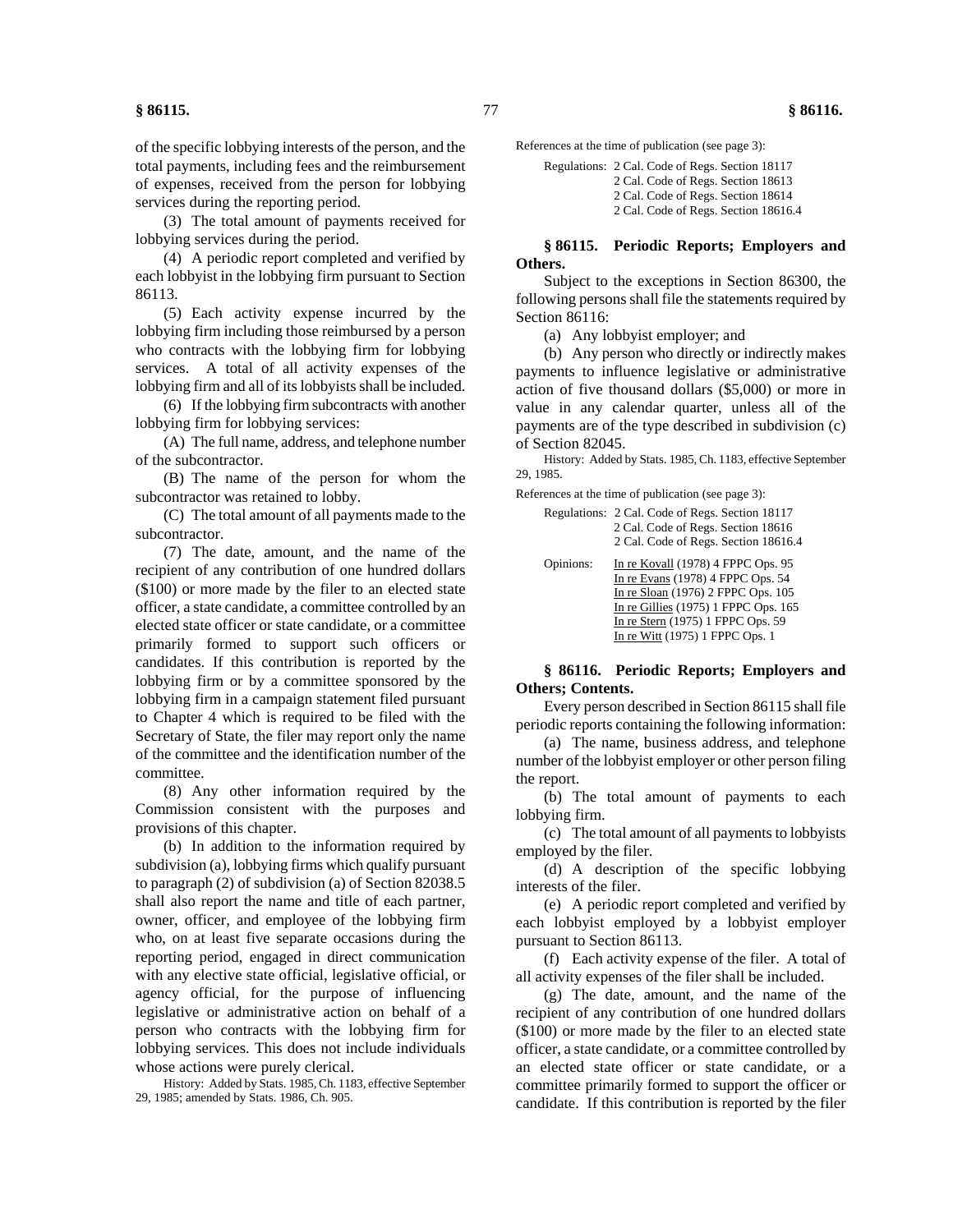of the specific lobbying interests of the person, and the total payments, including fees and the reimbursement of expenses, received from the person for lobbying services during the reporting period.

(3) The total amount of payments received for lobbying services during the period.

(4) A periodic report completed and verified by each lobbyist in the lobbying firm pursuant to Section 86113.

(5) Each activity expense incurred by the lobbying firm including those reimbursed by a person who contracts with the lobbying firm for lobbying services. A total of all activity expenses of the lobbying firm and all of its lobbyists shall be included.

(6) If the lobbying firm subcontracts with another lobbying firm for lobbying services:

(A) The full name, address, and telephone number of the subcontractor.

(B) The name of the person for whom the subcontractor was retained to lobby.

(C) The total amount of all payments made to the subcontractor.

(7) The date, amount, and the name of the recipient of any contribution of one hundred dollars ($100) or more made by the filer to an elected state officer, a state candidate, a committee controlled by an elected state officer or state candidate, or a committee primarily formed to support such officers or candidates. If this contribution is reported by the lobbying firm or by a committee sponsored by the lobbying firm in a campaign statement filed pursuant to Chapter 4 which is required to be filed with the Secretary of State, the filer may report only the name of the committee and the identification number of the committee.

(8) Any other information required by the Commission consistent with the purposes and provisions of this chapter.

(b) In addition to the information required by subdivision (a), lobbying firms which qualify pursuant to paragraph (2) of subdivision (a) of Section 82038.5 shall also report the name and title of each partner, owner, officer, and employee of the lobbying firm who, on at least five separate occasions during the reporting period, engaged in direct communication with any elective state official, legislative official, or agency official, for the purpose of influencing legislative or administrative action on behalf of a person who contracts with the lobbying firm for lobbying services. This does not include individuals whose actions were purely clerical.

History: Added by Stats. 1985, Ch. 1183, effective September 29, 1985; amended by Stats. 1986, Ch. 905.

References at the time of publication (see page 3):

Regulations: 2 Cal. Code of Regs. Section 18117
2 Cal. Code of Regs. Section 18613
2 Cal. Code of Regs. Section 18614
2 Cal. Code of Regs. Section 18616.4

### § 86115. Periodic Reports; Employers and Others.

Subject to the exceptions in Section 86300, the following persons shall file the statements required by Section 86116:

(a) Any lobbyist employer; and

(b) Any person who directly or indirectly makes payments to influence legislative or administrative action of five thousand dollars ($5,000) or more in value in any calendar quarter, unless all of the payments are of the type described in subdivision (c) of Section 82045.

History: Added by Stats. 1985, Ch. 1183, effective September 29, 1985.

References at the time of publication (see page 3):

Regulations: 2 Cal. Code of Regs. Section 18117
2 Cal. Code of Regs. Section 18616
2 Cal. Code of Regs. Section 18616.4

Opinions: In re Kovall (1978) 4 FPPC Ops. 95
In re Evans (1978) 4 FPPC Ops. 54
In re Sloan (1976) 2 FPPC Ops. 105
In re Gillies (1975) 1 FPPC Ops. 165
In re Stern (1975) 1 FPPC Ops. 59
In re Witt (1975) 1 FPPC Ops. 1

### § 86116. Periodic Reports; Employers and Others; Contents.

Every person described in Section 86115 shall file periodic reports containing the following information:

(a) The name, business address, and telephone number of the lobbyist employer or other person filing the report.

(b) The total amount of payments to each lobbying firm.

(c) The total amount of all payments to lobbyists employed by the filer.

(d) A description of the specific lobbying interests of the filer.

(e) A periodic report completed and verified by each lobbyist employed by a lobbyist employer pursuant to Section 86113.

(f) Each activity expense of the filer. A total of all activity expenses of the filer shall be included.

(g) The date, amount, and the name of the recipient of any contribution of one hundred dollars ($100) or more made by the filer to an elected state officer, a state candidate, or a committee controlled by an elected state officer or state candidate, or a committee primarily formed to support the officer or candidate. If this contribution is reported by the filer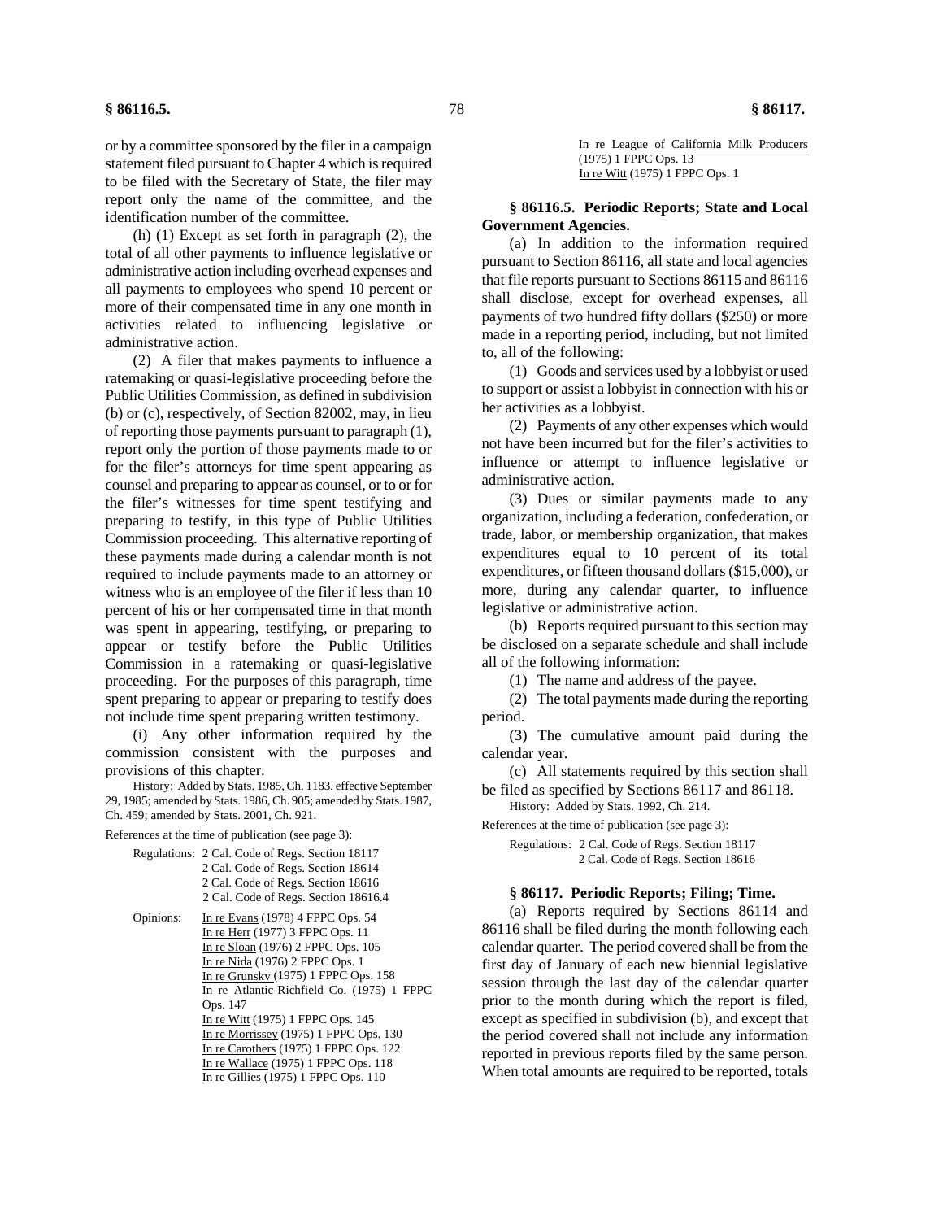or by a committee sponsored by the filer in a campaign statement filed pursuant to Chapter 4 which is required to be filed with the Secretary of State, the filer may report only the name of the committee, and the identification number of the committee.

(h) (1) Except as set forth in paragraph (2), the total of all other payments to influence legislative or administrative action including overhead expenses and all payments to employees who spend 10 percent or more of their compensated time in any one month in activities related to influencing legislative or administrative action.

(2) A filer that makes payments to influence a ratemaking or quasi-legislative proceeding before the Public Utilities Commission, as defined in subdivision (b) or (c), respectively, of Section 82002, may, in lieu of reporting those payments pursuant to paragraph (1), report only the portion of those payments made to or for the filer's attorneys for time spent appearing as counsel and preparing to appear as counsel, or to or for the filer's witnesses for time spent testifying and preparing to testify, in this type of Public Utilities Commission proceeding. This alternative reporting of these payments made during a calendar month is not required to include payments made to an attorney or witness who is an employee of the filer if less than 10 percent of his or her compensated time in that month was spent in appearing, testifying, or preparing to appear or testify before the Public Utilities Commission in a ratemaking or quasi-legislative proceeding. For the purposes of this paragraph, time spent preparing to appear or preparing to testify does not include time spent preparing written testimony.

(i) Any other information required by the commission consistent with the purposes and provisions of this chapter.

History: Added by Stats. 1985, Ch. 1183, effective September 29, 1985; amended by Stats. 1986, Ch. 905; amended by Stats. 1987, Ch. 459; amended by Stats. 2001, Ch. 921.

References at the time of publication (see page 3):

Regulations: 2 Cal. Code of Regs. Section 18117
2 Cal. Code of Regs. Section 18614
2 Cal. Code of Regs. Section 18616
2 Cal. Code of Regs. Section 18616.4

Opinions: In re Evans (1978) 4 FPPC Ops. 54
In re Herr (1977) 3 FPPC Ops. 11
In re Sloan (1976) 2 FPPC Ops. 105
In re Nida (1976) 2 FPPC Ops. 1
In re Grunsky (1975) 1 FPPC Ops. 158
In re Atlantic-Richfield Co. (1975) 1 FPPC Ops. 147
In re Witt (1975) 1 FPPC Ops. 145
In re Morrissey (1975) 1 FPPC Ops. 130
In re Carothers (1975) 1 FPPC Ops. 122
In re Wallace (1975) 1 FPPC Ops. 118
In re Gillies (1975) 1 FPPC Ops. 110
In re League of California Milk Producers (1975) 1 FPPC Ops. 13
In re Witt (1975) 1 FPPC Ops. 1

### § 86116.5. Periodic Reports; State and Local Government Agencies.

(a) In addition to the information required pursuant to Section 86116, all state and local agencies that file reports pursuant to Sections 86115 and 86116 shall disclose, except for overhead expenses, all payments of two hundred fifty dollars ($250) or more made in a reporting period, including, but not limited to, all of the following:

(1) Goods and services used by a lobbyist or used to support or assist a lobbyist in connection with his or her activities as a lobbyist.

(2) Payments of any other expenses which would not have been incurred but for the filer's activities to influence or attempt to influence legislative or administrative action.

(3) Dues or similar payments made to any organization, including a federation, confederation, or trade, labor, or membership organization, that makes expenditures equal to 10 percent of its total expenditures, or fifteen thousand dollars ($15,000), or more, during any calendar quarter, to influence legislative or administrative action.

(b) Reports required pursuant to this section may be disclosed on a separate schedule and shall include all of the following information:

(1) The name and address of the payee.

(2) The total payments made during the reporting period.

(3) The cumulative amount paid during the calendar year.

(c) All statements required by this section shall be filed as specified by Sections 86117 and 86118.

History: Added by Stats. 1992, Ch. 214.

References at the time of publication (see page 3):

Regulations: 2 Cal. Code of Regs. Section 18117
2 Cal. Code of Regs. Section 18616

### § 86117. Periodic Reports; Filing; Time.

(a) Reports required by Sections 86114 and 86116 shall be filed during the month following each calendar quarter. The period covered shall be from the first day of January of each new biennial legislative session through the last day of the calendar quarter prior to the month during which the report is filed, except as specified in subdivision (b), and except that the period covered shall not include any information reported in previous reports filed by the same person. When total amounts are required to be reported, totals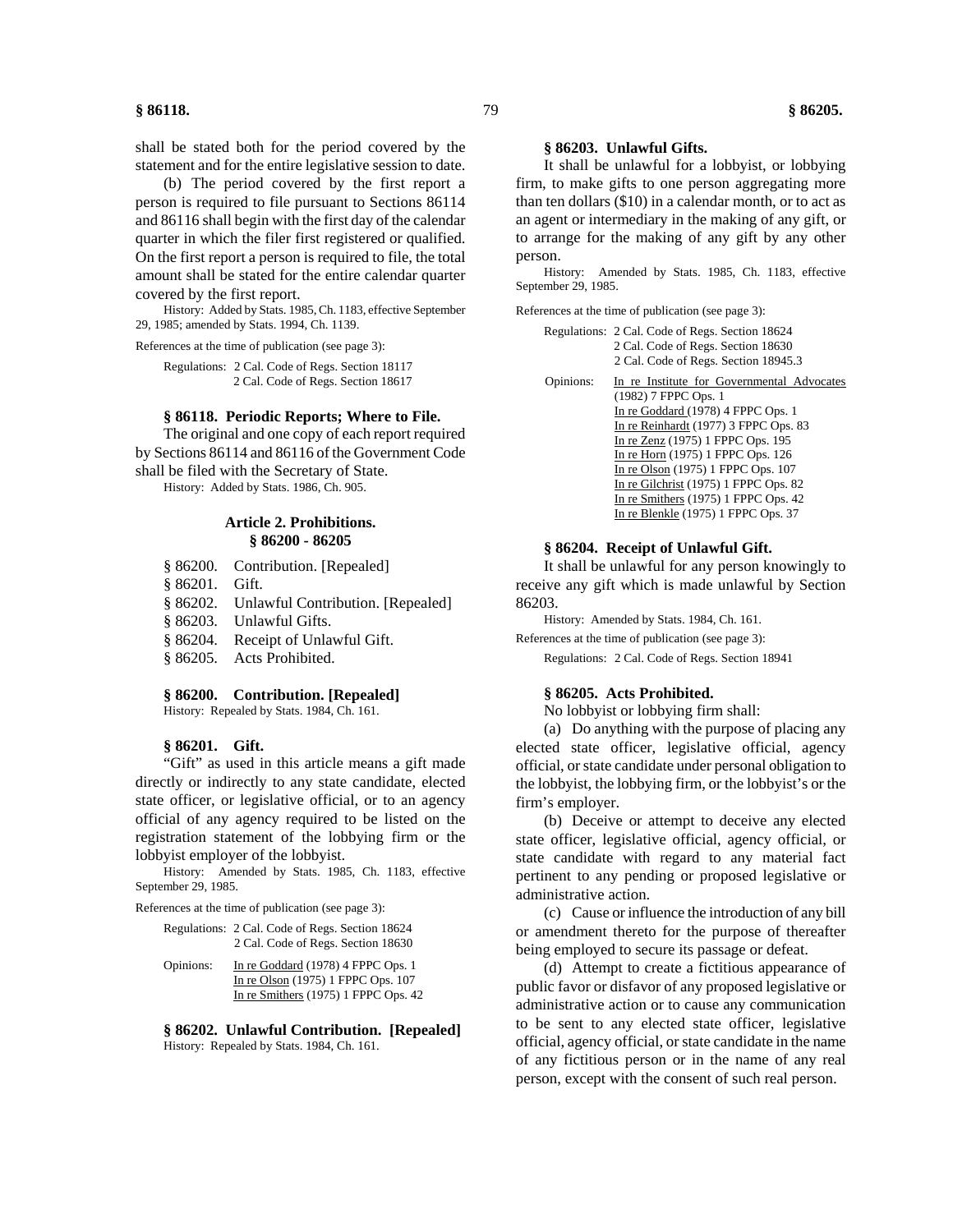shall be stated both for the period covered by the statement and for the entire legislative session to date.

(b) The period covered by the first report a person is required to file pursuant to Sections 86114 and 86116 shall begin with the first day of the calendar quarter in which the filer first registered or qualified. On the first report a person is required to file, the total amount shall be stated for the entire calendar quarter covered by the first report.

History: Added by Stats. 1985, Ch. 1183, effective September 29, 1985; amended by Stats. 1994, Ch. 1139.

References at the time of publication (see page 3):

Regulations: 2 Cal. Code of Regs. Section 18117
2 Cal. Code of Regs. Section 18617

#### § 86118. Periodic Reports; Where to File.

The original and one copy of each report required by Sections 86114 and 86116 of the Government Code shall be filed with the Secretary of State.

History: Added by Stats. 1986, Ch. 905.

### Article 2. Prohibitions.
### § 86200 - 86205

- § 86200. Contribution. [Repealed]
- § 86201. Gift.
- § 86202. Unlawful Contribution. [Repealed]
- § 86203. Unlawful Gifts.
- § 86204. Receipt of Unlawful Gift.
- § 86205. Acts Prohibited.

#### § 86200. Contribution. [Repealed]

History: Repealed by Stats. 1984, Ch. 161.

#### § 86201. Gift.

"Gift" as used in this article means a gift made directly or indirectly to any state candidate, elected state officer, or legislative official, or to an agency official of any agency required to be listed on the registration statement of the lobbying firm or the lobbyist employer of the lobbyist.

History: Amended by Stats. 1985, Ch. 1183, effective September 29, 1985.

References at the time of publication (see page 3):

Regulations: 2 Cal. Code of Regs. Section 18624
2 Cal. Code of Regs. Section 18630

Opinions: In re Goddard (1978) 4 FPPC Ops. 1
In re Olson (1975) 1 FPPC Ops. 107
In re Smithers (1975) 1 FPPC Ops. 42

#### § 86202. Unlawful Contribution. [Repealed]

History: Repealed by Stats. 1984, Ch. 161.

#### § 86203. Unlawful Gifts.

It shall be unlawful for a lobbyist, or lobbying firm, to make gifts to one person aggregating more than ten dollars ($10) in a calendar month, or to act as an agent or intermediary in the making of any gift, or to arrange for the making of any gift by any other person.

History: Amended by Stats. 1985, Ch. 1183, effective September 29, 1985.

References at the time of publication (see page 3):

Regulations: 2 Cal. Code of Regs. Section 18624
2 Cal. Code of Regs. Section 18630
2 Cal. Code of Regs. Section 18945.3

Opinions: In re Institute for Governmental Advocates (1982) 7 FPPC Ops. 1
In re Goddard (1978) 4 FPPC Ops. 1
In re Reinhardt (1977) 3 FPPC Ops. 83
In re Zenz (1975) 1 FPPC Ops. 195
In re Horn (1975) 1 FPPC Ops. 126
In re Olson (1975) 1 FPPC Ops. 107
In re Gilchrist (1975) 1 FPPC Ops. 82
In re Smithers (1975) 1 FPPC Ops. 42
In re Blenkle (1975) 1 FPPC Ops. 37

#### § 86204. Receipt of Unlawful Gift.

It shall be unlawful for any person knowingly to receive any gift which is made unlawful by Section 86203.

History: Amended by Stats. 1984, Ch. 161.

References at the time of publication (see page 3):

Regulations: 2 Cal. Code of Regs. Section 18941

#### § 86205. Acts Prohibited.

No lobbyist or lobbying firm shall:

(a) Do anything with the purpose of placing any elected state officer, legislative official, agency official, or state candidate under personal obligation to the lobbyist, the lobbying firm, or the lobbyist's or the firm's employer.

(b) Deceive or attempt to deceive any elected state officer, legislative official, agency official, or state candidate with regard to any material fact pertinent to any pending or proposed legislative or administrative action.

(c) Cause or influence the introduction of any bill or amendment thereto for the purpose of thereafter being employed to secure its passage or defeat.

(d) Attempt to create a fictitious appearance of public favor or disfavor of any proposed legislative or administrative action or to cause any communication to be sent to any elected state officer, legislative official, agency official, or state candidate in the name of any fictitious person or in the name of any real person, except with the consent of such real person.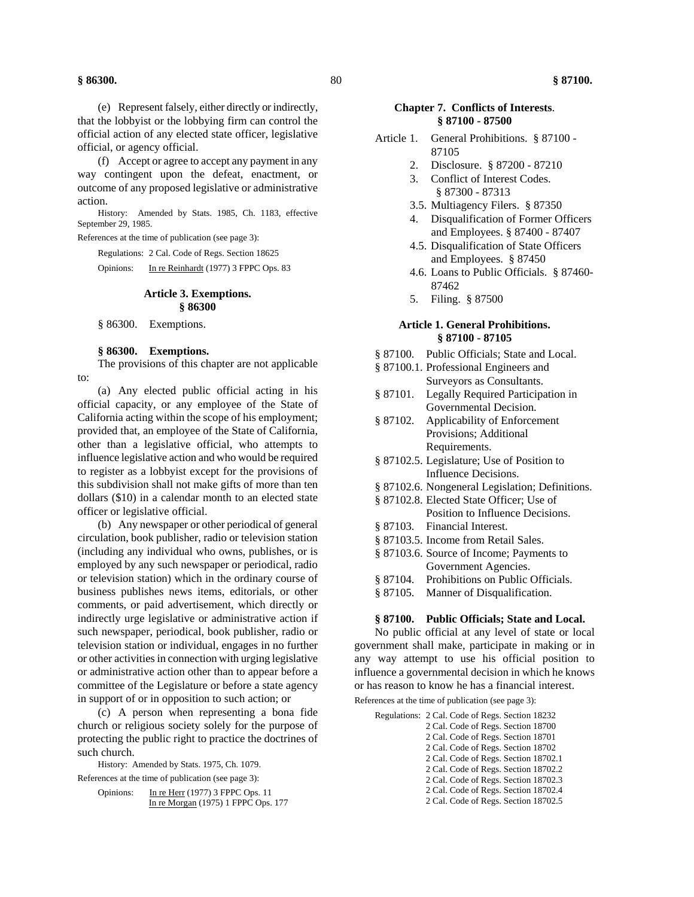(e) Represent falsely, either directly or indirectly, that the lobbyist or the lobbying firm can control the official action of any elected state officer, legislative official, or agency official.

(f) Accept or agree to accept any payment in any way contingent upon the defeat, enactment, or outcome of any proposed legislative or administrative action.

History: Amended by Stats. 1985, Ch. 1183, effective September 29, 1985.

References at the time of publication (see page 3):

Regulations: 2 Cal. Code of Regs. Section 18625

Opinions: In re Reinhardt (1977) 3 FPPC Ops. 83

### Article 3. Exemptions.
### § 86300

§ 86300. Exemptions.

**§ 86300. Exemptions.**

The provisions of this chapter are not applicable to:

(a) Any elected public official acting in his official capacity, or any employee of the State of California acting within the scope of his employment; provided that, an employee of the State of California, other than a legislative official, who attempts to influence legislative action and who would be required to register as a lobbyist except for the provisions of this subdivision shall not make gifts of more than ten dollars ($10) in a calendar month to an elected state officer or legislative official.

(b) Any newspaper or other periodical of general circulation, book publisher, radio or television station (including any individual who owns, publishes, or is employed by any such newspaper or periodical, radio or television station) which in the ordinary course of business publishes news items, editorials, or other comments, or paid advertisement, which directly or indirectly urge legislative or administrative action if such newspaper, periodical, book publisher, radio or television station or individual, engages in no further or other activities in connection with urging legislative or administrative action other than to appear before a committee of the Legislature or before a state agency in support of or in opposition to such action; or

(c) A person when representing a bona fide church or religious society solely for the purpose of protecting the public right to practice the doctrines of such church.

History: Amended by Stats. 1975, Ch. 1079.

References at the time of publication (see page 3):

Opinions: In re Herr (1977) 3 FPPC Ops. 11
In re Morgan (1975) 1 FPPC Ops. 177

## Chapter 7. Conflicts of Interests.
## § 87100 - 87500

Article 1. General Prohibitions. § 87100 - 87105
2. Disclosure. § 87200 - 87210
3. Conflict of Interest Codes. § 87300 - 87313
3.5. Multiagency Filers. § 87350
4. Disqualification of Former Officers and Employees. § 87400 - 87407
4.5. Disqualification of State Officers and Employees. § 87450
4.6. Loans to Public Officials. § 87460-87462
5. Filing. § 87500

### Article 1. General Prohibitions.
### § 87100 - 87105

§ 87100. Public Officials; State and Local.
§ 87100.1. Professional Engineers and Surveyors as Consultants.
§ 87101. Legally Required Participation in Governmental Decision.
§ 87102. Applicability of Enforcement Provisions; Additional Requirements.
§ 87102.5. Legislature; Use of Position to Influence Decisions.
§ 87102.6. Nongeneral Legislation; Definitions.
§ 87102.8. Elected State Officer; Use of Position to Influence Decisions.
§ 87103. Financial Interest.
§ 87103.5. Income from Retail Sales.
§ 87103.6. Source of Income; Payments to Government Agencies.
§ 87104. Prohibitions on Public Officials.
§ 87105. Manner of Disqualification.

**§ 87100. Public Officials; State and Local.**

No public official at any level of state or local government shall make, participate in making or in any way attempt to use his official position to influence a governmental decision in which he knows or has reason to know he has a financial interest.

References at the time of publication (see page 3):

Regulations: 2 Cal. Code of Regs. Section 18232
2 Cal. Code of Regs. Section 18700
2 Cal. Code of Regs. Section 18701
2 Cal. Code of Regs. Section 18702
2 Cal. Code of Regs. Section 18702.1
2 Cal. Code of Regs. Section 18702.2
2 Cal. Code of Regs. Section 18702.3
2 Cal. Code of Regs. Section 18702.4
2 Cal. Code of Regs. Section 18702.5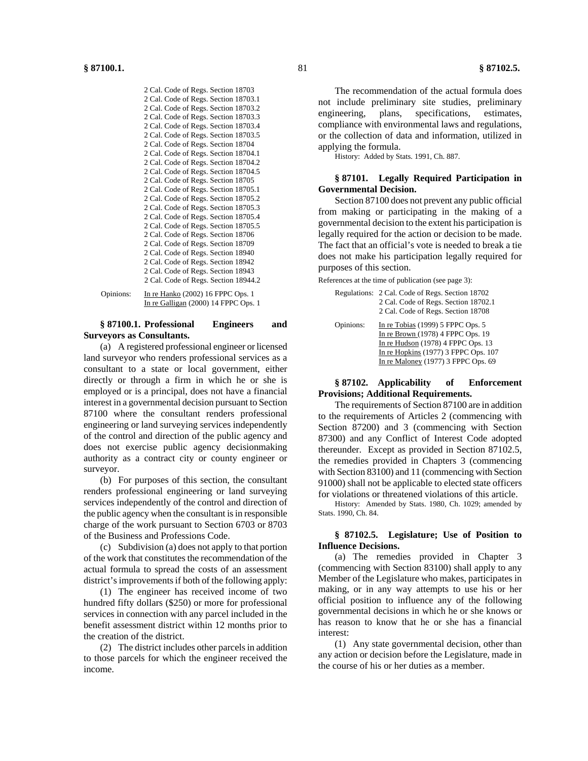2 Cal. Code of Regs. Section 18703
2 Cal. Code of Regs. Section 18703.1
2 Cal. Code of Regs. Section 18703.2
2 Cal. Code of Regs. Section 18703.3
2 Cal. Code of Regs. Section 18703.4
2 Cal. Code of Regs. Section 18703.5
2 Cal. Code of Regs. Section 18704
2 Cal. Code of Regs. Section 18704.1
2 Cal. Code of Regs. Section 18704.2
2 Cal. Code of Regs. Section 18704.5
2 Cal. Code of Regs. Section 18705
2 Cal. Code of Regs. Section 18705.1
2 Cal. Code of Regs. Section 18705.2
2 Cal. Code of Regs. Section 18705.3
2 Cal. Code of Regs. Section 18705.4
2 Cal. Code of Regs. Section 18705.5
2 Cal. Code of Regs. Section 18706
2 Cal. Code of Regs. Section 18709
2 Cal. Code of Regs. Section 18940
2 Cal. Code of Regs. Section 18942
2 Cal. Code of Regs. Section 18943
2 Cal. Code of Regs. Section 18944.2

Opinions: In re Hanko (2002) 16 FPPC Ops. 1
In re Galligan (2000) 14 FPPC Ops. 1

**§ 87100.1. Professional Engineers and Surveyors as Consultants.**

(a) A registered professional engineer or licensed land surveyor who renders professional services as a consultant to a state or local government, either directly or through a firm in which he or she is employed or is a principal, does not have a financial interest in a governmental decision pursuant to Section 87100 where the consultant renders professional engineering or land surveying services independently of the control and direction of the public agency and does not exercise public agency decisionmaking authority as a contract city or county engineer or surveyor.

(b) For purposes of this section, the consultant renders professional engineering or land surveying services independently of the control and direction of the public agency when the consultant is in responsible charge of the work pursuant to Section 6703 or 8703 of the Business and Professions Code.

(c) Subdivision (a) does not apply to that portion of the work that constitutes the recommendation of the actual formula to spread the costs of an assessment district's improvements if both of the following apply:

(1) The engineer has received income of two hundred fifty dollars ($250) or more for professional services in connection with any parcel included in the benefit assessment district within 12 months prior to the creation of the district.

(2) The district includes other parcels in addition to those parcels for which the engineer received the income.

The recommendation of the actual formula does not include preliminary site studies, preliminary engineering, plans, specifications, estimates, compliance with environmental laws and regulations, or the collection of data and information, utilized in applying the formula.

History: Added by Stats. 1991, Ch. 887.

**§ 87101. Legally Required Participation in Governmental Decision.**

Section 87100 does not prevent any public official from making or participating in the making of a governmental decision to the extent his participation is legally required for the action or decision to be made. The fact that an official's vote is needed to break a tie does not make his participation legally required for purposes of this section.

References at the time of publication (see page 3):

Regulations: 2 Cal. Code of Regs. Section 18702
2 Cal. Code of Regs. Section 18702.1
2 Cal. Code of Regs. Section 18708

Opinions: In re Tobias (1999) 5 FPPC Ops. 5
In re Brown (1978) 4 FPPC Ops. 19
In re Hudson (1978) 4 FPPC Ops. 13
In re Hopkins (1977) 3 FPPC Ops. 107
In re Maloney (1977) 3 FPPC Ops. 69

**§ 87102. Applicability of Enforcement Provisions; Additional Requirements.**

The requirements of Section 87100 are in addition to the requirements of Articles 2 (commencing with Section 87200) and 3 (commencing with Section 87300) and any Conflict of Interest Code adopted thereunder. Except as provided in Section 87102.5, the remedies provided in Chapters 3 (commencing with Section 83100) and 11 (commencing with Section 91000) shall not be applicable to elected state officers for violations or threatened violations of this article.

History: Amended by Stats. 1980, Ch. 1029; amended by Stats. 1990, Ch. 84.

**§ 87102.5. Legislature; Use of Position to Influence Decisions.**

(a) The remedies provided in Chapter 3 (commencing with Section 83100) shall apply to any Member of the Legislature who makes, participates in making, or in any way attempts to use his or her official position to influence any of the following governmental decisions in which he or she knows or has reason to know that he or she has a financial interest:

(1) Any state governmental decision, other than any action or decision before the Legislature, made in the course of his or her duties as a member.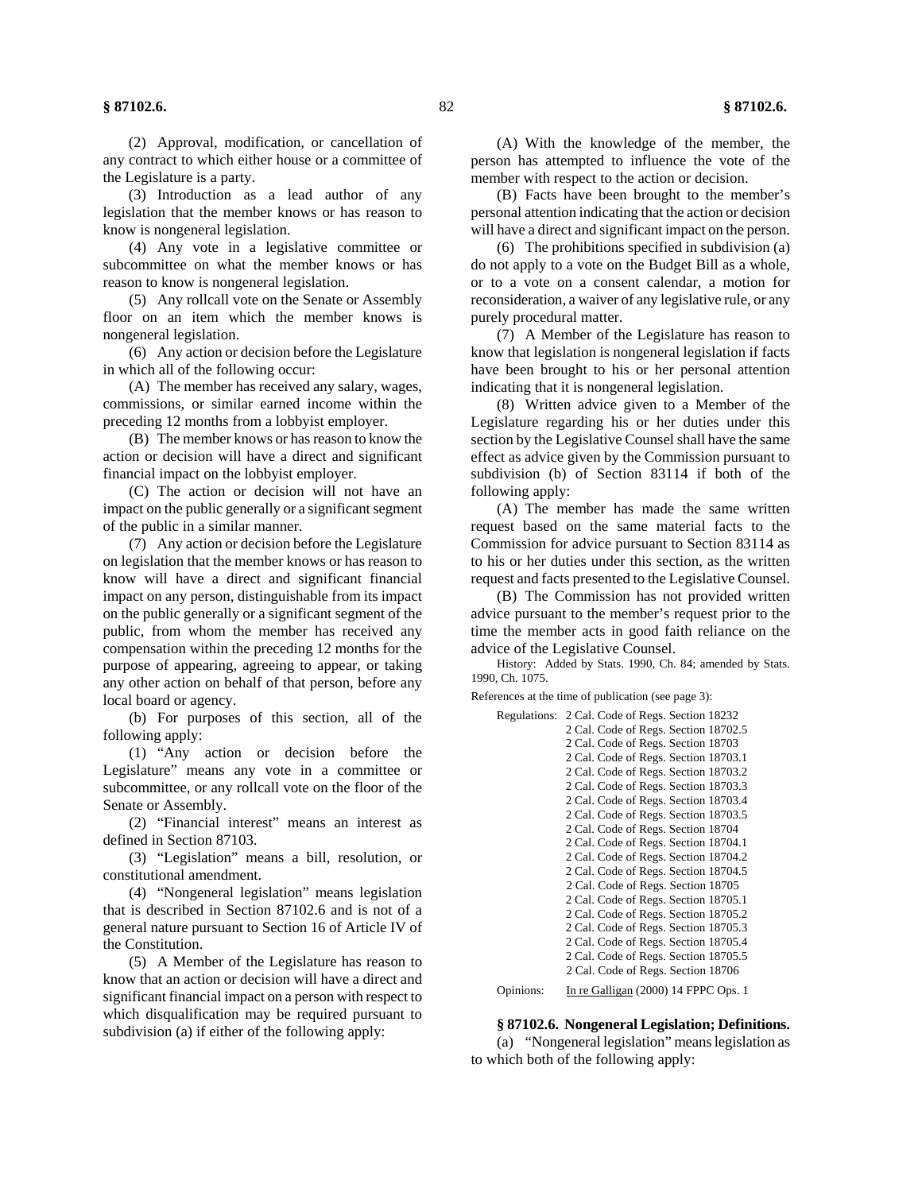(2) Approval, modification, or cancellation of any contract to which either house or a committee of the Legislature is a party.

(3) Introduction as a lead author of any legislation that the member knows or has reason to know is nongeneral legislation.

(4) Any vote in a legislative committee or subcommittee on what the member knows or has reason to know is nongeneral legislation.

(5) Any rollcall vote on the Senate or Assembly floor on an item which the member knows is nongeneral legislation.

(6) Any action or decision before the Legislature in which all of the following occur:

(A) The member has received any salary, wages, commissions, or similar earned income within the preceding 12 months from a lobbyist employer.

(B) The member knows or has reason to know the action or decision will have a direct and significant financial impact on the lobbyist employer.

(C) The action or decision will not have an impact on the public generally or a significant segment of the public in a similar manner.

(7) Any action or decision before the Legislature on legislation that the member knows or has reason to know will have a direct and significant financial impact on any person, distinguishable from its impact on the public generally or a significant segment of the public, from whom the member has received any compensation within the preceding 12 months for the purpose of appearing, agreeing to appear, or taking any other action on behalf of that person, before any local board or agency.

(b) For purposes of this section, all of the following apply:

(1) "Any action or decision before the Legislature" means any vote in a committee or subcommittee, or any rollcall vote on the floor of the Senate or Assembly.

(2) "Financial interest" means an interest as defined in Section 87103.

(3) "Legislation" means a bill, resolution, or constitutional amendment.

(4) "Nongeneral legislation" means legislation that is described in Section 87102.6 and is not of a general nature pursuant to Section 16 of Article IV of the Constitution.

(5) A Member of the Legislature has reason to know that an action or decision will have a direct and significant financial impact on a person with respect to which disqualification may be required pursuant to subdivision (a) if either of the following apply:

(A) With the knowledge of the member, the person has attempted to influence the vote of the member with respect to the action or decision.

(B) Facts have been brought to the member's personal attention indicating that the action or decision will have a direct and significant impact on the person.

(6) The prohibitions specified in subdivision (a) do not apply to a vote on the Budget Bill as a whole, or to a vote on a consent calendar, a motion for reconsideration, a waiver of any legislative rule, or any purely procedural matter.

(7) A Member of the Legislature has reason to know that legislation is nongeneral legislation if facts have been brought to his or her personal attention indicating that it is nongeneral legislation.

(8) Written advice given to a Member of the Legislature regarding his or her duties under this section by the Legislative Counsel shall have the same effect as advice given by the Commission pursuant to subdivision (b) of Section 83114 if both of the following apply:

(A) The member has made the same written request based on the same material facts to the Commission for advice pursuant to Section 83114 as to his or her duties under this section, as the written request and facts presented to the Legislative Counsel.

(B) The Commission has not provided written advice pursuant to the member's request prior to the time the member acts in good faith reliance on the advice of the Legislative Counsel.

History: Added by Stats. 1990, Ch. 84; amended by Stats. 1990, Ch. 1075.

References at the time of publication (see page 3):

Regulations:
- 2 Cal. Code of Regs. Section 18232
- 2 Cal. Code of Regs. Section 18702.5
- 2 Cal. Code of Regs. Section 18703
- 2 Cal. Code of Regs. Section 18703.1
- 2 Cal. Code of Regs. Section 18703.2
- 2 Cal. Code of Regs. Section 18703.3
- 2 Cal. Code of Regs. Section 18703.4
- 2 Cal. Code of Regs. Section 18703.5
- 2 Cal. Code of Regs. Section 18704
- 2 Cal. Code of Regs. Section 18704.1
- 2 Cal. Code of Regs. Section 18704.2
- 2 Cal. Code of Regs. Section 18704.5
- 2 Cal. Code of Regs. Section 18705
- 2 Cal. Code of Regs. Section 18705.1
- 2 Cal. Code of Regs. Section 18705.2
- 2 Cal. Code of Regs. Section 18705.3
- 2 Cal. Code of Regs. Section 18705.4
- 2 Cal. Code of Regs. Section 18705.5
- 2 Cal. Code of Regs. Section 18706

Opinions: In re Galligan (2000) 14 FPPC Ops. 1

### § 87102.6. Nongeneral Legislation; Definitions.

(a) "Nongeneral legislation" means legislation as to which both of the following apply: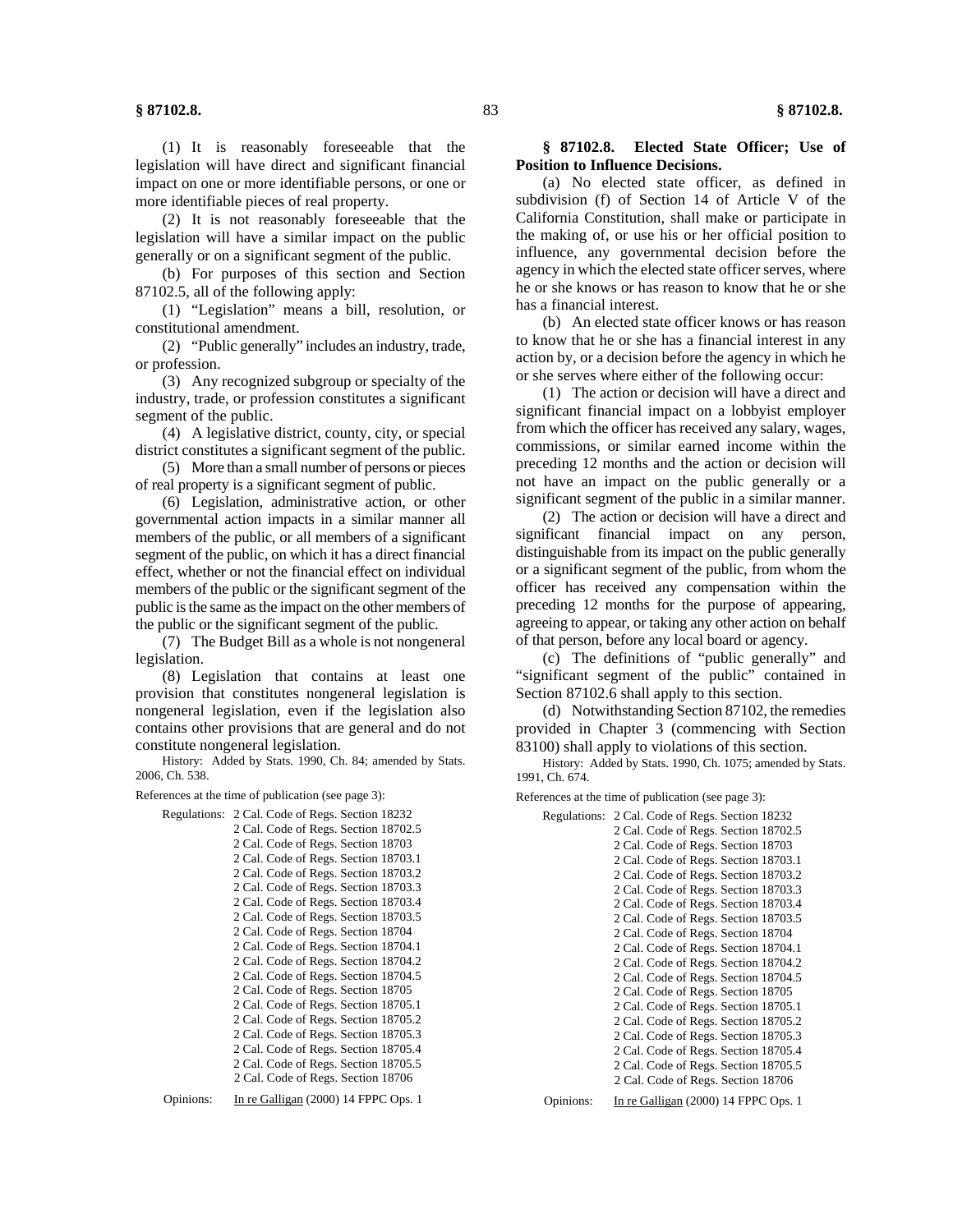(1) It is reasonably foreseeable that the legislation will have direct and significant financial impact on one or more identifiable persons, or one or more identifiable pieces of real property.

(2) It is not reasonably foreseeable that the legislation will have a similar impact on the public generally or on a significant segment of the public.

(b) For purposes of this section and Section 87102.5, all of the following apply:

(1) "Legislation" means a bill, resolution, or constitutional amendment.

(2) "Public generally" includes an industry, trade, or profession.

(3) Any recognized subgroup or specialty of the industry, trade, or profession constitutes a significant segment of the public.

(4) A legislative district, county, city, or special district constitutes a significant segment of the public.

(5) More than a small number of persons or pieces of real property is a significant segment of public.

(6) Legislation, administrative action, or other governmental action impacts in a similar manner all members of the public, or all members of a significant segment of the public, on which it has a direct financial effect, whether or not the financial effect on individual members of the public or the significant segment of the public is the same as the impact on the other members of the public or the significant segment of the public.

(7) The Budget Bill as a whole is not nongeneral legislation.

(8) Legislation that contains at least one provision that constitutes nongeneral legislation is nongeneral legislation, even if the legislation also contains other provisions that are general and do not constitute nongeneral legislation.

History: Added by Stats. 1990, Ch. 84; amended by Stats. 2006, Ch. 538.

References at the time of publication (see page 3):

Regulations: 2 Cal. Code of Regs. Section 18232
2 Cal. Code of Regs. Section 18702.5
2 Cal. Code of Regs. Section 18703
2 Cal. Code of Regs. Section 18703.1
2 Cal. Code of Regs. Section 18703.2
2 Cal. Code of Regs. Section 18703.3
2 Cal. Code of Regs. Section 18703.4
2 Cal. Code of Regs. Section 18703.5
2 Cal. Code of Regs. Section 18704
2 Cal. Code of Regs. Section 18704.1
2 Cal. Code of Regs. Section 18704.2
2 Cal. Code of Regs. Section 18704.5
2 Cal. Code of Regs. Section 18705
2 Cal. Code of Regs. Section 18705.1
2 Cal. Code of Regs. Section 18705.2
2 Cal. Code of Regs. Section 18705.3
2 Cal. Code of Regs. Section 18705.4
2 Cal. Code of Regs. Section 18705.5
2 Cal. Code of Regs. Section 18706

Opinions: In re Galligan (2000) 14 FPPC Ops. 1

## § 87102.8. Elected State Officer; Use of Position to Influence Decisions.

(a) No elected state officer, as defined in subdivision (f) of Section 14 of Article V of the California Constitution, shall make or participate in the making of, or use his or her official position to influence, any governmental decision before the agency in which the elected state officer serves, where he or she knows or has reason to know that he or she has a financial interest.

(b) An elected state officer knows or has reason to know that he or she has a financial interest in any action by, or a decision before the agency in which he or she serves where either of the following occur:

(1) The action or decision will have a direct and significant financial impact on a lobbyist employer from which the officer has received any salary, wages, commissions, or similar earned income within the preceding 12 months and the action or decision will not have an impact on the public generally or a significant segment of the public in a similar manner.

(2) The action or decision will have a direct and significant financial impact on any person, distinguishable from its impact on the public generally or a significant segment of the public, from whom the officer has received any compensation within the preceding 12 months for the purpose of appearing, agreeing to appear, or taking any other action on behalf of that person, before any local board or agency.

(c) The definitions of "public generally" and "significant segment of the public" contained in Section 87102.6 shall apply to this section.

(d) Notwithstanding Section 87102, the remedies provided in Chapter 3 (commencing with Section 83100) shall apply to violations of this section.

History: Added by Stats. 1990, Ch. 1075; amended by Stats. 1991, Ch. 674.

References at the time of publication (see page 3):

Regulations: 2 Cal. Code of Regs. Section 18232
2 Cal. Code of Regs. Section 18702.5
2 Cal. Code of Regs. Section 18703
2 Cal. Code of Regs. Section 18703.1
2 Cal. Code of Regs. Section 18703.2
2 Cal. Code of Regs. Section 18703.3
2 Cal. Code of Regs. Section 18703.4
2 Cal. Code of Regs. Section 18703.5
2 Cal. Code of Regs. Section 18704
2 Cal. Code of Regs. Section 18704.1
2 Cal. Code of Regs. Section 18704.2
2 Cal. Code of Regs. Section 18704.5
2 Cal. Code of Regs. Section 18705
2 Cal. Code of Regs. Section 18705.1
2 Cal. Code of Regs. Section 18705.2
2 Cal. Code of Regs. Section 18705.3
2 Cal. Code of Regs. Section 18705.4
2 Cal. Code of Regs. Section 18705.5
2 Cal. Code of Regs. Section 18706

Opinions: In re Galligan (2000) 14 FPPC Ops. 1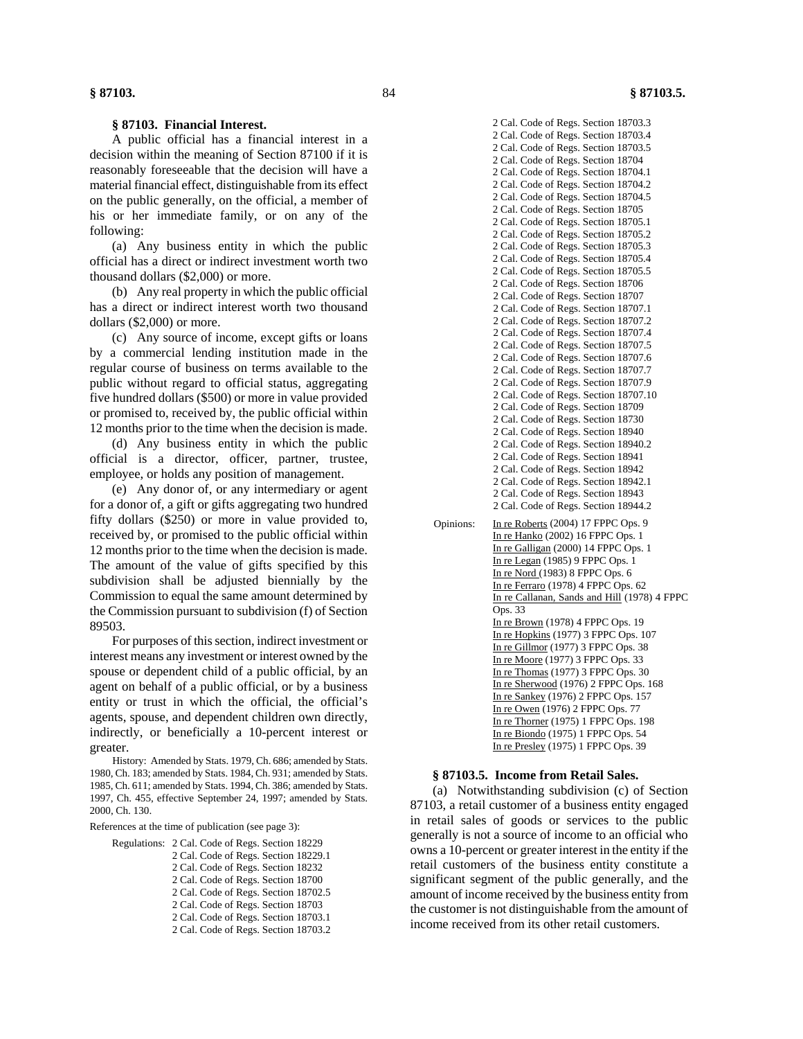### § 87103. Financial Interest.

A public official has a financial interest in a decision within the meaning of Section 87100 if it is reasonably foreseeable that the decision will have a material financial effect, distinguishable from its effect on the public generally, on the official, a member of his or her immediate family, or on any of the following:

(a) Any business entity in which the public official has a direct or indirect investment worth two thousand dollars ($2,000) or more.

(b) Any real property in which the public official has a direct or indirect interest worth two thousand dollars ($2,000) or more.

(c) Any source of income, except gifts or loans by a commercial lending institution made in the regular course of business on terms available to the public without regard to official status, aggregating five hundred dollars ($500) or more in value provided or promised to, received by, the public official within 12 months prior to the time when the decision is made.

(d) Any business entity in which the public official is a director, officer, partner, trustee, employee, or holds any position of management.

(e) Any donor of, or any intermediary or agent for a donor of, a gift or gifts aggregating two hundred fifty dollars ($250) or more in value provided to, received by, or promised to the public official within 12 months prior to the time when the decision is made. The amount of the value of gifts specified by this subdivision shall be adjusted biennially by the Commission to equal the same amount determined by the Commission pursuant to subdivision (f) of Section 89503.

For purposes of this section, indirect investment or interest means any investment or interest owned by the spouse or dependent child of a public official, by an agent on behalf of a public official, or by a business entity or trust in which the official, the official's agents, spouse, and dependent children own directly, indirectly, or beneficially a 10-percent interest or greater.

History: Amended by Stats. 1979, Ch. 686; amended by Stats. 1980, Ch. 183; amended by Stats. 1984, Ch. 931; amended by Stats. 1985, Ch. 611; amended by Stats. 1994, Ch. 386; amended by Stats. 1997, Ch. 455, effective September 24, 1997; amended by Stats. 2000, Ch. 130.

References at the time of publication (see page 3):

Regulations:
- 2 Cal. Code of Regs. Section 18229
- 2 Cal. Code of Regs. Section 18229.1
- 2 Cal. Code of Regs. Section 18232
- 2 Cal. Code of Regs. Section 18700
- 2 Cal. Code of Regs. Section 18702.5
- 2 Cal. Code of Regs. Section 18703
- 2 Cal. Code of Regs. Section 18703.1
- 2 Cal. Code of Regs. Section 18703.2
- 2 Cal. Code of Regs. Section 18703.3
- 2 Cal. Code of Regs. Section 18703.4
- 2 Cal. Code of Regs. Section 18703.5
- 2 Cal. Code of Regs. Section 18704
- 2 Cal. Code of Regs. Section 18704.1
- 2 Cal. Code of Regs. Section 18704.2
- 2 Cal. Code of Regs. Section 18704.5
- 2 Cal. Code of Regs. Section 18705
- 2 Cal. Code of Regs. Section 18705.1
- 2 Cal. Code of Regs. Section 18705.2
- 2 Cal. Code of Regs. Section 18705.3
- 2 Cal. Code of Regs. Section 18705.4
- 2 Cal. Code of Regs. Section 18705.5
- 2 Cal. Code of Regs. Section 18706
- 2 Cal. Code of Regs. Section 18707
- 2 Cal. Code of Regs. Section 18707.1
- 2 Cal. Code of Regs. Section 18707.2
- 2 Cal. Code of Regs. Section 18707.4
- 2 Cal. Code of Regs. Section 18707.5
- 2 Cal. Code of Regs. Section 18707.6
- 2 Cal. Code of Regs. Section 18707.7
- 2 Cal. Code of Regs. Section 18707.9
- 2 Cal. Code of Regs. Section 18707.10
- 2 Cal. Code of Regs. Section 18709
- 2 Cal. Code of Regs. Section 18730
- 2 Cal. Code of Regs. Section 18940
- 2 Cal. Code of Regs. Section 18940.2
- 2 Cal. Code of Regs. Section 18941
- 2 Cal. Code of Regs. Section 18942
- 2 Cal. Code of Regs. Section 18942.1
- 2 Cal. Code of Regs. Section 18943
- 2 Cal. Code of Regs. Section 18944.2

Opinions:
- In re Roberts (2004) 17 FPPC Ops. 9
- In re Hanko (2002) 16 FPPC Ops. 1
- In re Galligan (2000) 14 FPPC Ops. 1
- In re Legan (1985) 9 FPPC Ops. 1
- In re Nord (1983) 8 FPPC Ops. 6
- In re Ferraro (1978) 4 FPPC Ops. 62
- In re Callanan, Sands and Hill (1978) 4 FPPC Ops. 33
- In re Brown (1978) 4 FPPC Ops. 19
- In re Hopkins (1977) 3 FPPC Ops. 107
- In re Gillmor (1977) 3 FPPC Ops. 38
- In re Moore (1977) 3 FPPC Ops. 33
- In re Thomas (1977) 3 FPPC Ops. 30
- In re Sherwood (1976) 2 FPPC Ops. 168
- In re Sankey (1976) 2 FPPC Ops. 157
- In re Owen (1976) 2 FPPC Ops. 77
- In re Thorner (1975) 1 FPPC Ops. 198
- In re Biondo (1975) 1 FPPC Ops. 54
- In re Presley (1975) 1 FPPC Ops. 39

### § 87103.5. Income from Retail Sales.

(a) Notwithstanding subdivision (c) of Section 87103, a retail customer of a business entity engaged in retail sales of goods or services to the public generally is not a source of income to an official who owns a 10-percent or greater interest in the entity if the retail customers of the business entity constitute a significant segment of the public generally, and the amount of income received by the business entity from the customer is not distinguishable from the amount of income received from its other retail customers.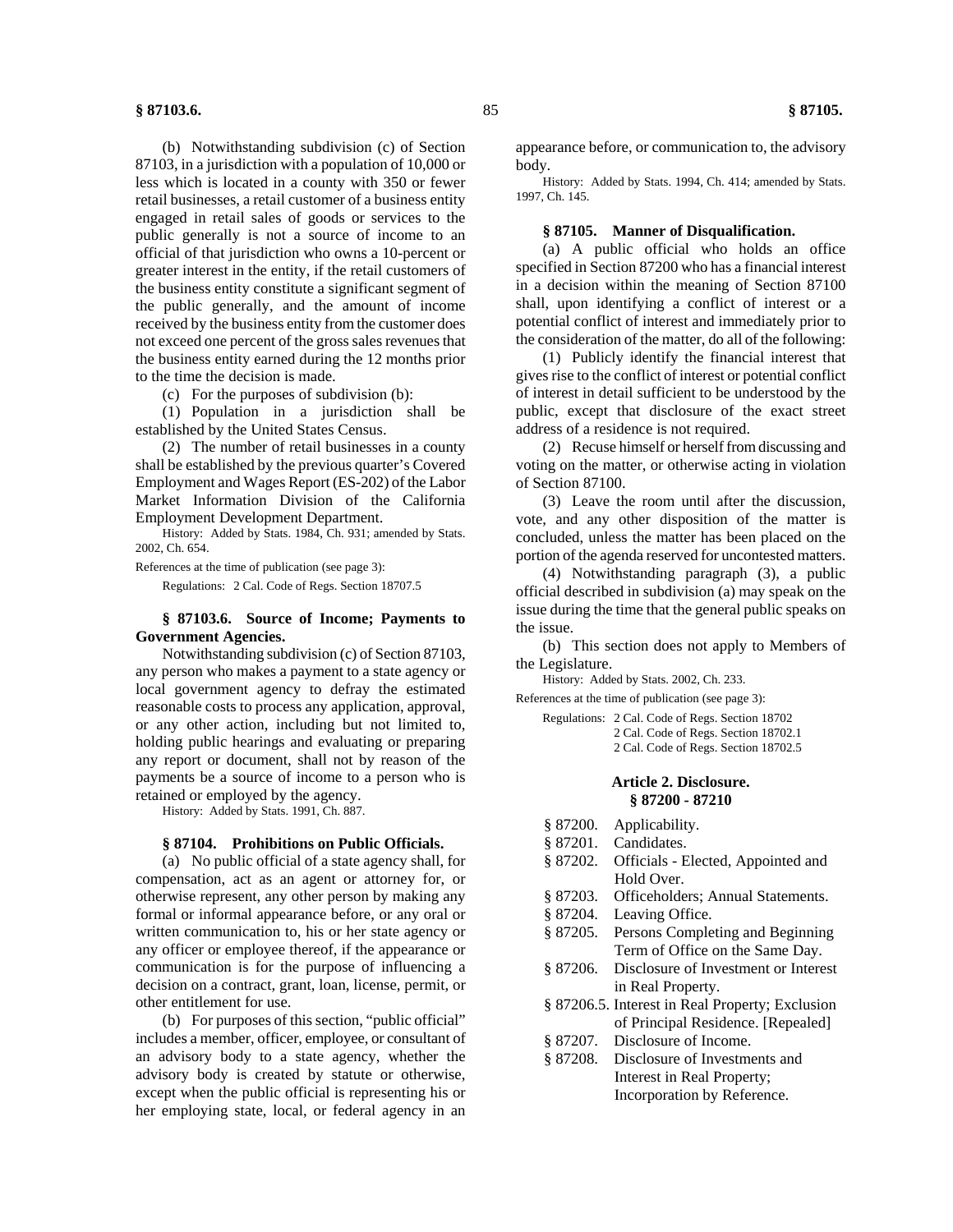(b) Notwithstanding subdivision (c) of Section 87103, in a jurisdiction with a population of 10,000 or less which is located in a county with 350 or fewer retail businesses, a retail customer of a business entity engaged in retail sales of goods or services to the public generally is not a source of income to an official of that jurisdiction who owns a 10-percent or greater interest in the entity, if the retail customers of the business entity constitute a significant segment of the public generally, and the amount of income received by the business entity from the customer does not exceed one percent of the gross sales revenues that the business entity earned during the 12 months prior to the time the decision is made.

(c) For the purposes of subdivision (b):

(1) Population in a jurisdiction shall be established by the United States Census.

(2) The number of retail businesses in a county shall be established by the previous quarter's Covered Employment and Wages Report (ES-202) of the Labor Market Information Division of the California Employment Development Department.

History: Added by Stats. 1984, Ch. 931; amended by Stats. 2002, Ch. 654.

References at the time of publication (see page 3):

Regulations: 2 Cal. Code of Regs. Section 18707.5

### § 87103.6. Source of Income; Payments to Government Agencies.

Notwithstanding subdivision (c) of Section 87103, any person who makes a payment to a state agency or local government agency to defray the estimated reasonable costs to process any application, approval, or any other action, including but not limited to, holding public hearings and evaluating or preparing any report or document, shall not by reason of the payments be a source of income to a person who is retained or employed by the agency.

History: Added by Stats. 1991, Ch. 887.

### § 87104. Prohibitions on Public Officials.

(a) No public official of a state agency shall, for compensation, act as an agent or attorney for, or otherwise represent, any other person by making any formal or informal appearance before, or any oral or written communication to, his or her state agency or any officer or employee thereof, if the appearance or communication is for the purpose of influencing a decision on a contract, grant, loan, license, permit, or other entitlement for use.

(b) For purposes of this section, "public official" includes a member, officer, employee, or consultant of an advisory body to a state agency, whether the advisory body is created by statute or otherwise, except when the public official is representing his or her employing state, local, or federal agency in an appearance before, or communication to, the advisory body.

History: Added by Stats. 1994, Ch. 414; amended by Stats. 1997, Ch. 145.

### § 87105. Manner of Disqualification.

(a) A public official who holds an office specified in Section 87200 who has a financial interest in a decision within the meaning of Section 87100 shall, upon identifying a conflict of interest or a potential conflict of interest and immediately prior to the consideration of the matter, do all of the following:

(1) Publicly identify the financial interest that gives rise to the conflict of interest or potential conflict of interest in detail sufficient to be understood by the public, except that disclosure of the exact street address of a residence is not required.

(2) Recuse himself or herself from discussing and voting on the matter, or otherwise acting in violation of Section 87100.

(3) Leave the room until after the discussion, vote, and any other disposition of the matter is concluded, unless the matter has been placed on the portion of the agenda reserved for uncontested matters.

(4) Notwithstanding paragraph (3), a public official described in subdivision (a) may speak on the issue during the time that the general public speaks on the issue.

(b) This section does not apply to Members of the Legislature.

History: Added by Stats. 2002, Ch. 233.

References at the time of publication (see page 3):

Regulations: 2 Cal. Code of Regs. Section 18702
2 Cal. Code of Regs. Section 18702.1
2 Cal. Code of Regs. Section 18702.5

## Article 2. Disclosure.
## § 87200 - 87210

- § 87200. Applicability.
- § 87201. Candidates.
- § 87202. Officials - Elected, Appointed and Hold Over.
- § 87203. Officeholders; Annual Statements.
- § 87204. Leaving Office.
- § 87205. Persons Completing and Beginning Term of Office on the Same Day.
- § 87206. Disclosure of Investment or Interest in Real Property.
- § 87206.5. Interest in Real Property; Exclusion of Principal Residence. [Repealed]
- § 87207. Disclosure of Income.
- § 87208. Disclosure of Investments and Interest in Real Property; Incorporation by Reference.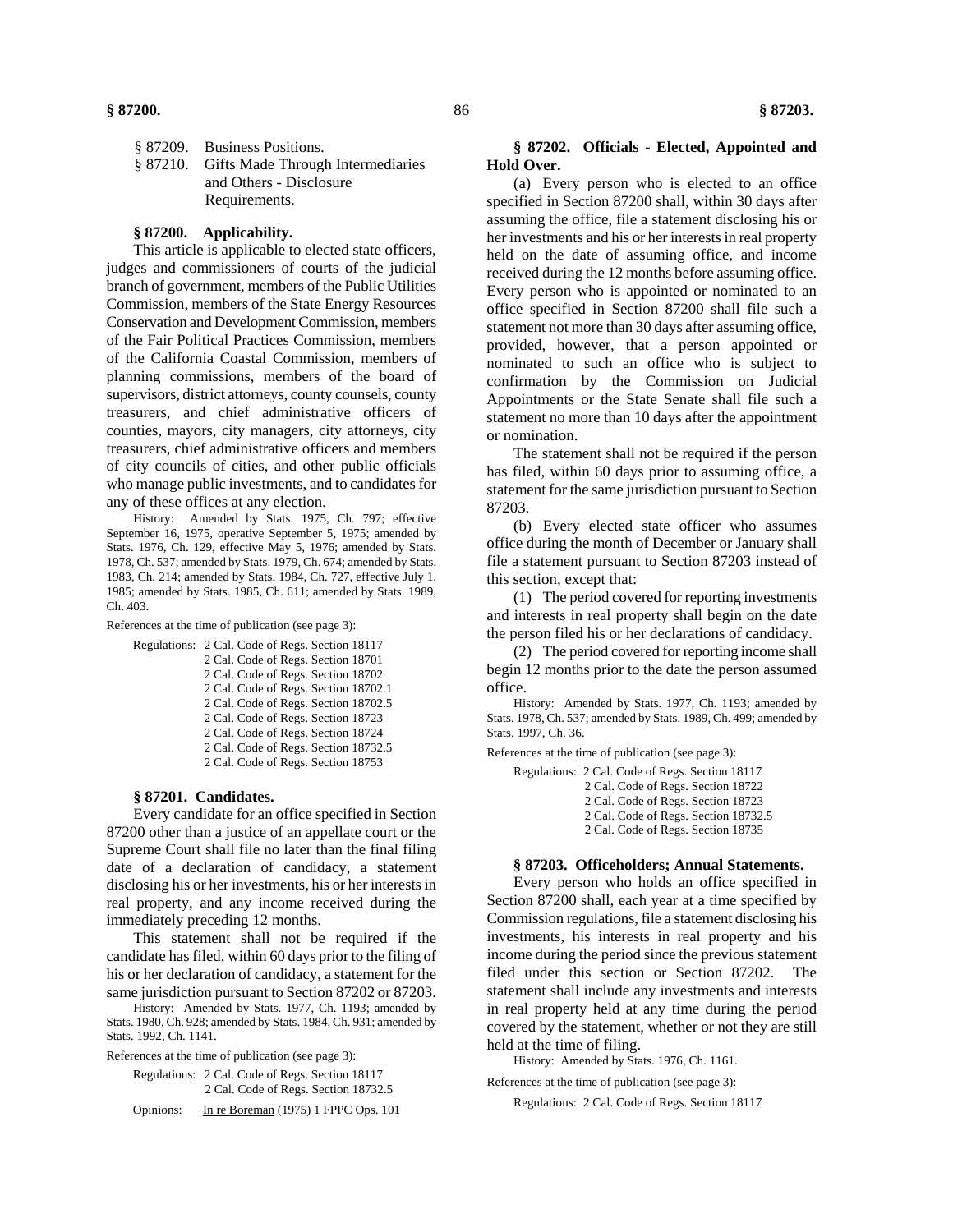§ 87209. Business Positions.
§ 87210. Gifts Made Through Intermediaries and Others - Disclosure Requirements.

### § 87200. Applicability.

This article is applicable to elected state officers, judges and commissioners of courts of the judicial branch of government, members of the Public Utilities Commission, members of the State Energy Resources Conservation and Development Commission, members of the Fair Political Practices Commission, members of the California Coastal Commission, members of planning commissions, members of the board of supervisors, district attorneys, county counsels, county treasurers, and chief administrative officers of counties, mayors, city managers, city attorneys, city treasurers, chief administrative officers and members of city councils of cities, and other public officials who manage public investments, and to candidates for any of these offices at any election.

History: Amended by Stats. 1975, Ch. 797; effective September 16, 1975, operative September 5, 1975; amended by Stats. 1976, Ch. 129, effective May 5, 1976; amended by Stats. 1978, Ch. 537; amended by Stats. 1979, Ch. 674; amended by Stats. 1983, Ch. 214; amended by Stats. 1984, Ch. 727, effective July 1, 1985; amended by Stats. 1985, Ch. 611; amended by Stats. 1989, Ch. 403.

References at the time of publication (see page 3):

Regulations: 2 Cal. Code of Regs. Section 18117
2 Cal. Code of Regs. Section 18701
2 Cal. Code of Regs. Section 18702
2 Cal. Code of Regs. Section 18702.1
2 Cal. Code of Regs. Section 18702.5
2 Cal. Code of Regs. Section 18723
2 Cal. Code of Regs. Section 18724
2 Cal. Code of Regs. Section 18732.5
2 Cal. Code of Regs. Section 18753

### § 87201. Candidates.

Every candidate for an office specified in Section 87200 other than a justice of an appellate court or the Supreme Court shall file no later than the final filing date of a declaration of candidacy, a statement disclosing his or her investments, his or her interests in real property, and any income received during the immediately preceding 12 months.

This statement shall not be required if the candidate has filed, within 60 days prior to the filing of his or her declaration of candidacy, a statement for the same jurisdiction pursuant to Section 87202 or 87203.

History: Amended by Stats. 1977, Ch. 1193; amended by Stats. 1980, Ch. 928; amended by Stats. 1984, Ch. 931; amended by Stats. 1992, Ch. 1141.

References at the time of publication (see page 3):

Regulations: 2 Cal. Code of Regs. Section 18117
2 Cal. Code of Regs. Section 18732.5

Opinions: In re Boreman (1975) 1 FPPC Ops. 101

### § 87202. Officials - Elected, Appointed and Hold Over.

(a) Every person who is elected to an office specified in Section 87200 shall, within 30 days after assuming the office, file a statement disclosing his or her investments and his or her interests in real property held on the date of assuming office, and income received during the 12 months before assuming office. Every person who is appointed or nominated to an office specified in Section 87200 shall file such a statement not more than 30 days after assuming office, provided, however, that a person appointed or nominated to such an office who is subject to confirmation by the Commission on Judicial Appointments or the State Senate shall file such a statement no more than 10 days after the appointment or nomination.

The statement shall not be required if the person has filed, within 60 days prior to assuming office, a statement for the same jurisdiction pursuant to Section 87203.

(b) Every elected state officer who assumes office during the month of December or January shall file a statement pursuant to Section 87203 instead of this section, except that:

(1) The period covered for reporting investments and interests in real property shall begin on the date the person filed his or her declarations of candidacy.

(2) The period covered for reporting income shall begin 12 months prior to the date the person assumed office.

History: Amended by Stats. 1977, Ch. 1193; amended by Stats. 1978, Ch. 537; amended by Stats. 1989, Ch. 499; amended by Stats. 1997, Ch. 36.

References at the time of publication (see page 3):

Regulations: 2 Cal. Code of Regs. Section 18117
2 Cal. Code of Regs. Section 18722
2 Cal. Code of Regs. Section 18723
2 Cal. Code of Regs. Section 18732.5
2 Cal. Code of Regs. Section 18735

### § 87203. Officeholders; Annual Statements.

Every person who holds an office specified in Section 87200 shall, each year at a time specified by Commission regulations, file a statement disclosing his investments, his interests in real property and his income during the period since the previous statement filed under this section or Section 87202. The statement shall include any investments and interests in real property held at any time during the period covered by the statement, whether or not they are still held at the time of filing.

History: Amended by Stats. 1976, Ch. 1161.

References at the time of publication (see page 3):

Regulations: 2 Cal. Code of Regs. Section 18117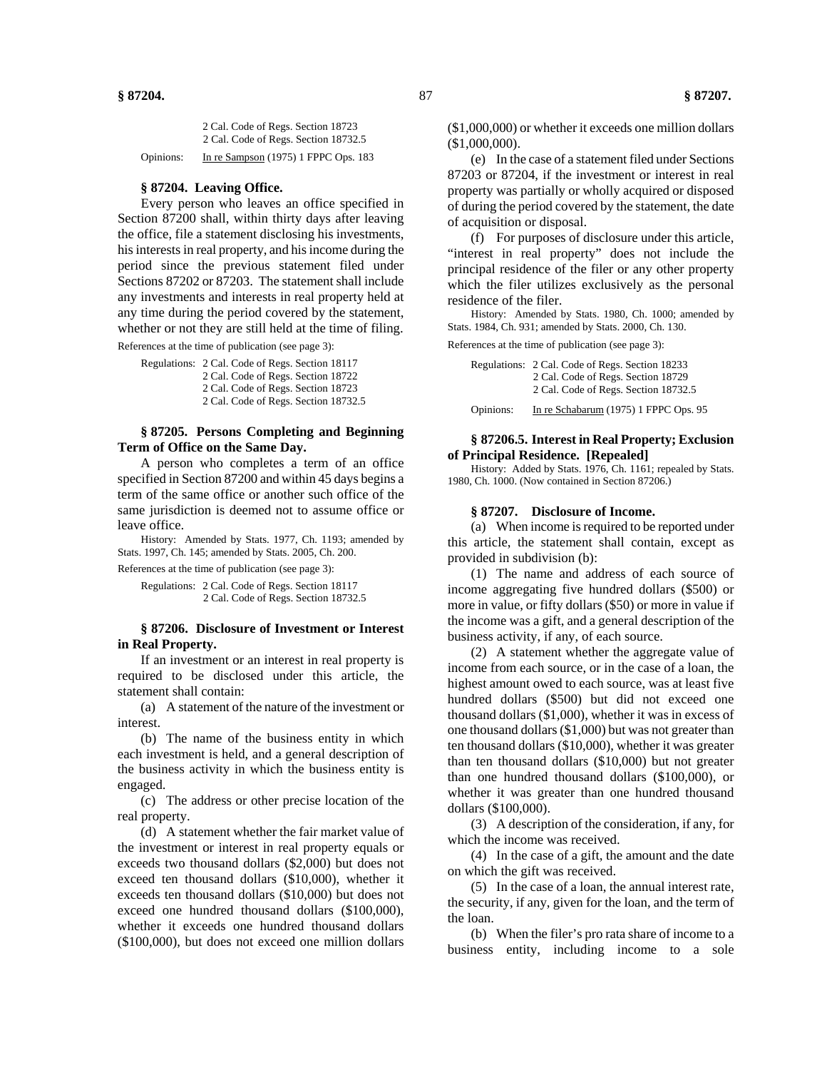2 Cal. Code of Regs. Section 18723
2 Cal. Code of Regs. Section 18732.5

Opinions: In re Sampson (1975) 1 FPPC Ops. 183

### § 87204. Leaving Office.

Every person who leaves an office specified in Section 87200 shall, within thirty days after leaving the office, file a statement disclosing his investments, his interests in real property, and his income during the period since the previous statement filed under Sections 87202 or 87203. The statement shall include any investments and interests in real property held at any time during the period covered by the statement, whether or not they are still held at the time of filing.

References at the time of publication (see page 3):

Regulations: 2 Cal. Code of Regs. Section 18117
2 Cal. Code of Regs. Section 18722
2 Cal. Code of Regs. Section 18723
2 Cal. Code of Regs. Section 18732.5

### § 87205. Persons Completing and Beginning Term of Office on the Same Day.

A person who completes a term of an office specified in Section 87200 and within 45 days begins a term of the same office or another such office of the same jurisdiction is deemed not to assume office or leave office.

History: Amended by Stats. 1977, Ch. 1193; amended by Stats. 1997, Ch. 145; amended by Stats. 2005, Ch. 200.

References at the time of publication (see page 3):

Regulations: 2 Cal. Code of Regs. Section 18117
2 Cal. Code of Regs. Section 18732.5

### § 87206. Disclosure of Investment or Interest in Real Property.

If an investment or an interest in real property is required to be disclosed under this article, the statement shall contain:

(a) A statement of the nature of the investment or interest.

(b) The name of the business entity in which each investment is held, and a general description of the business activity in which the business entity is engaged.

(c) The address or other precise location of the real property.

(d) A statement whether the fair market value of the investment or interest in real property equals or exceeds two thousand dollars ($2,000) but does not exceed ten thousand dollars ($10,000), whether it exceeds ten thousand dollars ($10,000) but does not exceed one hundred thousand dollars ($100,000), whether it exceeds one hundred thousand dollars ($100,000), but does not exceed one million dollars ($1,000,000) or whether it exceeds one million dollars ($1,000,000).

(e) In the case of a statement filed under Sections 87203 or 87204, if the investment or interest in real property was partially or wholly acquired or disposed of during the period covered by the statement, the date of acquisition or disposal.

(f) For purposes of disclosure under this article, "interest in real property" does not include the principal residence of the filer or any other property which the filer utilizes exclusively as the personal residence of the filer.

History: Amended by Stats. 1980, Ch. 1000; amended by Stats. 1984, Ch. 931; amended by Stats. 2000, Ch. 130.

References at the time of publication (see page 3):

Regulations: 2 Cal. Code of Regs. Section 18233
2 Cal. Code of Regs. Section 18729
2 Cal. Code of Regs. Section 18732.5

Opinions: In re Schabarum (1975) 1 FPPC Ops. 95

### § 87206.5. Interest in Real Property; Exclusion of Principal Residence. [Repealed]

History: Added by Stats. 1976, Ch. 1161; repealed by Stats. 1980, Ch. 1000. (Now contained in Section 87206.)

### § 87207. Disclosure of Income.

(a) When income is required to be reported under this article, the statement shall contain, except as provided in subdivision (b):

(1) The name and address of each source of income aggregating five hundred dollars ($500) or more in value, or fifty dollars ($50) or more in value if the income was a gift, and a general description of the business activity, if any, of each source.

(2) A statement whether the aggregate value of income from each source, or in the case of a loan, the highest amount owed to each source, was at least five hundred dollars ($500) but did not exceed one thousand dollars ($1,000), whether it was in excess of one thousand dollars ($1,000) but was not greater than ten thousand dollars ($10,000), whether it was greater than ten thousand dollars ($10,000) but not greater than one hundred thousand dollars ($100,000), or whether it was greater than one hundred thousand dollars ($100,000).

(3) A description of the consideration, if any, for which the income was received.

(4) In the case of a gift, the amount and the date on which the gift was received.

(5) In the case of a loan, the annual interest rate, the security, if any, given for the loan, and the term of the loan.

(b) When the filer's pro rata share of income to a business entity, including income to a sole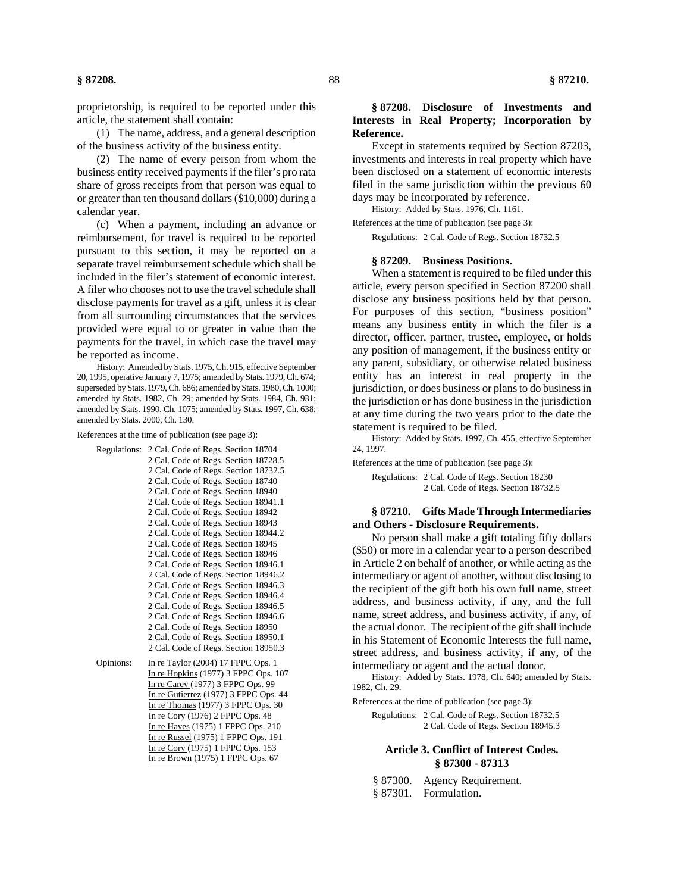proprietorship, is required to be reported under this article, the statement shall contain:

(1) The name, address, and a general description of the business activity of the business entity.

(2) The name of every person from whom the business entity received payments if the filer's pro rata share of gross receipts from that person was equal to or greater than ten thousand dollars ($10,000) during a calendar year.

(c) When a payment, including an advance or reimbursement, for travel is required to be reported pursuant to this section, it may be reported on a separate travel reimbursement schedule which shall be included in the filer's statement of economic interest. A filer who chooses not to use the travel schedule shall disclose payments for travel as a gift, unless it is clear from all surrounding circumstances that the services provided were equal to or greater in value than the payments for the travel, in which case the travel may be reported as income.

History: Amended by Stats. 1975, Ch. 915, effective September 20, 1995, operative January 7, 1975; amended by Stats. 1979, Ch. 674; superseded by Stats. 1979, Ch. 686; amended by Stats. 1980, Ch. 1000; amended by Stats. 1982, Ch. 29; amended by Stats. 1984, Ch. 931; amended by Stats. 1990, Ch. 1075; amended by Stats. 1997, Ch. 638; amended by Stats. 2000, Ch. 130.

References at the time of publication (see page 3):

Regulations:
- 2 Cal. Code of Regs. Section 18704
- 2 Cal. Code of Regs. Section 18728.5
- 2 Cal. Code of Regs. Section 18732.5
- 2 Cal. Code of Regs. Section 18740
- 2 Cal. Code of Regs. Section 18940
- 2 Cal. Code of Regs. Section 18941.1
- 2 Cal. Code of Regs. Section 18942
- 2 Cal. Code of Regs. Section 18943
- 2 Cal. Code of Regs. Section 18944.2
- 2 Cal. Code of Regs. Section 18945
- 2 Cal. Code of Regs. Section 18946
- 2 Cal. Code of Regs. Section 18946.1
- 2 Cal. Code of Regs. Section 18946.2
- 2 Cal. Code of Regs. Section 18946.3
- 2 Cal. Code of Regs. Section 18946.4
- 2 Cal. Code of Regs. Section 18946.5
- 2 Cal. Code of Regs. Section 18946.6
- 2 Cal. Code of Regs. Section 18950
- 2 Cal. Code of Regs. Section 18950.1
- 2 Cal. Code of Regs. Section 18950.3

Opinions:
- In re Taylor (2004) 17 FPPC Ops. 1
- In re Hopkins (1977) 3 FPPC Ops. 107
- In re Carey (1977) 3 FPPC Ops. 99
- In re Gutierrez (1977) 3 FPPC Ops. 44
- In re Thomas (1977) 3 FPPC Ops. 30
- In re Cory (1976) 2 FPPC Ops. 48
- In re Hayes (1975) 1 FPPC Ops. 210
- In re Russel (1975) 1 FPPC Ops. 191
- In re Cory (1975) 1 FPPC Ops. 153
- In re Brown (1975) 1 FPPC Ops. 67

### § 87208. Disclosure of Investments and Interests in Real Property; Incorporation by Reference.

Except in statements required by Section 87203, investments and interests in real property which have been disclosed on a statement of economic interests filed in the same jurisdiction within the previous 60 days may be incorporated by reference.

History: Added by Stats. 1976, Ch. 1161.

References at the time of publication (see page 3):

Regulations: 2 Cal. Code of Regs. Section 18732.5

### § 87209. Business Positions.

When a statement is required to be filed under this article, every person specified in Section 87200 shall disclose any business positions held by that person. For purposes of this section, "business position" means any business entity in which the filer is a director, officer, partner, trustee, employee, or holds any position of management, if the business entity or any parent, subsidiary, or otherwise related business entity has an interest in real property in the jurisdiction, or does business or plans to do business in the jurisdiction or has done business in the jurisdiction at any time during the two years prior to the date the statement is required to be filed.

History: Added by Stats. 1997, Ch. 455, effective September 24, 1997.

References at the time of publication (see page 3):

Regulations:
- 2 Cal. Code of Regs. Section 18230
- 2 Cal. Code of Regs. Section 18732.5

### § 87210. Gifts Made Through Intermediaries and Others - Disclosure Requirements.

No person shall make a gift totaling fifty dollars ($50) or more in a calendar year to a person described in Article 2 on behalf of another, or while acting as the intermediary or agent of another, without disclosing to the recipient of the gift both his own full name, street address, and business activity, if any, and the full name, street address, and business activity, if any, of the actual donor. The recipient of the gift shall include in his Statement of Economic Interests the full name, street address, and business activity, if any, of the intermediary or agent and the actual donor.

History: Added by Stats. 1978, Ch. 640; amended by Stats. 1982, Ch. 29.

References at the time of publication (see page 3):

Regulations:
- 2 Cal. Code of Regs. Section 18732.5
- 2 Cal. Code of Regs. Section 18945.3

## Article 3. Conflict of Interest Codes. § 87300 - 87313

§ 87300. Agency Requirement.
§ 87301. Formulation.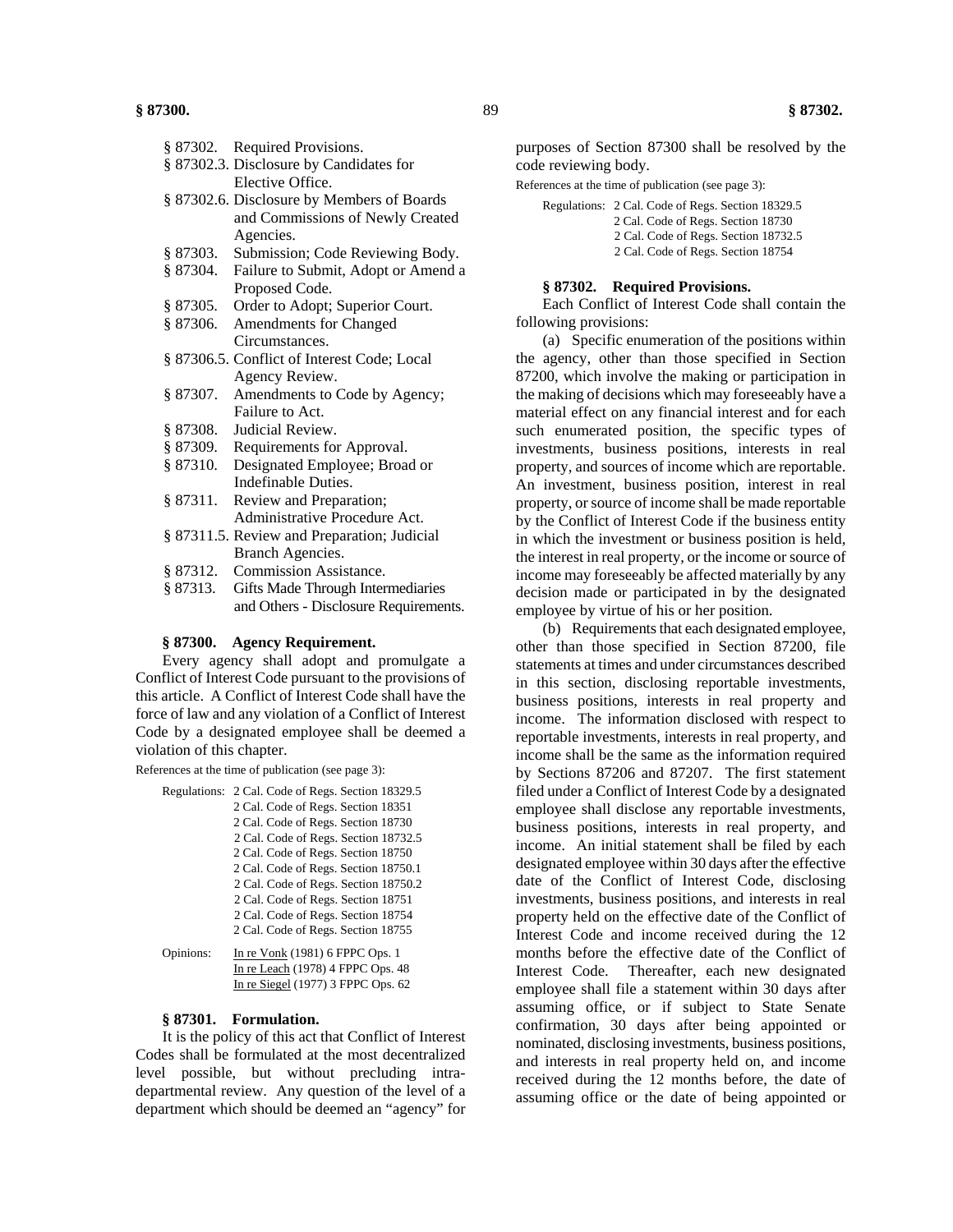§ 87302. Required Provisions.
§ 87302.3. Disclosure by Candidates for Elective Office.
§ 87302.6. Disclosure by Members of Boards and Commissions of Newly Created Agencies.
§ 87303. Submission; Code Reviewing Body.
§ 87304. Failure to Submit, Adopt or Amend a Proposed Code.
§ 87305. Order to Adopt; Superior Court.
§ 87306. Amendments for Changed Circumstances.
§ 87306.5. Conflict of Interest Code; Local Agency Review.
§ 87307. Amendments to Code by Agency; Failure to Act.
§ 87308. Judicial Review.
§ 87309. Requirements for Approval.
§ 87310. Designated Employee; Broad or Indefinable Duties.
§ 87311. Review and Preparation; Administrative Procedure Act.
§ 87311.5. Review and Preparation; Judicial Branch Agencies.
§ 87312. Commission Assistance.
§ 87313. Gifts Made Through Intermediaries and Others - Disclosure Requirements.

### § 87300. Agency Requirement.

Every agency shall adopt and promulgate a Conflict of Interest Code pursuant to the provisions of this article. A Conflict of Interest Code shall have the force of law and any violation of a Conflict of Interest Code by a designated employee shall be deemed a violation of this chapter.

References at the time of publication (see page 3):

Regulations: 2 Cal. Code of Regs. Section 18329.5
2 Cal. Code of Regs. Section 18351
2 Cal. Code of Regs. Section 18730
2 Cal. Code of Regs. Section 18732.5
2 Cal. Code of Regs. Section 18750
2 Cal. Code of Regs. Section 18750.1
2 Cal. Code of Regs. Section 18750.2
2 Cal. Code of Regs. Section 18751
2 Cal. Code of Regs. Section 18754
2 Cal. Code of Regs. Section 18755

Opinions: In re Vonk (1981) 6 FPPC Ops. 1
In re Leach (1978) 4 FPPC Ops. 48
In re Siegel (1977) 3 FPPC Ops. 62

### § 87301. Formulation.

It is the policy of this act that Conflict of Interest Codes shall be formulated at the most decentralized level possible, but without precluding intra-departmental review. Any question of the level of a department which should be deemed an "agency" for purposes of Section 87300 shall be resolved by the code reviewing body.

References at the time of publication (see page 3):

Regulations: 2 Cal. Code of Regs. Section 18329.5
2 Cal. Code of Regs. Section 18730
2 Cal. Code of Regs. Section 18732.5
2 Cal. Code of Regs. Section 18754

### § 87302. Required Provisions.

Each Conflict of Interest Code shall contain the following provisions:

(a) Specific enumeration of the positions within the agency, other than those specified in Section 87200, which involve the making or participation in the making of decisions which may foreseeably have a material effect on any financial interest and for each such enumerated position, the specific types of investments, business positions, interests in real property, and sources of income which are reportable. An investment, business position, interest in real property, or source of income shall be made reportable by the Conflict of Interest Code if the business entity in which the investment or business position is held, the interest in real property, or the income or source of income may foreseeably be affected materially by any decision made or participated in by the designated employee by virtue of his or her position.

(b) Requirements that each designated employee, other than those specified in Section 87200, file statements at times and under circumstances described in this section, disclosing reportable investments, business positions, interests in real property and income. The information disclosed with respect to reportable investments, interests in real property, and income shall be the same as the information required by Sections 87206 and 87207. The first statement filed under a Conflict of Interest Code by a designated employee shall disclose any reportable investments, business positions, interests in real property, and income. An initial statement shall be filed by each designated employee within 30 days after the effective date of the Conflict of Interest Code, disclosing investments, business positions, and interests in real property held on the effective date of the Conflict of Interest Code and income received during the 12 months before the effective date of the Conflict of Interest Code. Thereafter, each new designated employee shall file a statement within 30 days after assuming office, or if subject to State Senate confirmation, 30 days after being appointed or nominated, disclosing investments, business positions, and interests in real property held on, and income received during the 12 months before, the date of assuming office or the date of being appointed or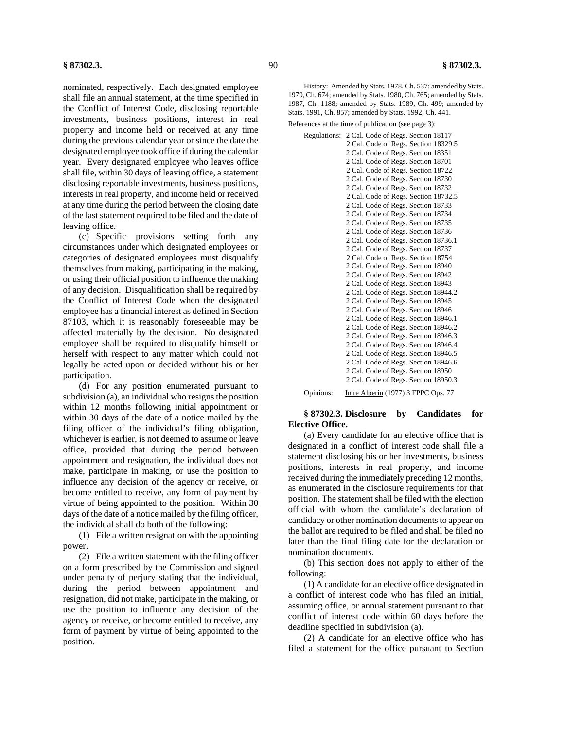nominated, respectively. Each designated employee shall file an annual statement, at the time specified in the Conflict of Interest Code, disclosing reportable investments, business positions, interest in real property and income held or received at any time during the previous calendar year or since the date the designated employee took office if during the calendar year. Every designated employee who leaves office shall file, within 30 days of leaving office, a statement disclosing reportable investments, business positions, interests in real property, and income held or received at any time during the period between the closing date of the last statement required to be filed and the date of leaving office.

(c) Specific provisions setting forth any circumstances under which designated employees or categories of designated employees must disqualify themselves from making, participating in the making, or using their official position to influence the making of any decision. Disqualification shall be required by the Conflict of Interest Code when the designated employee has a financial interest as defined in Section 87103, which it is reasonably foreseeable may be affected materially by the decision. No designated employee shall be required to disqualify himself or herself with respect to any matter which could not legally be acted upon or decided without his or her participation.

(d) For any position enumerated pursuant to subdivision (a), an individual who resigns the position within 12 months following initial appointment or within 30 days of the date of a notice mailed by the filing officer of the individual's filing obligation, whichever is earlier, is not deemed to assume or leave office, provided that during the period between appointment and resignation, the individual does not make, participate in making, or use the position to influence any decision of the agency or receive, or become entitled to receive, any form of payment by virtue of being appointed to the position. Within 30 days of the date of a notice mailed by the filing officer, the individual shall do both of the following:

(1) File a written resignation with the appointing power.

(2) File a written statement with the filing officer on a form prescribed by the Commission and signed under penalty of perjury stating that the individual, during the period between appointment and resignation, did not make, participate in the making, or use the position to influence any decision of the agency or receive, or become entitled to receive, any form of payment by virtue of being appointed to the position.

History: Amended by Stats. 1978, Ch. 537; amended by Stats. 1979, Ch. 674; amended by Stats. 1980, Ch. 765; amended by Stats. 1987, Ch. 1188; amended by Stats. 1989, Ch. 499; amended by Stats. 1991, Ch. 857; amended by Stats. 1992, Ch. 441.

References at the time of publication (see page 3):

Regulations: 2 Cal. Code of Regs. Section 18117
2 Cal. Code of Regs. Section 18329.5
2 Cal. Code of Regs. Section 18351
2 Cal. Code of Regs. Section 18701
2 Cal. Code of Regs. Section 18722
2 Cal. Code of Regs. Section 18730
2 Cal. Code of Regs. Section 18732
2 Cal. Code of Regs. Section 18732.5
2 Cal. Code of Regs. Section 18733
2 Cal. Code of Regs. Section 18734
2 Cal. Code of Regs. Section 18735
2 Cal. Code of Regs. Section 18736
2 Cal. Code of Regs. Section 18736.1
2 Cal. Code of Regs. Section 18737
2 Cal. Code of Regs. Section 18754
2 Cal. Code of Regs. Section 18940
2 Cal. Code of Regs. Section 18942
2 Cal. Code of Regs. Section 18943
2 Cal. Code of Regs. Section 18944.2
2 Cal. Code of Regs. Section 18945
2 Cal. Code of Regs. Section 18946
2 Cal. Code of Regs. Section 18946.1
2 Cal. Code of Regs. Section 18946.2
2 Cal. Code of Regs. Section 18946.3
2 Cal. Code of Regs. Section 18946.4
2 Cal. Code of Regs. Section 18946.5
2 Cal. Code of Regs. Section 18946.6
2 Cal. Code of Regs. Section 18950
2 Cal. Code of Regs. Section 18950.3

Opinions: In re Alperin (1977) 3 FPPC Ops. 77

**§ 87302.3. Disclosure by Candidates for Elective Office.**

(a) Every candidate for an elective office that is designated in a conflict of interest code shall file a statement disclosing his or her investments, business positions, interests in real property, and income received during the immediately preceding 12 months, as enumerated in the disclosure requirements for that position. The statement shall be filed with the election official with whom the candidate's declaration of candidacy or other nomination documents to appear on the ballot are required to be filed and shall be filed no later than the final filing date for the declaration or nomination documents.

(b) This section does not apply to either of the following:

(1) A candidate for an elective office designated in a conflict of interest code who has filed an initial, assuming office, or annual statement pursuant to that conflict of interest code within 60 days before the deadline specified in subdivision (a).

(2) A candidate for an elective office who has filed a statement for the office pursuant to Section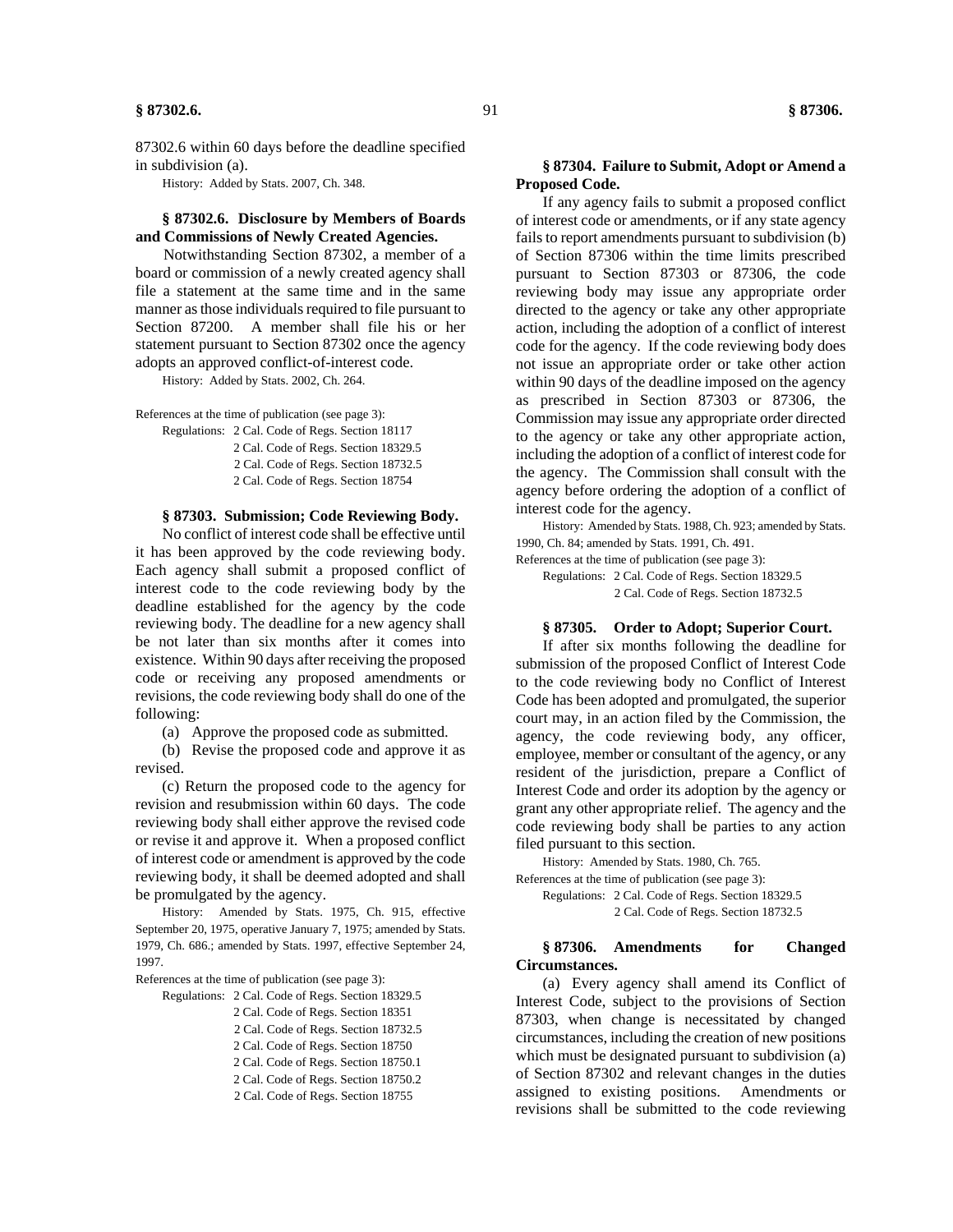87302.6 within 60 days before the deadline specified in subdivision (a).

History: Added by Stats. 2007, Ch. 348.

**§ 87302.6. Disclosure by Members of Boards and Commissions of Newly Created Agencies.**

Notwithstanding Section 87302, a member of a board or commission of a newly created agency shall file a statement at the same time and in the same manner as those individuals required to file pursuant to Section 87200. A member shall file his or her statement pursuant to Section 87302 once the agency adopts an approved conflict-of-interest code.

History: Added by Stats. 2002, Ch. 264.

References at the time of publication (see page 3):

Regulations: 2 Cal. Code of Regs. Section 18117
2 Cal. Code of Regs. Section 18329.5
2 Cal. Code of Regs. Section 18732.5
2 Cal. Code of Regs. Section 18754

**§ 87303. Submission; Code Reviewing Body.**

No conflict of interest code shall be effective until it has been approved by the code reviewing body. Each agency shall submit a proposed conflict of interest code to the code reviewing body by the deadline established for the agency by the code reviewing body. The deadline for a new agency shall be not later than six months after it comes into existence. Within 90 days after receiving the proposed code or receiving any proposed amendments or revisions, the code reviewing body shall do one of the following:

(a) Approve the proposed code as submitted.

(b) Revise the proposed code and approve it as revised.

(c) Return the proposed code to the agency for revision and resubmission within 60 days. The code reviewing body shall either approve the revised code or revise it and approve it. When a proposed conflict of interest code or amendment is approved by the code reviewing body, it shall be deemed adopted and shall be promulgated by the agency.

History: Amended by Stats. 1975, Ch. 915, effective September 20, 1975, operative January 7, 1975; amended by Stats. 1979, Ch. 686.; amended by Stats. 1997, effective September 24, 1997.

References at the time of publication (see page 3):

Regulations: 2 Cal. Code of Regs. Section 18329.5
2 Cal. Code of Regs. Section 18351
2 Cal. Code of Regs. Section 18732.5
2 Cal. Code of Regs. Section 18750
2 Cal. Code of Regs. Section 18750.1
2 Cal. Code of Regs. Section 18750.2
2 Cal. Code of Regs. Section 18755

**§ 87304. Failure to Submit, Adopt or Amend a Proposed Code.**

If any agency fails to submit a proposed conflict of interest code or amendments, or if any state agency fails to report amendments pursuant to subdivision (b) of Section 87306 within the time limits prescribed pursuant to Section 87303 or 87306, the code reviewing body may issue any appropriate order directed to the agency or take any other appropriate action, including the adoption of a conflict of interest code for the agency. If the code reviewing body does not issue an appropriate order or take other action within 90 days of the deadline imposed on the agency as prescribed in Section 87303 or 87306, the Commission may issue any appropriate order directed to the agency or take any other appropriate action, including the adoption of a conflict of interest code for the agency. The Commission shall consult with the agency before ordering the adoption of a conflict of interest code for the agency.

History: Amended by Stats. 1988, Ch. 923; amended by Stats. 1990, Ch. 84; amended by Stats. 1991, Ch. 491.

References at the time of publication (see page 3):

Regulations: 2 Cal. Code of Regs. Section 18329.5
2 Cal. Code of Regs. Section 18732.5

**§ 87305. Order to Adopt; Superior Court.**

If after six months following the deadline for submission of the proposed Conflict of Interest Code to the code reviewing body no Conflict of Interest Code has been adopted and promulgated, the superior court may, in an action filed by the Commission, the agency, the code reviewing body, any officer, employee, member or consultant of the agency, or any resident of the jurisdiction, prepare a Conflict of Interest Code and order its adoption by the agency or grant any other appropriate relief. The agency and the code reviewing body shall be parties to any action filed pursuant to this section.

History: Amended by Stats. 1980, Ch. 765.

References at the time of publication (see page 3):

Regulations: 2 Cal. Code of Regs. Section 18329.5
2 Cal. Code of Regs. Section 18732.5

**§ 87306. Amendments for Changed Circumstances.**

(a) Every agency shall amend its Conflict of Interest Code, subject to the provisions of Section 87303, when change is necessitated by changed circumstances, including the creation of new positions which must be designated pursuant to subdivision (a) of Section 87302 and relevant changes in the duties assigned to existing positions. Amendments or revisions shall be submitted to the code reviewing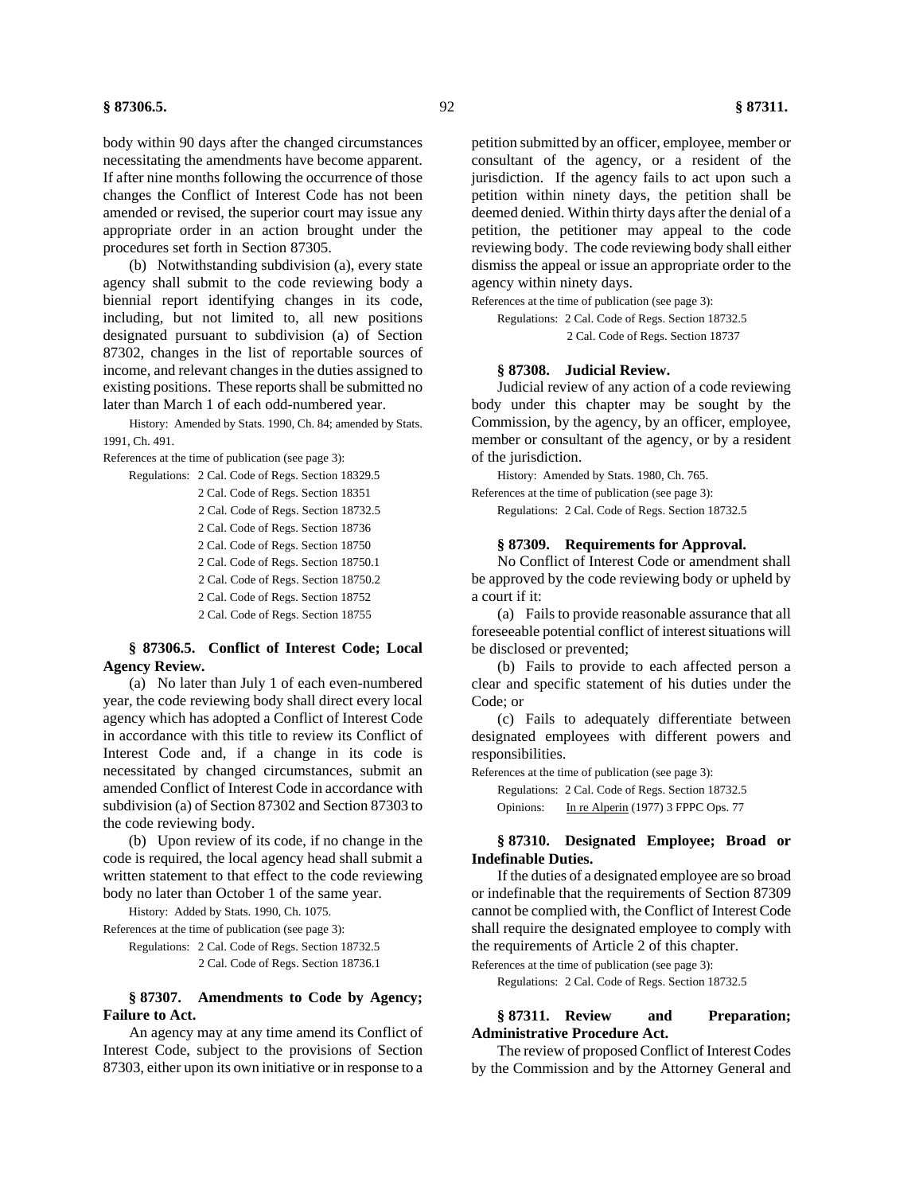body within 90 days after the changed circumstances necessitating the amendments have become apparent. If after nine months following the occurrence of those changes the Conflict of Interest Code has not been amended or revised, the superior court may issue any appropriate order in an action brought under the procedures set forth in Section 87305.

(b) Notwithstanding subdivision (a), every state agency shall submit to the code reviewing body a biennial report identifying changes in its code, including, but not limited to, all new positions designated pursuant to subdivision (a) of Section 87302, changes in the list of reportable sources of income, and relevant changes in the duties assigned to existing positions. These reports shall be submitted no later than March 1 of each odd-numbered year.

History: Amended by Stats. 1990, Ch. 84; amended by Stats. 1991, Ch. 491.

References at the time of publication (see page 3):

Regulations: 2 Cal. Code of Regs. Section 18329.5
2 Cal. Code of Regs. Section 18351
2 Cal. Code of Regs. Section 18732.5
2 Cal. Code of Regs. Section 18736
2 Cal. Code of Regs. Section 18750
2 Cal. Code of Regs. Section 18750.1
2 Cal. Code of Regs. Section 18750.2
2 Cal. Code of Regs. Section 18752
2 Cal. Code of Regs. Section 18755

### § 87306.5. Conflict of Interest Code; Local Agency Review.

(a) No later than July 1 of each even-numbered year, the code reviewing body shall direct every local agency which has adopted a Conflict of Interest Code in accordance with this title to review its Conflict of Interest Code and, if a change in its code is necessitated by changed circumstances, submit an amended Conflict of Interest Code in accordance with subdivision (a) of Section 87302 and Section 87303 to the code reviewing body.

(b) Upon review of its code, if no change in the code is required, the local agency head shall submit a written statement to that effect to the code reviewing body no later than October 1 of the same year.

History: Added by Stats. 1990, Ch. 1075.

References at the time of publication (see page 3):

Regulations: 2 Cal. Code of Regs. Section 18732.5
2 Cal. Code of Regs. Section 18736.1

### § 87307. Amendments to Code by Agency; Failure to Act.

An agency may at any time amend its Conflict of Interest Code, subject to the provisions of Section 87303, either upon its own initiative or in response to a petition submitted by an officer, employee, member or consultant of the agency, or a resident of the jurisdiction. If the agency fails to act upon such a petition within ninety days, the petition shall be deemed denied. Within thirty days after the denial of a petition, the petitioner may appeal to the code reviewing body. The code reviewing body shall either dismiss the appeal or issue an appropriate order to the agency within ninety days.

References at the time of publication (see page 3):

Regulations: 2 Cal. Code of Regs. Section 18732.5
2 Cal. Code of Regs. Section 18737

### § 87308. Judicial Review.

Judicial review of any action of a code reviewing body under this chapter may be sought by the Commission, by the agency, by an officer, employee, member or consultant of the agency, or by a resident of the jurisdiction.

History: Amended by Stats. 1980, Ch. 765.

References at the time of publication (see page 3):

Regulations: 2 Cal. Code of Regs. Section 18732.5

### § 87309. Requirements for Approval.

No Conflict of Interest Code or amendment shall be approved by the code reviewing body or upheld by a court if it:

(a) Fails to provide reasonable assurance that all foreseeable potential conflict of interest situations will be disclosed or prevented;

(b) Fails to provide to each affected person a clear and specific statement of his duties under the Code; or

(c) Fails to adequately differentiate between designated employees with different powers and responsibilities.

References at the time of publication (see page 3):

Regulations: 2 Cal. Code of Regs. Section 18732.5
Opinions: In re Alperin (1977) 3 FPPC Ops. 77

### § 87310. Designated Employee; Broad or Indefinable Duties.

If the duties of a designated employee are so broad or indefinable that the requirements of Section 87309 cannot be complied with, the Conflict of Interest Code shall require the designated employee to comply with the requirements of Article 2 of this chapter.

References at the time of publication (see page 3):

Regulations: 2 Cal. Code of Regs. Section 18732.5

### § 87311. Review and Preparation; Administrative Procedure Act.

The review of proposed Conflict of Interest Codes by the Commission and by the Attorney General and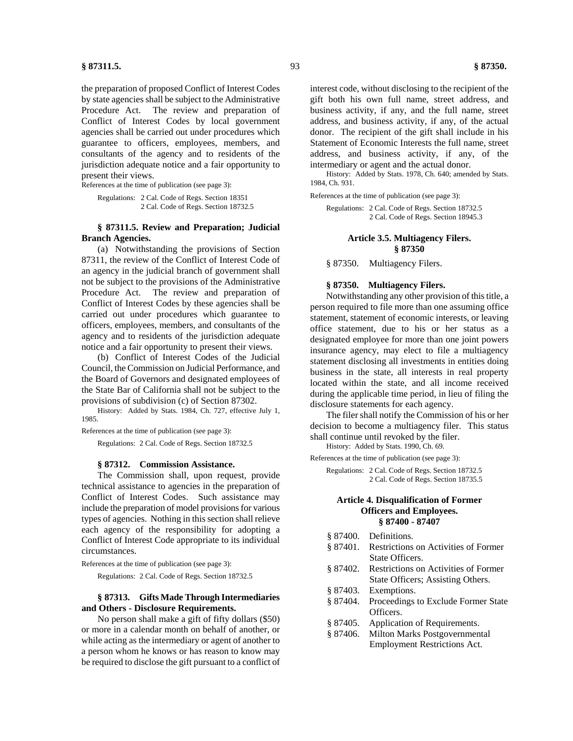the preparation of proposed Conflict of Interest Codes by state agencies shall be subject to the Administrative Procedure Act. The review and preparation of Conflict of Interest Codes by local government agencies shall be carried out under procedures which guarantee to officers, employees, members, and consultants of the agency and to residents of the jurisdiction adequate notice and a fair opportunity to present their views.

References at the time of publication (see page 3):

Regulations: 2 Cal. Code of Regs. Section 18351
2 Cal. Code of Regs. Section 18732.5

### § 87311.5. Review and Preparation; Judicial Branch Agencies.

(a) Notwithstanding the provisions of Section 87311, the review of the Conflict of Interest Code of an agency in the judicial branch of government shall not be subject to the provisions of the Administrative Procedure Act. The review and preparation of Conflict of Interest Codes by these agencies shall be carried out under procedures which guarantee to officers, employees, members, and consultants of the agency and to residents of the jurisdiction adequate notice and a fair opportunity to present their views.

(b) Conflict of Interest Codes of the Judicial Council, the Commission on Judicial Performance, and the Board of Governors and designated employees of the State Bar of California shall not be subject to the provisions of subdivision (c) of Section 87302.

History: Added by Stats. 1984, Ch. 727, effective July 1, 1985.

References at the time of publication (see page 3):

Regulations: 2 Cal. Code of Regs. Section 18732.5

### § 87312. Commission Assistance.

The Commission shall, upon request, provide technical assistance to agencies in the preparation of Conflict of Interest Codes. Such assistance may include the preparation of model provisions for various types of agencies. Nothing in this section shall relieve each agency of the responsibility for adopting a Conflict of Interest Code appropriate to its individual circumstances.

References at the time of publication (see page 3):

Regulations: 2 Cal. Code of Regs. Section 18732.5

### § 87313. Gifts Made Through Intermediaries and Others - Disclosure Requirements.

No person shall make a gift of fifty dollars ($50) or more in a calendar month on behalf of another, or while acting as the intermediary or agent of another to a person whom he knows or has reason to know may be required to disclose the gift pursuant to a conflict of interest code, without disclosing to the recipient of the gift both his own full name, street address, and business activity, if any, and the full name, street address, and business activity, if any, of the actual donor. The recipient of the gift shall include in his Statement of Economic Interests the full name, street address, and business activity, if any, of the intermediary or agent and the actual donor.

History: Added by Stats. 1978, Ch. 640; amended by Stats. 1984, Ch. 931.

References at the time of publication (see page 3):

Regulations: 2 Cal. Code of Regs. Section 18732.5
2 Cal. Code of Regs. Section 18945.3

## Article 3.5. Multiagency Filers. § 87350

§ 87350. Multiagency Filers.

### § 87350. Multiagency Filers.

Notwithstanding any other provision of this title, a person required to file more than one assuming office statement, statement of economic interests, or leaving office statement, due to his or her status as a designated employee for more than one joint powers insurance agency, may elect to file a multiagency statement disclosing all investments in entities doing business in the state, all interests in real property located within the state, and all income received during the applicable time period, in lieu of filing the disclosure statements for each agency.

The filer shall notify the Commission of his or her decision to become a multiagency filer. This status shall continue until revoked by the filer.

History: Added by Stats. 1990, Ch. 69.

References at the time of publication (see page 3):

Regulations: 2 Cal. Code of Regs. Section 18732.5
2 Cal. Code of Regs. Section 18735.5

## Article 4. Disqualification of Former Officers and Employees. § 87400 - 87407

- § 87400. Definitions.
- § 87401. Restrictions on Activities of Former State Officers.
- § 87402. Restrictions on Activities of Former State Officers; Assisting Others.
- § 87403. Exemptions.
- § 87404. Proceedings to Exclude Former State Officers.
- § 87405. Application of Requirements.
- § 87406. Milton Marks Postgovernmental Employment Restrictions Act.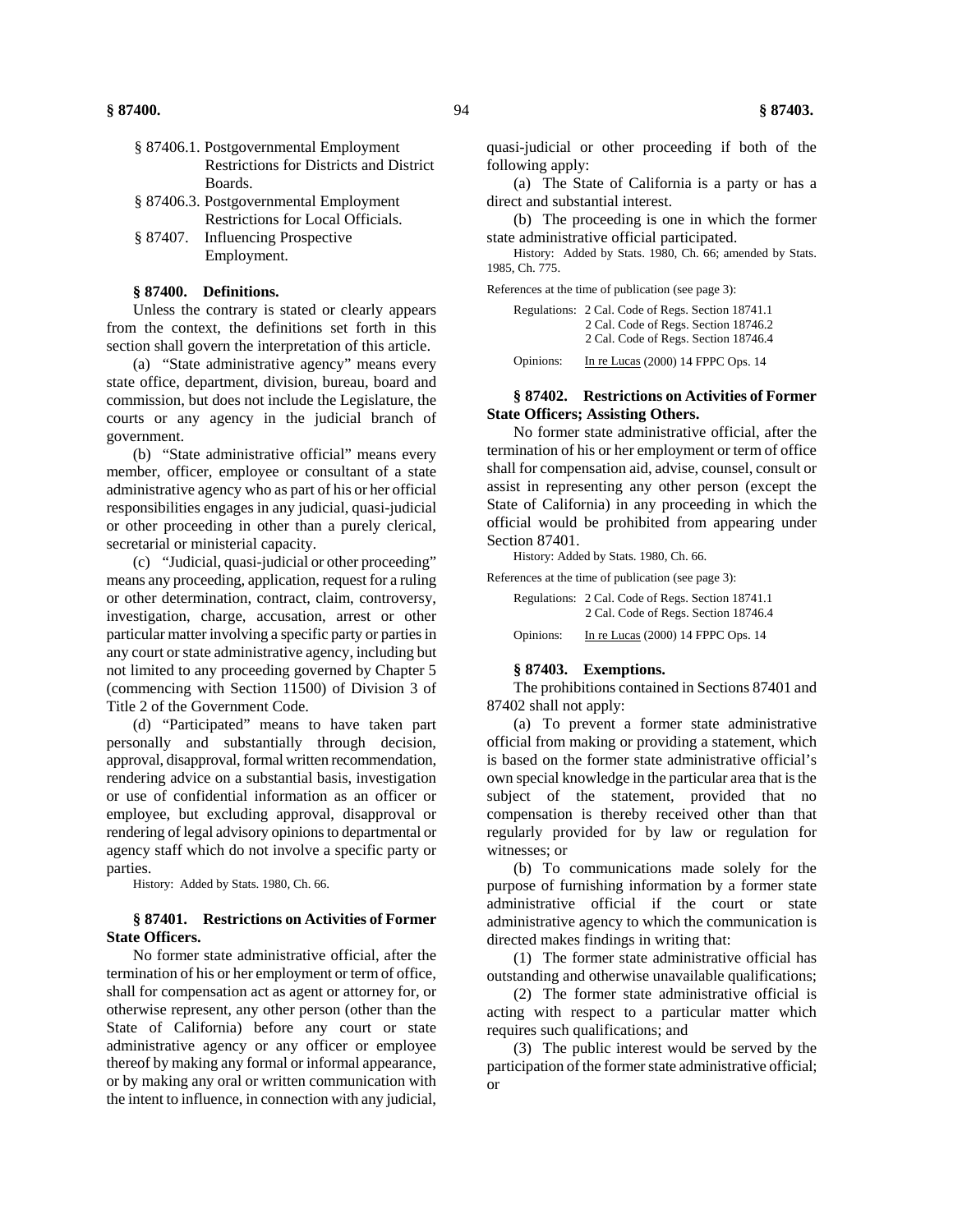§ 87406.1. Postgovernmental Employment Restrictions for Districts and District Boards.

§ 87406.3. Postgovernmental Employment Restrictions for Local Officials.

§ 87407. Influencing Prospective Employment.

**§ 87400. Definitions.**

Unless the contrary is stated or clearly appears from the context, the definitions set forth in this section shall govern the interpretation of this article.

(a) "State administrative agency" means every state office, department, division, bureau, board and commission, but does not include the Legislature, the courts or any agency in the judicial branch of government.

(b) "State administrative official" means every member, officer, employee or consultant of a state administrative agency who as part of his or her official responsibilities engages in any judicial, quasi-judicial or other proceeding in other than a purely clerical, secretarial or ministerial capacity.

(c) "Judicial, quasi-judicial or other proceeding" means any proceeding, application, request for a ruling or other determination, contract, claim, controversy, investigation, charge, accusation, arrest or other particular matter involving a specific party or parties in any court or state administrative agency, including but not limited to any proceeding governed by Chapter 5 (commencing with Section 11500) of Division 3 of Title 2 of the Government Code.

(d) "Participated" means to have taken part personally and substantially through decision, approval, disapproval, formal written recommendation, rendering advice on a substantial basis, investigation or use of confidential information as an officer or employee, but excluding approval, disapproval or rendering of legal advisory opinions to departmental or agency staff which do not involve a specific party or parties.

History: Added by Stats. 1980, Ch. 66.

**§ 87401. Restrictions on Activities of Former State Officers.**

No former state administrative official, after the termination of his or her employment or term of office, shall for compensation act as agent or attorney for, or otherwise represent, any other person (other than the State of California) before any court or state administrative agency or any officer or employee thereof by making any formal or informal appearance, or by making any oral or written communication with the intent to influence, in connection with any judicial, quasi-judicial or other proceeding if both of the following apply:

(a) The State of California is a party or has a direct and substantial interest.

(b) The proceeding is one in which the former state administrative official participated.

History: Added by Stats. 1980, Ch. 66; amended by Stats. 1985, Ch. 775.

References at the time of publication (see page 3):

Regulations: 2 Cal. Code of Regs. Section 18741.1
2 Cal. Code of Regs. Section 18746.2
2 Cal. Code of Regs. Section 18746.4

Opinions: In re Lucas (2000) 14 FPPC Ops. 14

**§ 87402. Restrictions on Activities of Former State Officers; Assisting Others.**

No former state administrative official, after the termination of his or her employment or term of office shall for compensation aid, advise, counsel, consult or assist in representing any other person (except the State of California) in any proceeding in which the official would be prohibited from appearing under Section 87401.

History: Added by Stats. 1980, Ch. 66.

References at the time of publication (see page 3):

Regulations: 2 Cal. Code of Regs. Section 18741.1
2 Cal. Code of Regs. Section 18746.4

Opinions: In re Lucas (2000) 14 FPPC Ops. 14

**§ 87403. Exemptions.**

The prohibitions contained in Sections 87401 and 87402 shall not apply:

(a) To prevent a former state administrative official from making or providing a statement, which is based on the former state administrative official's own special knowledge in the particular area that is the subject of the statement, provided that no compensation is thereby received other than that regularly provided for by law or regulation for witnesses; or

(b) To communications made solely for the purpose of furnishing information by a former state administrative official if the court or state administrative agency to which the communication is directed makes findings in writing that:

(1) The former state administrative official has outstanding and otherwise unavailable qualifications;

(2) The former state administrative official is acting with respect to a particular matter which requires such qualifications; and

(3) The public interest would be served by the participation of the former state administrative official; or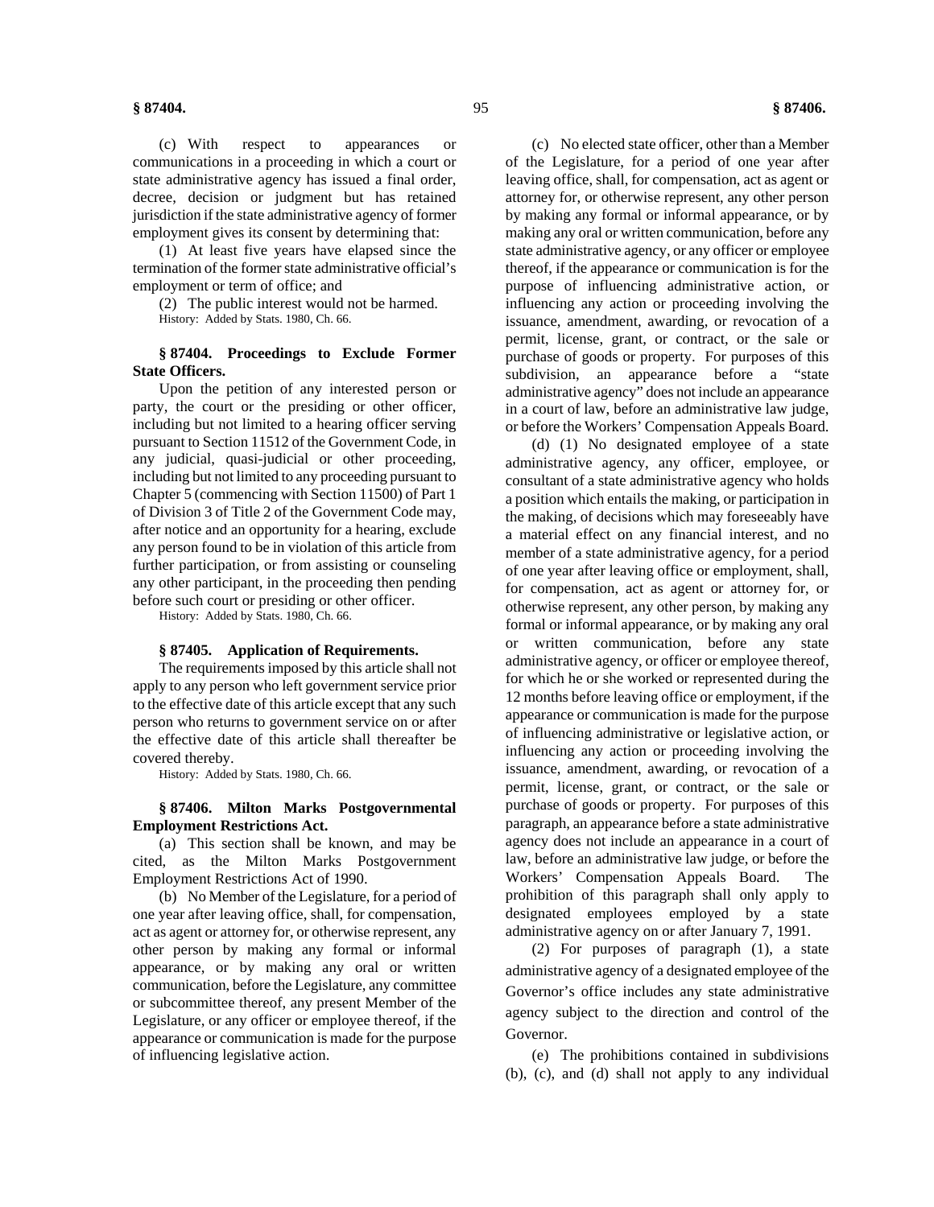(c) With respect to appearances or communications in a proceeding in which a court or state administrative agency has issued a final order, decree, decision or judgment but has retained jurisdiction if the state administrative agency of former employment gives its consent by determining that:

(1) At least five years have elapsed since the termination of the former state administrative official's employment or term of office; and

(2) The public interest would not be harmed.

History: Added by Stats. 1980, Ch. 66.

### § 87404. Proceedings to Exclude Former State Officers.

Upon the petition of any interested person or party, the court or the presiding or other officer, including but not limited to a hearing officer serving pursuant to Section 11512 of the Government Code, in any judicial, quasi-judicial or other proceeding, including but not limited to any proceeding pursuant to Chapter 5 (commencing with Section 11500) of Part 1 of Division 3 of Title 2 of the Government Code may, after notice and an opportunity for a hearing, exclude any person found to be in violation of this article from further participation, or from assisting or counseling any other participant, in the proceeding then pending before such court or presiding or other officer.

History: Added by Stats. 1980, Ch. 66.

### § 87405. Application of Requirements.

The requirements imposed by this article shall not apply to any person who left government service prior to the effective date of this article except that any such person who returns to government service on or after the effective date of this article shall thereafter be covered thereby.

History: Added by Stats. 1980, Ch. 66.

### § 87406. Milton Marks Postgovernmental Employment Restrictions Act.

(a) This section shall be known, and may be cited, as the Milton Marks Postgovernment Employment Restrictions Act of 1990.

(b) No Member of the Legislature, for a period of one year after leaving office, shall, for compensation, act as agent or attorney for, or otherwise represent, any other person by making any formal or informal appearance, or by making any oral or written communication, before the Legislature, any committee or subcommittee thereof, any present Member of the Legislature, or any officer or employee thereof, if the appearance or communication is made for the purpose of influencing legislative action.

(c) No elected state officer, other than a Member of the Legislature, for a period of one year after leaving office, shall, for compensation, act as agent or attorney for, or otherwise represent, any other person by making any formal or informal appearance, or by making any oral or written communication, before any state administrative agency, or any officer or employee thereof, if the appearance or communication is for the purpose of influencing administrative action, or influencing any action or proceeding involving the issuance, amendment, awarding, or revocation of a permit, license, grant, or contract, or the sale or purchase of goods or property. For purposes of this subdivision, an appearance before a "state administrative agency" does not include an appearance in a court of law, before an administrative law judge, or before the Workers' Compensation Appeals Board.

(d) (1) No designated employee of a state administrative agency, any officer, employee, or consultant of a state administrative agency who holds a position which entails the making, or participation in the making, of decisions which may foreseeably have a material effect on any financial interest, and no member of a state administrative agency, for a period of one year after leaving office or employment, shall, for compensation, act as agent or attorney for, or otherwise represent, any other person, by making any formal or informal appearance, or by making any oral or written communication, before any state administrative agency, or officer or employee thereof, for which he or she worked or represented during the 12 months before leaving office or employment, if the appearance or communication is made for the purpose of influencing administrative or legislative action, or influencing any action or proceeding involving the issuance, amendment, awarding, or revocation of a permit, license, grant, or contract, or the sale or purchase of goods or property. For purposes of this paragraph, an appearance before a state administrative agency does not include an appearance in a court of law, before an administrative law judge, or before the Workers' Compensation Appeals Board. The prohibition of this paragraph shall only apply to designated employees employed by a state administrative agency on or after January 7, 1991.

(2) For purposes of paragraph (1), a state administrative agency of a designated employee of the Governor's office includes any state administrative agency subject to the direction and control of the Governor.

(e) The prohibitions contained in subdivisions (b), (c), and (d) shall not apply to any individual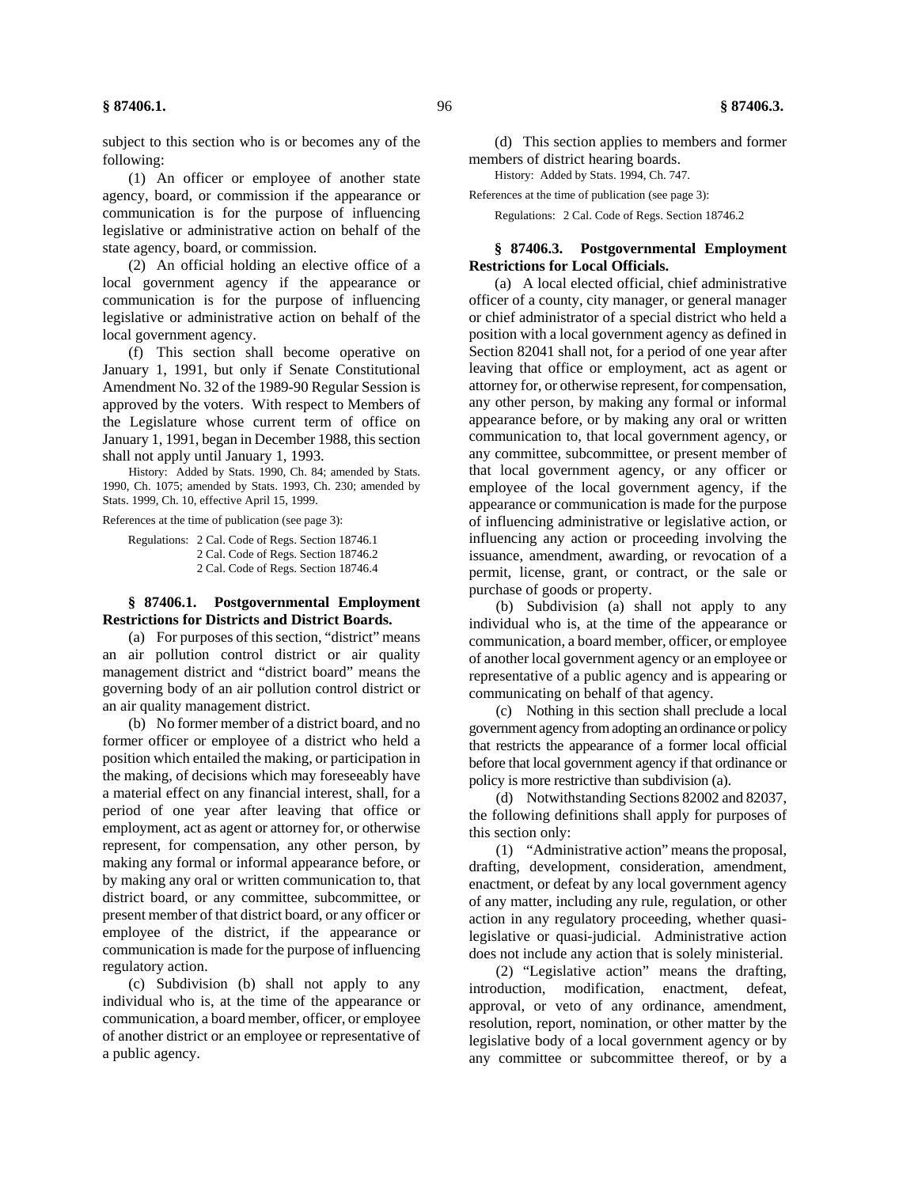subject to this section who is or becomes any of the following:

(1) An officer or employee of another state agency, board, or commission if the appearance or communication is for the purpose of influencing legislative or administrative action on behalf of the state agency, board, or commission.

(2) An official holding an elective office of a local government agency if the appearance or communication is for the purpose of influencing legislative or administrative action on behalf of the local government agency.

(f) This section shall become operative on January 1, 1991, but only if Senate Constitutional Amendment No. 32 of the 1989-90 Regular Session is approved by the voters. With respect to Members of the Legislature whose current term of office on January 1, 1991, began in December 1988, this section shall not apply until January 1, 1993.

History: Added by Stats. 1990, Ch. 84; amended by Stats. 1990, Ch. 1075; amended by Stats. 1993, Ch. 230; amended by Stats. 1999, Ch. 10, effective April 15, 1999.

References at the time of publication (see page 3):

Regulations: 2 Cal. Code of Regs. Section 18746.1
2 Cal. Code of Regs. Section 18746.2
2 Cal. Code of Regs. Section 18746.4

### § 87406.1. Postgovernmental Employment Restrictions for Districts and District Boards.

(a) For purposes of this section, "district" means an air pollution control district or air quality management district and "district board" means the governing body of an air pollution control district or an air quality management district.

(b) No former member of a district board, and no former officer or employee of a district who held a position which entailed the making, or participation in the making, of decisions which may foreseeably have a material effect on any financial interest, shall, for a period of one year after leaving that office or employment, act as agent or attorney for, or otherwise represent, for compensation, any other person, by making any formal or informal appearance before, or by making any oral or written communication to, that district board, or any committee, subcommittee, or present member of that district board, or any officer or employee of the district, if the appearance or communication is made for the purpose of influencing regulatory action.

(c) Subdivision (b) shall not apply to any individual who is, at the time of the appearance or communication, a board member, officer, or employee of another district or an employee or representative of a public agency.

(d) This section applies to members and former members of district hearing boards.

History: Added by Stats. 1994, Ch. 747.

References at the time of publication (see page 3):

Regulations: 2 Cal. Code of Regs. Section 18746.2

### § 87406.3. Postgovernmental Employment Restrictions for Local Officials.

(a) A local elected official, chief administrative officer of a county, city manager, or general manager or chief administrator of a special district who held a position with a local government agency as defined in Section 82041 shall not, for a period of one year after leaving that office or employment, act as agent or attorney for, or otherwise represent, for compensation, any other person, by making any formal or informal appearance before, or by making any oral or written communication to, that local government agency, or any committee, subcommittee, or present member of that local government agency, or any officer or employee of the local government agency, if the appearance or communication is made for the purpose of influencing administrative or legislative action, or influencing any action or proceeding involving the issuance, amendment, awarding, or revocation of a permit, license, grant, or contract, or the sale or purchase of goods or property.

(b) Subdivision (a) shall not apply to any individual who is, at the time of the appearance or communication, a board member, officer, or employee of another local government agency or an employee or representative of a public agency and is appearing or communicating on behalf of that agency.

(c) Nothing in this section shall preclude a local government agency from adopting an ordinance or policy that restricts the appearance of a former local official before that local government agency if that ordinance or policy is more restrictive than subdivision (a).

(d) Notwithstanding Sections 82002 and 82037, the following definitions shall apply for purposes of this section only:

(1) "Administrative action" means the proposal, drafting, development, consideration, amendment, enactment, or defeat by any local government agency of any matter, including any rule, regulation, or other action in any regulatory proceeding, whether quasi-legislative or quasi-judicial. Administrative action does not include any action that is solely ministerial.

(2) "Legislative action" means the drafting, introduction, modification, enactment, defeat, approval, or veto of any ordinance, amendment, resolution, report, nomination, or other matter by the legislative body of a local government agency or by any committee or subcommittee thereof, or by a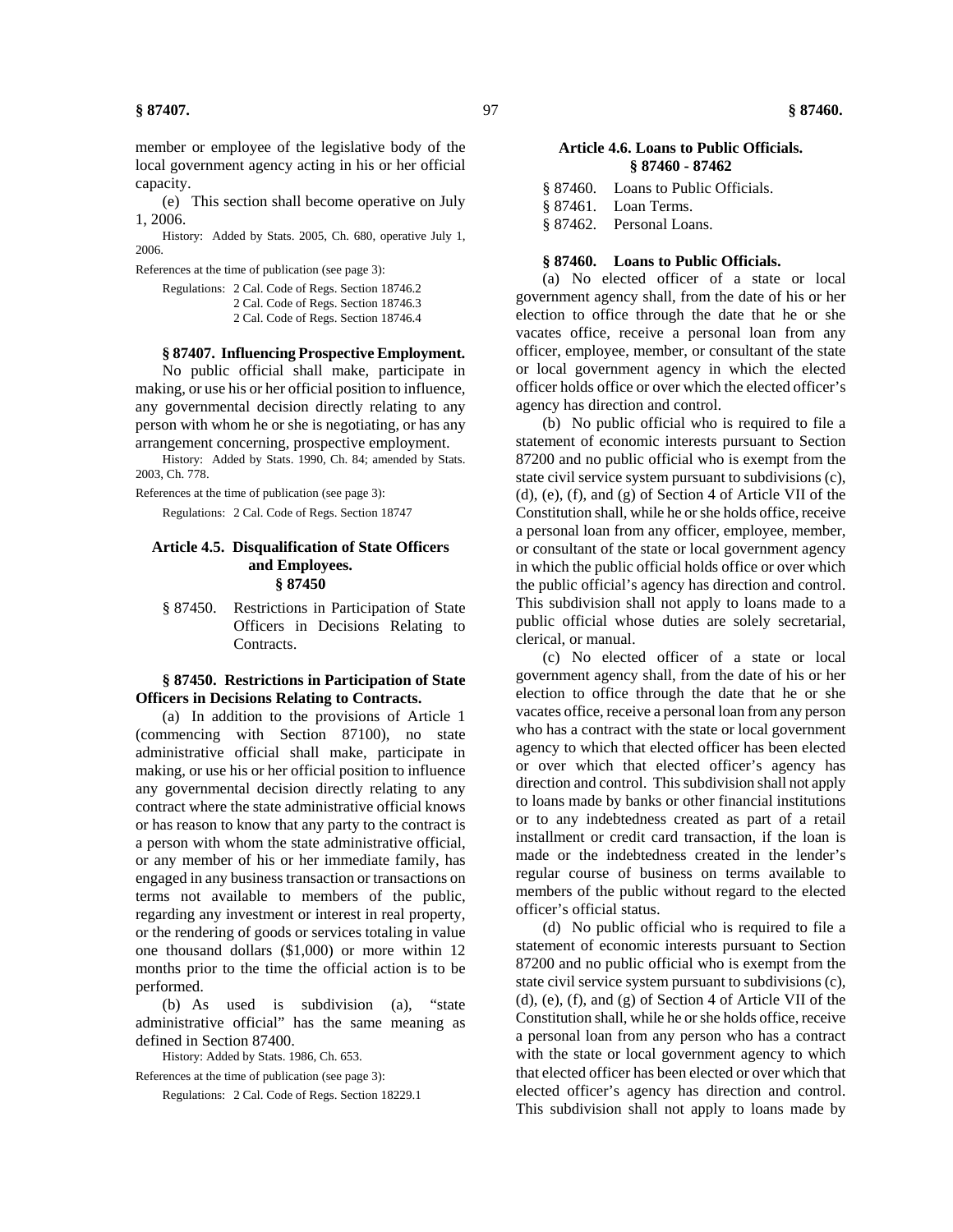member or employee of the legislative body of the local government agency acting in his or her official capacity.

(e) This section shall become operative on July 1, 2006.

History: Added by Stats. 2005, Ch. 680, operative July 1, 2006.

References at the time of publication (see page 3):

Regulations: 2 Cal. Code of Regs. Section 18746.2
2 Cal. Code of Regs. Section 18746.3
2 Cal. Code of Regs. Section 18746.4

**§ 87407. Influencing Prospective Employment.**

No public official shall make, participate in making, or use his or her official position to influence, any governmental decision directly relating to any person with whom he or she is negotiating, or has any arrangement concerning, prospective employment.

History: Added by Stats. 1990, Ch. 84; amended by Stats. 2003, Ch. 778.

References at the time of publication (see page 3):

Regulations: 2 Cal. Code of Regs. Section 18747

## Article 4.5. Disqualification of State Officers and Employees. § 87450

§ 87450. Restrictions in Participation of State Officers in Decisions Relating to Contracts.

**§ 87450. Restrictions in Participation of State Officers in Decisions Relating to Contracts.**

(a) In addition to the provisions of Article 1 (commencing with Section 87100), no state administrative official shall make, participate in making, or use his or her official position to influence any governmental decision directly relating to any contract where the state administrative official knows or has reason to know that any party to the contract is a person with whom the state administrative official, or any member of his or her immediate family, has engaged in any business transaction or transactions on terms not available to members of the public, regarding any investment or interest in real property, or the rendering of goods or services totaling in value one thousand dollars ($1,000) or more within 12 months prior to the time the official action is to be performed.

(b) As used is subdivision (a), "state administrative official" has the same meaning as defined in Section 87400.

History: Added by Stats. 1986, Ch. 653.

References at the time of publication (see page 3):

Regulations: 2 Cal. Code of Regs. Section 18229.1

## Article 4.6. Loans to Public Officials. § 87460 - 87462

§ 87460. Loans to Public Officials.
§ 87461. Loan Terms.
§ 87462. Personal Loans.

**§ 87460. Loans to Public Officials.**

(a) No elected officer of a state or local government agency shall, from the date of his or her election to office through the date that he or she vacates office, receive a personal loan from any officer, employee, member, or consultant of the state or local government agency in which the elected officer holds office or over which the elected officer's agency has direction and control.

(b) No public official who is required to file a statement of economic interests pursuant to Section 87200 and no public official who is exempt from the state civil service system pursuant to subdivisions (c), (d), (e), (f), and (g) of Section 4 of Article VII of the Constitution shall, while he or she holds office, receive a personal loan from any officer, employee, member, or consultant of the state or local government agency in which the public official holds office or over which the public official's agency has direction and control. This subdivision shall not apply to loans made to a public official whose duties are solely secretarial, clerical, or manual.

(c) No elected officer of a state or local government agency shall, from the date of his or her election to office through the date that he or she vacates office, receive a personal loan from any person who has a contract with the state or local government agency to which that elected officer has been elected or over which that elected officer's agency has direction and control. This subdivision shall not apply to loans made by banks or other financial institutions or to any indebtedness created as part of a retail installment or credit card transaction, if the loan is made or the indebtedness created in the lender's regular course of business on terms available to members of the public without regard to the elected officer's official status.

(d) No public official who is required to file a statement of economic interests pursuant to Section 87200 and no public official who is exempt from the state civil service system pursuant to subdivisions (c), (d), (e), (f), and (g) of Section 4 of Article VII of the Constitution shall, while he or she holds office, receive a personal loan from any person who has a contract with the state or local government agency to which that elected officer has been elected or over which that elected officer's agency has direction and control. This subdivision shall not apply to loans made by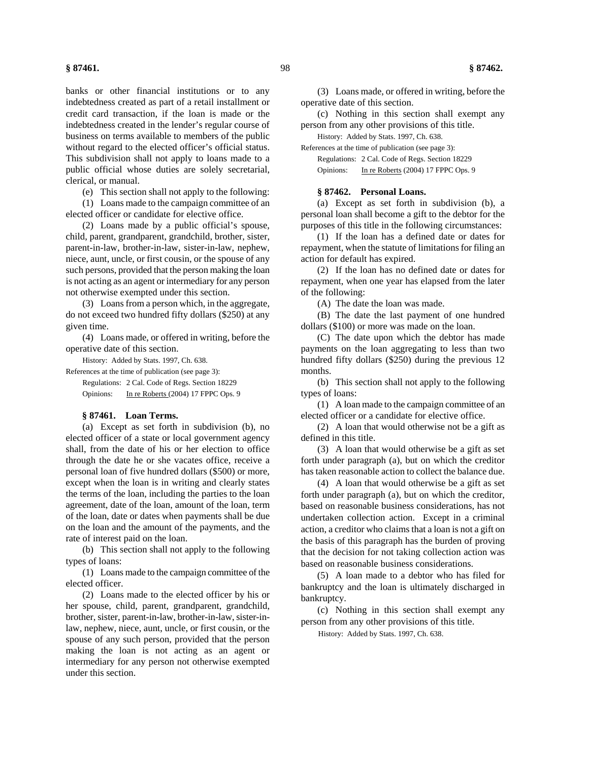banks or other financial institutions or to any indebtedness created as part of a retail installment or credit card transaction, if the loan is made or the indebtedness created in the lender's regular course of business on terms available to members of the public without regard to the elected officer's official status. This subdivision shall not apply to loans made to a public official whose duties are solely secretarial, clerical, or manual.

(e) This section shall not apply to the following:

(1) Loans made to the campaign committee of an elected officer or candidate for elective office.

(2) Loans made by a public official's spouse, child, parent, grandparent, grandchild, brother, sister, parent-in-law, brother-in-law, sister-in-law, nephew, niece, aunt, uncle, or first cousin, or the spouse of any such persons, provided that the person making the loan is not acting as an agent or intermediary for any person not otherwise exempted under this section.

(3) Loans from a person which, in the aggregate, do not exceed two hundred fifty dollars ($250) at any given time.

(4) Loans made, or offered in writing, before the operative date of this section.

History: Added by Stats. 1997, Ch. 638.

References at the time of publication (see page 3):

Regulations: 2 Cal. Code of Regs. Section 18229

Opinions: In re Roberts (2004) 17 FPPC Ops. 9

### § 87461. Loan Terms.

(a) Except as set forth in subdivision (b), no elected officer of a state or local government agency shall, from the date of his or her election to office through the date he or she vacates office, receive a personal loan of five hundred dollars ($500) or more, except when the loan is in writing and clearly states the terms of the loan, including the parties to the loan agreement, date of the loan, amount of the loan, term of the loan, date or dates when payments shall be due on the loan and the amount of the payments, and the rate of interest paid on the loan.

(b) This section shall not apply to the following types of loans:

(1) Loans made to the campaign committee of the elected officer.

(2) Loans made to the elected officer by his or her spouse, child, parent, grandparent, grandchild, brother, sister, parent-in-law, brother-in-law, sister-in-law, nephew, niece, aunt, uncle, or first cousin, or the spouse of any such person, provided that the person making the loan is not acting as an agent or intermediary for any person not otherwise exempted under this section.

(3) Loans made, or offered in writing, before the operative date of this section.

(c) Nothing in this section shall exempt any person from any other provisions of this title.

History: Added by Stats. 1997, Ch. 638.

References at the time of publication (see page 3):

Regulations: 2 Cal. Code of Regs. Section 18229

Opinions: In re Roberts (2004) 17 FPPC Ops. 9

### § 87462. Personal Loans.

(a) Except as set forth in subdivision (b), a personal loan shall become a gift to the debtor for the purposes of this title in the following circumstances:

(1) If the loan has a defined date or dates for repayment, when the statute of limitations for filing an action for default has expired.

(2) If the loan has no defined date or dates for repayment, when one year has elapsed from the later of the following:

(A) The date the loan was made.

(B) The date the last payment of one hundred dollars ($100) or more was made on the loan.

(C) The date upon which the debtor has made payments on the loan aggregating to less than two hundred fifty dollars ($250) during the previous 12 months.

(b) This section shall not apply to the following types of loans:

(1) A loan made to the campaign committee of an elected officer or a candidate for elective office.

(2) A loan that would otherwise not be a gift as defined in this title.

(3) A loan that would otherwise be a gift as set forth under paragraph (a), but on which the creditor has taken reasonable action to collect the balance due.

(4) A loan that would otherwise be a gift as set forth under paragraph (a), but on which the creditor, based on reasonable business considerations, has not undertaken collection action. Except in a criminal action, a creditor who claims that a loan is not a gift on the basis of this paragraph has the burden of proving that the decision for not taking collection action was based on reasonable business considerations.

(5) A loan made to a debtor who has filed for bankruptcy and the loan is ultimately discharged in bankruptcy.

(c) Nothing in this section shall exempt any person from any other provisions of this title.

History: Added by Stats. 1997, Ch. 638.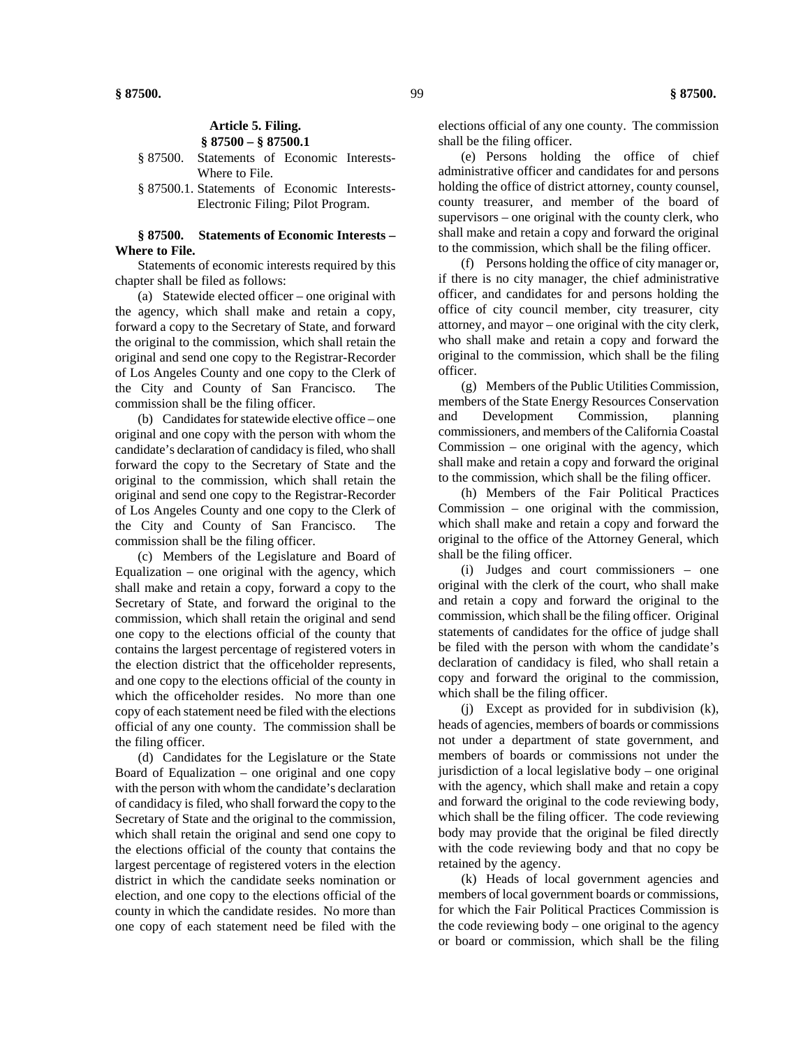### Article 5. Filing.
### § 87500 – § 87500.1

§ 87500. Statements of Economic Interests-Where to File.

§ 87500.1. Statements of Economic Interests-Electronic Filing; Pilot Program.

**§ 87500. Statements of Economic Interests – Where to File.**

Statements of economic interests required by this chapter shall be filed as follows:

(a) Statewide elected officer – one original with the agency, which shall make and retain a copy, forward a copy to the Secretary of State, and forward the original to the commission, which shall retain the original and send one copy to the Registrar-Recorder of Los Angeles County and one copy to the Clerk of the City and County of San Francisco. The commission shall be the filing officer.

(b) Candidates for statewide elective office – one original and one copy with the person with whom the candidate's declaration of candidacy is filed, who shall forward the copy to the Secretary of State and the original to the commission, which shall retain the original and send one copy to the Registrar-Recorder of Los Angeles County and one copy to the Clerk of the City and County of San Francisco. The commission shall be the filing officer.

(c) Members of the Legislature and Board of Equalization – one original with the agency, which shall make and retain a copy, forward a copy to the Secretary of State, and forward the original to the commission, which shall retain the original and send one copy to the elections official of the county that contains the largest percentage of registered voters in the election district that the officeholder represents, and one copy to the elections official of the county in which the officeholder resides. No more than one copy of each statement need be filed with the elections official of any one county. The commission shall be the filing officer.

(d) Candidates for the Legislature or the State Board of Equalization – one original and one copy with the person with whom the candidate's declaration of candidacy is filed, who shall forward the copy to the Secretary of State and the original to the commission, which shall retain the original and send one copy to the elections official of the county that contains the largest percentage of registered voters in the election district in which the candidate seeks nomination or election, and one copy to the elections official of the county in which the candidate resides. No more than one copy of each statement need be filed with the elections official of any one county. The commission shall be the filing officer.

(e) Persons holding the office of chief administrative officer and candidates for and persons holding the office of district attorney, county counsel, county treasurer, and member of the board of supervisors – one original with the county clerk, who shall make and retain a copy and forward the original to the commission, which shall be the filing officer.

(f) Persons holding the office of city manager or, if there is no city manager, the chief administrative officer, and candidates for and persons holding the office of city council member, city treasurer, city attorney, and mayor – one original with the city clerk, who shall make and retain a copy and forward the original to the commission, which shall be the filing officer.

(g) Members of the Public Utilities Commission, members of the State Energy Resources Conservation and Development Commission, planning commissioners, and members of the California Coastal Commission – one original with the agency, which shall make and retain a copy and forward the original to the commission, which shall be the filing officer.

(h) Members of the Fair Political Practices Commission – one original with the commission, which shall make and retain a copy and forward the original to the office of the Attorney General, which shall be the filing officer.

(i) Judges and court commissioners – one original with the clerk of the court, who shall make and retain a copy and forward the original to the commission, which shall be the filing officer. Original statements of candidates for the office of judge shall be filed with the person with whom the candidate's declaration of candidacy is filed, who shall retain a copy and forward the original to the commission, which shall be the filing officer.

(j) Except as provided for in subdivision (k), heads of agencies, members of boards or commissions not under a department of state government, and members of boards or commissions not under the jurisdiction of a local legislative body – one original with the agency, which shall make and retain a copy and forward the original to the code reviewing body, which shall be the filing officer. The code reviewing body may provide that the original be filed directly with the code reviewing body and that no copy be retained by the agency.

(k) Heads of local government agencies and members of local government boards or commissions, for which the Fair Political Practices Commission is the code reviewing body – one original to the agency or board or commission, which shall be the filing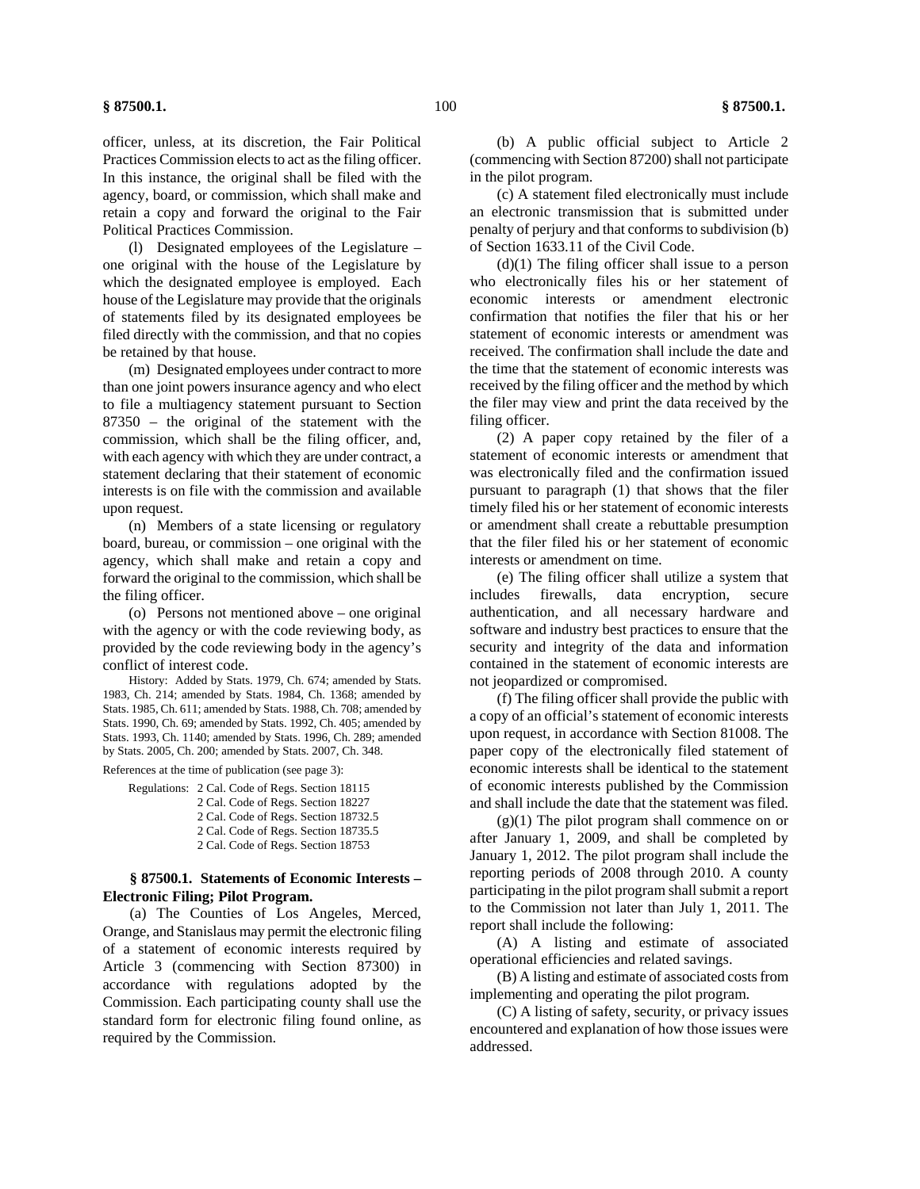officer, unless, at its discretion, the Fair Political Practices Commission elects to act as the filing officer. In this instance, the original shall be filed with the agency, board, or commission, which shall make and retain a copy and forward the original to the Fair Political Practices Commission.

(l) Designated employees of the Legislature – one original with the house of the Legislature by which the designated employee is employed. Each house of the Legislature may provide that the originals of statements filed by its designated employees be filed directly with the commission, and that no copies be retained by that house.

(m) Designated employees under contract to more than one joint powers insurance agency and who elect to file a multiagency statement pursuant to Section 87350 – the original of the statement with the commission, which shall be the filing officer, and, with each agency with which they are under contract, a statement declaring that their statement of economic interests is on file with the commission and available upon request.

(n) Members of a state licensing or regulatory board, bureau, or commission – one original with the agency, which shall make and retain a copy and forward the original to the commission, which shall be the filing officer.

(o) Persons not mentioned above – one original with the agency or with the code reviewing body, as provided by the code reviewing body in the agency's conflict of interest code.

History: Added by Stats. 1979, Ch. 674; amended by Stats. 1983, Ch. 214; amended by Stats. 1984, Ch. 1368; amended by Stats. 1985, Ch. 611; amended by Stats. 1988, Ch. 708; amended by Stats. 1990, Ch. 69; amended by Stats. 1992, Ch. 405; amended by Stats. 1993, Ch. 1140; amended by Stats. 1996, Ch. 289; amended by Stats. 2005, Ch. 200; amended by Stats. 2007, Ch. 348.

References at the time of publication (see page 3):

Regulations: 2 Cal. Code of Regs. Section 18115
2 Cal. Code of Regs. Section 18227
2 Cal. Code of Regs. Section 18732.5
2 Cal. Code of Regs. Section 18735.5
2 Cal. Code of Regs. Section 18753

### § 87500.1. Statements of Economic Interests – Electronic Filing; Pilot Program.

(a) The Counties of Los Angeles, Merced, Orange, and Stanislaus may permit the electronic filing of a statement of economic interests required by Article 3 (commencing with Section 87300) in accordance with regulations adopted by the Commission. Each participating county shall use the standard form for electronic filing found online, as required by the Commission.

(b) A public official subject to Article 2 (commencing with Section 87200) shall not participate in the pilot program.

(c) A statement filed electronically must include an electronic transmission that is submitted under penalty of perjury and that conforms to subdivision (b) of Section 1633.11 of the Civil Code.

(d)(1) The filing officer shall issue to a person who electronically files his or her statement of economic interests or amendment electronic confirmation that notifies the filer that his or her statement of economic interests or amendment was received. The confirmation shall include the date and the time that the statement of economic interests was received by the filing officer and the method by which the filer may view and print the data received by the filing officer.

(2) A paper copy retained by the filer of a statement of economic interests or amendment that was electronically filed and the confirmation issued pursuant to paragraph (1) that shows that the filer timely filed his or her statement of economic interests or amendment shall create a rebuttable presumption that the filer filed his or her statement of economic interests or amendment on time.

(e) The filing officer shall utilize a system that includes firewalls, data encryption, secure authentication, and all necessary hardware and software and industry best practices to ensure that the security and integrity of the data and information contained in the statement of economic interests are not jeopardized or compromised.

(f) The filing officer shall provide the public with a copy of an official's statement of economic interests upon request, in accordance with Section 81008. The paper copy of the electronically filed statement of economic interests shall be identical to the statement of economic interests published by the Commission and shall include the date that the statement was filed.

(g)(1) The pilot program shall commence on or after January 1, 2009, and shall be completed by January 1, 2012. The pilot program shall include the reporting periods of 2008 through 2010. A county participating in the pilot program shall submit a report to the Commission not later than July 1, 2011. The report shall include the following:

(A) A listing and estimate of associated operational efficiencies and related savings.

(B) A listing and estimate of associated costs from implementing and operating the pilot program.

(C) A listing of safety, security, or privacy issues encountered and explanation of how those issues were addressed.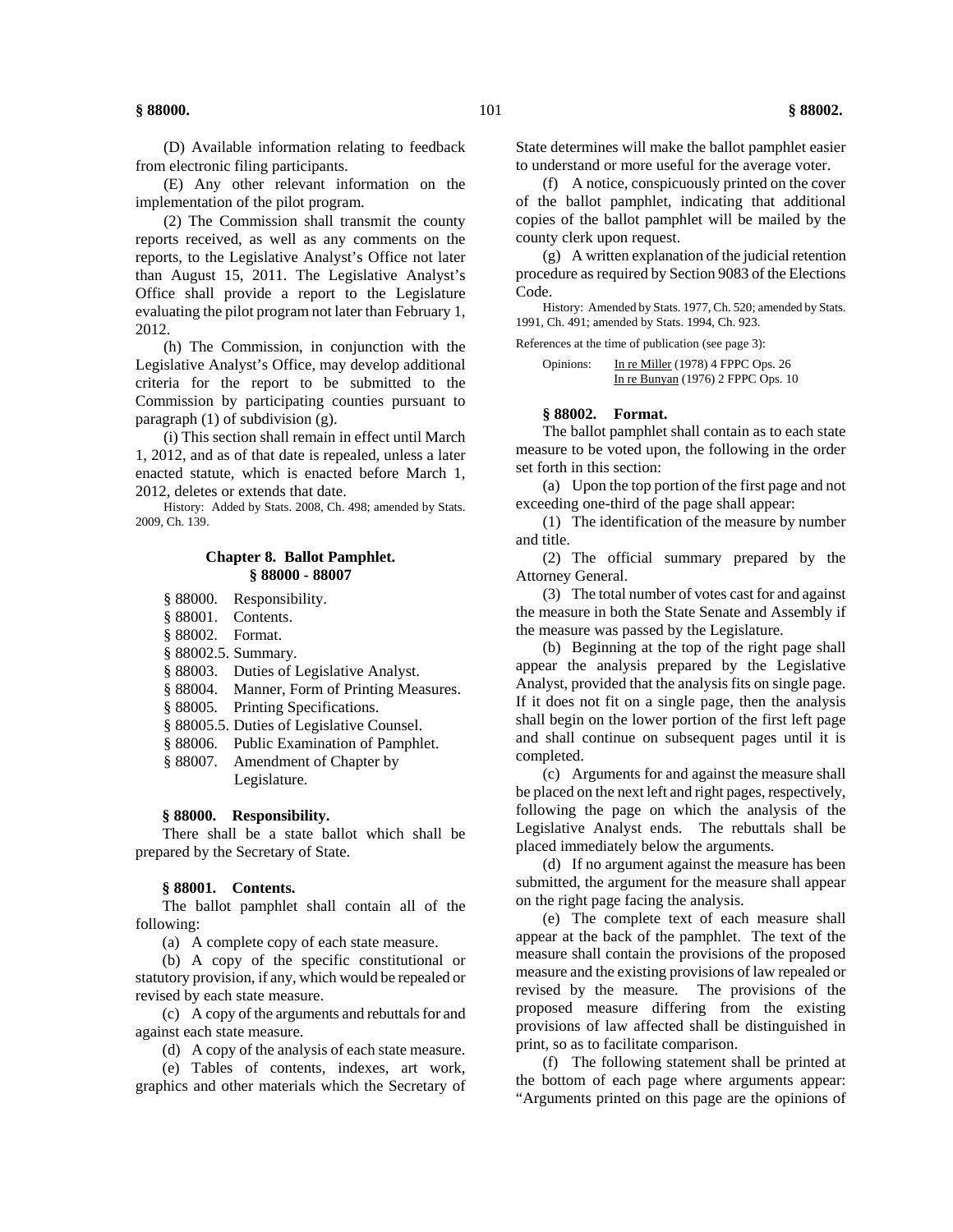(D) Available information relating to feedback from electronic filing participants.

(E) Any other relevant information on the implementation of the pilot program.

(2) The Commission shall transmit the county reports received, as well as any comments on the reports, to the Legislative Analyst's Office not later than August 15, 2011. The Legislative Analyst's Office shall provide a report to the Legislature evaluating the pilot program not later than February 1, 2012.

(h) The Commission, in conjunction with the Legislative Analyst's Office, may develop additional criteria for the report to be submitted to the Commission by participating counties pursuant to paragraph (1) of subdivision (g).

(i) This section shall remain in effect until March 1, 2012, and as of that date is repealed, unless a later enacted statute, which is enacted before March 1, 2012, deletes or extends that date.

History: Added by Stats. 2008, Ch. 498; amended by Stats. 2009, Ch. 139.

## Chapter 8. Ballot Pamphlet.
## § 88000 - 88007

- § 88000. Responsibility.
- § 88001. Contents.
- § 88002. Format.
- § 88002.5. Summary.
- § 88003. Duties of Legislative Analyst.
- § 88004. Manner, Form of Printing Measures.
- § 88005. Printing Specifications.
- § 88005.5. Duties of Legislative Counsel.
- § 88006. Public Examination of Pamphlet.
- § 88007. Amendment of Chapter by Legislature.

### § 88000. Responsibility.

There shall be a state ballot which shall be prepared by the Secretary of State.

### § 88001. Contents.

The ballot pamphlet shall contain all of the following:

(a) A complete copy of each state measure.

(b) A copy of the specific constitutional or statutory provision, if any, which would be repealed or revised by each state measure.

(c) A copy of the arguments and rebuttals for and against each state measure.

(d) A copy of the analysis of each state measure.

(e) Tables of contents, indexes, art work, graphics and other materials which the Secretary of State determines will make the ballot pamphlet easier to understand or more useful for the average voter.

(f) A notice, conspicuously printed on the cover of the ballot pamphlet, indicating that additional copies of the ballot pamphlet will be mailed by the county clerk upon request.

(g) A written explanation of the judicial retention procedure as required by Section 9083 of the Elections Code.

History: Amended by Stats. 1977, Ch. 520; amended by Stats. 1991, Ch. 491; amended by Stats. 1994, Ch. 923.

References at the time of publication (see page 3):

Opinions: In re Miller (1978) 4 FPPC Ops. 26
In re Bunyan (1976) 2 FPPC Ops. 10

### § 88002. Format.

The ballot pamphlet shall contain as to each state measure to be voted upon, the following in the order set forth in this section:

(a) Upon the top portion of the first page and not exceeding one-third of the page shall appear:

(1) The identification of the measure by number and title.

(2) The official summary prepared by the Attorney General.

(3) The total number of votes cast for and against the measure in both the State Senate and Assembly if the measure was passed by the Legislature.

(b) Beginning at the top of the right page shall appear the analysis prepared by the Legislative Analyst, provided that the analysis fits on single page. If it does not fit on a single page, then the analysis shall begin on the lower portion of the first left page and shall continue on subsequent pages until it is completed.

(c) Arguments for and against the measure shall be placed on the next left and right pages, respectively, following the page on which the analysis of the Legislative Analyst ends. The rebuttals shall be placed immediately below the arguments.

(d) If no argument against the measure has been submitted, the argument for the measure shall appear on the right page facing the analysis.

(e) The complete text of each measure shall appear at the back of the pamphlet. The text of the measure shall contain the provisions of the proposed measure and the existing provisions of law repealed or revised by the measure. The provisions of the proposed measure differing from the existing provisions of law affected shall be distinguished in print, so as to facilitate comparison.

(f) The following statement shall be printed at the bottom of each page where arguments appear: "Arguments printed on this page are the opinions of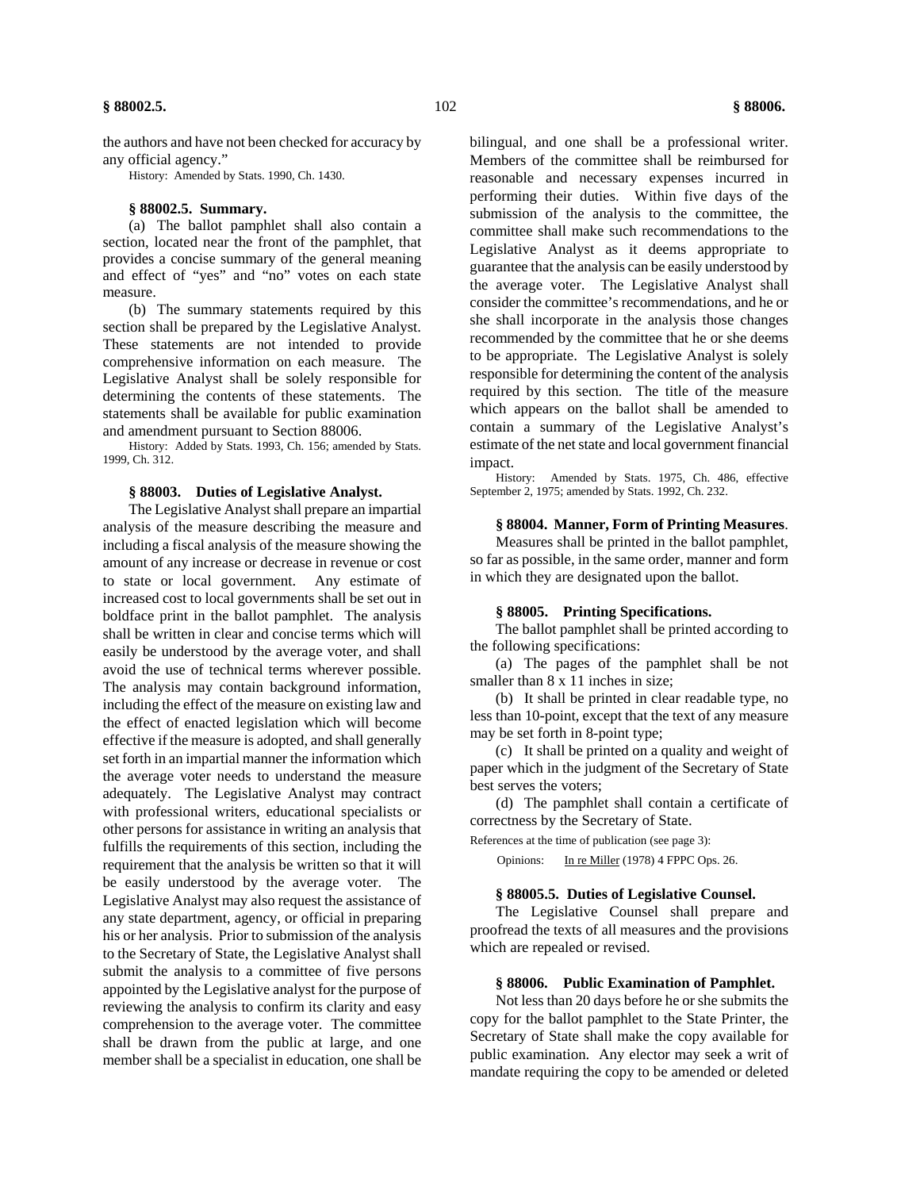the authors and have not been checked for accuracy by any official agency."

History: Amended by Stats. 1990, Ch. 1430.

### § 88002.5. Summary.

(a) The ballot pamphlet shall also contain a section, located near the front of the pamphlet, that provides a concise summary of the general meaning and effect of "yes" and "no" votes on each state measure.

(b) The summary statements required by this section shall be prepared by the Legislative Analyst. These statements are not intended to provide comprehensive information on each measure. The Legislative Analyst shall be solely responsible for determining the contents of these statements. The statements shall be available for public examination and amendment pursuant to Section 88006.

History: Added by Stats. 1993, Ch. 156; amended by Stats. 1999, Ch. 312.

### § 88003. Duties of Legislative Analyst.

The Legislative Analyst shall prepare an impartial analysis of the measure describing the measure and including a fiscal analysis of the measure showing the amount of any increase or decrease in revenue or cost to state or local government. Any estimate of increased cost to local governments shall be set out in boldface print in the ballot pamphlet. The analysis shall be written in clear and concise terms which will easily be understood by the average voter, and shall avoid the use of technical terms wherever possible. The analysis may contain background information, including the effect of the measure on existing law and the effect of enacted legislation which will become effective if the measure is adopted, and shall generally set forth in an impartial manner the information which the average voter needs to understand the measure adequately. The Legislative Analyst may contract with professional writers, educational specialists or other persons for assistance in writing an analysis that fulfills the requirements of this section, including the requirement that the analysis be written so that it will be easily understood by the average voter. The Legislative Analyst may also request the assistance of any state department, agency, or official in preparing his or her analysis. Prior to submission of the analysis to the Secretary of State, the Legislative Analyst shall submit the analysis to a committee of five persons appointed by the Legislative analyst for the purpose of reviewing the analysis to confirm its clarity and easy comprehension to the average voter. The committee shall be drawn from the public at large, and one member shall be a specialist in education, one shall be bilingual, and one shall be a professional writer. Members of the committee shall be reimbursed for reasonable and necessary expenses incurred in performing their duties. Within five days of the submission of the analysis to the committee, the committee shall make such recommendations to the Legislative Analyst as it deems appropriate to guarantee that the analysis can be easily understood by the average voter. The Legislative Analyst shall consider the committee's recommendations, and he or she shall incorporate in the analysis those changes recommended by the committee that he or she deems to be appropriate. The Legislative Analyst is solely responsible for determining the content of the analysis required by this section. The title of the measure which appears on the ballot shall be amended to contain a summary of the Legislative Analyst's estimate of the net state and local government financial impact.

History: Amended by Stats. 1975, Ch. 486, effective September 2, 1975; amended by Stats. 1992, Ch. 232.

### § 88004. Manner, Form of Printing Measures.

Measures shall be printed in the ballot pamphlet, so far as possible, in the same order, manner and form in which they are designated upon the ballot.

### § 88005. Printing Specifications.

The ballot pamphlet shall be printed according to the following specifications:

(a) The pages of the pamphlet shall be not smaller than 8 x 11 inches in size;

(b) It shall be printed in clear readable type, no less than 10-point, except that the text of any measure may be set forth in 8-point type;

(c) It shall be printed on a quality and weight of paper which in the judgment of the Secretary of State best serves the voters;

(d) The pamphlet shall contain a certificate of correctness by the Secretary of State.

References at the time of publication (see page 3):

Opinions: In re Miller (1978) 4 FPPC Ops. 26.

### § 88005.5. Duties of Legislative Counsel.

The Legislative Counsel shall prepare and proofread the texts of all measures and the provisions which are repealed or revised.

### § 88006. Public Examination of Pamphlet.

Not less than 20 days before he or she submits the copy for the ballot pamphlet to the State Printer, the Secretary of State shall make the copy available for public examination. Any elector may seek a writ of mandate requiring the copy to be amended or deleted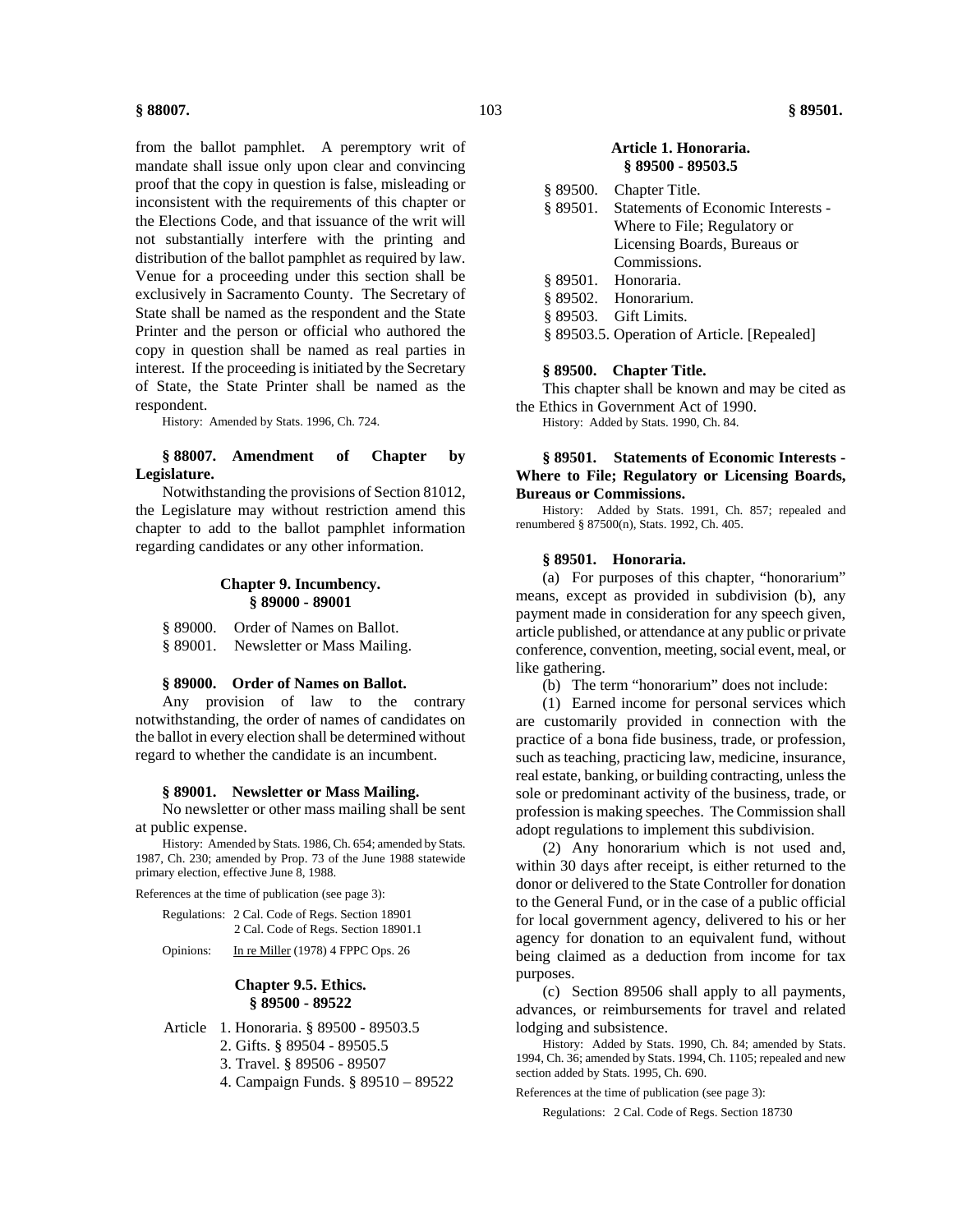from the ballot pamphlet. A peremptory writ of mandate shall issue only upon clear and convincing proof that the copy in question is false, misleading or inconsistent with the requirements of this chapter or the Elections Code, and that issuance of the writ will not substantially interfere with the printing and distribution of the ballot pamphlet as required by law. Venue for a proceeding under this section shall be exclusively in Sacramento County. The Secretary of State shall be named as the respondent and the State Printer and the person or official who authored the copy in question shall be named as real parties in interest. If the proceeding is initiated by the Secretary of State, the State Printer shall be named as the respondent.

History: Amended by Stats. 1996, Ch. 724.

### § 88007. Amendment of Chapter by Legislature.

Notwithstanding the provisions of Section 81012, the Legislature may without restriction amend this chapter to add to the ballot pamphlet information regarding candidates or any other information.

## Chapter 9. Incumbency.
## § 89000 - 89001

§ 89000. Order of Names on Ballot.
§ 89001. Newsletter or Mass Mailing.

### § 89000. Order of Names on Ballot.

Any provision of law to the contrary notwithstanding, the order of names of candidates on the ballot in every election shall be determined without regard to whether the candidate is an incumbent.

### § 89001. Newsletter or Mass Mailing.

No newsletter or other mass mailing shall be sent at public expense.

History: Amended by Stats. 1986, Ch. 654; amended by Stats. 1987, Ch. 230; amended by Prop. 73 of the June 1988 statewide primary election, effective June 8, 1988.

References at the time of publication (see page 3):

Regulations: 2 Cal. Code of Regs. Section 18901
2 Cal. Code of Regs. Section 18901.1

Opinions: In re Miller (1978) 4 FPPC Ops. 26

## Chapter 9.5. Ethics.
## § 89500 - 89522

Article 1. Honoraria. § 89500 - 89503.5
2. Gifts. § 89504 - 89505.5
3. Travel. § 89506 - 89507
4. Campaign Funds. § 89510 – 89522

## Article 1. Honoraria.
## § 89500 - 89503.5

§ 89500. Chapter Title.
§ 89501. Statements of Economic Interests - Where to File; Regulatory or Licensing Boards, Bureaus or Commissions.
§ 89501. Honoraria.
§ 89502. Honorarium.
§ 89503. Gift Limits.
§ 89503.5. Operation of Article. [Repealed]

### § 89500. Chapter Title.

This chapter shall be known and may be cited as the Ethics in Government Act of 1990.

History: Added by Stats. 1990, Ch. 84.

### § 89501. Statements of Economic Interests - Where to File; Regulatory or Licensing Boards, Bureaus or Commissions.

History: Added by Stats. 1991, Ch. 857; repealed and renumbered § 87500(n), Stats. 1992, Ch. 405.

### § 89501. Honoraria.

(a) For purposes of this chapter, "honorarium" means, except as provided in subdivision (b), any payment made in consideration for any speech given, article published, or attendance at any public or private conference, convention, meeting, social event, meal, or like gathering.

(b) The term "honorarium" does not include:

(1) Earned income for personal services which are customarily provided in connection with the practice of a bona fide business, trade, or profession, such as teaching, practicing law, medicine, insurance, real estate, banking, or building contracting, unless the sole or predominant activity of the business, trade, or profession is making speeches. The Commission shall adopt regulations to implement this subdivision.

(2) Any honorarium which is not used and, within 30 days after receipt, is either returned to the donor or delivered to the State Controller for donation to the General Fund, or in the case of a public official for local government agency, delivered to his or her agency for donation to an equivalent fund, without being claimed as a deduction from income for tax purposes.

(c) Section 89506 shall apply to all payments, advances, or reimbursements for travel and related lodging and subsistence.

History: Added by Stats. 1990, Ch. 84; amended by Stats. 1994, Ch. 36; amended by Stats. 1994, Ch. 1105; repealed and new section added by Stats. 1995, Ch. 690.

References at the time of publication (see page 3):

Regulations: 2 Cal. Code of Regs. Section 18730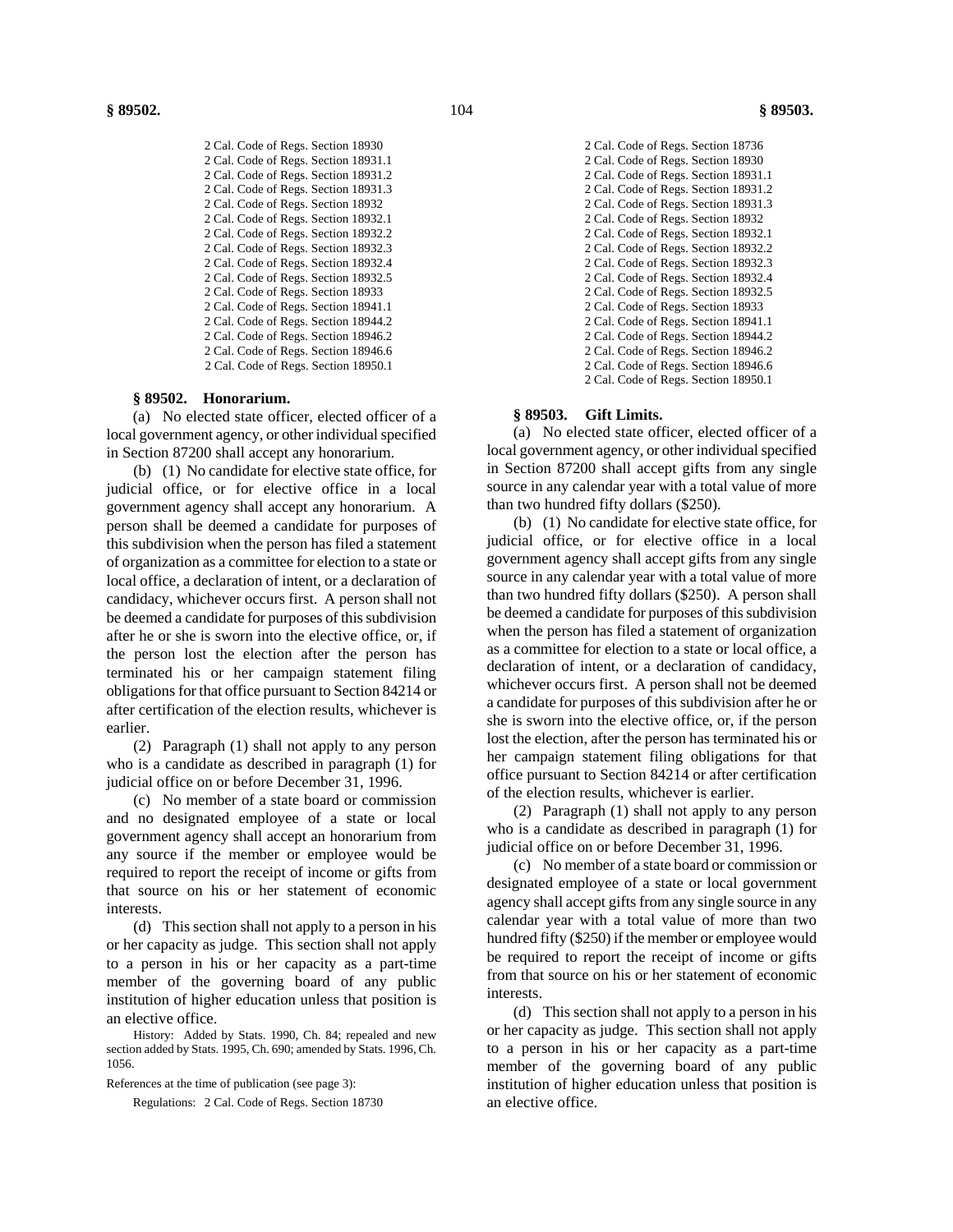2 Cal. Code of Regs. Section 18930
2 Cal. Code of Regs. Section 18931.1
2 Cal. Code of Regs. Section 18931.2
2 Cal. Code of Regs. Section 18931.3
2 Cal. Code of Regs. Section 18932
2 Cal. Code of Regs. Section 18932.1
2 Cal. Code of Regs. Section 18932.2
2 Cal. Code of Regs. Section 18932.3
2 Cal. Code of Regs. Section 18932.4
2 Cal. Code of Regs. Section 18932.5
2 Cal. Code of Regs. Section 18933
2 Cal. Code of Regs. Section 18941.1
2 Cal. Code of Regs. Section 18944.2
2 Cal. Code of Regs. Section 18946.2
2 Cal. Code of Regs. Section 18946.6
2 Cal. Code of Regs. Section 18950.1

### § 89502. Honorarium.

(a) No elected state officer, elected officer of a local government agency, or other individual specified in Section 87200 shall accept any honorarium.

(b) (1) No candidate for elective state office, for judicial office, or for elective office in a local government agency shall accept any honorarium. A person shall be deemed a candidate for purposes of this subdivision when the person has filed a statement of organization as a committee for election to a state or local office, a declaration of intent, or a declaration of candidacy, whichever occurs first. A person shall not be deemed a candidate for purposes of this subdivision after he or she is sworn into the elective office, or, if the person lost the election after the person has terminated his or her campaign statement filing obligations for that office pursuant to Section 84214 or after certification of the election results, whichever is earlier.

(2) Paragraph (1) shall not apply to any person who is a candidate as described in paragraph (1) for judicial office on or before December 31, 1996.

(c) No member of a state board or commission and no designated employee of a state or local government agency shall accept an honorarium from any source if the member or employee would be required to report the receipt of income or gifts from that source on his or her statement of economic interests.

(d) This section shall not apply to a person in his or her capacity as judge. This section shall not apply to a person in his or her capacity as a part-time member of the governing board of any public institution of higher education unless that position is an elective office.

History: Added by Stats. 1990, Ch. 84; repealed and new section added by Stats. 1995, Ch. 690; amended by Stats. 1996, Ch. 1056.

References at the time of publication (see page 3):

Regulations: 2 Cal. Code of Regs. Section 18730
2 Cal. Code of Regs. Section 18736
2 Cal. Code of Regs. Section 18930
2 Cal. Code of Regs. Section 18931.1
2 Cal. Code of Regs. Section 18931.2
2 Cal. Code of Regs. Section 18931.3
2 Cal. Code of Regs. Section 18932
2 Cal. Code of Regs. Section 18932.1
2 Cal. Code of Regs. Section 18932.2
2 Cal. Code of Regs. Section 18932.3
2 Cal. Code of Regs. Section 18932.4
2 Cal. Code of Regs. Section 18932.5
2 Cal. Code of Regs. Section 18933
2 Cal. Code of Regs. Section 18941.1
2 Cal. Code of Regs. Section 18944.2
2 Cal. Code of Regs. Section 18946.2
2 Cal. Code of Regs. Section 18946.6
2 Cal. Code of Regs. Section 18950.1

### § 89503. Gift Limits.

(a) No elected state officer, elected officer of a local government agency, or other individual specified in Section 87200 shall accept gifts from any single source in any calendar year with a total value of more than two hundred fifty dollars ($250).

(b) (1) No candidate for elective state office, for judicial office, or for elective office in a local government agency shall accept gifts from any single source in any calendar year with a total value of more than two hundred fifty dollars ($250). A person shall be deemed a candidate for purposes of this subdivision when the person has filed a statement of organization as a committee for election to a state or local office, a declaration of intent, or a declaration of candidacy, whichever occurs first. A person shall not be deemed a candidate for purposes of this subdivision after he or she is sworn into the elective office, or, if the person lost the election, after the person has terminated his or her campaign statement filing obligations for that office pursuant to Section 84214 or after certification of the election results, whichever is earlier.

(2) Paragraph (1) shall not apply to any person who is a candidate as described in paragraph (1) for judicial office on or before December 31, 1996.

(c) No member of a state board or commission or designated employee of a state or local government agency shall accept gifts from any single source in any calendar year with a total value of more than two hundred fifty ($250) if the member or employee would be required to report the receipt of income or gifts from that source on his or her statement of economic interests.

(d) This section shall not apply to a person in his or her capacity as judge. This section shall not apply to a person in his or her capacity as a part-time member of the governing board of any public institution of higher education unless that position is an elective office.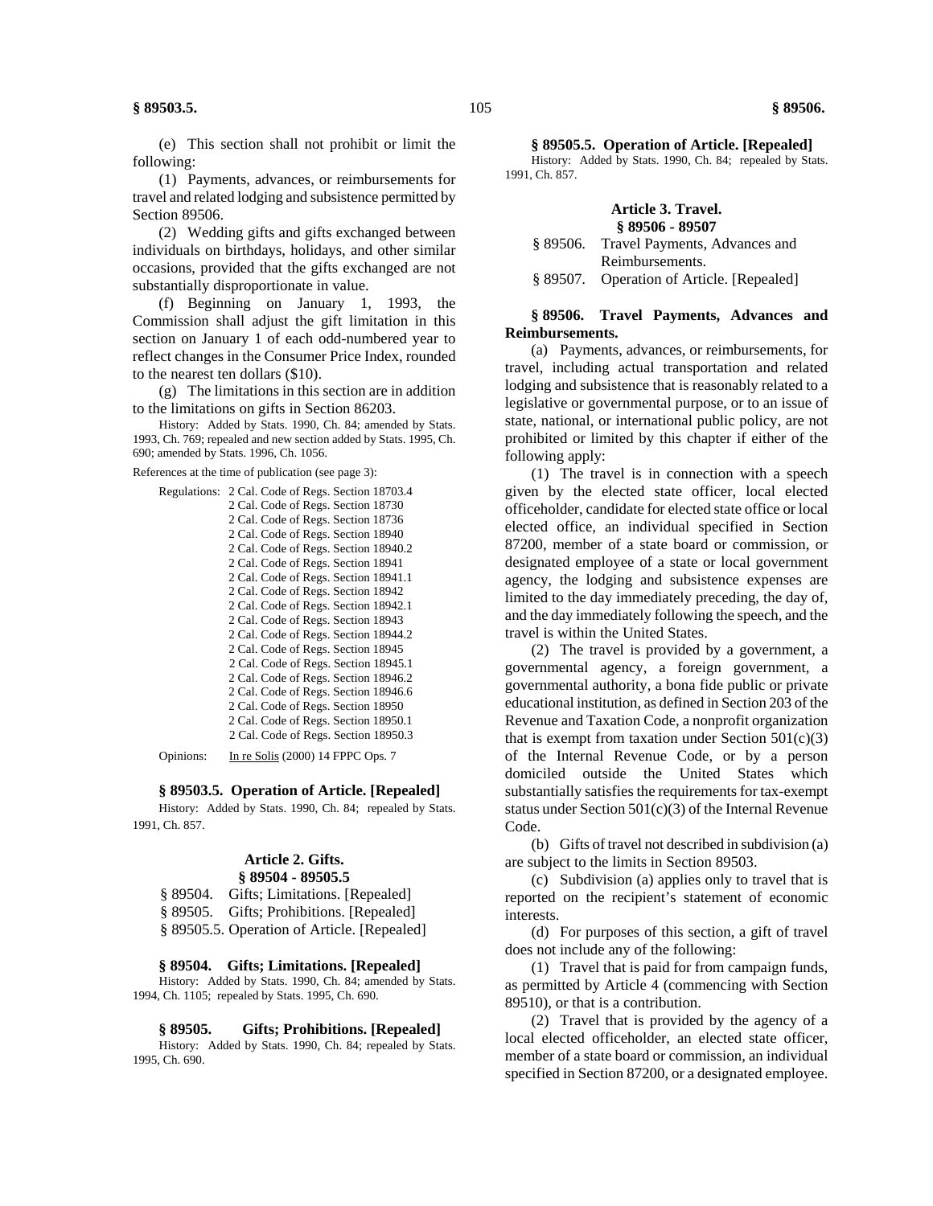(e) This section shall not prohibit or limit the following:

(1) Payments, advances, or reimbursements for travel and related lodging and subsistence permitted by Section 89506.

(2) Wedding gifts and gifts exchanged between individuals on birthdays, holidays, and other similar occasions, provided that the gifts exchanged are not substantially disproportionate in value.

(f) Beginning on January 1, 1993, the Commission shall adjust the gift limitation in this section on January 1 of each odd-numbered year to reflect changes in the Consumer Price Index, rounded to the nearest ten dollars ($10).

(g) The limitations in this section are in addition to the limitations on gifts in Section 86203.

History: Added by Stats. 1990, Ch. 84; amended by Stats. 1993, Ch. 769; repealed and new section added by Stats. 1995, Ch. 690; amended by Stats. 1996, Ch. 1056.

References at the time of publication (see page 3):

Regulations: 2 Cal. Code of Regs. Section 18703.4
2 Cal. Code of Regs. Section 18730
2 Cal. Code of Regs. Section 18736
2 Cal. Code of Regs. Section 18940
2 Cal. Code of Regs. Section 18940.2
2 Cal. Code of Regs. Section 18941
2 Cal. Code of Regs. Section 18941.1
2 Cal. Code of Regs. Section 18942
2 Cal. Code of Regs. Section 18942.1
2 Cal. Code of Regs. Section 18943
2 Cal. Code of Regs. Section 18944.2
2 Cal. Code of Regs. Section 18945
2 Cal. Code of Regs. Section 18945.1
2 Cal. Code of Regs. Section 18946.2
2 Cal. Code of Regs. Section 18946.6
2 Cal. Code of Regs. Section 18950
2 Cal. Code of Regs. Section 18950.1
2 Cal. Code of Regs. Section 18950.3

Opinions: In re Solis (2000) 14 FPPC Ops. 7

**§ 89503.5. Operation of Article. [Repealed]**

History: Added by Stats. 1990, Ch. 84; repealed by Stats. 1991, Ch. 857.

## Article 2. Gifts.
## § 89504 - 89505.5

§ 89504. Gifts; Limitations. [Repealed]
§ 89505. Gifts; Prohibitions. [Repealed]
§ 89505.5. Operation of Article. [Repealed]

**§ 89504. Gifts; Limitations. [Repealed]**

History: Added by Stats. 1990, Ch. 84; amended by Stats. 1994, Ch. 1105; repealed by Stats. 1995, Ch. 690.

**§ 89505. Gifts; Prohibitions. [Repealed]**

History: Added by Stats. 1990, Ch. 84; repealed by Stats. 1995, Ch. 690.

**§ 89505.5. Operation of Article. [Repealed]**

History: Added by Stats. 1990, Ch. 84; repealed by Stats. 1991, Ch. 857.

## Article 3. Travel.
## § 89506 - 89507

§ 89506. Travel Payments, Advances and Reimbursements.
§ 89507. Operation of Article. [Repealed]

**§ 89506. Travel Payments, Advances and Reimbursements.**

(a) Payments, advances, or reimbursements, for travel, including actual transportation and related lodging and subsistence that is reasonably related to a legislative or governmental purpose, or to an issue of state, national, or international public policy, are not prohibited or limited by this chapter if either of the following apply:

(1) The travel is in connection with a speech given by the elected state officer, local elected officeholder, candidate for elected state office or local elected office, an individual specified in Section 87200, member of a state board or commission, or designated employee of a state or local government agency, the lodging and subsistence expenses are limited to the day immediately preceding, the day of, and the day immediately following the speech, and the travel is within the United States.

(2) The travel is provided by a government, a governmental agency, a foreign government, a governmental authority, a bona fide public or private educational institution, as defined in Section 203 of the Revenue and Taxation Code, a nonprofit organization that is exempt from taxation under Section 501(c)(3) of the Internal Revenue Code, or by a person domiciled outside the United States which substantially satisfies the requirements for tax-exempt status under Section 501(c)(3) of the Internal Revenue Code.

(b) Gifts of travel not described in subdivision (a) are subject to the limits in Section 89503.

(c) Subdivision (a) applies only to travel that is reported on the recipient's statement of economic interests.

(d) For purposes of this section, a gift of travel does not include any of the following:

(1) Travel that is paid for from campaign funds, as permitted by Article 4 (commencing with Section 89510), or that is a contribution.

(2) Travel that is provided by the agency of a local elected officeholder, an elected state officer, member of a state board or commission, an individual specified in Section 87200, or a designated employee.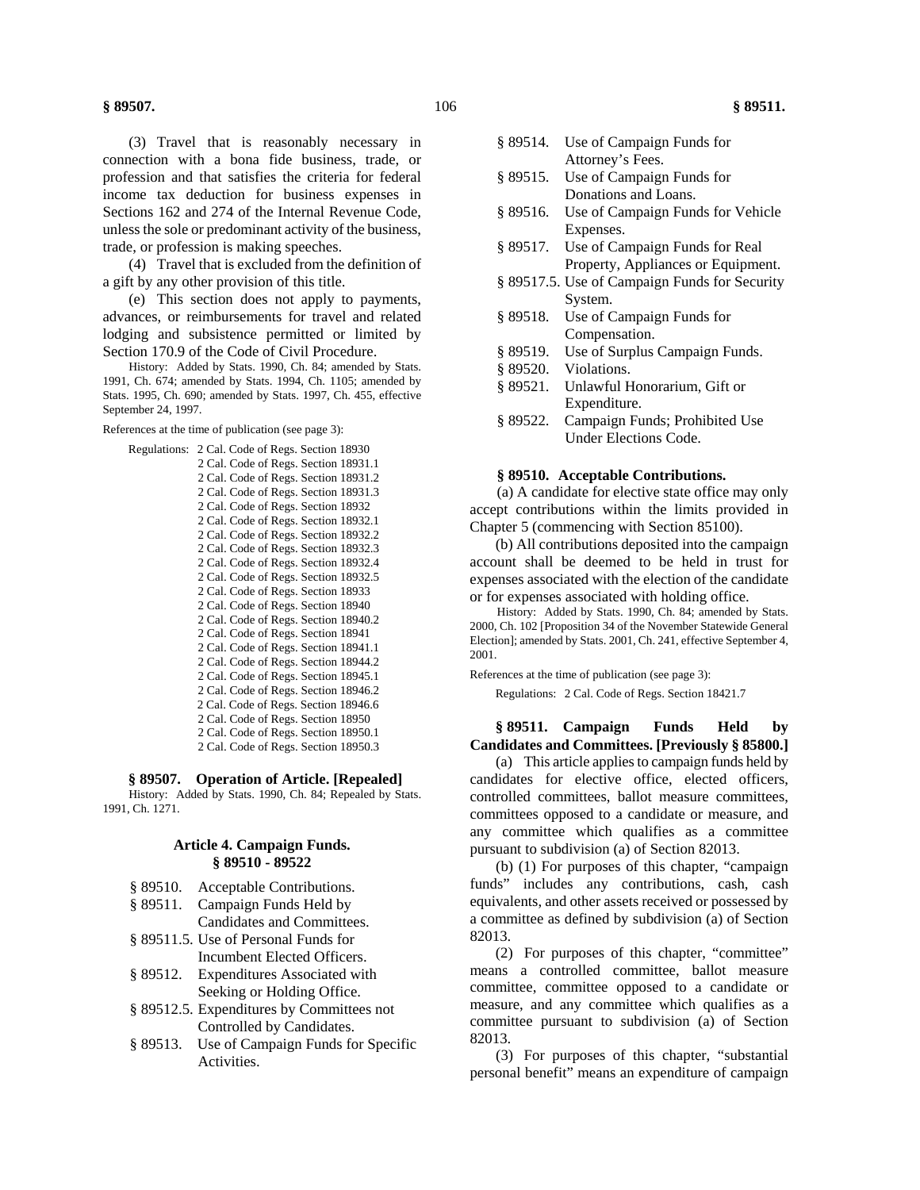(3) Travel that is reasonably necessary in connection with a bona fide business, trade, or profession and that satisfies the criteria for federal income tax deduction for business expenses in Sections 162 and 274 of the Internal Revenue Code, unless the sole or predominant activity of the business, trade, or profession is making speeches.

(4) Travel that is excluded from the definition of a gift by any other provision of this title.

(e) This section does not apply to payments, advances, or reimbursements for travel and related lodging and subsistence permitted or limited by Section 170.9 of the Code of Civil Procedure.

History: Added by Stats. 1990, Ch. 84; amended by Stats. 1991, Ch. 674; amended by Stats. 1994, Ch. 1105; amended by Stats. 1995, Ch. 690; amended by Stats. 1997, Ch. 455, effective September 24, 1997.

References at the time of publication (see page 3):

Regulations: 2 Cal. Code of Regs. Section 18930
2 Cal. Code of Regs. Section 18931.1
2 Cal. Code of Regs. Section 18931.2
2 Cal. Code of Regs. Section 18931.3
2 Cal. Code of Regs. Section 18932
2 Cal. Code of Regs. Section 18932.1
2 Cal. Code of Regs. Section 18932.2
2 Cal. Code of Regs. Section 18932.3
2 Cal. Code of Regs. Section 18932.4
2 Cal. Code of Regs. Section 18932.5
2 Cal. Code of Regs. Section 18933
2 Cal. Code of Regs. Section 18940
2 Cal. Code of Regs. Section 18940.2
2 Cal. Code of Regs. Section 18941
2 Cal. Code of Regs. Section 18941.1
2 Cal. Code of Regs. Section 18944.2
2 Cal. Code of Regs. Section 18945.1
2 Cal. Code of Regs. Section 18946.2
2 Cal. Code of Regs. Section 18946.6
2 Cal. Code of Regs. Section 18950
2 Cal. Code of Regs. Section 18950.1
2 Cal. Code of Regs. Section 18950.3

**§ 89507. Operation of Article. [Repealed]**

History: Added by Stats. 1990, Ch. 84; Repealed by Stats. 1991, Ch. 1271.

## Article 4. Campaign Funds.
## § 89510 - 89522

- § 89510. Acceptable Contributions.
- § 89511. Campaign Funds Held by Candidates and Committees.
- § 89511.5. Use of Personal Funds for Incumbent Elected Officers.
- § 89512. Expenditures Associated with Seeking or Holding Office.
- § 89512.5. Expenditures by Committees not Controlled by Candidates.
- § 89513. Use of Campaign Funds for Specific Activities.
- § 89514. Use of Campaign Funds for Attorney's Fees.
- § 89515. Use of Campaign Funds for Donations and Loans.
- § 89516. Use of Campaign Funds for Vehicle Expenses.
- § 89517. Use of Campaign Funds for Real Property, Appliances or Equipment.
- § 89517.5. Use of Campaign Funds for Security System.
- § 89518. Use of Campaign Funds for Compensation.
- § 89519. Use of Surplus Campaign Funds.
- § 89520. Violations.
- § 89521. Unlawful Honorarium, Gift or Expenditure.
- § 89522. Campaign Funds; Prohibited Use Under Elections Code.

**§ 89510. Acceptable Contributions.**

(a) A candidate for elective state office may only accept contributions within the limits provided in Chapter 5 (commencing with Section 85100).

(b) All contributions deposited into the campaign account shall be deemed to be held in trust for expenses associated with the election of the candidate or for expenses associated with holding office.

History: Added by Stats. 1990, Ch. 84; amended by Stats. 2000, Ch. 102 [Proposition 34 of the November Statewide General Election]; amended by Stats. 2001, Ch. 241, effective September 4, 2001.

References at the time of publication (see page 3):

Regulations: 2 Cal. Code of Regs. Section 18421.7

**§ 89511. Campaign Funds Held by Candidates and Committees. [Previously § 85800.]**

(a) This article applies to campaign funds held by candidates for elective office, elected officers, controlled committees, ballot measure committees, committees opposed to a candidate or measure, and any committee which qualifies as a committee pursuant to subdivision (a) of Section 82013.

(b) (1) For purposes of this chapter, "campaign funds" includes any contributions, cash, cash equivalents, and other assets received or possessed by a committee as defined by subdivision (a) of Section 82013.

(2) For purposes of this chapter, "committee" means a controlled committee, ballot measure committee, committee opposed to a candidate or measure, and any committee which qualifies as a committee pursuant to subdivision (a) of Section 82013.

(3) For purposes of this chapter, "substantial personal benefit" means an expenditure of campaign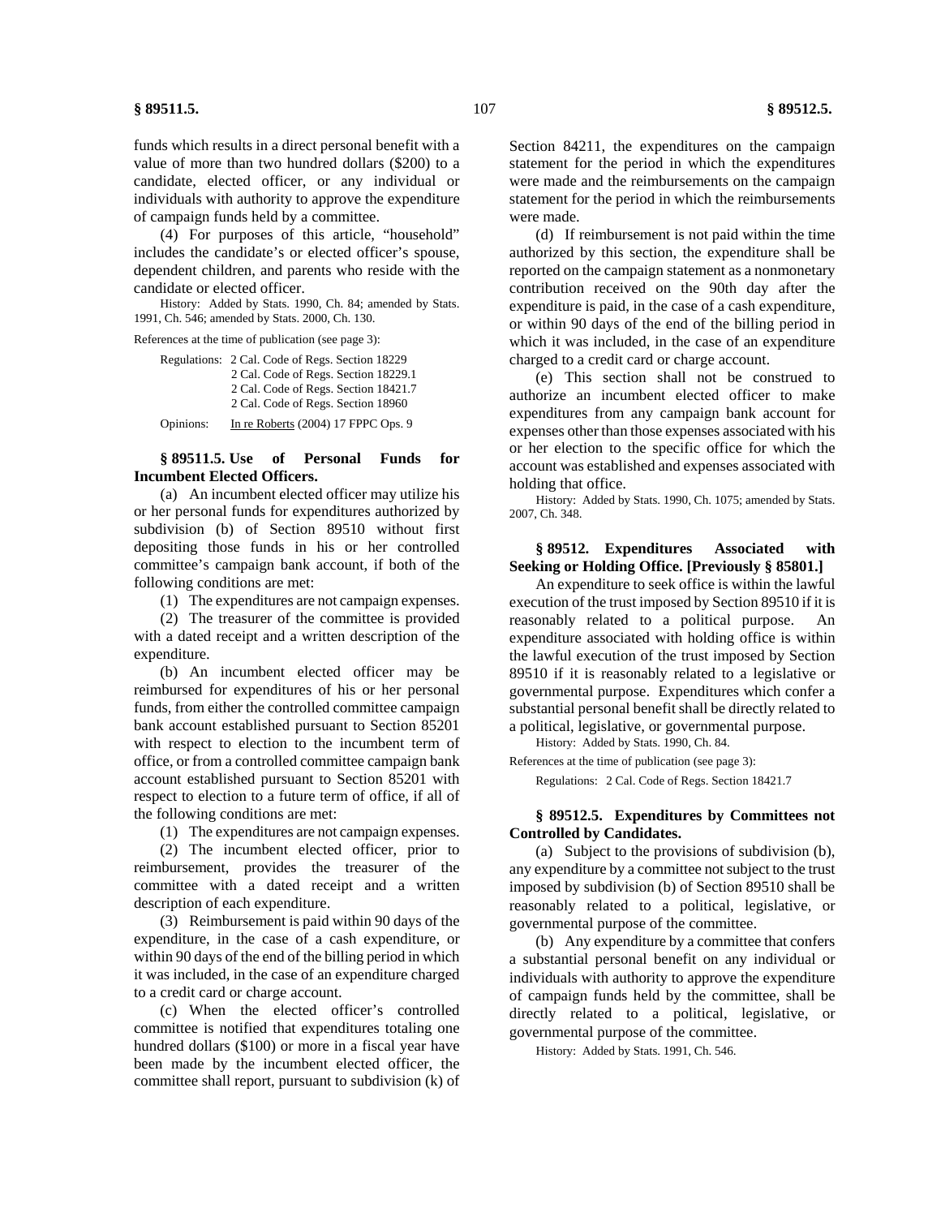funds which results in a direct personal benefit with a value of more than two hundred dollars ($200) to a candidate, elected officer, or any individual or individuals with authority to approve the expenditure of campaign funds held by a committee.

(4) For purposes of this article, "household" includes the candidate's or elected officer's spouse, dependent children, and parents who reside with the candidate or elected officer.

History: Added by Stats. 1990, Ch. 84; amended by Stats. 1991, Ch. 546; amended by Stats. 2000, Ch. 130.

References at the time of publication (see page 3):

Regulations: 2 Cal. Code of Regs. Section 18229
2 Cal. Code of Regs. Section 18229.1
2 Cal. Code of Regs. Section 18421.7
2 Cal. Code of Regs. Section 18960

Opinions: In re Roberts (2004) 17 FPPC Ops. 9

### § 89511.5. Use of Personal Funds for Incumbent Elected Officers.

(a) An incumbent elected officer may utilize his or her personal funds for expenditures authorized by subdivision (b) of Section 89510 without first depositing those funds in his or her controlled committee's campaign bank account, if both of the following conditions are met:

(1) The expenditures are not campaign expenses.

(2) The treasurer of the committee is provided with a dated receipt and a written description of the expenditure.

(b) An incumbent elected officer may be reimbursed for expenditures of his or her personal funds, from either the controlled committee campaign bank account established pursuant to Section 85201 with respect to election to the incumbent term of office, or from a controlled committee campaign bank account established pursuant to Section 85201 with respect to election to a future term of office, if all of the following conditions are met:

(1) The expenditures are not campaign expenses.

(2) The incumbent elected officer, prior to reimbursement, provides the treasurer of the committee with a dated receipt and a written description of each expenditure.

(3) Reimbursement is paid within 90 days of the expenditure, in the case of a cash expenditure, or within 90 days of the end of the billing period in which it was included, in the case of an expenditure charged to a credit card or charge account.

(c) When the elected officer's controlled committee is notified that expenditures totaling one hundred dollars ($100) or more in a fiscal year have been made by the incumbent elected officer, the committee shall report, pursuant to subdivision (k) of Section 84211, the expenditures on the campaign statement for the period in which the expenditures were made and the reimbursements on the campaign statement for the period in which the reimbursements were made.

(d) If reimbursement is not paid within the time authorized by this section, the expenditure shall be reported on the campaign statement as a nonmonetary contribution received on the 90th day after the expenditure is paid, in the case of a cash expenditure, or within 90 days of the end of the billing period in which it was included, in the case of an expenditure charged to a credit card or charge account.

(e) This section shall not be construed to authorize an incumbent elected officer to make expenditures from any campaign bank account for expenses other than those expenses associated with his or her election to the specific office for which the account was established and expenses associated with holding that office.

History: Added by Stats. 1990, Ch. 1075; amended by Stats. 2007, Ch. 348.

### § 89512. Expenditures Associated with Seeking or Holding Office. [Previously § 85801.]

An expenditure to seek office is within the lawful execution of the trust imposed by Section 89510 if it is reasonably related to a political purpose. An expenditure associated with holding office is within the lawful execution of the trust imposed by Section 89510 if it is reasonably related to a legislative or governmental purpose. Expenditures which confer a substantial personal benefit shall be directly related to a political, legislative, or governmental purpose.

History: Added by Stats. 1990, Ch. 84.

References at the time of publication (see page 3):

Regulations: 2 Cal. Code of Regs. Section 18421.7

### § 89512.5. Expenditures by Committees not Controlled by Candidates.

(a) Subject to the provisions of subdivision (b), any expenditure by a committee not subject to the trust imposed by subdivision (b) of Section 89510 shall be reasonably related to a political, legislative, or governmental purpose of the committee.

(b) Any expenditure by a committee that confers a substantial personal benefit on any individual or individuals with authority to approve the expenditure of campaign funds held by the committee, shall be directly related to a political, legislative, or governmental purpose of the committee.

History: Added by Stats. 1991, Ch. 546.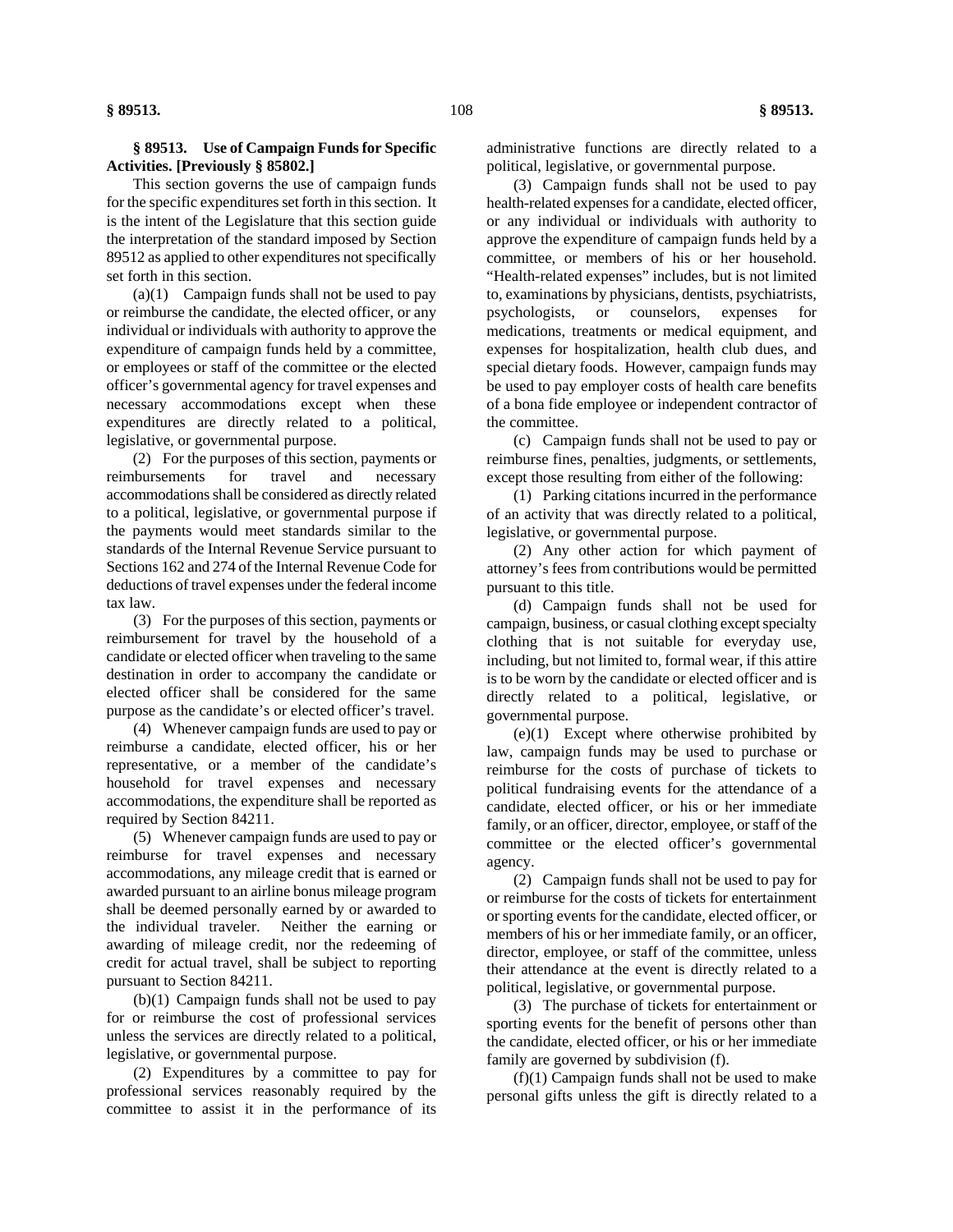**§ 89513. Use of Campaign Funds for Specific Activities. [Previously § 85802.]**

This section governs the use of campaign funds for the specific expenditures set forth in this section. It is the intent of the Legislature that this section guide the interpretation of the standard imposed by Section 89512 as applied to other expenditures not specifically set forth in this section.

(a)(1) Campaign funds shall not be used to pay or reimburse the candidate, the elected officer, or any individual or individuals with authority to approve the expenditure of campaign funds held by a committee, or employees or staff of the committee or the elected officer's governmental agency for travel expenses and necessary accommodations except when these expenditures are directly related to a political, legislative, or governmental purpose.

(2) For the purposes of this section, payments or reimbursements for travel and necessary accommodations shall be considered as directly related to a political, legislative, or governmental purpose if the payments would meet standards similar to the standards of the Internal Revenue Service pursuant to Sections 162 and 274 of the Internal Revenue Code for deductions of travel expenses under the federal income tax law.

(3) For the purposes of this section, payments or reimbursement for travel by the household of a candidate or elected officer when traveling to the same destination in order to accompany the candidate or elected officer shall be considered for the same purpose as the candidate's or elected officer's travel.

(4) Whenever campaign funds are used to pay or reimburse a candidate, elected officer, his or her representative, or a member of the candidate's household for travel expenses and necessary accommodations, the expenditure shall be reported as required by Section 84211.

(5) Whenever campaign funds are used to pay or reimburse for travel expenses and necessary accommodations, any mileage credit that is earned or awarded pursuant to an airline bonus mileage program shall be deemed personally earned by or awarded to the individual traveler. Neither the earning or awarding of mileage credit, nor the redeeming of credit for actual travel, shall be subject to reporting pursuant to Section 84211.

(b)(1) Campaign funds shall not be used to pay for or reimburse the cost of professional services unless the services are directly related to a political, legislative, or governmental purpose.

(2) Expenditures by a committee to pay for professional services reasonably required by the committee to assist it in the performance of its administrative functions are directly related to a political, legislative, or governmental purpose.

(3) Campaign funds shall not be used to pay health-related expenses for a candidate, elected officer, or any individual or individuals with authority to approve the expenditure of campaign funds held by a committee, or members of his or her household. "Health-related expenses" includes, but is not limited to, examinations by physicians, dentists, psychiatrists, psychologists, or counselors, expenses for medications, treatments or medical equipment, and expenses for hospitalization, health club dues, and special dietary foods. However, campaign funds may be used to pay employer costs of health care benefits of a bona fide employee or independent contractor of the committee.

(c) Campaign funds shall not be used to pay or reimburse fines, penalties, judgments, or settlements, except those resulting from either of the following:

(1) Parking citations incurred in the performance of an activity that was directly related to a political, legislative, or governmental purpose.

(2) Any other action for which payment of attorney's fees from contributions would be permitted pursuant to this title.

(d) Campaign funds shall not be used for campaign, business, or casual clothing except specialty clothing that is not suitable for everyday use, including, but not limited to, formal wear, if this attire is to be worn by the candidate or elected officer and is directly related to a political, legislative, or governmental purpose.

(e)(1) Except where otherwise prohibited by law, campaign funds may be used to purchase or reimburse for the costs of purchase of tickets to political fundraising events for the attendance of a candidate, elected officer, or his or her immediate family, or an officer, director, employee, or staff of the committee or the elected officer's governmental agency.

(2) Campaign funds shall not be used to pay for or reimburse for the costs of tickets for entertainment or sporting events for the candidate, elected officer, or members of his or her immediate family, or an officer, director, employee, or staff of the committee, unless their attendance at the event is directly related to a political, legislative, or governmental purpose.

(3) The purchase of tickets for entertainment or sporting events for the benefit of persons other than the candidate, elected officer, or his or her immediate family are governed by subdivision (f).

(f)(1) Campaign funds shall not be used to make personal gifts unless the gift is directly related to a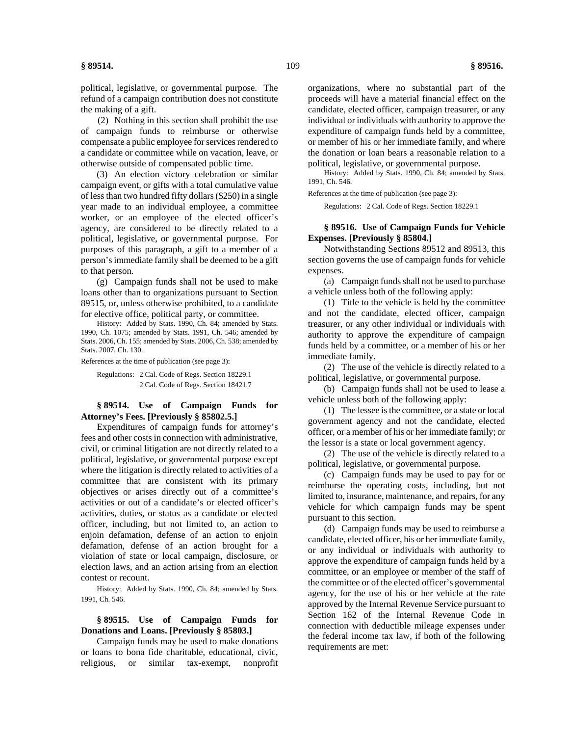political, legislative, or governmental purpose. The refund of a campaign contribution does not constitute the making of a gift.

(2) Nothing in this section shall prohibit the use of campaign funds to reimburse or otherwise compensate a public employee for services rendered to a candidate or committee while on vacation, leave, or otherwise outside of compensated public time.

(3) An election victory celebration or similar campaign event, or gifts with a total cumulative value of less than two hundred fifty dollars ($250) in a single year made to an individual employee, a committee worker, or an employee of the elected officer's agency, are considered to be directly related to a political, legislative, or governmental purpose. For purposes of this paragraph, a gift to a member of a person's immediate family shall be deemed to be a gift to that person.

(g) Campaign funds shall not be used to make loans other than to organizations pursuant to Section 89515, or, unless otherwise prohibited, to a candidate for elective office, political party, or committee.

History: Added by Stats. 1990, Ch. 84; amended by Stats. 1990, Ch. 1075; amended by Stats. 1991, Ch. 546; amended by Stats. 2006, Ch. 155; amended by Stats. 2006, Ch. 538; amended by Stats. 2007, Ch. 130.

References at the time of publication (see page 3):

Regulations: 2 Cal. Code of Regs. Section 18229.1
2 Cal. Code of Regs. Section 18421.7

**§ 89514. Use of Campaign Funds for Attorney's Fees. [Previously § 85802.5.]**

Expenditures of campaign funds for attorney's fees and other costs in connection with administrative, civil, or criminal litigation are not directly related to a political, legislative, or governmental purpose except where the litigation is directly related to activities of a committee that are consistent with its primary objectives or arises directly out of a committee's activities or out of a candidate's or elected officer's activities, duties, or status as a candidate or elected officer, including, but not limited to, an action to enjoin defamation, defense of an action to enjoin defamation, defense of an action brought for a violation of state or local campaign, disclosure, or election laws, and an action arising from an election contest or recount.

History: Added by Stats. 1990, Ch. 84; amended by Stats. 1991, Ch. 546.

**§ 89515. Use of Campaign Funds for Donations and Loans. [Previously § 85803.]**

Campaign funds may be used to make donations or loans to bona fide charitable, educational, civic, religious, or similar tax-exempt, nonprofit organizations, where no substantial part of the proceeds will have a material financial effect on the candidate, elected officer, campaign treasurer, or any individual or individuals with authority to approve the expenditure of campaign funds held by a committee, or member of his or her immediate family, and where the donation or loan bears a reasonable relation to a political, legislative, or governmental purpose.

History: Added by Stats. 1990, Ch. 84; amended by Stats. 1991, Ch. 546.

References at the time of publication (see page 3):

Regulations: 2 Cal. Code of Regs. Section 18229.1

**§ 89516. Use of Campaign Funds for Vehicle Expenses. [Previously § 85804.]**

Notwithstanding Sections 89512 and 89513, this section governs the use of campaign funds for vehicle expenses.

(a) Campaign funds shall not be used to purchase a vehicle unless both of the following apply:

(1) Title to the vehicle is held by the committee and not the candidate, elected officer, campaign treasurer, or any other individual or individuals with authority to approve the expenditure of campaign funds held by a committee, or a member of his or her immediate family.

(2) The use of the vehicle is directly related to a political, legislative, or governmental purpose.

(b) Campaign funds shall not be used to lease a vehicle unless both of the following apply:

(1) The lessee is the committee, or a state or local government agency and not the candidate, elected officer, or a member of his or her immediate family; or the lessor is a state or local government agency.

(2) The use of the vehicle is directly related to a political, legislative, or governmental purpose.

(c) Campaign funds may be used to pay for or reimburse the operating costs, including, but not limited to, insurance, maintenance, and repairs, for any vehicle for which campaign funds may be spent pursuant to this section.

(d) Campaign funds may be used to reimburse a candidate, elected officer, his or her immediate family, or any individual or individuals with authority to approve the expenditure of campaign funds held by a committee, or an employee or member of the staff of the committee or of the elected officer's governmental agency, for the use of his or her vehicle at the rate approved by the Internal Revenue Service pursuant to Section 162 of the Internal Revenue Code in connection with deductible mileage expenses under the federal income tax law, if both of the following requirements are met: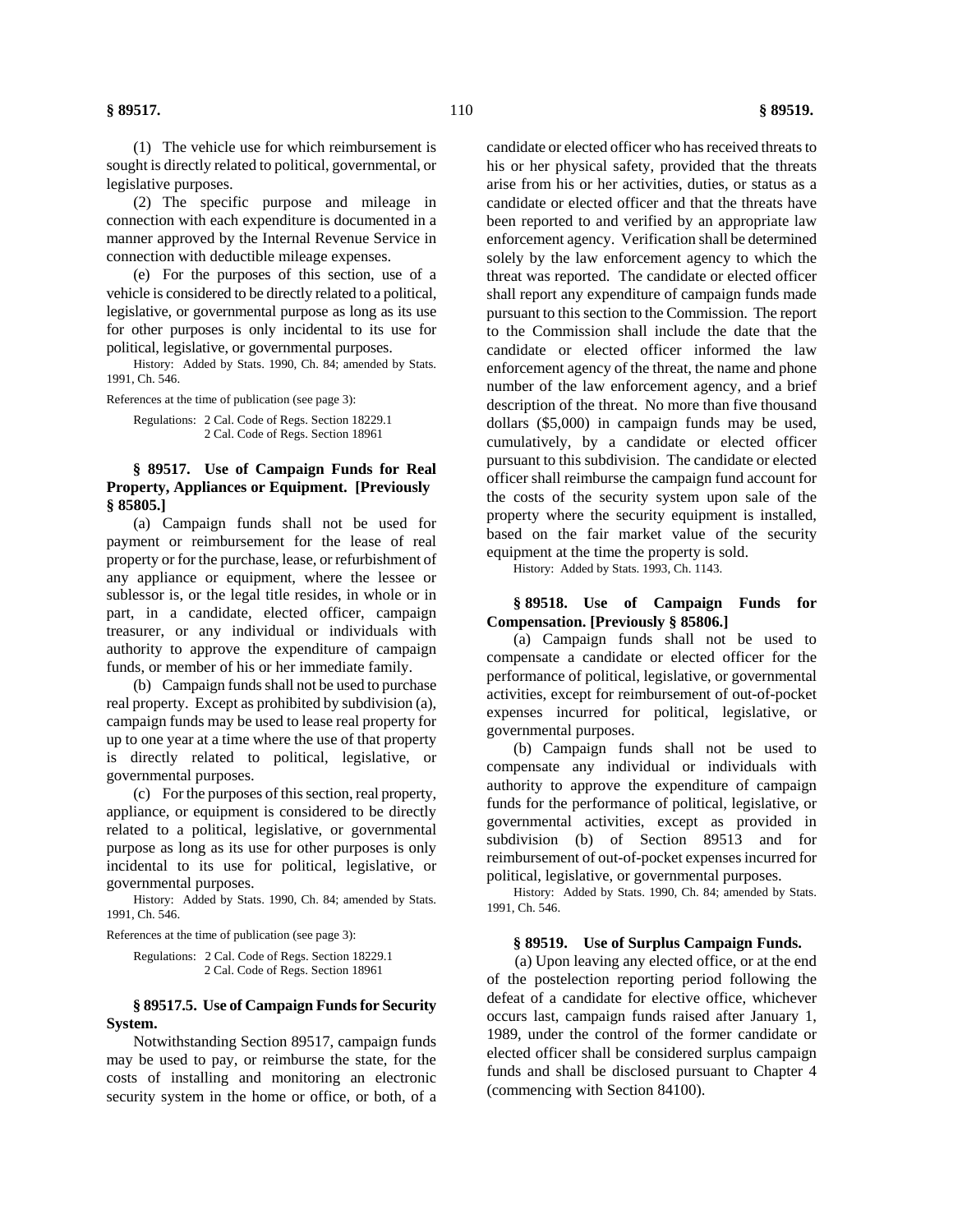(1) The vehicle use for which reimbursement is sought is directly related to political, governmental, or legislative purposes.

(2) The specific purpose and mileage in connection with each expenditure is documented in a manner approved by the Internal Revenue Service in connection with deductible mileage expenses.

(e) For the purposes of this section, use of a vehicle is considered to be directly related to a political, legislative, or governmental purpose as long as its use for other purposes is only incidental to its use for political, legislative, or governmental purposes.

History: Added by Stats. 1990, Ch. 84; amended by Stats. 1991, Ch. 546.

References at the time of publication (see page 3):

Regulations: 2 Cal. Code of Regs. Section 18229.1
2 Cal. Code of Regs. Section 18961

### § 89517. Use of Campaign Funds for Real Property, Appliances or Equipment. [Previously § 85805.]

(a) Campaign funds shall not be used for payment or reimbursement for the lease of real property or for the purchase, lease, or refurbishment of any appliance or equipment, where the lessee or sublessor is, or the legal title resides, in whole or in part, in a candidate, elected officer, campaign treasurer, or any individual or individuals with authority to approve the expenditure of campaign funds, or member of his or her immediate family.

(b) Campaign funds shall not be used to purchase real property. Except as prohibited by subdivision (a), campaign funds may be used to lease real property for up to one year at a time where the use of that property is directly related to political, legislative, or governmental purposes.

(c) For the purposes of this section, real property, appliance, or equipment is considered to be directly related to a political, legislative, or governmental purpose as long as its use for other purposes is only incidental to its use for political, legislative, or governmental purposes.

History: Added by Stats. 1990, Ch. 84; amended by Stats. 1991, Ch. 546.

References at the time of publication (see page 3):

Regulations: 2 Cal. Code of Regs. Section 18229.1
2 Cal. Code of Regs. Section 18961

### § 89517.5. Use of Campaign Funds for Security System.

Notwithstanding Section 89517, campaign funds may be used to pay, or reimburse the state, for the costs of installing and monitoring an electronic security system in the home or office, or both, of a candidate or elected officer who has received threats to his or her physical safety, provided that the threats arise from his or her activities, duties, or status as a candidate or elected officer and that the threats have been reported to and verified by an appropriate law enforcement agency. Verification shall be determined solely by the law enforcement agency to which the threat was reported. The candidate or elected officer shall report any expenditure of campaign funds made pursuant to this section to the Commission. The report to the Commission shall include the date that the candidate or elected officer informed the law enforcement agency of the threat, the name and phone number of the law enforcement agency, and a brief description of the threat. No more than five thousand dollars ($5,000) in campaign funds may be used, cumulatively, by a candidate or elected officer pursuant to this subdivision. The candidate or elected officer shall reimburse the campaign fund account for the costs of the security system upon sale of the property where the security equipment is installed, based on the fair market value of the security equipment at the time the property is sold.

History: Added by Stats. 1993, Ch. 1143.

### § 89518. Use of Campaign Funds for Compensation. [Previously § 85806.]

(a) Campaign funds shall not be used to compensate a candidate or elected officer for the performance of political, legislative, or governmental activities, except for reimbursement of out-of-pocket expenses incurred for political, legislative, or governmental purposes.

(b) Campaign funds shall not be used to compensate any individual or individuals with authority to approve the expenditure of campaign funds for the performance of political, legislative, or governmental activities, except as provided in subdivision (b) of Section 89513 and for reimbursement of out-of-pocket expenses incurred for political, legislative, or governmental purposes.

History: Added by Stats. 1990, Ch. 84; amended by Stats. 1991, Ch. 546.

### § 89519. Use of Surplus Campaign Funds.

(a) Upon leaving any elected office, or at the end of the postelection reporting period following the defeat of a candidate for elective office, whichever occurs last, campaign funds raised after January 1, 1989, under the control of the former candidate or elected officer shall be considered surplus campaign funds and shall be disclosed pursuant to Chapter 4 (commencing with Section 84100).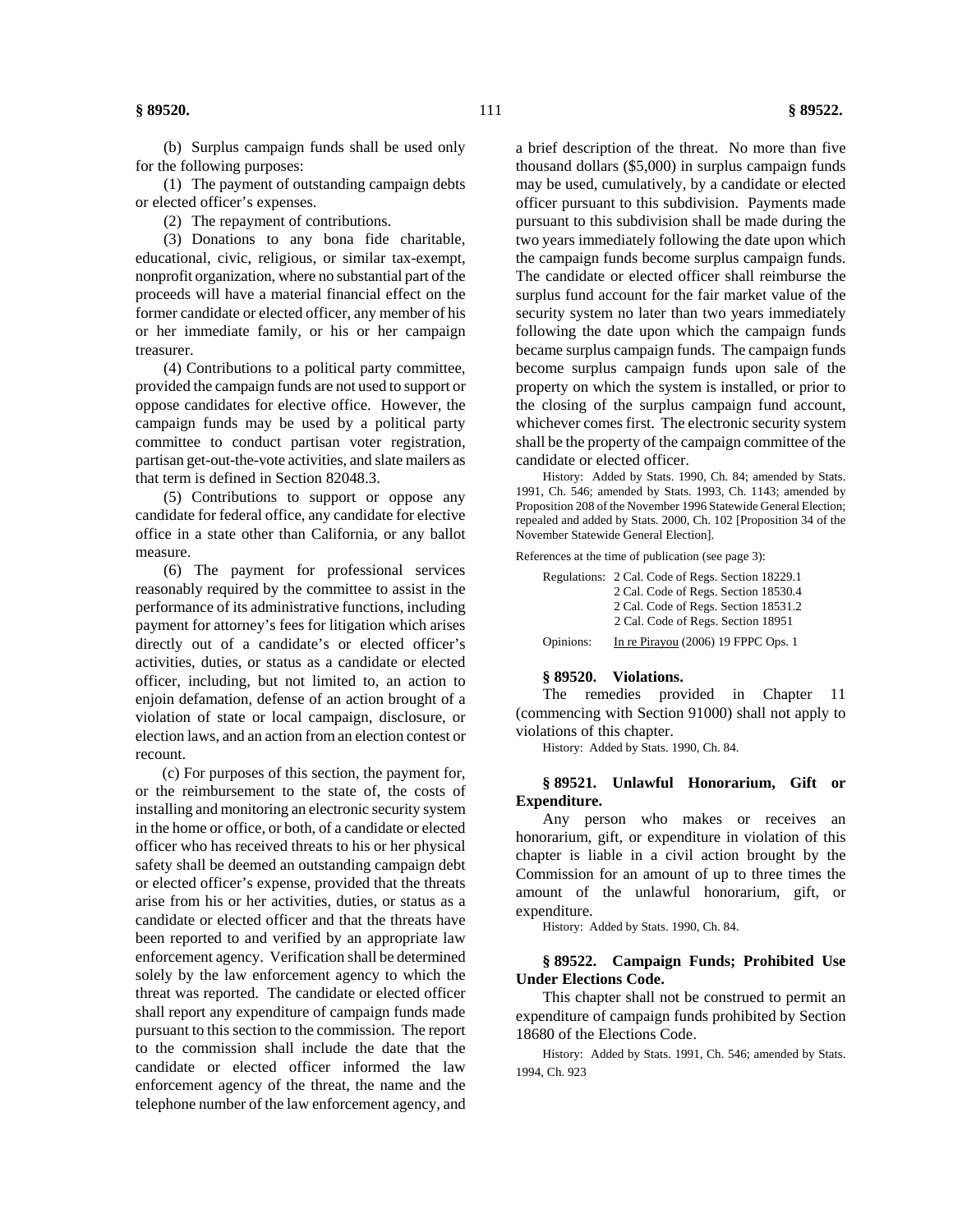(b) Surplus campaign funds shall be used only for the following purposes:

(1) The payment of outstanding campaign debts or elected officer's expenses.

(2) The repayment of contributions.

(3) Donations to any bona fide charitable, educational, civic, religious, or similar tax-exempt, nonprofit organization, where no substantial part of the proceeds will have a material financial effect on the former candidate or elected officer, any member of his or her immediate family, or his or her campaign treasurer.

(4) Contributions to a political party committee, provided the campaign funds are not used to support or oppose candidates for elective office. However, the campaign funds may be used by a political party committee to conduct partisan voter registration, partisan get-out-the-vote activities, and slate mailers as that term is defined in Section 82048.3.

(5) Contributions to support or oppose any candidate for federal office, any candidate for elective office in a state other than California, or any ballot measure.

(6) The payment for professional services reasonably required by the committee to assist in the performance of its administrative functions, including payment for attorney's fees for litigation which arises directly out of a candidate's or elected officer's activities, duties, or status as a candidate or elected officer, including, but not limited to, an action to enjoin defamation, defense of an action brought of a violation of state or local campaign, disclosure, or election laws, and an action from an election contest or recount.

(c) For purposes of this section, the payment for, or the reimbursement to the state of, the costs of installing and monitoring an electronic security system in the home or office, or both, of a candidate or elected officer who has received threats to his or her physical safety shall be deemed an outstanding campaign debt or elected officer's expense, provided that the threats arise from his or her activities, duties, or status as a candidate or elected officer and that the threats have been reported to and verified by an appropriate law enforcement agency. Verification shall be determined solely by the law enforcement agency to which the threat was reported. The candidate or elected officer shall report any expenditure of campaign funds made pursuant to this section to the commission. The report to the commission shall include the date that the candidate or elected officer informed the law enforcement agency of the threat, the name and the telephone number of the law enforcement agency, and a brief description of the threat. No more than five thousand dollars ($5,000) in surplus campaign funds may be used, cumulatively, by a candidate or elected officer pursuant to this subdivision. Payments made pursuant to this subdivision shall be made during the two years immediately following the date upon which the campaign funds become surplus campaign funds. The candidate or elected officer shall reimburse the surplus fund account for the fair market value of the security system no later than two years immediately following the date upon which the campaign funds became surplus campaign funds. The campaign funds become surplus campaign funds upon sale of the property on which the system is installed, or prior to the closing of the surplus campaign fund account, whichever comes first. The electronic security system shall be the property of the campaign committee of the candidate or elected officer.

History: Added by Stats. 1990, Ch. 84; amended by Stats. 1991, Ch. 546; amended by Stats. 1993, Ch. 1143; amended by Proposition 208 of the November 1996 Statewide General Election; repealed and added by Stats. 2000, Ch. 102 [Proposition 34 of the November Statewide General Election].

References at the time of publication (see page 3):

Regulations: 2 Cal. Code of Regs. Section 18229.1
2 Cal. Code of Regs. Section 18530.4
2 Cal. Code of Regs. Section 18531.2
2 Cal. Code of Regs. Section 18951

Opinions: In re Pirayou (2006) 19 FPPC Ops. 1

### § 89520. Violations.

The remedies provided in Chapter 11 (commencing with Section 91000) shall not apply to violations of this chapter.

History: Added by Stats. 1990, Ch. 84.

### § 89521. Unlawful Honorarium, Gift or Expenditure.

Any person who makes or receives an honorarium, gift, or expenditure in violation of this chapter is liable in a civil action brought by the Commission for an amount of up to three times the amount of the unlawful honorarium, gift, or expenditure.

History: Added by Stats. 1990, Ch. 84.

### § 89522. Campaign Funds; Prohibited Use Under Elections Code.

This chapter shall not be construed to permit an expenditure of campaign funds prohibited by Section 18680 of the Elections Code.

History: Added by Stats. 1991, Ch. 546; amended by Stats. 1994, Ch. 923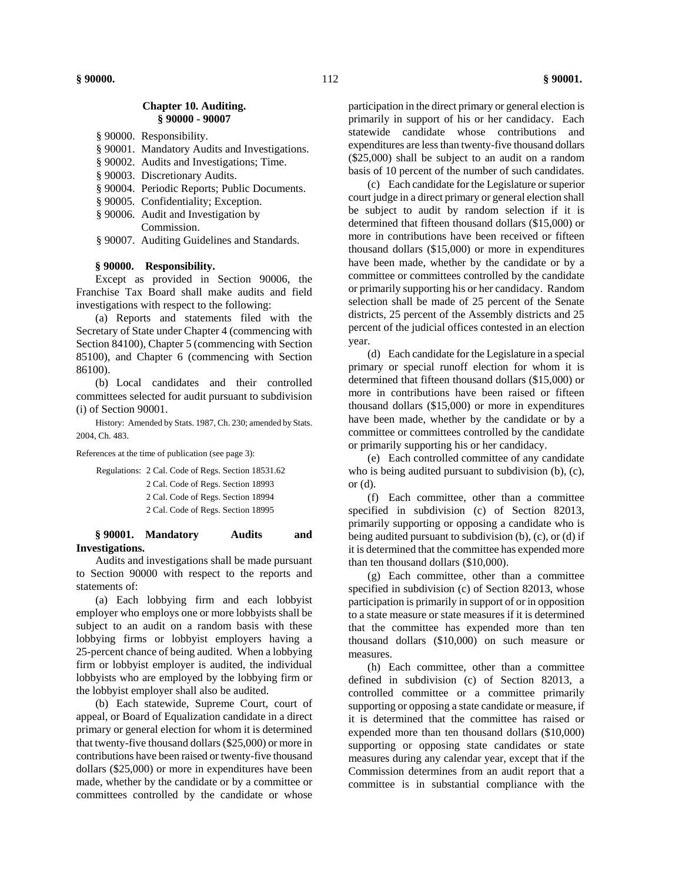## Chapter 10. Auditing.
### § 90000 - 90007

§ 90000. Responsibility.
§ 90001. Mandatory Audits and Investigations.
§ 90002. Audits and Investigations; Time.
§ 90003. Discretionary Audits.
§ 90004. Periodic Reports; Public Documents.
§ 90005. Confidentiality; Exception.
§ 90006. Audit and Investigation by Commission.
§ 90007. Auditing Guidelines and Standards.

**§ 90000. Responsibility.**

Except as provided in Section 90006, the Franchise Tax Board shall make audits and field investigations with respect to the following:

(a) Reports and statements filed with the Secretary of State under Chapter 4 (commencing with Section 84100), Chapter 5 (commencing with Section 85100), and Chapter 6 (commencing with Section 86100).

(b) Local candidates and their controlled committees selected for audit pursuant to subdivision (i) of Section 90001.

History: Amended by Stats. 1987, Ch. 230; amended by Stats. 2004, Ch. 483.

References at the time of publication (see page 3):

Regulations: 2 Cal. Code of Regs. Section 18531.62
2 Cal. Code of Regs. Section 18993
2 Cal. Code of Regs. Section 18994
2 Cal. Code of Regs. Section 18995

**§ 90001. Mandatory Audits and Investigations.**

Audits and investigations shall be made pursuant to Section 90000 with respect to the reports and statements of:

(a) Each lobbying firm and each lobbyist employer who employs one or more lobbyists shall be subject to an audit on a random basis with these lobbying firms or lobbyist employers having a 25-percent chance of being audited. When a lobbying firm or lobbyist employer is audited, the individual lobbyists who are employed by the lobbying firm or the lobbyist employer shall also be audited.

(b) Each statewide, Supreme Court, court of appeal, or Board of Equalization candidate in a direct primary or general election for whom it is determined that twenty-five thousand dollars ($25,000) or more in contributions have been raised or twenty-five thousand dollars ($25,000) or more in expenditures have been made, whether by the candidate or by a committee or committees controlled by the candidate or whose participation in the direct primary or general election is primarily in support of his or her candidacy. Each statewide candidate whose contributions and expenditures are less than twenty-five thousand dollars ($25,000) shall be subject to an audit on a random basis of 10 percent of the number of such candidates.

(c) Each candidate for the Legislature or superior court judge in a direct primary or general election shall be subject to audit by random selection if it is determined that fifteen thousand dollars ($15,000) or more in contributions have been received or fifteen thousand dollars ($15,000) or more in expenditures have been made, whether by the candidate or by a committee or committees controlled by the candidate or primarily supporting his or her candidacy. Random selection shall be made of 25 percent of the Senate districts, 25 percent of the Assembly districts and 25 percent of the judicial offices contested in an election year.

(d) Each candidate for the Legislature in a special primary or special runoff election for whom it is determined that fifteen thousand dollars ($15,000) or more in contributions have been raised or fifteen thousand dollars ($15,000) or more in expenditures have been made, whether by the candidate or by a committee or committees controlled by the candidate or primarily supporting his or her candidacy.

(e) Each controlled committee of any candidate who is being audited pursuant to subdivision (b), (c), or (d).

(f) Each committee, other than a committee specified in subdivision (c) of Section 82013, primarily supporting or opposing a candidate who is being audited pursuant to subdivision (b), (c), or (d) if it is determined that the committee has expended more than ten thousand dollars ($10,000).

(g) Each committee, other than a committee specified in subdivision (c) of Section 82013, whose participation is primarily in support of or in opposition to a state measure or state measures if it is determined that the committee has expended more than ten thousand dollars ($10,000) on such measure or measures.

(h) Each committee, other than a committee defined in subdivision (c) of Section 82013, a controlled committee or a committee primarily supporting or opposing a state candidate or measure, if it is determined that the committee has raised or expended more than ten thousand dollars ($10,000) supporting or opposing state candidates or state measures during any calendar year, except that if the Commission determines from an audit report that a committee is in substantial compliance with the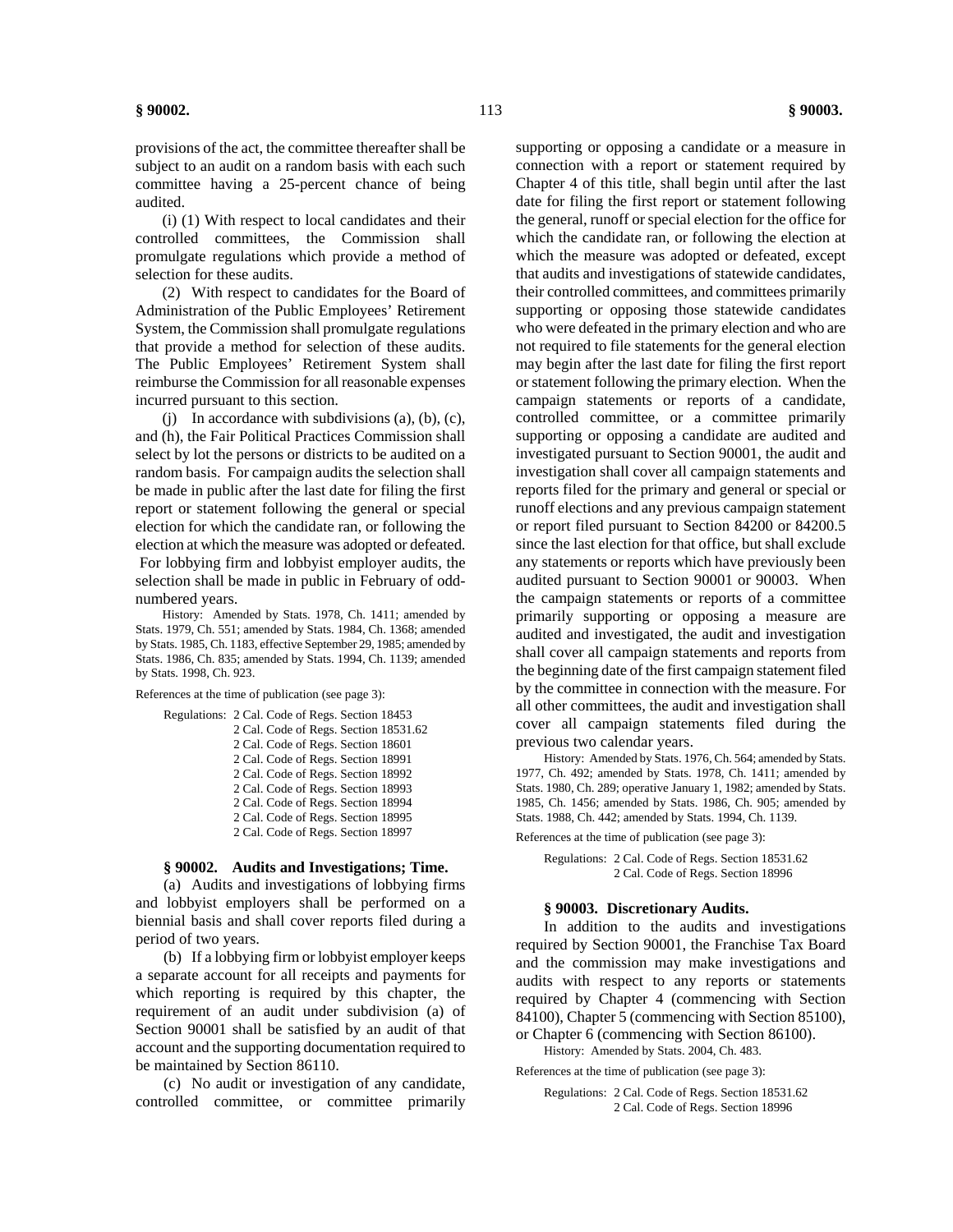provisions of the act, the committee thereafter shall be subject to an audit on a random basis with each such committee having a 25-percent chance of being audited.

(i) (1) With respect to local candidates and their controlled committees, the Commission shall promulgate regulations which provide a method of selection for these audits.

(2) With respect to candidates for the Board of Administration of the Public Employees' Retirement System, the Commission shall promulgate regulations that provide a method for selection of these audits. The Public Employees' Retirement System shall reimburse the Commission for all reasonable expenses incurred pursuant to this section.

(j) In accordance with subdivisions (a), (b), (c), and (h), the Fair Political Practices Commission shall select by lot the persons or districts to be audited on a random basis. For campaign audits the selection shall be made in public after the last date for filing the first report or statement following the general or special election for which the candidate ran, or following the election at which the measure was adopted or defeated. For lobbying firm and lobbyist employer audits, the selection shall be made in public in February of odd-numbered years.

History: Amended by Stats. 1978, Ch. 1411; amended by Stats. 1979, Ch. 551; amended by Stats. 1984, Ch. 1368; amended by Stats. 1985, Ch. 1183, effective September 29, 1985; amended by Stats. 1986, Ch. 835; amended by Stats. 1994, Ch. 1139; amended by Stats. 1998, Ch. 923.

References at the time of publication (see page 3):

Regulations: 2 Cal. Code of Regs. Section 18453
2 Cal. Code of Regs. Section 18531.62
2 Cal. Code of Regs. Section 18601
2 Cal. Code of Regs. Section 18991
2 Cal. Code of Regs. Section 18992
2 Cal. Code of Regs. Section 18993
2 Cal. Code of Regs. Section 18994
2 Cal. Code of Regs. Section 18995
2 Cal. Code of Regs. Section 18997

### § 90002. Audits and Investigations; Time.

(a) Audits and investigations of lobbying firms and lobbyist employers shall be performed on a biennial basis and shall cover reports filed during a period of two years.

(b) If a lobbying firm or lobbyist employer keeps a separate account for all receipts and payments for which reporting is required by this chapter, the requirement of an audit under subdivision (a) of Section 90001 shall be satisfied by an audit of that account and the supporting documentation required to be maintained by Section 86110.

(c) No audit or investigation of any candidate, controlled committee, or committee primarily supporting or opposing a candidate or a measure in connection with a report or statement required by Chapter 4 of this title, shall begin until after the last date for filing the first report or statement following the general, runoff or special election for the office for which the candidate ran, or following the election at which the measure was adopted or defeated, except that audits and investigations of statewide candidates, their controlled committees, and committees primarily supporting or opposing those statewide candidates who were defeated in the primary election and who are not required to file statements for the general election may begin after the last date for filing the first report or statement following the primary election. When the campaign statements or reports of a candidate, controlled committee, or a committee primarily supporting or opposing a candidate are audited and investigated pursuant to Section 90001, the audit and investigation shall cover all campaign statements and reports filed for the primary and general or special or runoff elections and any previous campaign statement or report filed pursuant to Section 84200 or 84200.5 since the last election for that office, but shall exclude any statements or reports which have previously been audited pursuant to Section 90001 or 90003. When the campaign statements or reports of a committee primarily supporting or opposing a measure are audited and investigated, the audit and investigation shall cover all campaign statements and reports from the beginning date of the first campaign statement filed by the committee in connection with the measure. For all other committees, the audit and investigation shall cover all campaign statements filed during the previous two calendar years.

History: Amended by Stats. 1976, Ch. 564; amended by Stats. 1977, Ch. 492; amended by Stats. 1978, Ch. 1411; amended by Stats. 1980, Ch. 289; operative January 1, 1982; amended by Stats. 1985, Ch. 1456; amended by Stats. 1986, Ch. 905; amended by Stats. 1988, Ch. 442; amended by Stats. 1994, Ch. 1139.

References at the time of publication (see page 3):

Regulations: 2 Cal. Code of Regs. Section 18531.62
2 Cal. Code of Regs. Section 18996

### § 90003. Discretionary Audits.

In addition to the audits and investigations required by Section 90001, the Franchise Tax Board and the commission may make investigations and audits with respect to any reports or statements required by Chapter 4 (commencing with Section 84100), Chapter 5 (commencing with Section 85100), or Chapter 6 (commencing with Section 86100).

History: Amended by Stats. 2004, Ch. 483.

References at the time of publication (see page 3):

Regulations: 2 Cal. Code of Regs. Section 18531.62
2 Cal. Code of Regs. Section 18996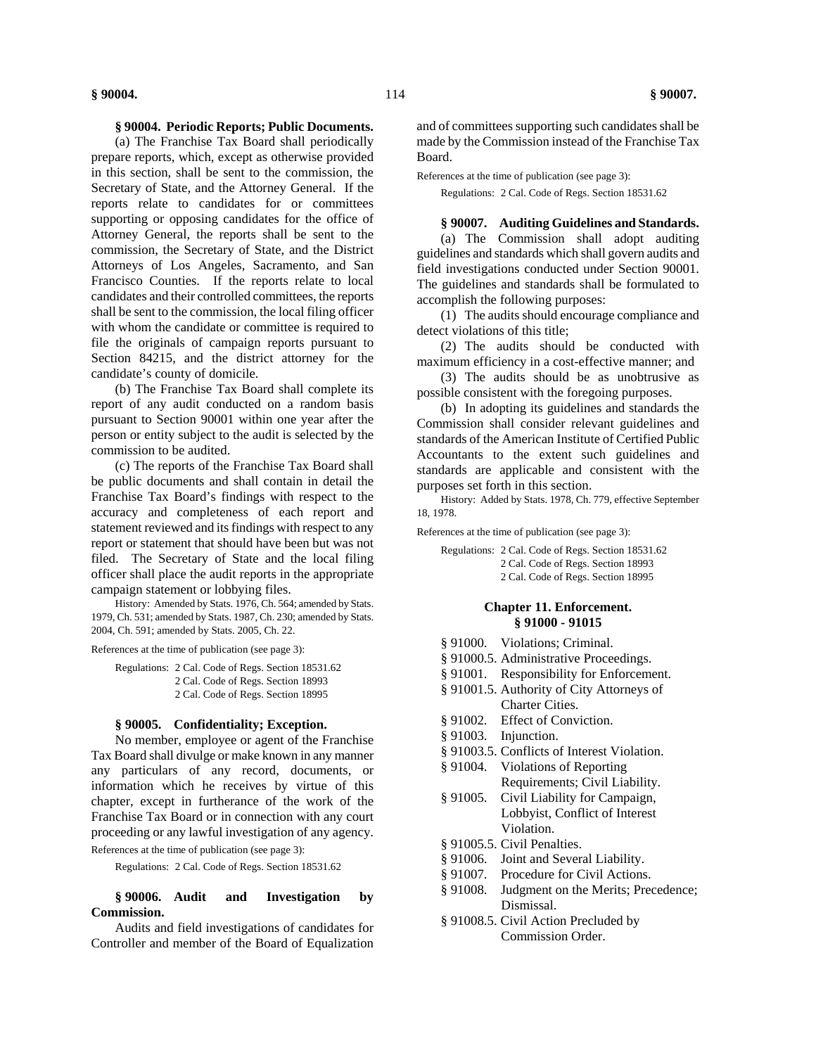**§ 90004. Periodic Reports; Public Documents.**

(a) The Franchise Tax Board shall periodically prepare reports, which, except as otherwise provided in this section, shall be sent to the commission, the Secretary of State, and the Attorney General. If the reports relate to candidates for or committees supporting or opposing candidates for the office of Attorney General, the reports shall be sent to the commission, the Secretary of State, and the District Attorneys of Los Angeles, Sacramento, and San Francisco Counties. If the reports relate to local candidates and their controlled committees, the reports shall be sent to the commission, the local filing officer with whom the candidate or committee is required to file the originals of campaign reports pursuant to Section 84215, and the district attorney for the candidate's county of domicile.

(b) The Franchise Tax Board shall complete its report of any audit conducted on a random basis pursuant to Section 90001 within one year after the person or entity subject to the audit is selected by the commission to be audited.

(c) The reports of the Franchise Tax Board shall be public documents and shall contain in detail the Franchise Tax Board's findings with respect to the accuracy and completeness of each report and statement reviewed and its findings with respect to any report or statement that should have been but was not filed. The Secretary of State and the local filing officer shall place the audit reports in the appropriate campaign statement or lobbying files.

History: Amended by Stats. 1976, Ch. 564; amended by Stats. 1979, Ch. 531; amended by Stats. 1987, Ch. 230; amended by Stats. 2004, Ch. 591; amended by Stats. 2005, Ch. 22.

References at the time of publication (see page 3):

Regulations: 2 Cal. Code of Regs. Section 18531.62
2 Cal. Code of Regs. Section 18993
2 Cal. Code of Regs. Section 18995

**§ 90005. Confidentiality; Exception.**

No member, employee or agent of the Franchise Tax Board shall divulge or make known in any manner any particulars of any record, documents, or information which he receives by virtue of this chapter, except in furtherance of the work of the Franchise Tax Board or in connection with any court proceeding or any lawful investigation of any agency.

References at the time of publication (see page 3):

Regulations: 2 Cal. Code of Regs. Section 18531.62

**§ 90006. Audit and Investigation by Commission.**

Audits and field investigations of candidates for Controller and member of the Board of Equalization and of committees supporting such candidates shall be made by the Commission instead of the Franchise Tax Board.

References at the time of publication (see page 3):

Regulations: 2 Cal. Code of Regs. Section 18531.62

**§ 90007. Auditing Guidelines and Standards.**

(a) The Commission shall adopt auditing guidelines and standards which shall govern audits and field investigations conducted under Section 90001. The guidelines and standards shall be formulated to accomplish the following purposes:

(1) The audits should encourage compliance and detect violations of this title;

(2) The audits should be conducted with maximum efficiency in a cost-effective manner; and

(3) The audits should be as unobtrusive as possible consistent with the foregoing purposes.

(b) In adopting its guidelines and standards the Commission shall consider relevant guidelines and standards of the American Institute of Certified Public Accountants to the extent such guidelines and standards are applicable and consistent with the purposes set forth in this section.

History: Added by Stats. 1978, Ch. 779, effective September 18, 1978.

References at the time of publication (see page 3):

Regulations: 2 Cal. Code of Regs. Section 18531.62
2 Cal. Code of Regs. Section 18993
2 Cal. Code of Regs. Section 18995

## Chapter 11. Enforcement.
## § 91000 - 91015

- § 91000. Violations; Criminal.
- § 91000.5. Administrative Proceedings.
- § 91001. Responsibility for Enforcement.
- § 91001.5. Authority of City Attorneys of Charter Cities.
- § 91002. Effect of Conviction.
- § 91003. Injunction.
- § 91003.5. Conflicts of Interest Violation.
- § 91004. Violations of Reporting Requirements; Civil Liability.
- § 91005. Civil Liability for Campaign, Lobbyist, Conflict of Interest Violation.
- § 91005.5. Civil Penalties.
- § 91006. Joint and Several Liability.
- § 91007. Procedure for Civil Actions.
- § 91008. Judgment on the Merits; Precedence; Dismissal.
- § 91008.5. Civil Action Precluded by Commission Order.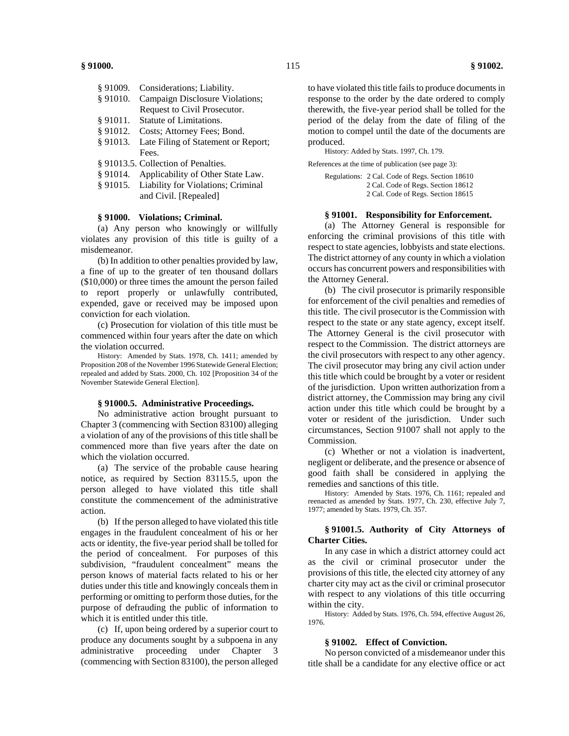- § 91009. Considerations; Liability.
- § 91010. Campaign Disclosure Violations; Request to Civil Prosecutor.
- § 91011. Statute of Limitations.
- § 91012. Costs; Attorney Fees; Bond.
- § 91013. Late Filing of Statement or Report; Fees.
- § 91013.5. Collection of Penalties.
- § 91014. Applicability of Other State Law.
- § 91015. Liability for Violations; Criminal and Civil. [Repealed]

### § 91000. Violations; Criminal.

(a) Any person who knowingly or willfully violates any provision of this title is guilty of a misdemeanor.

(b) In addition to other penalties provided by law, a fine of up to the greater of ten thousand dollars ($10,000) or three times the amount the person failed to report properly or unlawfully contributed, expended, gave or received may be imposed upon conviction for each violation.

(c) Prosecution for violation of this title must be commenced within four years after the date on which the violation occurred.

History: Amended by Stats. 1978, Ch. 1411; amended by Proposition 208 of the November 1996 Statewide General Election; repealed and added by Stats. 2000, Ch. 102 [Proposition 34 of the November Statewide General Election].

### § 91000.5. Administrative Proceedings.

No administrative action brought pursuant to Chapter 3 (commencing with Section 83100) alleging a violation of any of the provisions of this title shall be commenced more than five years after the date on which the violation occurred.

(a) The service of the probable cause hearing notice, as required by Section 83115.5, upon the person alleged to have violated this title shall constitute the commencement of the administrative action.

(b) If the person alleged to have violated this title engages in the fraudulent concealment of his or her acts or identity, the five-year period shall be tolled for the period of concealment. For purposes of this subdivision, "fraudulent concealment" means the person knows of material facts related to his or her duties under this title and knowingly conceals them in performing or omitting to perform those duties, for the purpose of defrauding the public of information to which it is entitled under this title.

(c) If, upon being ordered by a superior court to produce any documents sought by a subpoena in any administrative proceeding under Chapter 3 (commencing with Section 83100), the person alleged to have violated this title fails to produce documents in response to the order by the date ordered to comply therewith, the five-year period shall be tolled for the period of the delay from the date of filing of the motion to compel until the date of the documents are produced.

History: Added by Stats. 1997, Ch. 179.

References at the time of publication (see page 3):

Regulations: 2 Cal. Code of Regs. Section 18610
2 Cal. Code of Regs. Section 18612
2 Cal. Code of Regs. Section 18615

### § 91001. Responsibility for Enforcement.

(a) The Attorney General is responsible for enforcing the criminal provisions of this title with respect to state agencies, lobbyists and state elections. The district attorney of any county in which a violation occurs has concurrent powers and responsibilities with the Attorney General.

(b) The civil prosecutor is primarily responsible for enforcement of the civil penalties and remedies of this title. The civil prosecutor is the Commission with respect to the state or any state agency, except itself. The Attorney General is the civil prosecutor with respect to the Commission. The district attorneys are the civil prosecutors with respect to any other agency. The civil prosecutor may bring any civil action under this title which could be brought by a voter or resident of the jurisdiction. Upon written authorization from a district attorney, the Commission may bring any civil action under this title which could be brought by a voter or resident of the jurisdiction. Under such circumstances, Section 91007 shall not apply to the Commission.

(c) Whether or not a violation is inadvertent, negligent or deliberate, and the presence or absence of good faith shall be considered in applying the remedies and sanctions of this title.

History: Amended by Stats. 1976, Ch. 1161; repealed and reenacted as amended by Stats. 1977, Ch. 230, effective July 7, 1977; amended by Stats. 1979, Ch. 357.

### § 91001.5. Authority of City Attorneys of Charter Cities.

In any case in which a district attorney could act as the civil or criminal prosecutor under the provisions of this title, the elected city attorney of any charter city may act as the civil or criminal prosecutor with respect to any violations of this title occurring within the city.

History: Added by Stats. 1976, Ch. 594, effective August 26, 1976.

### § 91002. Effect of Conviction.

No person convicted of a misdemeanor under this title shall be a candidate for any elective office or act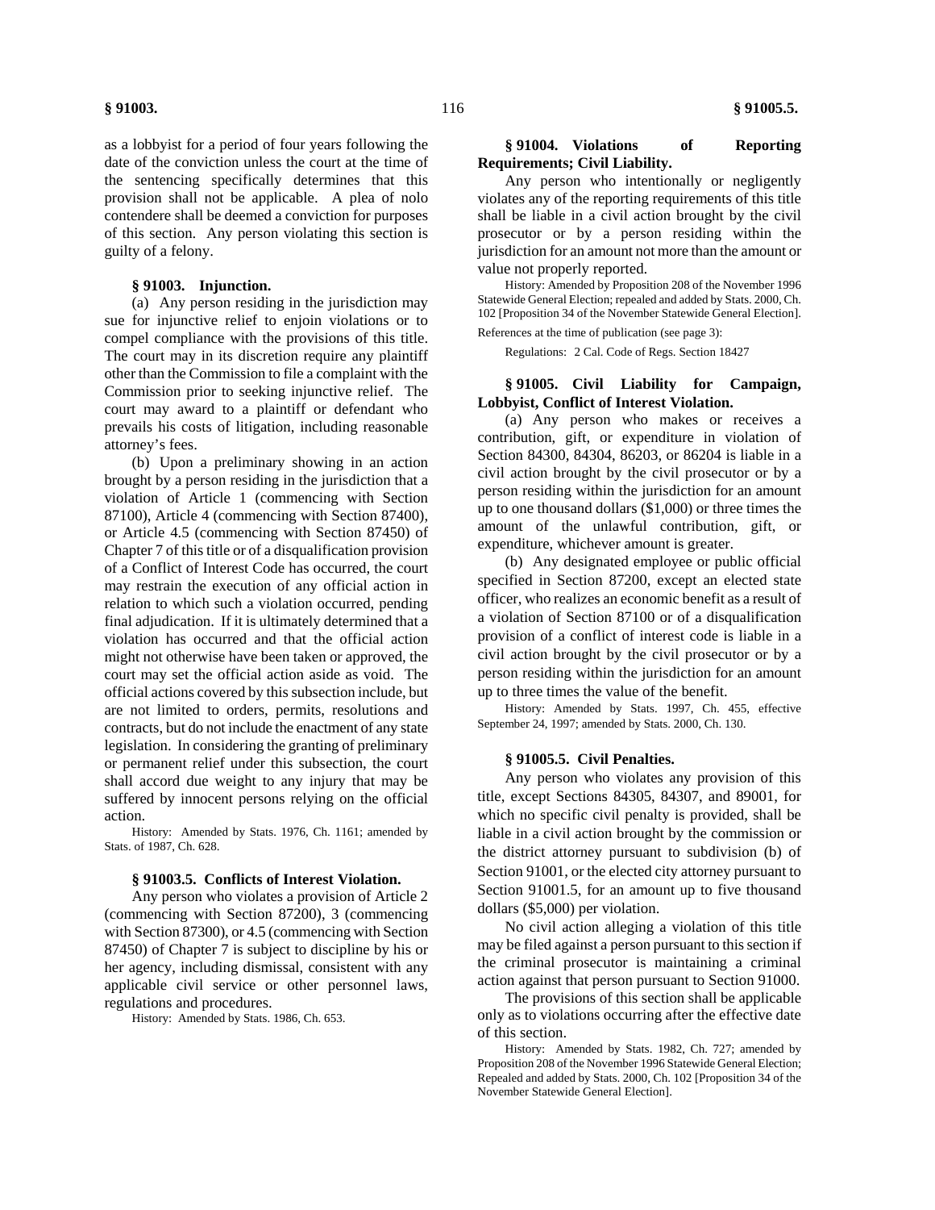as a lobbyist for a period of four years following the date of the conviction unless the court at the time of the sentencing specifically determines that this provision shall not be applicable. A plea of nolo contendere shall be deemed a conviction for purposes of this section. Any person violating this section is guilty of a felony.

**§ 91003. Injunction.**

(a) Any person residing in the jurisdiction may sue for injunctive relief to enjoin violations or to compel compliance with the provisions of this title. The court may in its discretion require any plaintiff other than the Commission to file a complaint with the Commission prior to seeking injunctive relief. The court may award to a plaintiff or defendant who prevails his costs of litigation, including reasonable attorney's fees.

(b) Upon a preliminary showing in an action brought by a person residing in the jurisdiction that a violation of Article 1 (commencing with Section 87100), Article 4 (commencing with Section 87400), or Article 4.5 (commencing with Section 87450) of Chapter 7 of this title or of a disqualification provision of a Conflict of Interest Code has occurred, the court may restrain the execution of any official action in relation to which such a violation occurred, pending final adjudication. If it is ultimately determined that a violation has occurred and that the official action might not otherwise have been taken or approved, the court may set the official action aside as void. The official actions covered by this subsection include, but are not limited to, orders, permits, resolutions and contracts, but do not include the enactment of any state legislation. In considering the granting of preliminary or permanent relief under this subsection, the court shall accord due weight to any injury that may be suffered by innocent persons relying on the official action.

History: Amended by Stats. 1976, Ch. 1161; amended by Stats. of 1987, Ch. 628.

**§ 91003.5. Conflicts of Interest Violation.**

Any person who violates a provision of Article 2 (commencing with Section 87200), 3 (commencing with Section 87300), or 4.5 (commencing with Section 87450) of Chapter 7 is subject to discipline by his or her agency, including dismissal, consistent with any applicable civil service or other personnel laws, regulations and procedures.

History: Amended by Stats. 1986, Ch. 653.

**§ 91004. Violations of Reporting Requirements; Civil Liability.**

Any person who intentionally or negligently violates any of the reporting requirements of this title shall be liable in a civil action brought by the civil prosecutor or by a person residing within the jurisdiction for an amount not more than the amount or value not properly reported.

History: Amended by Proposition 208 of the November 1996 Statewide General Election; repealed and added by Stats. 2000, Ch. 102 [Proposition 34 of the November Statewide General Election].

References at the time of publication (see page 3):

Regulations: 2 Cal. Code of Regs. Section 18427

**§ 91005. Civil Liability for Campaign, Lobbyist, Conflict of Interest Violation.**

(a) Any person who makes or receives a contribution, gift, or expenditure in violation of Section 84300, 84304, 86203, or 86204 is liable in a civil action brought by the civil prosecutor or by a person residing within the jurisdiction for an amount up to one thousand dollars ($1,000) or three times the amount of the unlawful contribution, gift, or expenditure, whichever amount is greater.

(b) Any designated employee or public official specified in Section 87200, except an elected state officer, who realizes an economic benefit as a result of a violation of Section 87100 or of a disqualification provision of a conflict of interest code is liable in a civil action brought by the civil prosecutor or by a person residing within the jurisdiction for an amount up to three times the value of the benefit.

History: Amended by Stats. 1997, Ch. 455, effective September 24, 1997; amended by Stats. 2000, Ch. 130.

**§ 91005.5. Civil Penalties.**

Any person who violates any provision of this title, except Sections 84305, 84307, and 89001, for which no specific civil penalty is provided, shall be liable in a civil action brought by the commission or the district attorney pursuant to subdivision (b) of Section 91001, or the elected city attorney pursuant to Section 91001.5, for an amount up to five thousand dollars ($5,000) per violation.

No civil action alleging a violation of this title may be filed against a person pursuant to this section if the criminal prosecutor is maintaining a criminal action against that person pursuant to Section 91000.

The provisions of this section shall be applicable only as to violations occurring after the effective date of this section.

History: Amended by Stats. 1982, Ch. 727; amended by Proposition 208 of the November 1996 Statewide General Election; Repealed and added by Stats. 2000, Ch. 102 [Proposition 34 of the November Statewide General Election].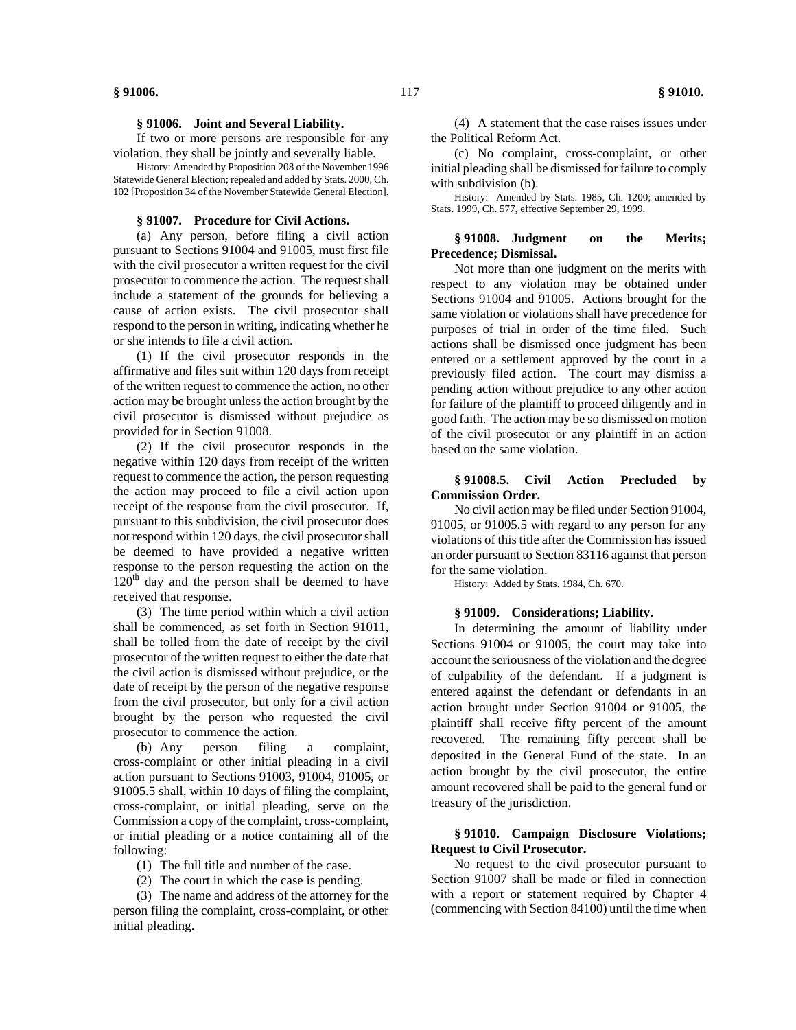### § 91006. Joint and Several Liability.

If two or more persons are responsible for any violation, they shall be jointly and severally liable.

History: Amended by Proposition 208 of the November 1996 Statewide General Election; repealed and added by Stats. 2000, Ch. 102 [Proposition 34 of the November Statewide General Election].

### § 91007. Procedure for Civil Actions.

(a) Any person, before filing a civil action pursuant to Sections 91004 and 91005, must first file with the civil prosecutor a written request for the civil prosecutor to commence the action. The request shall include a statement of the grounds for believing a cause of action exists. The civil prosecutor shall respond to the person in writing, indicating whether he or she intends to file a civil action.

(1) If the civil prosecutor responds in the affirmative and files suit within 120 days from receipt of the written request to commence the action, no other action may be brought unless the action brought by the civil prosecutor is dismissed without prejudice as provided for in Section 91008.

(2) If the civil prosecutor responds in the negative within 120 days from receipt of the written request to commence the action, the person requesting the action may proceed to file a civil action upon receipt of the response from the civil prosecutor. If, pursuant to this subdivision, the civil prosecutor does not respond within 120 days, the civil prosecutor shall be deemed to have provided a negative written response to the person requesting the action on the 120th day and the person shall be deemed to have received that response.

(3) The time period within which a civil action shall be commenced, as set forth in Section 91011, shall be tolled from the date of receipt by the civil prosecutor of the written request to either the date that the civil action is dismissed without prejudice, or the date of receipt by the person of the negative response from the civil prosecutor, but only for a civil action brought by the person who requested the civil prosecutor to commence the action.

(b) Any person filing a complaint, cross-complaint or other initial pleading in a civil action pursuant to Sections 91003, 91004, 91005, or 91005.5 shall, within 10 days of filing the complaint, cross-complaint, or initial pleading, serve on the Commission a copy of the complaint, cross-complaint, or initial pleading or a notice containing all of the following:

(1) The full title and number of the case.

(2) The court in which the case is pending.

(3) The name and address of the attorney for the person filing the complaint, cross-complaint, or other initial pleading.

(4) A statement that the case raises issues under the Political Reform Act.

(c) No complaint, cross-complaint, or other initial pleading shall be dismissed for failure to comply with subdivision (b).

History: Amended by Stats. 1985, Ch. 1200; amended by Stats. 1999, Ch. 577, effective September 29, 1999.

### § 91008. Judgment on the Merits; Precedence; Dismissal.

Not more than one judgment on the merits with respect to any violation may be obtained under Sections 91004 and 91005. Actions brought for the same violation or violations shall have precedence for purposes of trial in order of the time filed. Such actions shall be dismissed once judgment has been entered or a settlement approved by the court in a previously filed action. The court may dismiss a pending action without prejudice to any other action for failure of the plaintiff to proceed diligently and in good faith. The action may be so dismissed on motion of the civil prosecutor or any plaintiff in an action based on the same violation.

### § 91008.5. Civil Action Precluded by Commission Order.

No civil action may be filed under Section 91004, 91005, or 91005.5 with regard to any person for any violations of this title after the Commission has issued an order pursuant to Section 83116 against that person for the same violation.

History: Added by Stats. 1984, Ch. 670.

### § 91009. Considerations; Liability.

In determining the amount of liability under Sections 91004 or 91005, the court may take into account the seriousness of the violation and the degree of culpability of the defendant. If a judgment is entered against the defendant or defendants in an action brought under Section 91004 or 91005, the plaintiff shall receive fifty percent of the amount recovered. The remaining fifty percent shall be deposited in the General Fund of the state. In an action brought by the civil prosecutor, the entire amount recovered shall be paid to the general fund or treasury of the jurisdiction.

### § 91010. Campaign Disclosure Violations; Request to Civil Prosecutor.

No request to the civil prosecutor pursuant to Section 91007 shall be made or filed in connection with a report or statement required by Chapter 4 (commencing with Section 84100) until the time when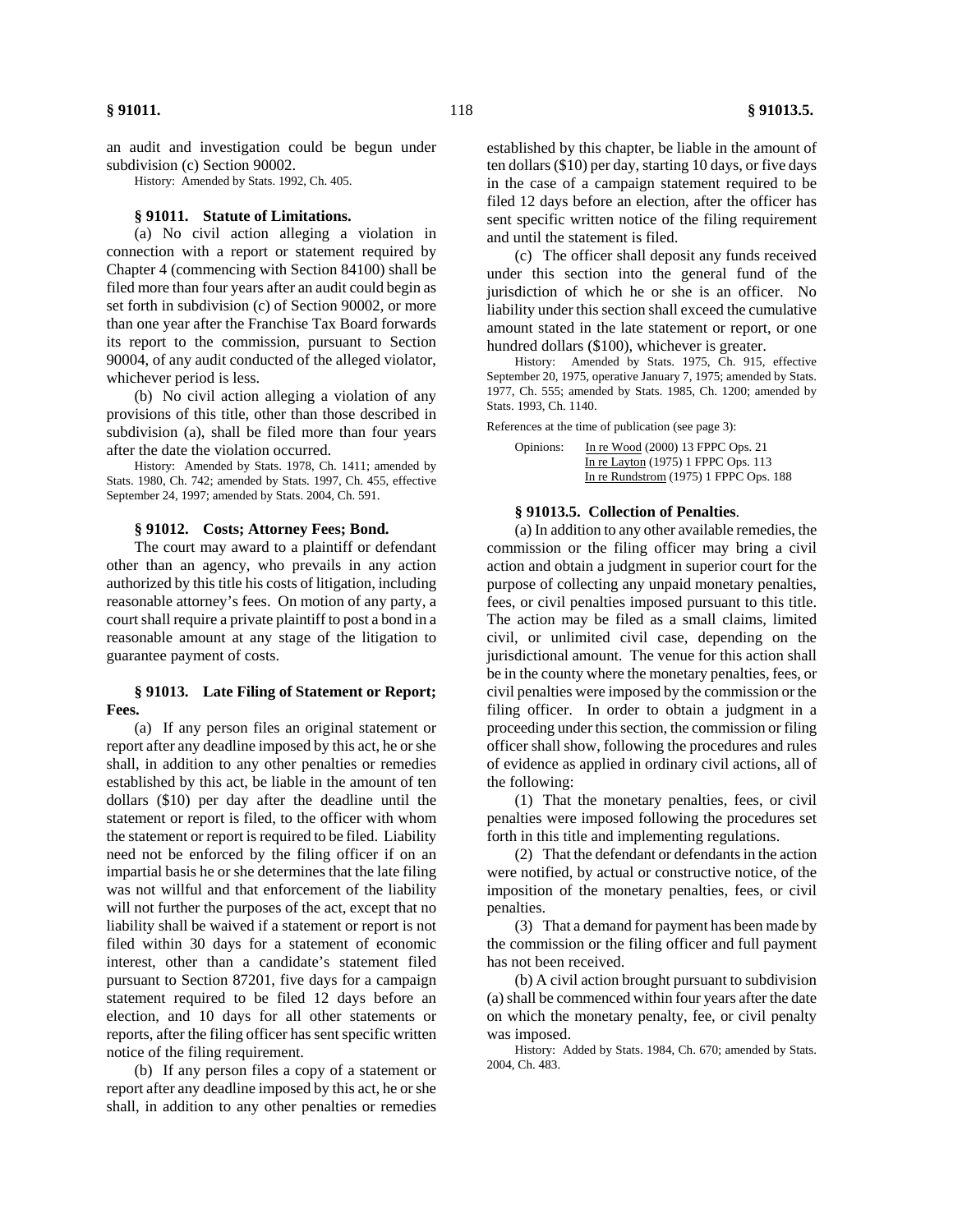an audit and investigation could be begun under subdivision (c) Section 90002.

History: Amended by Stats. 1992, Ch. 405.

### § 91011. Statute of Limitations.

(a) No civil action alleging a violation in connection with a report or statement required by Chapter 4 (commencing with Section 84100) shall be filed more than four years after an audit could begin as set forth in subdivision (c) of Section 90002, or more than one year after the Franchise Tax Board forwards its report to the commission, pursuant to Section 90004, of any audit conducted of the alleged violator, whichever period is less.

(b) No civil action alleging a violation of any provisions of this title, other than those described in subdivision (a), shall be filed more than four years after the date the violation occurred.

History: Amended by Stats. 1978, Ch. 1411; amended by Stats. 1980, Ch. 742; amended by Stats. 1997, Ch. 455, effective September 24, 1997; amended by Stats. 2004, Ch. 591.

### § 91012. Costs; Attorney Fees; Bond.

The court may award to a plaintiff or defendant other than an agency, who prevails in any action authorized by this title his costs of litigation, including reasonable attorney's fees. On motion of any party, a court shall require a private plaintiff to post a bond in a reasonable amount at any stage of the litigation to guarantee payment of costs.

### § 91013. Late Filing of Statement or Report; Fees.

(a) If any person files an original statement or report after any deadline imposed by this act, he or she shall, in addition to any other penalties or remedies established by this act, be liable in the amount of ten dollars ($10) per day after the deadline until the statement or report is filed, to the officer with whom the statement or report is required to be filed. Liability need not be enforced by the filing officer if on an impartial basis he or she determines that the late filing was not willful and that enforcement of the liability will not further the purposes of the act, except that no liability shall be waived if a statement or report is not filed within 30 days for a statement of economic interest, other than a candidate's statement filed pursuant to Section 87201, five days for a campaign statement required to be filed 12 days before an election, and 10 days for all other statements or reports, after the filing officer has sent specific written notice of the filing requirement.

(b) If any person files a copy of a statement or report after any deadline imposed by this act, he or she shall, in addition to any other penalties or remedies established by this chapter, be liable in the amount of ten dollars ($10) per day, starting 10 days, or five days in the case of a campaign statement required to be filed 12 days before an election, after the officer has sent specific written notice of the filing requirement and until the statement is filed.

(c) The officer shall deposit any funds received under this section into the general fund of the jurisdiction of which he or she is an officer. No liability under this section shall exceed the cumulative amount stated in the late statement or report, or one hundred dollars ($100), whichever is greater.

History: Amended by Stats. 1975, Ch. 915, effective September 20, 1975, operative January 7, 1975; amended by Stats. 1977, Ch. 555; amended by Stats. 1985, Ch. 1200; amended by Stats. 1993, Ch. 1140.

References at the time of publication (see page 3):

Opinions: In re Wood (2000) 13 FPPC Ops. 21
In re Layton (1975) 1 FPPC Ops. 113
In re Rundstrom (1975) 1 FPPC Ops. 188

### § 91013.5. Collection of Penalties.

(a) In addition to any other available remedies, the commission or the filing officer may bring a civil action and obtain a judgment in superior court for the purpose of collecting any unpaid monetary penalties, fees, or civil penalties imposed pursuant to this title. The action may be filed as a small claims, limited civil, or unlimited civil case, depending on the jurisdictional amount. The venue for this action shall be in the county where the monetary penalties, fees, or civil penalties were imposed by the commission or the filing officer. In order to obtain a judgment in a proceeding under this section, the commission or filing officer shall show, following the procedures and rules of evidence as applied in ordinary civil actions, all of the following:

(1) That the monetary penalties, fees, or civil penalties were imposed following the procedures set forth in this title and implementing regulations.

(2) That the defendant or defendants in the action were notified, by actual or constructive notice, of the imposition of the monetary penalties, fees, or civil penalties.

(3) That a demand for payment has been made by the commission or the filing officer and full payment has not been received.

(b) A civil action brought pursuant to subdivision (a) shall be commenced within four years after the date on which the monetary penalty, fee, or civil penalty was imposed.

History: Added by Stats. 1984, Ch. 670; amended by Stats. 2004, Ch. 483.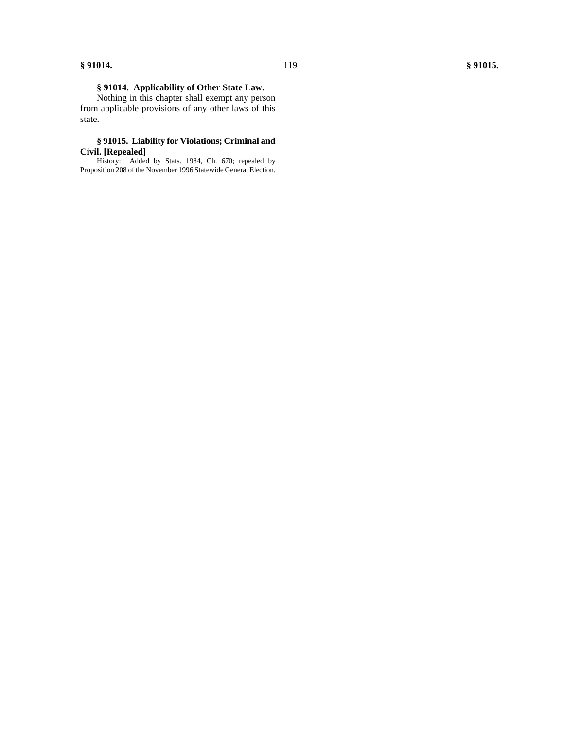### § 91014. Applicability of Other State Law.

Nothing in this chapter shall exempt any person from applicable provisions of any other laws of this state.

### § 91015. Liability for Violations; Criminal and Civil. [Repealed]

History: Added by Stats. 1984, Ch. 670; repealed by Proposition 208 of the November 1996 Statewide General Election.